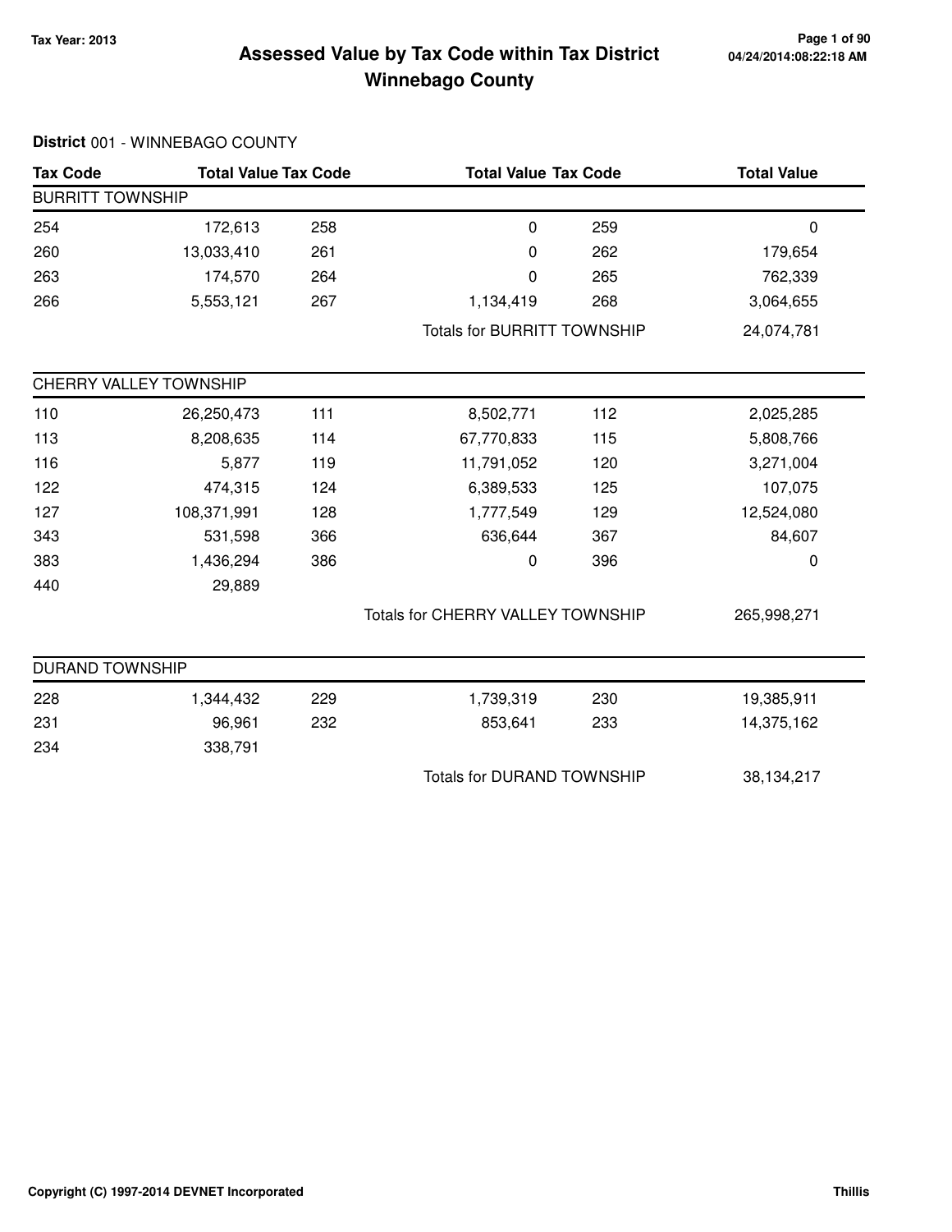# Assessed Value by Tax Code within Tax District
## Winnebago County

Tax Year: 2013

04/24/2014:08:22:18 AM

**District** 001 - WINNEBAGO COUNTY

| Tax Code | Total Value | Tax Code | Total Value | Tax Code | Total Value |
|---|---|---|---|---|---|
| **BURRITT TOWNSHIP** | | | | | |
| 254 | 172,613 | 258 | 0 | 259 | 0 |
| 260 | 13,033,410 | 261 | 0 | 262 | 179,654 |
| 263 | 174,570 | 264 | 0 | 265 | 762,339 |
| 266 | 5,553,121 | 267 | 1,134,419 | 268 | 3,064,655 |
| | | | Totals for BURRITT TOWNSHIP | | 24,074,781 |
| **CHERRY VALLEY TOWNSHIP** | | | | | |
| 110 | 26,250,473 | 111 | 8,502,771 | 112 | 2,025,285 |
| 113 | 8,208,635 | 114 | 67,770,833 | 115 | 5,808,766 |
| 116 | 5,877 | 119 | 11,791,052 | 120 | 3,271,004 |
| 122 | 474,315 | 124 | 6,389,533 | 125 | 107,075 |
| 127 | 108,371,991 | 128 | 1,777,549 | 129 | 12,524,080 |
| 343 | 531,598 | 366 | 636,644 | 367 | 84,607 |
| 383 | 1,436,294 | 386 | 0 | 396 | 0 |
| 440 | 29,889 | | | | |
| | | | Totals for CHERRY VALLEY TOWNSHIP | | 265,998,271 |
| **DURAND TOWNSHIP** | | | | | |
| 228 | 1,344,432 | 229 | 1,739,319 | 230 | 19,385,911 |
| 231 | 96,961 | 232 | 853,641 | 233 | 14,375,162 |
| 234 | 338,791 | | | | |
| | | | Totals for DURAND TOWNSHIP | | 38,134,217 |

Copyright (C) 1997-2014 DEVNET Incorporated

Thillis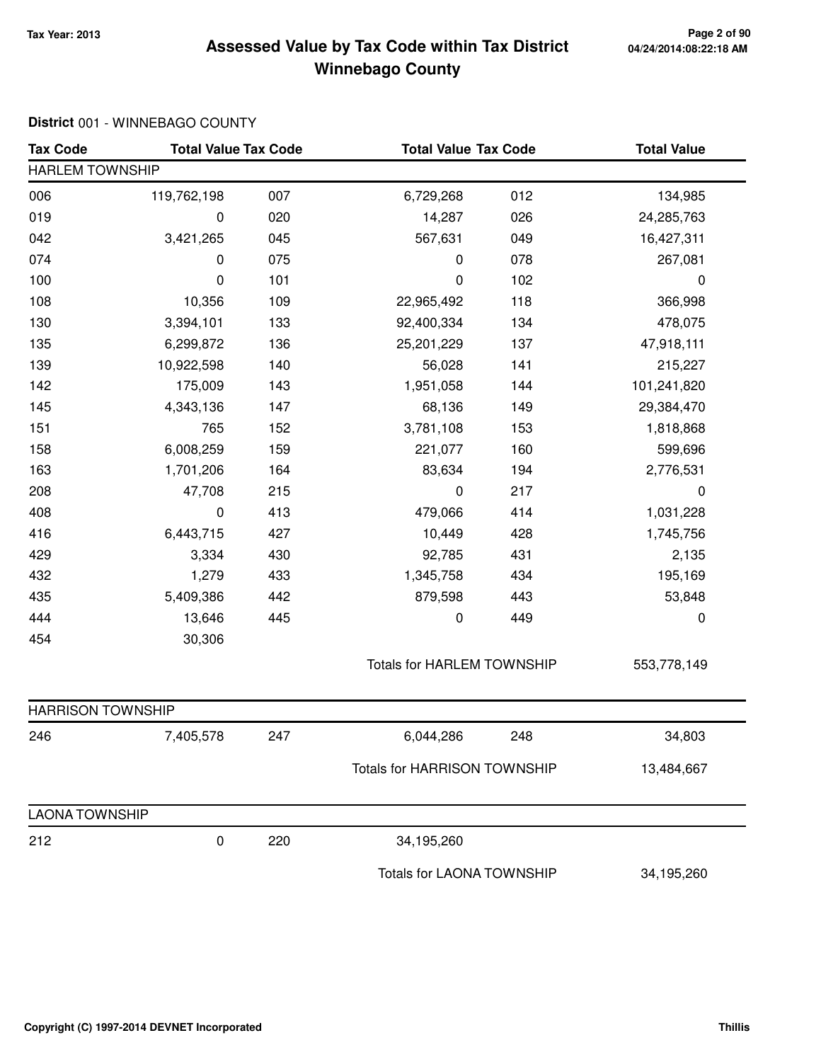# Assessed Value by Tax Code within Tax District

# Winnebago County

Tax Year: 2013

04/24/2014:08:22:18 AM

**District** 001 - WINNEBAGO COUNTY

| Tax Code | Total Value | Tax Code | Total Value | Tax Code | Total Value |
|---|---|---|---|---|---|
| **HARLEM TOWNSHIP** | | | | | |
| 006 | 119,762,198 | 007 | 6,729,268 | 012 | 134,985 |
| 019 | 0 | 020 | 14,287 | 026 | 24,285,763 |
| 042 | 3,421,265 | 045 | 567,631 | 049 | 16,427,311 |
| 074 | 0 | 075 | 0 | 078 | 267,081 |
| 100 | 0 | 101 | 0 | 102 | 0 |
| 108 | 10,356 | 109 | 22,965,492 | 118 | 366,998 |
| 130 | 3,394,101 | 133 | 92,400,334 | 134 | 478,075 |
| 135 | 6,299,872 | 136 | 25,201,229 | 137 | 47,918,111 |
| 139 | 10,922,598 | 140 | 56,028 | 141 | 215,227 |
| 142 | 175,009 | 143 | 1,951,058 | 144 | 101,241,820 |
| 145 | 4,343,136 | 147 | 68,136 | 149 | 29,384,470 |
| 151 | 765 | 152 | 3,781,108 | 153 | 1,818,868 |
| 158 | 6,008,259 | 159 | 221,077 | 160 | 599,696 |
| 163 | 1,701,206 | 164 | 83,634 | 194 | 2,776,531 |
| 208 | 47,708 | 215 | 0 | 217 | 0 |
| 408 | 0 | 413 | 479,066 | 414 | 1,031,228 |
| 416 | 6,443,715 | 427 | 10,449 | 428 | 1,745,756 |
| 429 | 3,334 | 430 | 92,785 | 431 | 2,135 |
| 432 | 1,279 | 433 | 1,345,758 | 434 | 195,169 |
| 435 | 5,409,386 | 442 | 879,598 | 443 | 53,848 |
| 444 | 13,646 | 445 | 0 | 449 | 0 |
| 454 | 30,306 | | | | |
| | | | Totals for HARLEM TOWNSHIP | | 553,778,149 |
| **HARRISON TOWNSHIP** | | | | | |
| 246 | 7,405,578 | 247 | 6,044,286 | 248 | 34,803 |
| | | | Totals for HARRISON TOWNSHIP | | 13,484,667 |
| **LAONA TOWNSHIP** | | | | | |
| 212 | 0 | 220 | 34,195,260 | | |
| | | | Totals for LAONA TOWNSHIP | | 34,195,260 |

Copyright (C) 1997-2014 DEVNET Incorporated

Thillis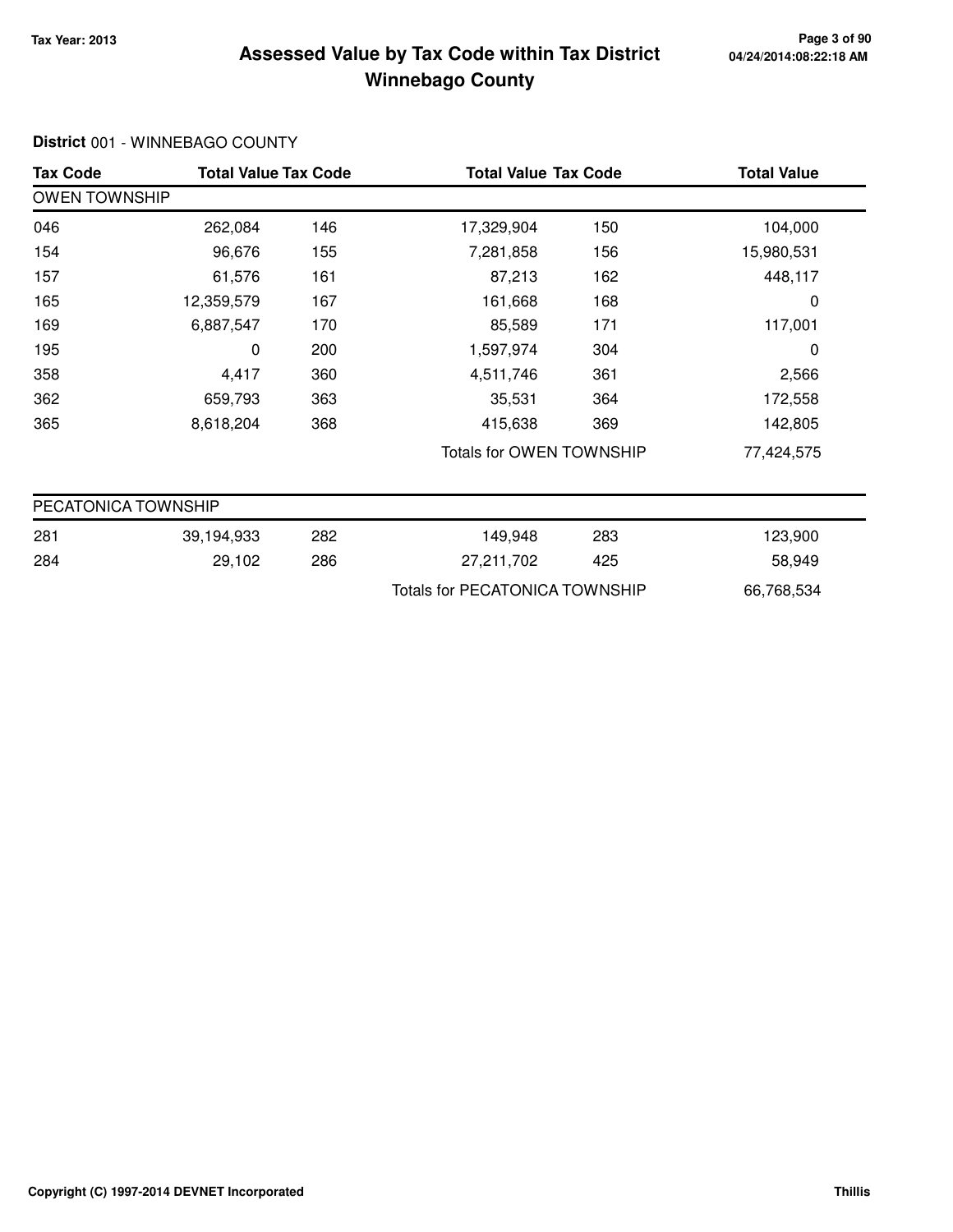**Assessed Value by Tax Code within Tax District**
**Winnebago County**

**District** 001 - WINNEBAGO COUNTY

| Tax Code | Total Value | Tax Code | Total Value | Tax Code | Total Value |
|---|---|---|---|---|---|
| **OWEN TOWNSHIP** | | | | | |
| 046 | 262,084 | 146 | 17,329,904 | 150 | 104,000 |
| 154 | 96,676 | 155 | 7,281,858 | 156 | 15,980,531 |
| 157 | 61,576 | 161 | 87,213 | 162 | 448,117 |
| 165 | 12,359,579 | 167 | 161,668 | 168 | 0 |
| 169 | 6,887,547 | 170 | 85,589 | 171 | 117,001 |
| 195 | 0 | 200 | 1,597,974 | 304 | 0 |
| 358 | 4,417 | 360 | 4,511,746 | 361 | 2,566 |
| 362 | 659,793 | 363 | 35,531 | 364 | 172,558 |
| 365 | 8,618,204 | 368 | 415,638 | 369 | 142,805 |
| | | | Totals for OWEN TOWNSHIP | | 77,424,575 |
| **PECATONICA TOWNSHIP** | | | | | |
| 281 | 39,194,933 | 282 | 149,948 | 283 | 123,900 |
| 284 | 29,102 | 286 | 27,211,702 | 425 | 58,949 |
| | | | Totals for PECATONICA TOWNSHIP | | 66,768,534 |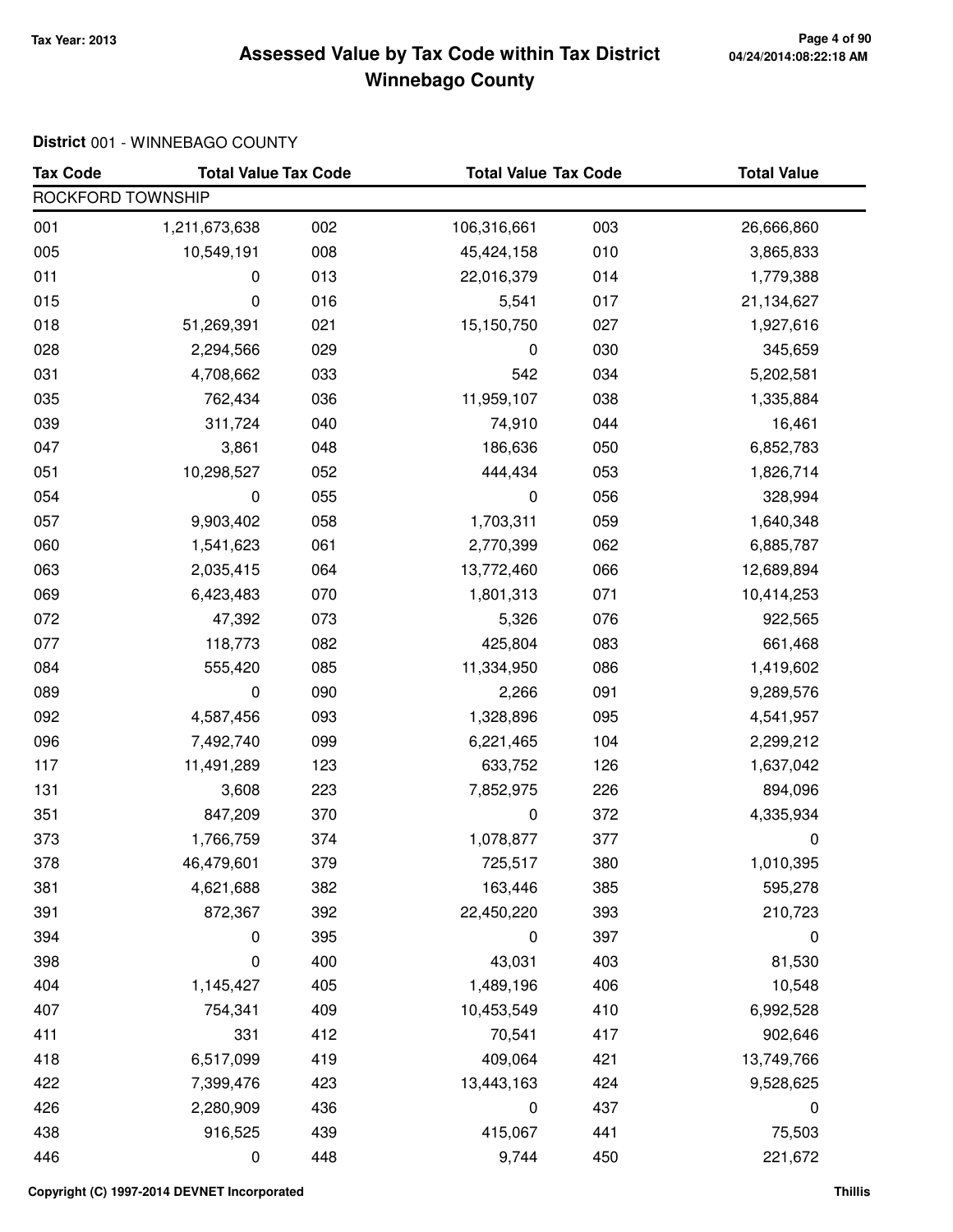**Tax Year: 2013**

# Assessed Value by Tax Code within Tax District Winnebago County

04/24/2014:08:22:18 AM

**District** 001 - WINNEBAGO COUNTY

| Tax Code | Total Value | Tax Code | Total Value | Tax Code | Total Value |
|---|---|---|---|---|---|
| ROCKFORD TOWNSHIP | | | | | |
| 001 | 1,211,673,638 | 002 | 106,316,661 | 003 | 26,666,860 |
| 005 | 10,549,191 | 008 | 45,424,158 | 010 | 3,865,833 |
| 011 | 0 | 013 | 22,016,379 | 014 | 1,779,388 |
| 015 | 0 | 016 | 5,541 | 017 | 21,134,627 |
| 018 | 51,269,391 | 021 | 15,150,750 | 027 | 1,927,616 |
| 028 | 2,294,566 | 029 | 0 | 030 | 345,659 |
| 031 | 4,708,662 | 033 | 542 | 034 | 5,202,581 |
| 035 | 762,434 | 036 | 11,959,107 | 038 | 1,335,884 |
| 039 | 311,724 | 040 | 74,910 | 044 | 16,461 |
| 047 | 3,861 | 048 | 186,636 | 050 | 6,852,783 |
| 051 | 10,298,527 | 052 | 444,434 | 053 | 1,826,714 |
| 054 | 0 | 055 | 0 | 056 | 328,994 |
| 057 | 9,903,402 | 058 | 1,703,311 | 059 | 1,640,348 |
| 060 | 1,541,623 | 061 | 2,770,399 | 062 | 6,885,787 |
| 063 | 2,035,415 | 064 | 13,772,460 | 066 | 12,689,894 |
| 069 | 6,423,483 | 070 | 1,801,313 | 071 | 10,414,253 |
| 072 | 47,392 | 073 | 5,326 | 076 | 922,565 |
| 077 | 118,773 | 082 | 425,804 | 083 | 661,468 |
| 084 | 555,420 | 085 | 11,334,950 | 086 | 1,419,602 |
| 089 | 0 | 090 | 2,266 | 091 | 9,289,576 |
| 092 | 4,587,456 | 093 | 1,328,896 | 095 | 4,541,957 |
| 096 | 7,492,740 | 099 | 6,221,465 | 104 | 2,299,212 |
| 117 | 11,491,289 | 123 | 633,752 | 126 | 1,637,042 |
| 131 | 3,608 | 223 | 7,852,975 | 226 | 894,096 |
| 351 | 847,209 | 370 | 0 | 372 | 4,335,934 |
| 373 | 1,766,759 | 374 | 1,078,877 | 377 | 0 |
| 378 | 46,479,601 | 379 | 725,517 | 380 | 1,010,395 |
| 381 | 4,621,688 | 382 | 163,446 | 385 | 595,278 |
| 391 | 872,367 | 392 | 22,450,220 | 393 | 210,723 |
| 394 | 0 | 395 | 0 | 397 | 0 |
| 398 | 0 | 400 | 43,031 | 403 | 81,530 |
| 404 | 1,145,427 | 405 | 1,489,196 | 406 | 10,548 |
| 407 | 754,341 | 409 | 10,453,549 | 410 | 6,992,528 |
| 411 | 331 | 412 | 70,541 | 417 | 902,646 |
| 418 | 6,517,099 | 419 | 409,064 | 421 | 13,749,766 |
| 422 | 7,399,476 | 423 | 13,443,163 | 424 | 9,528,625 |
| 426 | 2,280,909 | 436 | 0 | 437 | 0 |
| 438 | 916,525 | 439 | 415,067 | 441 | 75,503 |
| 446 | 0 | 448 | 9,744 | 450 | 221,672 |

Copyright (C) 1997-2014 DEVNET Incorporated

Thillis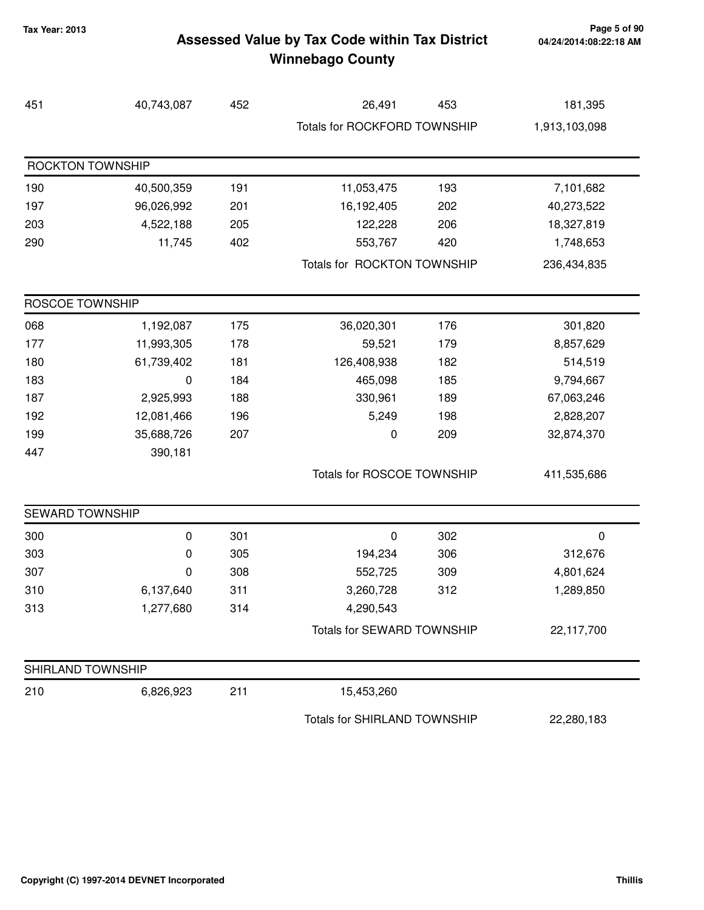# Assessed Value by Tax Code within Tax District
## Winnebago County

Tax Year: 2013

| | | | | | |
|---|---|---|---|---|---|
| 451 | 40,743,087 | 452 | 26,491 | 453 | 181,395 |
| | | | Totals for ROCKFORD TOWNSHIP | | 1,913,103,098 |

### ROCKTON TOWNSHIP

| | | | | | |
|---|---|---|---|---|---|
| 190 | 40,500,359 | 191 | 11,053,475 | 193 | 7,101,682 |
| 197 | 96,026,992 | 201 | 16,192,405 | 202 | 40,273,522 |
| 203 | 4,522,188 | 205 | 122,228 | 206 | 18,327,819 |
| 290 | 11,745 | 402 | 553,767 | 420 | 1,748,653 |
| | | | Totals for ROCKTON TOWNSHIP | | 236,434,835 |

### ROSCOE TOWNSHIP

| | | | | | |
|---|---|---|---|---|---|
| 068 | 1,192,087 | 175 | 36,020,301 | 176 | 301,820 |
| 177 | 11,993,305 | 178 | 59,521 | 179 | 8,857,629 |
| 180 | 61,739,402 | 181 | 126,408,938 | 182 | 514,519 |
| 183 | 0 | 184 | 465,098 | 185 | 9,794,667 |
| 187 | 2,925,993 | 188 | 330,961 | 189 | 67,063,246 |
| 192 | 12,081,466 | 196 | 5,249 | 198 | 2,828,207 |
| 199 | 35,688,726 | 207 | 0 | 209 | 32,874,370 |
| 447 | 390,181 | | | | |
| | | | Totals for ROSCOE TOWNSHIP | | 411,535,686 |

### SEWARD TOWNSHIP

| | | | | | |
|---|---|---|---|---|---|
| 300 | 0 | 301 | 0 | 302 | 0 |
| 303 | 0 | 305 | 194,234 | 306 | 312,676 |
| 307 | 0 | 308 | 552,725 | 309 | 4,801,624 |
| 310 | 6,137,640 | 311 | 3,260,728 | 312 | 1,289,850 |
| 313 | 1,277,680 | 314 | 4,290,543 | | |
| | | | Totals for SEWARD TOWNSHIP | | 22,117,700 |

### SHIRLAND TOWNSHIP

| | | | | | |
|---|---|---|---|---|---|
| 210 | 6,826,923 | 211 | 15,453,260 | | |
| | | | Totals for SHIRLAND TOWNSHIP | | 22,280,183 |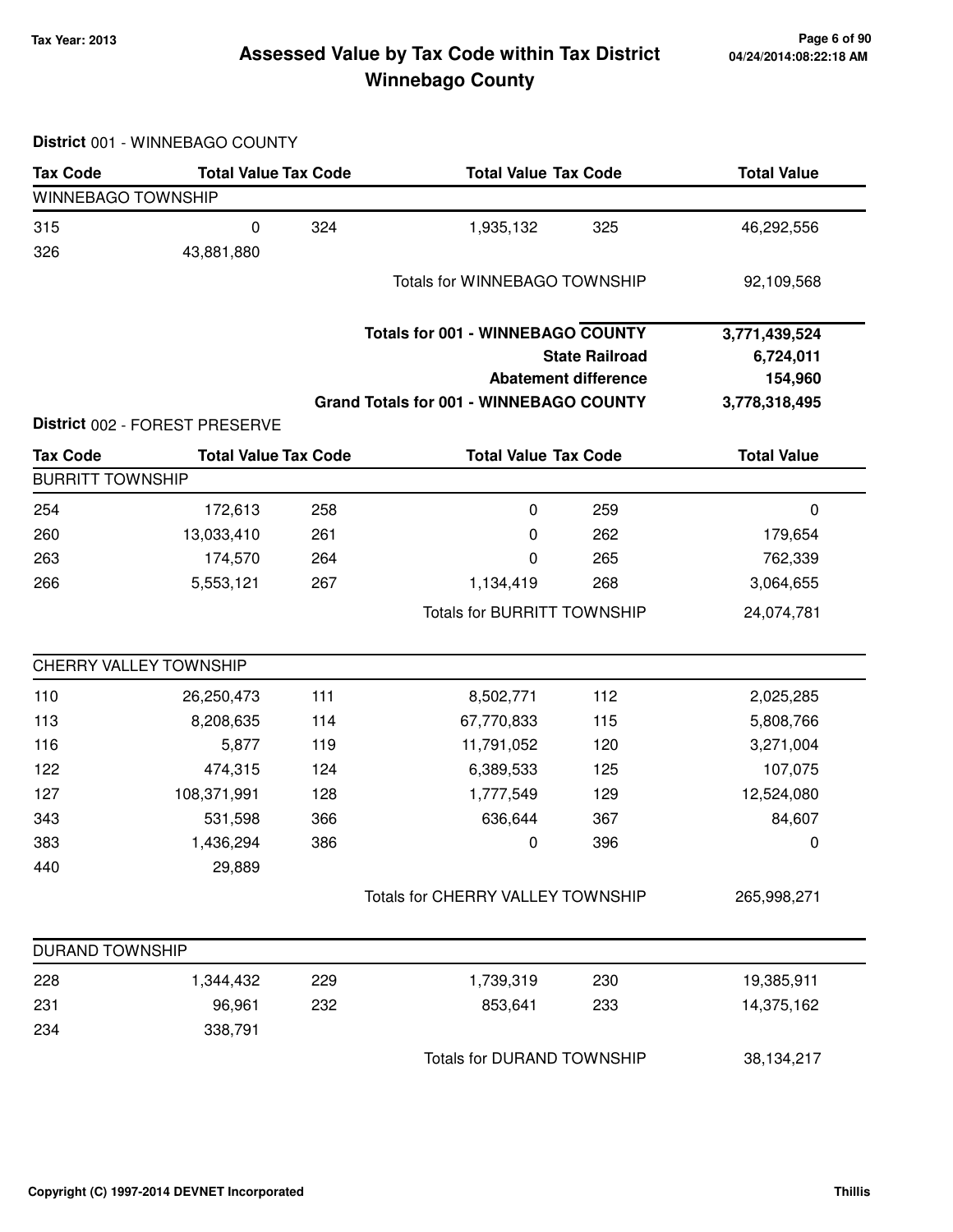# Assessed Value by Tax Code within Tax District
## Winnebago County

Tax Year: 2013

**District** 001 - WINNEBAGO COUNTY

| Tax Code | Total Value | Tax Code | Total Value | Tax Code | Total Value |
|---|---|---|---|---|---|
| WINNEBAGO TOWNSHIP | | | | | |
| 315 | 0 | 324 | 1,935,132 | 325 | 46,292,556 |
| 326 | 43,881,880 | | | | |
| | | | Totals for WINNEBAGO TOWNSHIP | | 92,109,568 |
| | | | **Totals for 001 - WINNEBAGO COUNTY** | | **3,771,439,524** |
| | | | | **State Railroad** | **6,724,011** |
| | | | | **Abatement difference** | **154,960** |
| | | | **Grand Totals for 001 - WINNEBAGO COUNTY** | | **3,778,318,495** |

**District** 002 - FOREST PRESERVE

| Tax Code | Total Value | Tax Code | Total Value | Tax Code | Total Value |
|---|---|---|---|---|---|
| BURRITT TOWNSHIP | | | | | |
| 254 | 172,613 | 258 | 0 | 259 | 0 |
| 260 | 13,033,410 | 261 | 0 | 262 | 179,654 |
| 263 | 174,570 | 264 | 0 | 265 | 762,339 |
| 266 | 5,553,121 | 267 | 1,134,419 | 268 | 3,064,655 |
| | | | Totals for BURRITT TOWNSHIP | | 24,074,781 |
| CHERRY VALLEY TOWNSHIP | | | | | |
| 110 | 26,250,473 | 111 | 8,502,771 | 112 | 2,025,285 |
| 113 | 8,208,635 | 114 | 67,770,833 | 115 | 5,808,766 |
| 116 | 5,877 | 119 | 11,791,052 | 120 | 3,271,004 |
| 122 | 474,315 | 124 | 6,389,533 | 125 | 107,075 |
| 127 | 108,371,991 | 128 | 1,777,549 | 129 | 12,524,080 |
| 343 | 531,598 | 366 | 636,644 | 367 | 84,607 |
| 383 | 1,436,294 | 386 | 0 | 396 | 0 |
| 440 | 29,889 | | | | |
| | | | Totals for CHERRY VALLEY TOWNSHIP | | 265,998,271 |
| DURAND TOWNSHIP | | | | | |
| 228 | 1,344,432 | 229 | 1,739,319 | 230 | 19,385,911 |
| 231 | 96,961 | 232 | 853,641 | 233 | 14,375,162 |
| 234 | 338,791 | | | | |
| | | | Totals for DURAND TOWNSHIP | | 38,134,217 |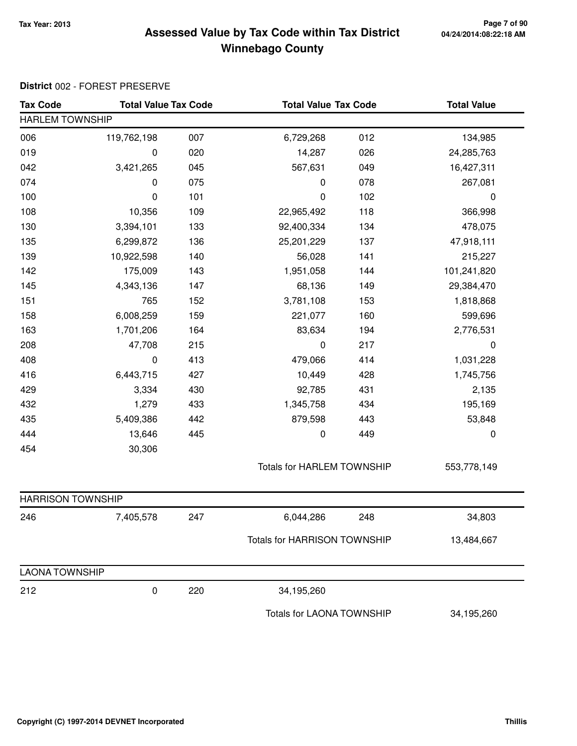**Tax Year: 2013**

# Assessed Value by Tax Code within Tax District Winnebago County

04/24/2014:08:22:18 AM

**District** 002 - FOREST PRESERVE

| Tax Code | Total Value | Tax Code | Total Value | Tax Code | Total Value |
|---|---|---|---|---|---|
| **HARLEM TOWNSHIP** | | | | | |
| 006 | 119,762,198 | 007 | 6,729,268 | 012 | 134,985 |
| 019 | 0 | 020 | 14,287 | 026 | 24,285,763 |
| 042 | 3,421,265 | 045 | 567,631 | 049 | 16,427,311 |
| 074 | 0 | 075 | 0 | 078 | 267,081 |
| 100 | 0 | 101 | 0 | 102 | 0 |
| 108 | 10,356 | 109 | 22,965,492 | 118 | 366,998 |
| 130 | 3,394,101 | 133 | 92,400,334 | 134 | 478,075 |
| 135 | 6,299,872 | 136 | 25,201,229 | 137 | 47,918,111 |
| 139 | 10,922,598 | 140 | 56,028 | 141 | 215,227 |
| 142 | 175,009 | 143 | 1,951,058 | 144 | 101,241,820 |
| 145 | 4,343,136 | 147 | 68,136 | 149 | 29,384,470 |
| 151 | 765 | 152 | 3,781,108 | 153 | 1,818,868 |
| 158 | 6,008,259 | 159 | 221,077 | 160 | 599,696 |
| 163 | 1,701,206 | 164 | 83,634 | 194 | 2,776,531 |
| 208 | 47,708 | 215 | 0 | 217 | 0 |
| 408 | 0 | 413 | 479,066 | 414 | 1,031,228 |
| 416 | 6,443,715 | 427 | 10,449 | 428 | 1,745,756 |
| 429 | 3,334 | 430 | 92,785 | 431 | 2,135 |
| 432 | 1,279 | 433 | 1,345,758 | 434 | 195,169 |
| 435 | 5,409,386 | 442 | 879,598 | 443 | 53,848 |
| 444 | 13,646 | 445 | 0 | 449 | 0 |
| 454 | 30,306 | | | | |
| | | | Totals for HARLEM TOWNSHIP | | 553,778,149 |
| **HARRISON TOWNSHIP** | | | | | |
| 246 | 7,405,578 | 247 | 6,044,286 | 248 | 34,803 |
| | | | Totals for HARRISON TOWNSHIP | | 13,484,667 |
| **LAONA TOWNSHIP** | | | | | |
| 212 | 0 | 220 | 34,195,260 | | |
| | | | Totals for LAONA TOWNSHIP | | 34,195,260 |

Copyright (C) 1997-2014 DEVNET Incorporated

Thillis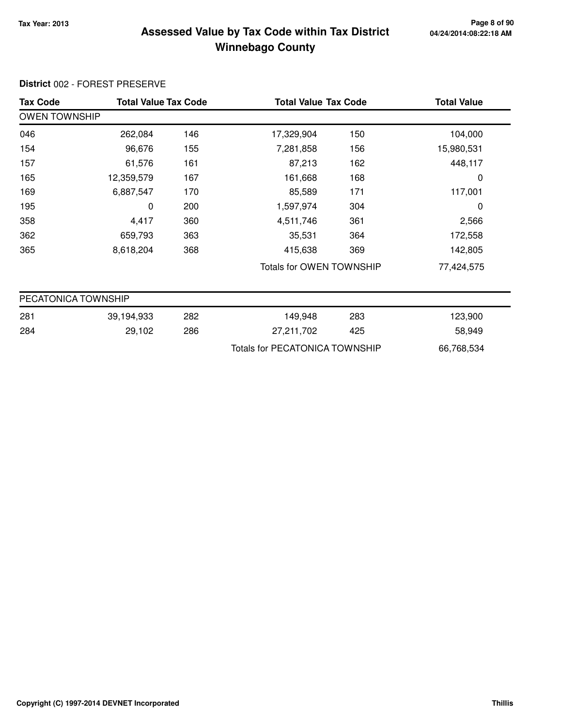# Assessed Value by Tax Code within Tax District
## Winnebago County

Tax Year: 2013

**District** 002 - FOREST PRESERVE

| Tax Code | Total Value | Tax Code | Total Value | Tax Code | Total Value |
|---|---|---|---|---|---|
| **OWEN TOWNSHIP** | | | | | |
| 046 | 262,084 | 146 | 17,329,904 | 150 | 104,000 |
| 154 | 96,676 | 155 | 7,281,858 | 156 | 15,980,531 |
| 157 | 61,576 | 161 | 87,213 | 162 | 448,117 |
| 165 | 12,359,579 | 167 | 161,668 | 168 | 0 |
| 169 | 6,887,547 | 170 | 85,589 | 171 | 117,001 |
| 195 | 0 | 200 | 1,597,974 | 304 | 0 |
| 358 | 4,417 | 360 | 4,511,746 | 361 | 2,566 |
| 362 | 659,793 | 363 | 35,531 | 364 | 172,558 |
| 365 | 8,618,204 | 368 | 415,638 | 369 | 142,805 |
| | | | Totals for OWEN TOWNSHIP | | 77,424,575 |

| Tax Code | Total Value | Tax Code | Total Value | Tax Code | Total Value |
|---|---|---|---|---|---|
| **PECATONICA TOWNSHIP** | | | | | |
| 281 | 39,194,933 | 282 | 149,948 | 283 | 123,900 |
| 284 | 29,102 | 286 | 27,211,702 | 425 | 58,949 |
| | | | Totals for PECATONICA TOWNSHIP | | 66,768,534 |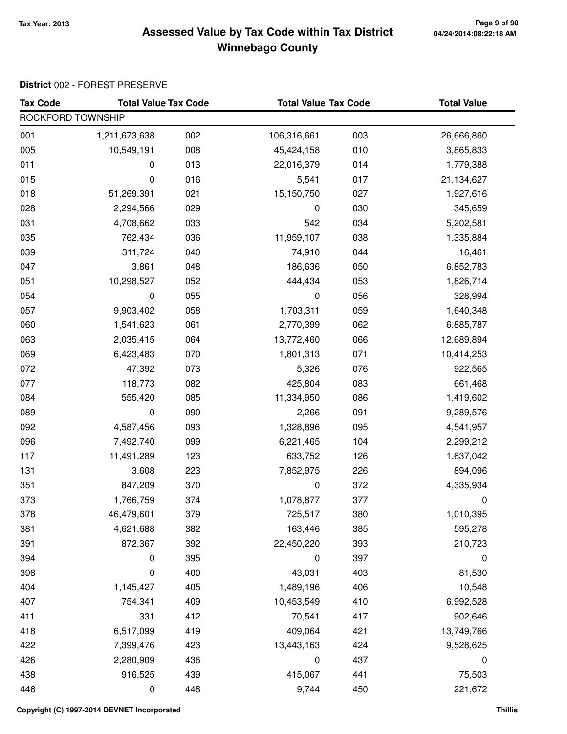# Assessed Value by Tax Code within Tax District

## Winnebago County

Tax Year: 2013

**District** 002 - FOREST PRESERVE

| Tax Code | Total Value | Tax Code | Total Value | Tax Code | Total Value |
|---|---|---|---|---|---|
| ROCKFORD TOWNSHIP | | | | | |
| 001 | 1,211,673,638 | 002 | 106,316,661 | 003 | 26,666,860 |
| 005 | 10,549,191 | 008 | 45,424,158 | 010 | 3,865,833 |
| 011 | 0 | 013 | 22,016,379 | 014 | 1,779,388 |
| 015 | 0 | 016 | 5,541 | 017 | 21,134,627 |
| 018 | 51,269,391 | 021 | 15,150,750 | 027 | 1,927,616 |
| 028 | 2,294,566 | 029 | 0 | 030 | 345,659 |
| 031 | 4,708,662 | 033 | 542 | 034 | 5,202,581 |
| 035 | 762,434 | 036 | 11,959,107 | 038 | 1,335,884 |
| 039 | 311,724 | 040 | 74,910 | 044 | 16,461 |
| 047 | 3,861 | 048 | 186,636 | 050 | 6,852,783 |
| 051 | 10,298,527 | 052 | 444,434 | 053 | 1,826,714 |
| 054 | 0 | 055 | 0 | 056 | 328,994 |
| 057 | 9,903,402 | 058 | 1,703,311 | 059 | 1,640,348 |
| 060 | 1,541,623 | 061 | 2,770,399 | 062 | 6,885,787 |
| 063 | 2,035,415 | 064 | 13,772,460 | 066 | 12,689,894 |
| 069 | 6,423,483 | 070 | 1,801,313 | 071 | 10,414,253 |
| 072 | 47,392 | 073 | 5,326 | 076 | 922,565 |
| 077 | 118,773 | 082 | 425,804 | 083 | 661,468 |
| 084 | 555,420 | 085 | 11,334,950 | 086 | 1,419,602 |
| 089 | 0 | 090 | 2,266 | 091 | 9,289,576 |
| 092 | 4,587,456 | 093 | 1,328,896 | 095 | 4,541,957 |
| 096 | 7,492,740 | 099 | 6,221,465 | 104 | 2,299,212 |
| 117 | 11,491,289 | 123 | 633,752 | 126 | 1,637,042 |
| 131 | 3,608 | 223 | 7,852,975 | 226 | 894,096 |
| 351 | 847,209 | 370 | 0 | 372 | 4,335,934 |
| 373 | 1,766,759 | 374 | 1,078,877 | 377 | 0 |
| 378 | 46,479,601 | 379 | 725,517 | 380 | 1,010,395 |
| 381 | 4,621,688 | 382 | 163,446 | 385 | 595,278 |
| 391 | 872,367 | 392 | 22,450,220 | 393 | 210,723 |
| 394 | 0 | 395 | 0 | 397 | 0 |
| 398 | 0 | 400 | 43,031 | 403 | 81,530 |
| 404 | 1,145,427 | 405 | 1,489,196 | 406 | 10,548 |
| 407 | 754,341 | 409 | 10,453,549 | 410 | 6,992,528 |
| 411 | 331 | 412 | 70,541 | 417 | 902,646 |
| 418 | 6,517,099 | 419 | 409,064 | 421 | 13,749,766 |
| 422 | 7,399,476 | 423 | 13,443,163 | 424 | 9,528,625 |
| 426 | 2,280,909 | 436 | 0 | 437 | 0 |
| 438 | 916,525 | 439 | 415,067 | 441 | 75,503 |
| 446 | 0 | 448 | 9,744 | 450 | 221,672 |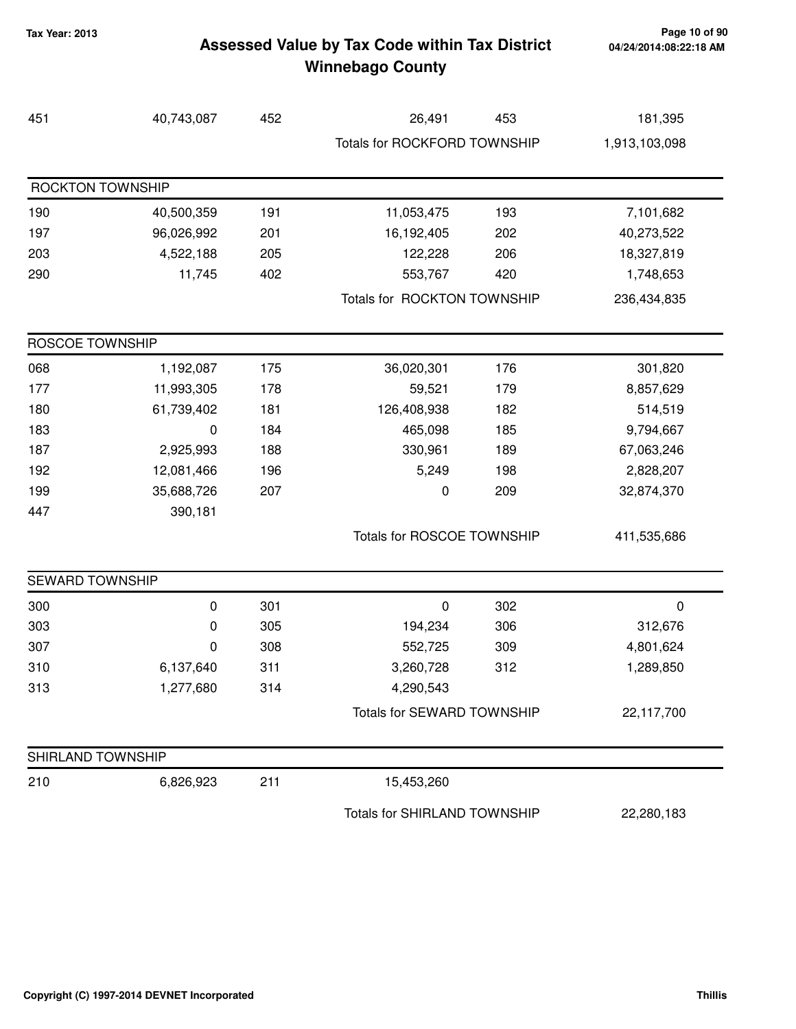# Assessed Value by Tax Code within Tax District
## Winnebago County

Tax Year: 2013

| | | | | | |
|---|---|---|---|---|---|
| 451 | 40,743,087 | 452 | 26,491 | 453 | 181,395 |
| | | | Totals for ROCKFORD TOWNSHIP | | 1,913,103,098 |

### ROCKTON TOWNSHIP

| | | | | | |
|---|---|---|---|---|---|
| 190 | 40,500,359 | 191 | 11,053,475 | 193 | 7,101,682 |
| 197 | 96,026,992 | 201 | 16,192,405 | 202 | 40,273,522 |
| 203 | 4,522,188 | 205 | 122,228 | 206 | 18,327,819 |
| 290 | 11,745 | 402 | 553,767 | 420 | 1,748,653 |
| | | | Totals for ROCKTON TOWNSHIP | | 236,434,835 |

### ROSCOE TOWNSHIP

| | | | | | |
|---|---|---|---|---|---|
| 068 | 1,192,087 | 175 | 36,020,301 | 176 | 301,820 |
| 177 | 11,993,305 | 178 | 59,521 | 179 | 8,857,629 |
| 180 | 61,739,402 | 181 | 126,408,938 | 182 | 514,519 |
| 183 | 0 | 184 | 465,098 | 185 | 9,794,667 |
| 187 | 2,925,993 | 188 | 330,961 | 189 | 67,063,246 |
| 192 | 12,081,466 | 196 | 5,249 | 198 | 2,828,207 |
| 199 | 35,688,726 | 207 | 0 | 209 | 32,874,370 |
| 447 | 390,181 | | | | |
| | | | Totals for ROSCOE TOWNSHIP | | 411,535,686 |

### SEWARD TOWNSHIP

| | | | | | |
|---|---|---|---|---|---|
| 300 | 0 | 301 | 0 | 302 | 0 |
| 303 | 0 | 305 | 194,234 | 306 | 312,676 |
| 307 | 0 | 308 | 552,725 | 309 | 4,801,624 |
| 310 | 6,137,640 | 311 | 3,260,728 | 312 | 1,289,850 |
| 313 | 1,277,680 | 314 | 4,290,543 | | |
| | | | Totals for SEWARD TOWNSHIP | | 22,117,700 |

### SHIRLAND TOWNSHIP

| | | | | | |
|---|---|---|---|---|---|
| 210 | 6,826,923 | 211 | 15,453,260 | | |
| | | | Totals for SHIRLAND TOWNSHIP | | 22,280,183 |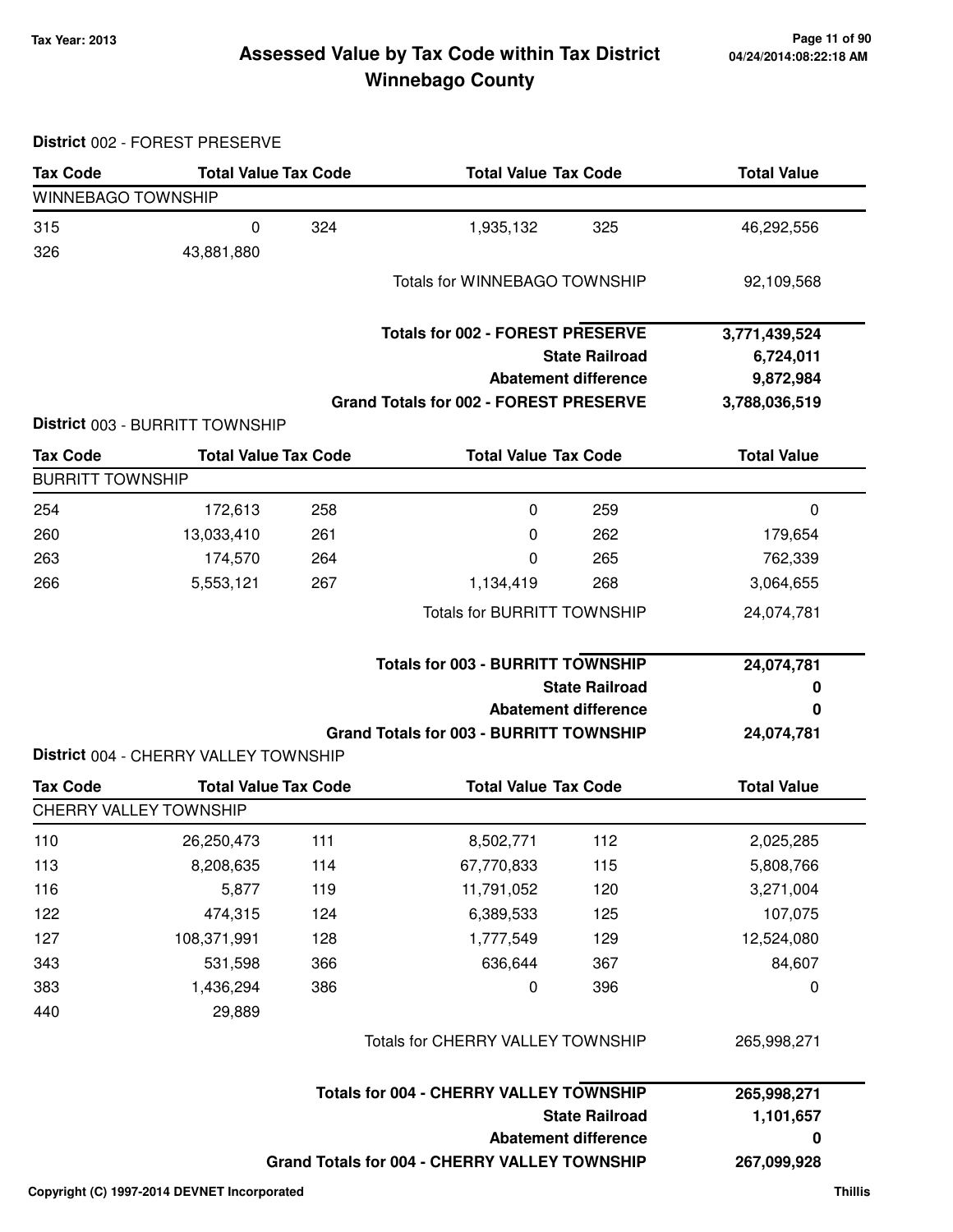# Assessed Value by Tax Code within Tax District
# Winnebago County

Tax Year: 2013

## District 002 - FOREST PRESERVE

| Tax Code | Total Value | Tax Code | Total Value | Tax Code | Total Value |
|---|---|---|---|---|---|
| **WINNEBAGO TOWNSHIP** | | | | | |
| 315 | 0 | 324 | 1,935,132 | 325 | 46,292,556 |
| 326 | 43,881,880 | | | | |
| | | | Totals for WINNEBAGO TOWNSHIP | | 92,109,568 |

| | |
|---|---|
| **Totals for 002 - FOREST PRESERVE** | **3,771,439,524** |
| **State Railroad** | **6,724,011** |
| **Abatement difference** | **9,872,984** |
| **Grand Totals for 002 - FOREST PRESERVE** | **3,788,036,519** |

## District 003 - BURRITT TOWNSHIP

| Tax Code | Total Value | Tax Code | Total Value | Tax Code | Total Value |
|---|---|---|---|---|---|
| **BURRITT TOWNSHIP** | | | | | |
| 254 | 172,613 | 258 | 0 | 259 | 0 |
| 260 | 13,033,410 | 261 | 0 | 262 | 179,654 |
| 263 | 174,570 | 264 | 0 | 265 | 762,339 |
| 266 | 5,553,121 | 267 | 1,134,419 | 268 | 3,064,655 |
| | | | Totals for BURRITT TOWNSHIP | | 24,074,781 |

| | |
|---|---|
| **Totals for 003 - BURRITT TOWNSHIP** | **24,074,781** |
| **State Railroad** | **0** |
| **Abatement difference** | **0** |
| **Grand Totals for 003 - BURRITT TOWNSHIP** | **24,074,781** |

## District 004 - CHERRY VALLEY TOWNSHIP

| Tax Code | Total Value | Tax Code | Total Value | Tax Code | Total Value |
|---|---|---|---|---|---|
| **CHERRY VALLEY TOWNSHIP** | | | | | |
| 110 | 26,250,473 | 111 | 8,502,771 | 112 | 2,025,285 |
| 113 | 8,208,635 | 114 | 67,770,833 | 115 | 5,808,766 |
| 116 | 5,877 | 119 | 11,791,052 | 120 | 3,271,004 |
| 122 | 474,315 | 124 | 6,389,533 | 125 | 107,075 |
| 127 | 108,371,991 | 128 | 1,777,549 | 129 | 12,524,080 |
| 343 | 531,598 | 366 | 636,644 | 367 | 84,607 |
| 383 | 1,436,294 | 386 | 0 | 396 | 0 |
| 440 | 29,889 | | | | |
| | | | Totals for CHERRY VALLEY TOWNSHIP | | 265,998,271 |

| | |
|---|---|
| **Totals for 004 - CHERRY VALLEY TOWNSHIP** | **265,998,271** |
| **State Railroad** | **1,101,657** |
| **Abatement difference** | **0** |
| **Grand Totals for 004 - CHERRY VALLEY TOWNSHIP** | **267,099,928** |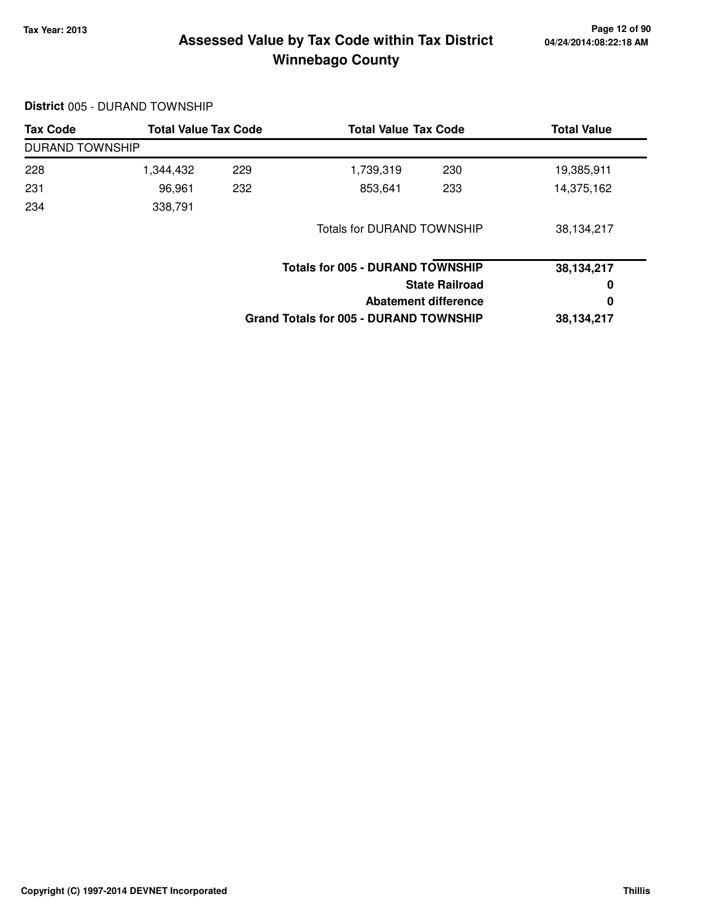**Tax Year: 2013**

# Assessed Value by Tax Code within Tax District
## Winnebago County

**District** 005 - DURAND TOWNSHIP

| Tax Code | Total Value | Tax Code | Total Value | Tax Code | Total Value |
|---|---|---|---|---|---|
| DURAND TOWNSHIP | | | | | |
| 228 | 1,344,432 | 229 | 1,739,319 | 230 | 19,385,911 |
| 231 | 96,961 | 232 | 853,641 | 233 | 14,375,162 |
| 234 | 338,791 | | | | |
| | | | Totals for DURAND TOWNSHIP | | 38,134,217 |

| | |
|---|---|
| **Totals for 005 - DURAND TOWNSHIP** | **38,134,217** |
| **State Railroad** | **0** |
| **Abatement difference** | **0** |
| **Grand Totals for 005 - DURAND TOWNSHIP** | **38,134,217** |

04/24/2014:08:22:18 AM

Copyright (C) 1997-2014 DEVNET Incorporated

Thillis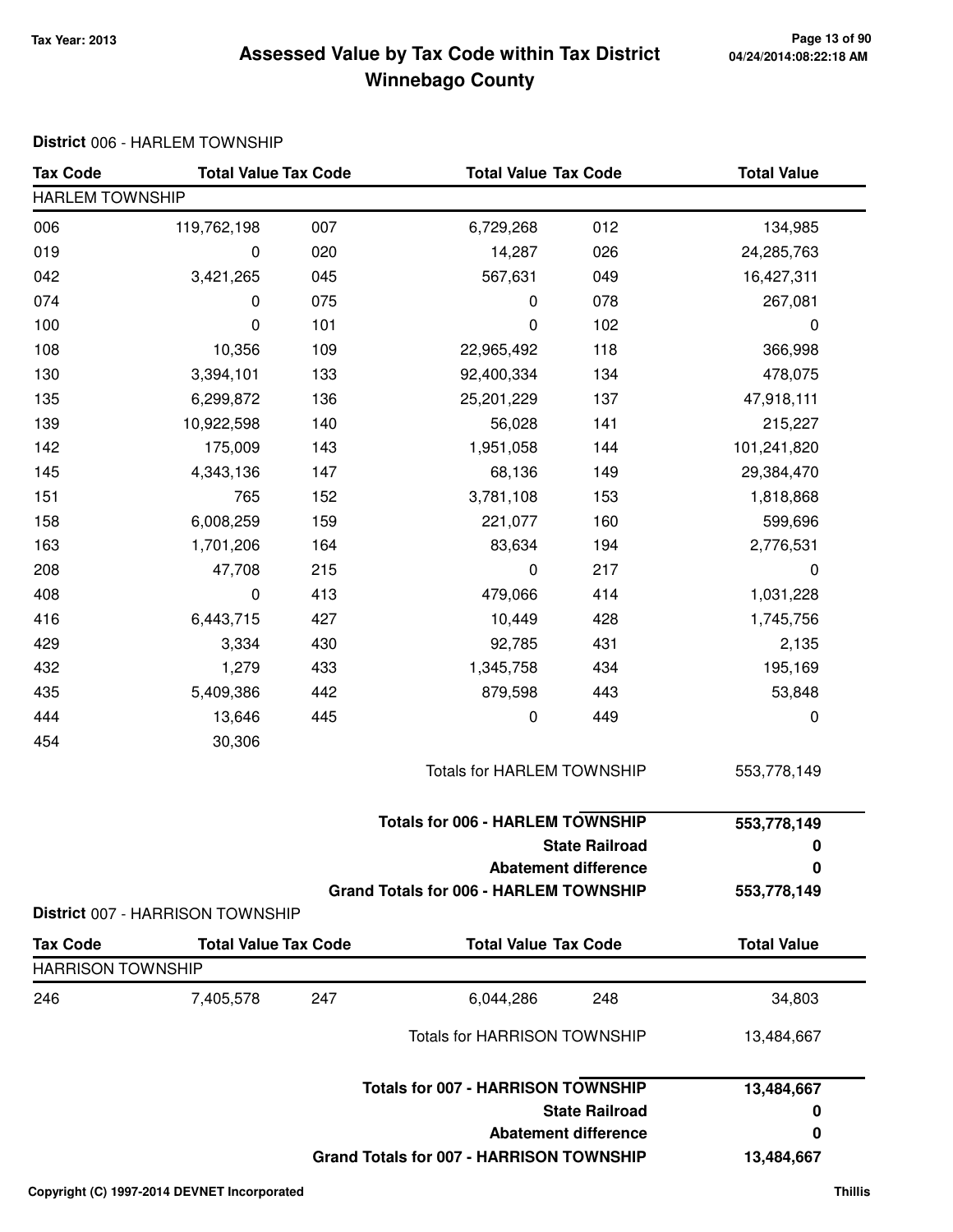# Assessed Value by Tax Code within Tax District
## Winnebago County

Tax Year: 2013

**District** 006 - HARLEM TOWNSHIP

| Tax Code | Total Value | Tax Code | Total Value | Tax Code | Total Value |
|---|---|---|---|---|---|
| HARLEM TOWNSHIP | | | | | |
| 006 | 119,762,198 | 007 | 6,729,268 | 012 | 134,985 |
| 019 | 0 | 020 | 14,287 | 026 | 24,285,763 |
| 042 | 3,421,265 | 045 | 567,631 | 049 | 16,427,311 |
| 074 | 0 | 075 | 0 | 078 | 267,081 |
| 100 | 0 | 101 | 0 | 102 | 0 |
| 108 | 10,356 | 109 | 22,965,492 | 118 | 366,998 |
| 130 | 3,394,101 | 133 | 92,400,334 | 134 | 478,075 |
| 135 | 6,299,872 | 136 | 25,201,229 | 137 | 47,918,111 |
| 139 | 10,922,598 | 140 | 56,028 | 141 | 215,227 |
| 142 | 175,009 | 143 | 1,951,058 | 144 | 101,241,820 |
| 145 | 4,343,136 | 147 | 68,136 | 149 | 29,384,470 |
| 151 | 765 | 152 | 3,781,108 | 153 | 1,818,868 |
| 158 | 6,008,259 | 159 | 221,077 | 160 | 599,696 |
| 163 | 1,701,206 | 164 | 83,634 | 194 | 2,776,531 |
| 208 | 47,708 | 215 | 0 | 217 | 0 |
| 408 | 0 | 413 | 479,066 | 414 | 1,031,228 |
| 416 | 6,443,715 | 427 | 10,449 | 428 | 1,745,756 |
| 429 | 3,334 | 430 | 92,785 | 431 | 2,135 |
| 432 | 1,279 | 433 | 1,345,758 | 434 | 195,169 |
| 435 | 5,409,386 | 442 | 879,598 | 443 | 53,848 |
| 444 | 13,646 | 445 | 0 | 449 | 0 |
| 454 | 30,306 | | | | |

Totals for HARLEM TOWNSHIP: 553,778,149

| | |
|---|---|
| **Totals for 006 - HARLEM TOWNSHIP** | **553,778,149** |
| **State Railroad** | **0** |
| **Abatement difference** | **0** |
| **Grand Totals for 006 - HARLEM TOWNSHIP** | **553,778,149** |

**District** 007 - HARRISON TOWNSHIP

| Tax Code | Total Value | Tax Code | Total Value | Tax Code | Total Value |
|---|---|---|---|---|---|
| HARRISON TOWNSHIP | | | | | |
| 246 | 7,405,578 | 247 | 6,044,286 | 248 | 34,803 |

Totals for HARRISON TOWNSHIP: 13,484,667

| | |
|---|---|
| **Totals for 007 - HARRISON TOWNSHIP** | **13,484,667** |
| **State Railroad** | **0** |
| **Abatement difference** | **0** |
| **Grand Totals for 007 - HARRISON TOWNSHIP** | **13,484,667** |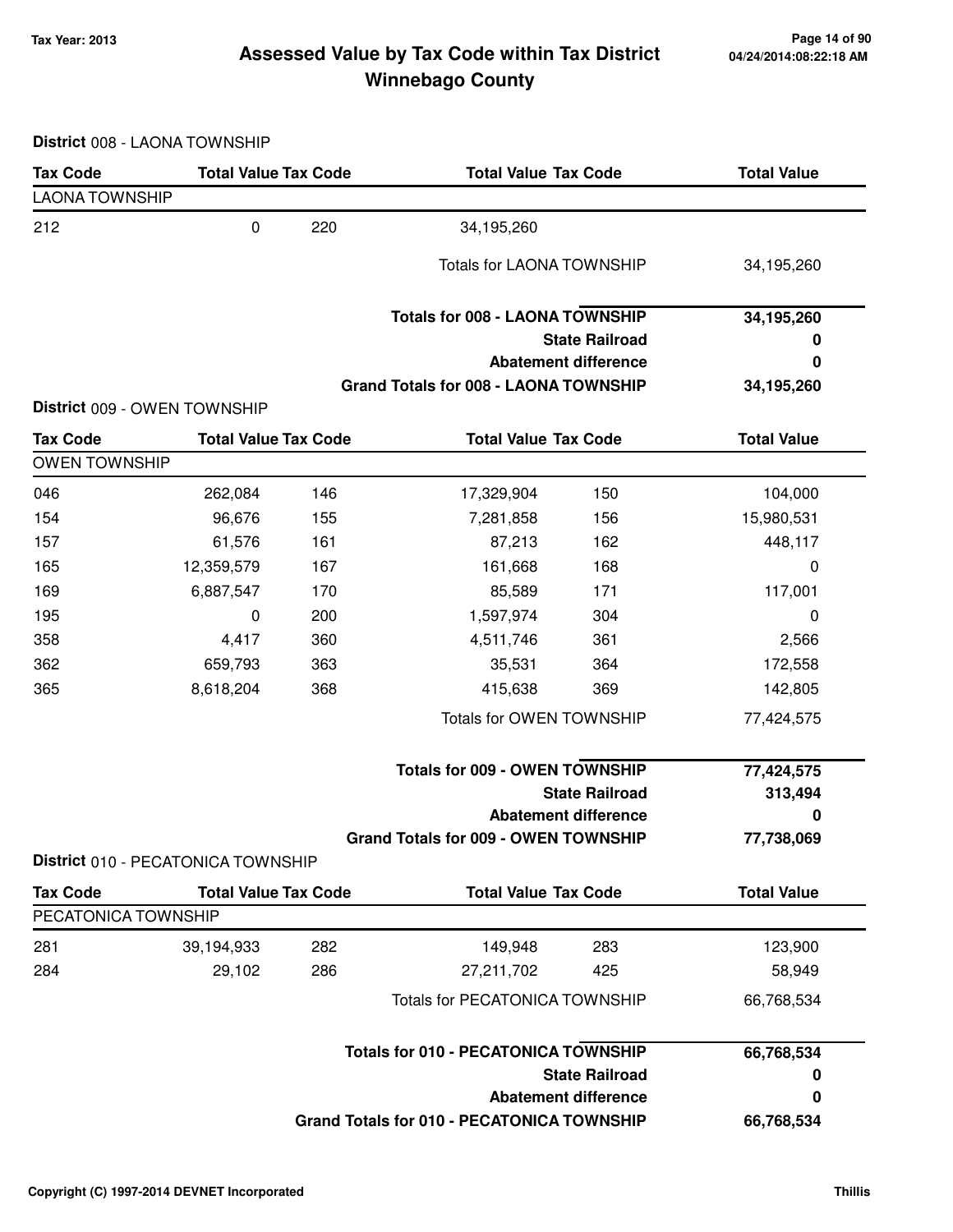Tax Year: 2013

# Assessed Value by Tax Code within Tax District
## Winnebago County

**District** 008 - LAONA TOWNSHIP

| Tax Code | Total Value | Tax Code | Total Value | Tax Code | Total Value |
|---|---|---|---|---|---|
| LAONA TOWNSHIP | | | | | |
| 212 | 0 | 220 | 34,195,260 | | |
| | | | Totals for LAONA TOWNSHIP | | 34,195,260 |
| | | | **Totals for 008 - LAONA TOWNSHIP** | | **34,195,260** |
| | | | **State Railroad** | | **0** |
| | | | **Abatement difference** | | **0** |
| | | | **Grand Totals for 008 - LAONA TOWNSHIP** | | **34,195,260** |

**District** 009 - OWEN TOWNSHIP

| Tax Code | Total Value | Tax Code | Total Value | Tax Code | Total Value |
|---|---|---|---|---|---|
| OWEN TOWNSHIP | | | | | |
| 046 | 262,084 | 146 | 17,329,904 | 150 | 104,000 |
| 154 | 96,676 | 155 | 7,281,858 | 156 | 15,980,531 |
| 157 | 61,576 | 161 | 87,213 | 162 | 448,117 |
| 165 | 12,359,579 | 167 | 161,668 | 168 | 0 |
| 169 | 6,887,547 | 170 | 85,589 | 171 | 117,001 |
| 195 | 0 | 200 | 1,597,974 | 304 | 0 |
| 358 | 4,417 | 360 | 4,511,746 | 361 | 2,566 |
| 362 | 659,793 | 363 | 35,531 | 364 | 172,558 |
| 365 | 8,618,204 | 368 | 415,638 | 369 | 142,805 |
| | | | Totals for OWEN TOWNSHIP | | 77,424,575 |
| | | | **Totals for 009 - OWEN TOWNSHIP** | | **77,424,575** |
| | | | **State Railroad** | | **313,494** |
| | | | **Abatement difference** | | **0** |
| | | | **Grand Totals for 009 - OWEN TOWNSHIP** | | **77,738,069** |

**District** 010 - PECATONICA TOWNSHIP

| Tax Code | Total Value | Tax Code | Total Value | Tax Code | Total Value |
|---|---|---|---|---|---|
| PECATONICA TOWNSHIP | | | | | |
| 281 | 39,194,933 | 282 | 149,948 | 283 | 123,900 |
| 284 | 29,102 | 286 | 27,211,702 | 425 | 58,949 |
| | | | Totals for PECATONICA TOWNSHIP | | 66,768,534 |
| | | | **Totals for 010 - PECATONICA TOWNSHIP** | | **66,768,534** |
| | | | **State Railroad** | | **0** |
| | | | **Abatement difference** | | **0** |
| | | | **Grand Totals for 010 - PECATONICA TOWNSHIP** | | **66,768,534** |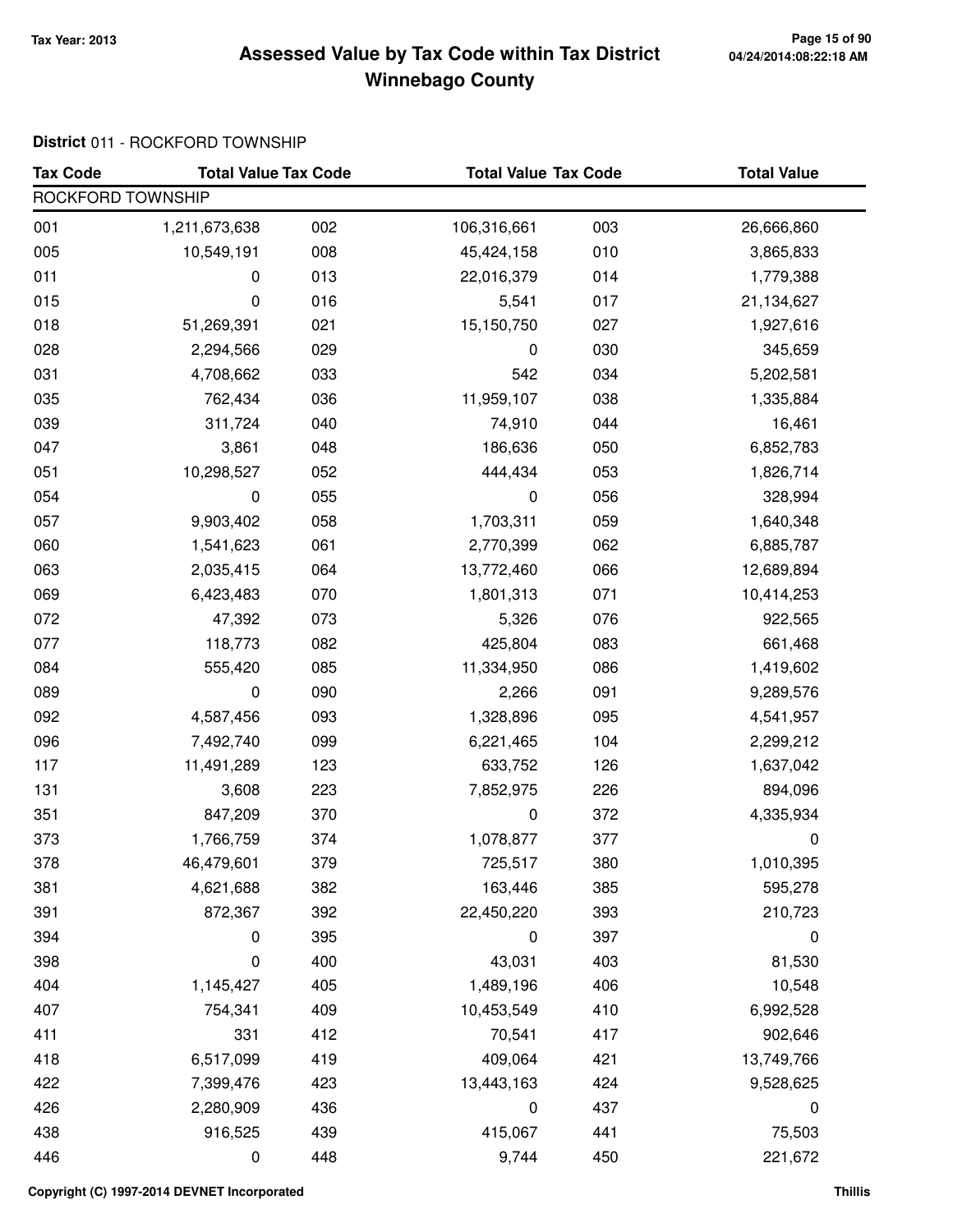# Assessed Value by Tax Code within Tax District Winnebago County

Tax Year: 2013

**District** 011 - ROCKFORD TOWNSHIP

| Tax Code | Total Value | Tax Code | Total Value | Tax Code | Total Value |
|---|---|---|---|---|---|
| ROCKFORD TOWNSHIP | | | | | |
| 001 | 1,211,673,638 | 002 | 106,316,661 | 003 | 26,666,860 |
| 005 | 10,549,191 | 008 | 45,424,158 | 010 | 3,865,833 |
| 011 | 0 | 013 | 22,016,379 | 014 | 1,779,388 |
| 015 | 0 | 016 | 5,541 | 017 | 21,134,627 |
| 018 | 51,269,391 | 021 | 15,150,750 | 027 | 1,927,616 |
| 028 | 2,294,566 | 029 | 0 | 030 | 345,659 |
| 031 | 4,708,662 | 033 | 542 | 034 | 5,202,581 |
| 035 | 762,434 | 036 | 11,959,107 | 038 | 1,335,884 |
| 039 | 311,724 | 040 | 74,910 | 044 | 16,461 |
| 047 | 3,861 | 048 | 186,636 | 050 | 6,852,783 |
| 051 | 10,298,527 | 052 | 444,434 | 053 | 1,826,714 |
| 054 | 0 | 055 | 0 | 056 | 328,994 |
| 057 | 9,903,402 | 058 | 1,703,311 | 059 | 1,640,348 |
| 060 | 1,541,623 | 061 | 2,770,399 | 062 | 6,885,787 |
| 063 | 2,035,415 | 064 | 13,772,460 | 066 | 12,689,894 |
| 069 | 6,423,483 | 070 | 1,801,313 | 071 | 10,414,253 |
| 072 | 47,392 | 073 | 5,326 | 076 | 922,565 |
| 077 | 118,773 | 082 | 425,804 | 083 | 661,468 |
| 084 | 555,420 | 085 | 11,334,950 | 086 | 1,419,602 |
| 089 | 0 | 090 | 2,266 | 091 | 9,289,576 |
| 092 | 4,587,456 | 093 | 1,328,896 | 095 | 4,541,957 |
| 096 | 7,492,740 | 099 | 6,221,465 | 104 | 2,299,212 |
| 117 | 11,491,289 | 123 | 633,752 | 126 | 1,637,042 |
| 131 | 3,608 | 223 | 7,852,975 | 226 | 894,096 |
| 351 | 847,209 | 370 | 0 | 372 | 4,335,934 |
| 373 | 1,766,759 | 374 | 1,078,877 | 377 | 0 |
| 378 | 46,479,601 | 379 | 725,517 | 380 | 1,010,395 |
| 381 | 4,621,688 | 382 | 163,446 | 385 | 595,278 |
| 391 | 872,367 | 392 | 22,450,220 | 393 | 210,723 |
| 394 | 0 | 395 | 0 | 397 | 0 |
| 398 | 0 | 400 | 43,031 | 403 | 81,530 |
| 404 | 1,145,427 | 405 | 1,489,196 | 406 | 10,548 |
| 407 | 754,341 | 409 | 10,453,549 | 410 | 6,992,528 |
| 411 | 331 | 412 | 70,541 | 417 | 902,646 |
| 418 | 6,517,099 | 419 | 409,064 | 421 | 13,749,766 |
| 422 | 7,399,476 | 423 | 13,443,163 | 424 | 9,528,625 |
| 426 | 2,280,909 | 436 | 0 | 437 | 0 |
| 438 | 916,525 | 439 | 415,067 | 441 | 75,503 |
| 446 | 0 | 448 | 9,744 | 450 | 221,672 |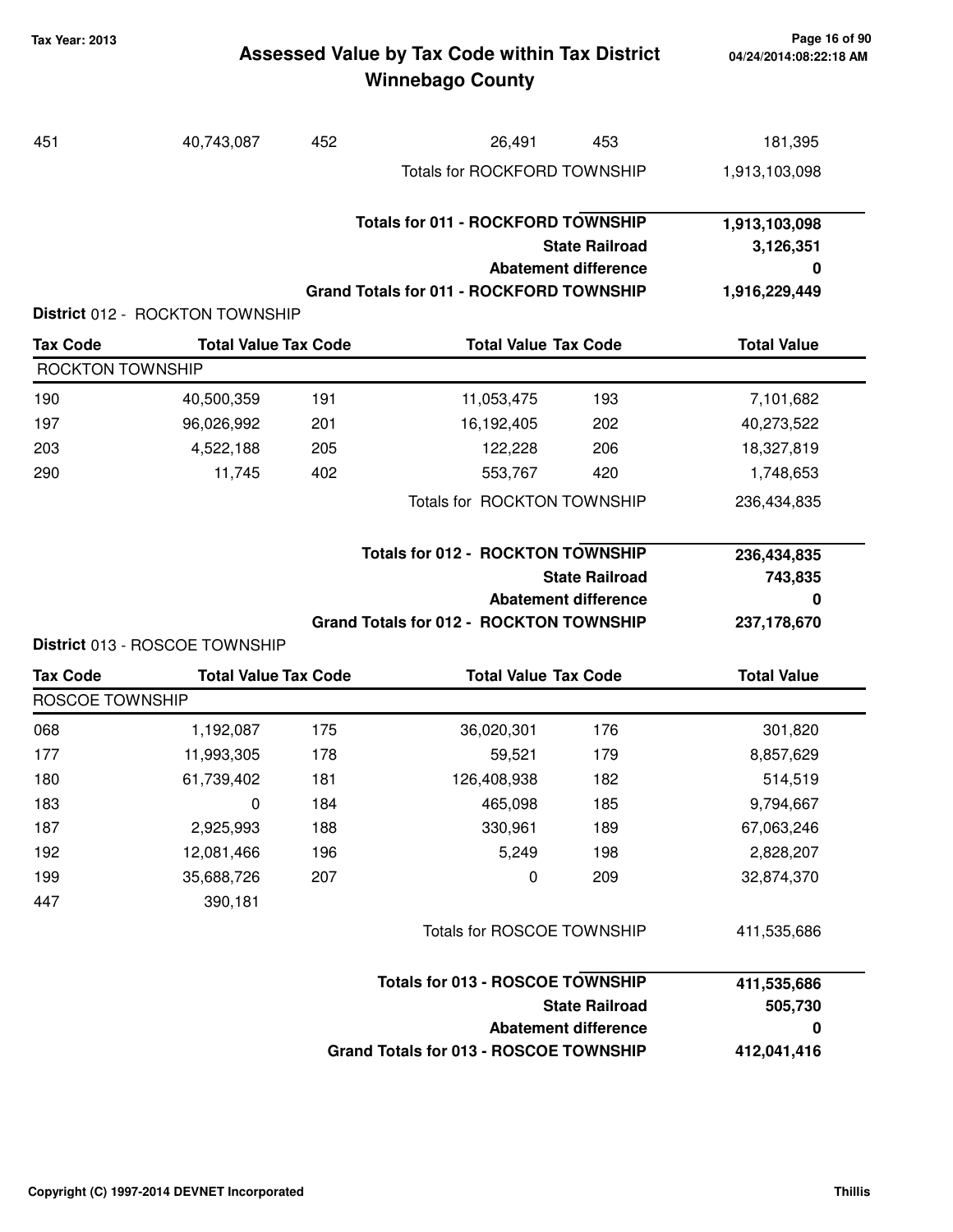| 451 | 40,743,087 | 452 | 26,491 | 453 | 181,395 |
|---|---|---|---|---|---|
| | | | Totals for ROCKFORD TOWNSHIP | | 1,913,103,098 |

| | |
|---|---|
| **Totals for 011 - ROCKFORD TOWNSHIP** | **1,913,103,098** |
| **State Railroad** | **3,126,351** |
| **Abatement difference** | **0** |
| **Grand Totals for 011 - ROCKFORD TOWNSHIP** | **1,916,229,449** |

**District** 012 - ROCKTON TOWNSHIP

| Tax Code | Total Value | Tax Code | Total Value | Tax Code | Total Value |
|---|---|---|---|---|---|
| ROCKTON TOWNSHIP | | | | | |
| 190 | 40,500,359 | 191 | 11,053,475 | 193 | 7,101,682 |
| 197 | 96,026,992 | 201 | 16,192,405 | 202 | 40,273,522 |
| 203 | 4,522,188 | 205 | 122,228 | 206 | 18,327,819 |
| 290 | 11,745 | 402 | 553,767 | 420 | 1,748,653 |
| | | | Totals for ROCKTON TOWNSHIP | | 236,434,835 |

| | |
|---|---|
| **Totals for 012 - ROCKTON TOWNSHIP** | **236,434,835** |
| **State Railroad** | **743,835** |
| **Abatement difference** | **0** |
| **Grand Totals for 012 - ROCKTON TOWNSHIP** | **237,178,670** |

**District** 013 - ROSCOE TOWNSHIP

| Tax Code | Total Value | Tax Code | Total Value | Tax Code | Total Value |
|---|---|---|---|---|---|
| ROSCOE TOWNSHIP | | | | | |
| 068 | 1,192,087 | 175 | 36,020,301 | 176 | 301,820 |
| 177 | 11,993,305 | 178 | 59,521 | 179 | 8,857,629 |
| 180 | 61,739,402 | 181 | 126,408,938 | 182 | 514,519 |
| 183 | 0 | 184 | 465,098 | 185 | 9,794,667 |
| 187 | 2,925,993 | 188 | 330,961 | 189 | 67,063,246 |
| 192 | 12,081,466 | 196 | 5,249 | 198 | 2,828,207 |
| 199 | 35,688,726 | 207 | 0 | 209 | 32,874,370 |
| 447 | 390,181 | | | | |
| | | | Totals for ROSCOE TOWNSHIP | | 411,535,686 |

| | |
|---|---|
| **Totals for 013 - ROSCOE TOWNSHIP** | **411,535,686** |
| **State Railroad** | **505,730** |
| **Abatement difference** | **0** |
| **Grand Totals for 013 - ROSCOE TOWNSHIP** | **412,041,416** |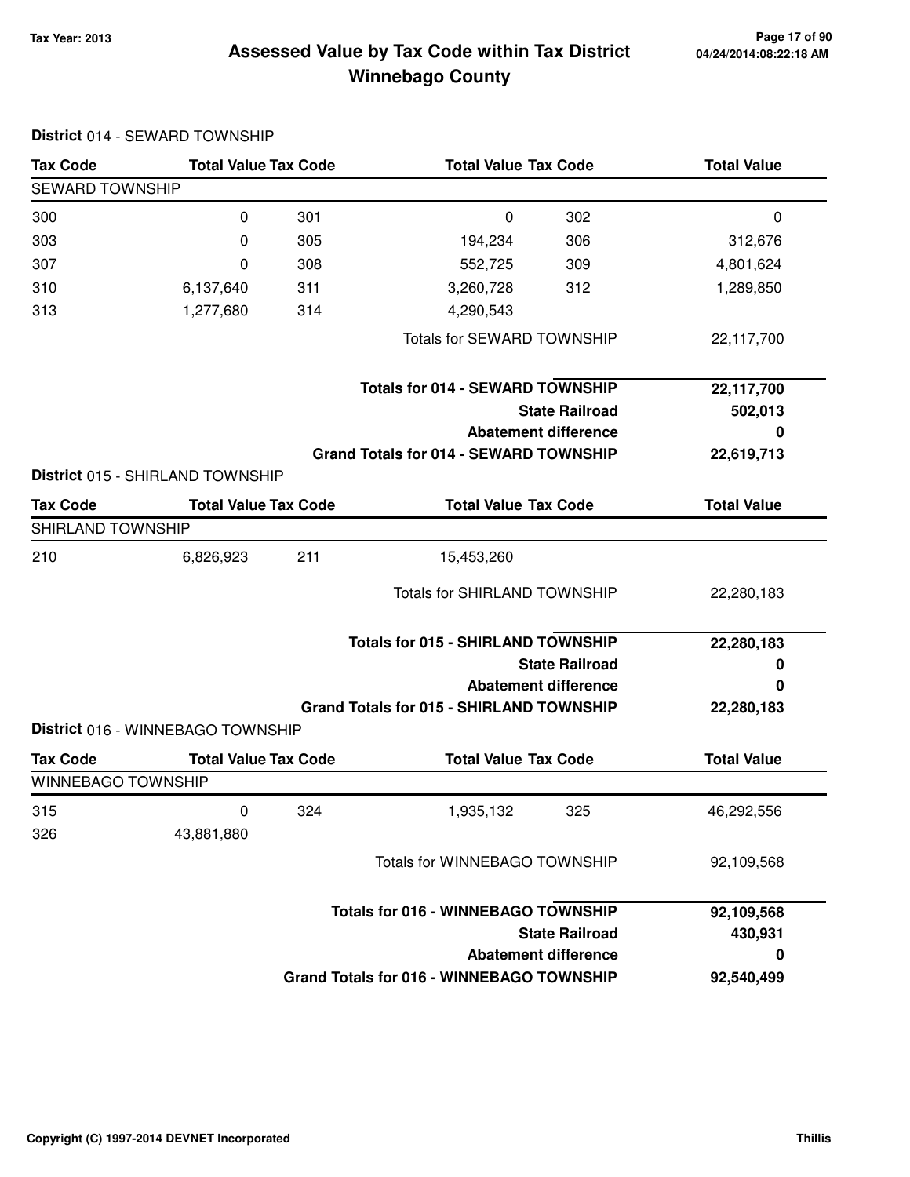# Assessed Value by Tax Code within Tax District
# Winnebago County

Tax Year: 2013

**District** 014 - SEWARD TOWNSHIP

| Tax Code | Total Value | Tax Code | Total Value | Tax Code | Total Value |
|---|---|---|---|---|---|
| **SEWARD TOWNSHIP** | | | | | |
| 300 | 0 | 301 | 0 | 302 | 0 |
| 303 | 0 | 305 | 194,234 | 306 | 312,676 |
| 307 | 0 | 308 | 552,725 | 309 | 4,801,624 |
| 310 | 6,137,640 | 311 | 3,260,728 | 312 | 1,289,850 |
| 313 | 1,277,680 | 314 | 4,290,543 | | |
| | | | Totals for SEWARD TOWNSHIP | | 22,117,700 |

| | |
|---|---|
| **Totals for 014 - SEWARD TOWNSHIP** | **22,117,700** |
| **State Railroad** | **502,013** |
| **Abatement difference** | **0** |
| **Grand Totals for 014 - SEWARD TOWNSHIP** | **22,619,713** |

**District** 015 - SHIRLAND TOWNSHIP

| Tax Code | Total Value | Tax Code | Total Value | Tax Code | Total Value |
|---|---|---|---|---|---|
| **SHIRLAND TOWNSHIP** | | | | | |
| 210 | 6,826,923 | 211 | 15,453,260 | | |
| | | | Totals for SHIRLAND TOWNSHIP | | 22,280,183 |

| | |
|---|---|
| **Totals for 015 - SHIRLAND TOWNSHIP** | **22,280,183** |
| **State Railroad** | **0** |
| **Abatement difference** | **0** |
| **Grand Totals for 015 - SHIRLAND TOWNSHIP** | **22,280,183** |

**District** 016 - WINNEBAGO TOWNSHIP

| Tax Code | Total Value | Tax Code | Total Value | Tax Code | Total Value |
|---|---|---|---|---|---|
| **WINNEBAGO TOWNSHIP** | | | | | |
| 315 | 0 | 324 | 1,935,132 | 325 | 46,292,556 |
| 326 | 43,881,880 | | | | |
| | | | Totals for WINNEBAGO TOWNSHIP | | 92,109,568 |

| | |
|---|---|
| **Totals for 016 - WINNEBAGO TOWNSHIP** | **92,109,568** |
| **State Railroad** | **430,931** |
| **Abatement difference** | **0** |
| **Grand Totals for 016 - WINNEBAGO TOWNSHIP** | **92,540,499** |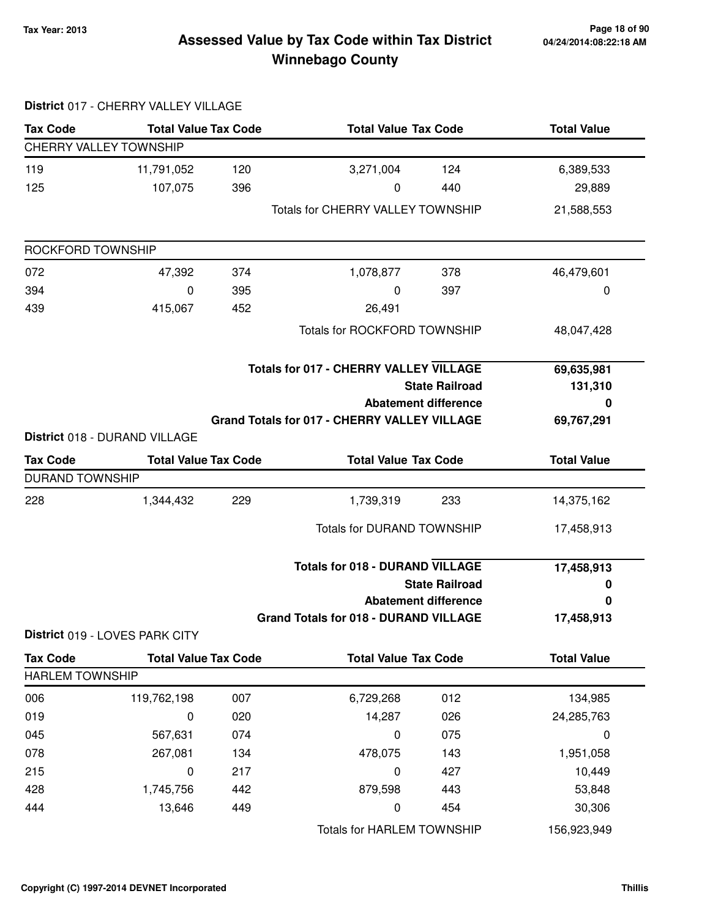**Tax Year: 2013**

# Assessed Value by Tax Code within Tax District
## Winnebago County

04/24/2014:08:22:18 AM

**District** 017 - CHERRY VALLEY VILLAGE

| Tax Code | Total Value | Tax Code | Total Value | Tax Code | Total Value |
|---|---|---|---|---|---|
| CHERRY VALLEY TOWNSHIP | | | | | |
| 119 | 11,791,052 | 120 | 3,271,004 | 124 | 6,389,533 |
| 125 | 107,075 | 396 | 0 | 440 | 29,889 |
| | | | Totals for CHERRY VALLEY TOWNSHIP | | 21,588,553 |
| ROCKFORD TOWNSHIP | | | | | |
| 072 | 47,392 | 374 | 1,078,877 | 378 | 46,479,601 |
| 394 | 0 | 395 | 0 | 397 | 0 |
| 439 | 415,067 | 452 | 26,491 | | |
| | | | Totals for ROCKFORD TOWNSHIP | | 48,047,428 |

| | |
|---|---|
| **Totals for 017 - CHERRY VALLEY VILLAGE** | **69,635,981** |
| **State Railroad** | **131,310** |
| **Abatement difference** | **0** |
| **Grand Totals for 017 - CHERRY VALLEY VILLAGE** | **69,767,291** |

**District** 018 - DURAND VILLAGE

| Tax Code | Total Value | Tax Code | Total Value | Tax Code | Total Value |
|---|---|---|---|---|---|
| DURAND TOWNSHIP | | | | | |
| 228 | 1,344,432 | 229 | 1,739,319 | 233 | 14,375,162 |
| | | | Totals for DURAND TOWNSHIP | | 17,458,913 |

| | |
|---|---|
| **Totals for 018 - DURAND VILLAGE** | **17,458,913** |
| **State Railroad** | **0** |
| **Abatement difference** | **0** |
| **Grand Totals for 018 - DURAND VILLAGE** | **17,458,913** |

**District** 019 - LOVES PARK CITY

| Tax Code | Total Value | Tax Code | Total Value | Tax Code | Total Value |
|---|---|---|---|---|---|
| HARLEM TOWNSHIP | | | | | |
| 006 | 119,762,198 | 007 | 6,729,268 | 012 | 134,985 |
| 019 | 0 | 020 | 14,287 | 026 | 24,285,763 |
| 045 | 567,631 | 074 | 0 | 075 | 0 |
| 078 | 267,081 | 134 | 478,075 | 143 | 1,951,058 |
| 215 | 0 | 217 | 0 | 427 | 10,449 |
| 428 | 1,745,756 | 442 | 879,598 | 443 | 53,848 |
| 444 | 13,646 | 449 | 0 | 454 | 30,306 |
| | | | Totals for HARLEM TOWNSHIP | | 156,923,949 |

**Copyright (C) 1997-2014 DEVNET Incorporated** **Thillis**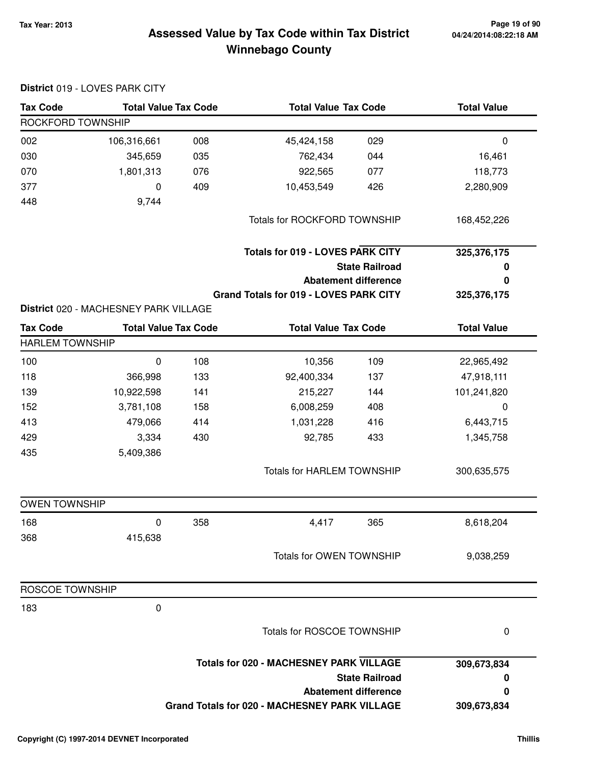# Assessed Value by Tax Code within Tax District
## Winnebago County

Tax Year: 2013

04/24/2014:08:22:18 AM

**District** 019 - LOVES PARK CITY

| Tax Code | Total Value | Tax Code | Total Value | Tax Code | Total Value |
|---|---|---|---|---|---|
| ROCKFORD TOWNSHIP | | | | | |
| 002 | 106,316,661 | 008 | 45,424,158 | 029 | 0 |
| 030 | 345,659 | 035 | 762,434 | 044 | 16,461 |
| 070 | 1,801,313 | 076 | 922,565 | 077 | 118,773 |
| 377 | 0 | 409 | 10,453,549 | 426 | 2,280,909 |
| 448 | 9,744 | | | | |
| | | | Totals for ROCKFORD TOWNSHIP | | 168,452,226 |

| | |
|---|---|
| **Totals for 019 - LOVES PARK CITY** | **325,376,175** |
| **State Railroad** | **0** |
| **Abatement difference** | **0** |
| **Grand Totals for 019 - LOVES PARK CITY** | **325,376,175** |

**District** 020 - MACHESNEY PARK VILLAGE

| Tax Code | Total Value | Tax Code | Total Value | Tax Code | Total Value |
|---|---|---|---|---|---|
| HARLEM TOWNSHIP | | | | | |
| 100 | 0 | 108 | 10,356 | 109 | 22,965,492 |
| 118 | 366,998 | 133 | 92,400,334 | 137 | 47,918,111 |
| 139 | 10,922,598 | 141 | 215,227 | 144 | 101,241,820 |
| 152 | 3,781,108 | 158 | 6,008,259 | 408 | 0 |
| 413 | 479,066 | 414 | 1,031,228 | 416 | 6,443,715 |
| 429 | 3,334 | 430 | 92,785 | 433 | 1,345,758 |
| 435 | 5,409,386 | | | | |
| | | | Totals for HARLEM TOWNSHIP | | 300,635,575 |
| OWEN TOWNSHIP | | | | | |
| 168 | 0 | 358 | 4,417 | 365 | 8,618,204 |
| 368 | 415,638 | | | | |
| | | | Totals for OWEN TOWNSHIP | | 9,038,259 |
| ROSCOE TOWNSHIP | | | | | |
| 183 | 0 | | | | |
| | | | Totals for ROSCOE TOWNSHIP | | 0 |

| | |
|---|---|
| **Totals for 020 - MACHESNEY PARK VILLAGE** | **309,673,834** |
| **State Railroad** | **0** |
| **Abatement difference** | **0** |
| **Grand Totals for 020 - MACHESNEY PARK VILLAGE** | **309,673,834** |

Copyright (C) 1997-2014 DEVNET Incorporated

Thillis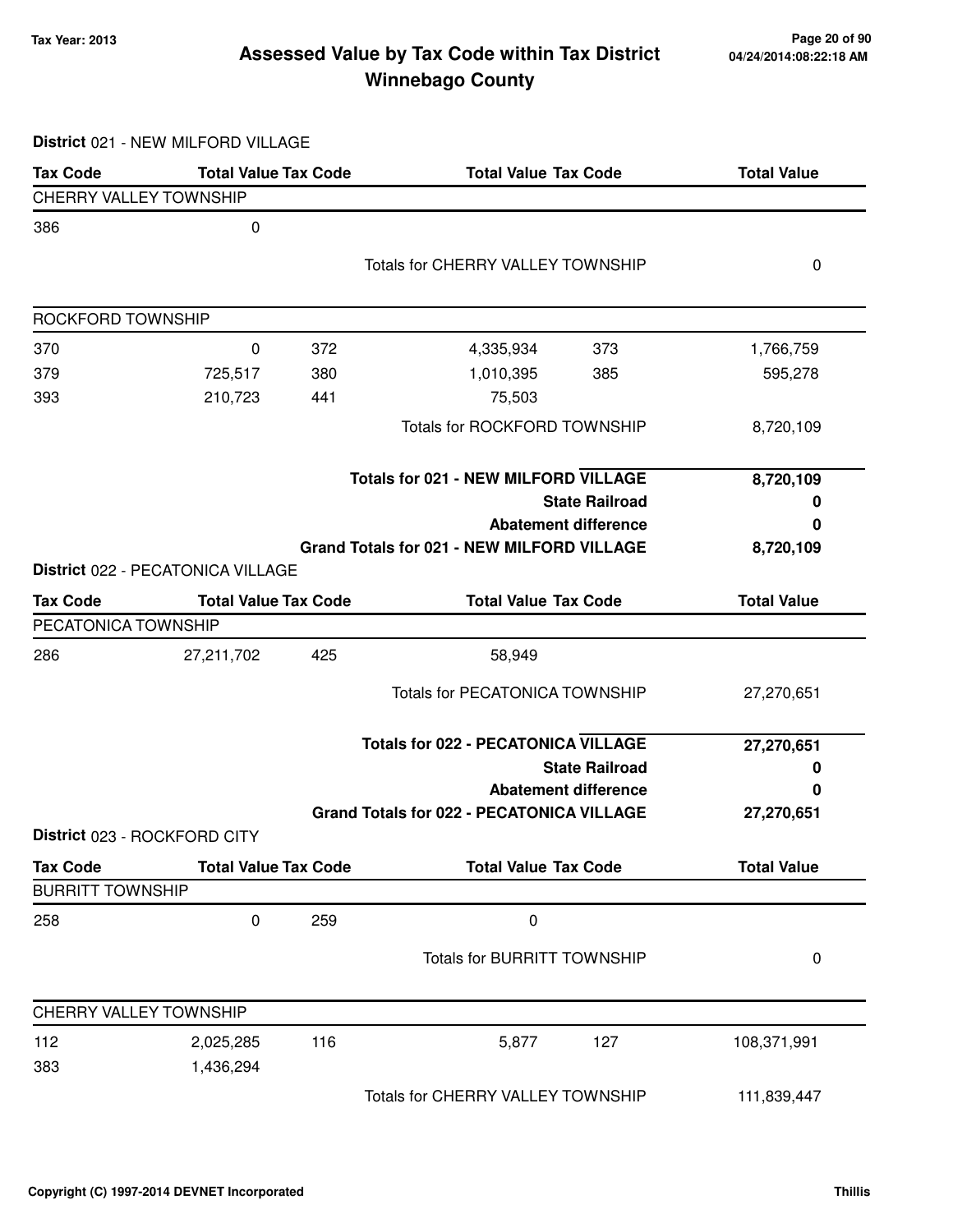## Assessed Value by Tax Code within Tax District
## Winnebago County

Tax Year: 2013

04/24/2014:08:22:18 AM

**District** 021 - NEW MILFORD VILLAGE

| Tax Code | Total Value | Tax Code | Total Value | Tax Code | Total Value |
|---|---|---|---|---|---|
| CHERRY VALLEY TOWNSHIP | | | | | |
| 386 | 0 | | | | |
| | | | Totals for CHERRY VALLEY TOWNSHIP | | 0 |
| ROCKFORD TOWNSHIP | | | | | |
| 370 | 0 | 372 | 4,335,934 | 373 | 1,766,759 |
| 379 | 725,517 | 380 | 1,010,395 | 385 | 595,278 |
| 393 | 210,723 | 441 | 75,503 | | |
| | | | Totals for ROCKFORD TOWNSHIP | | 8,720,109 |

| | |
|---|---|
| **Totals for 021 - NEW MILFORD VILLAGE** | **8,720,109** |
| **State Railroad** | **0** |
| **Abatement difference** | **0** |
| **Grand Totals for 021 - NEW MILFORD VILLAGE** | **8,720,109** |

**District** 022 - PECATONICA VILLAGE

| Tax Code | Total Value | Tax Code | Total Value | Tax Code | Total Value |
|---|---|---|---|---|---|
| PECATONICA TOWNSHIP | | | | | |
| 286 | 27,211,702 | 425 | 58,949 | | |
| | | | Totals for PECATONICA TOWNSHIP | | 27,270,651 |

| | |
|---|---|
| **Totals for 022 - PECATONICA VILLAGE** | **27,270,651** |
| **State Railroad** | **0** |
| **Abatement difference** | **0** |
| **Grand Totals for 022 - PECATONICA VILLAGE** | **27,270,651** |

**District** 023 - ROCKFORD CITY

| Tax Code | Total Value | Tax Code | Total Value | Tax Code | Total Value |
|---|---|---|---|---|---|
| BURRITT TOWNSHIP | | | | | |
| 258 | 0 | 259 | 0 | | |
| | | | Totals for BURRITT TOWNSHIP | | 0 |
| CHERRY VALLEY TOWNSHIP | | | | | |
| 112 | 2,025,285 | 116 | 5,877 | 127 | 108,371,991 |
| 383 | 1,436,294 | | | | |
| | | | Totals for CHERRY VALLEY TOWNSHIP | | 111,839,447 |

Copyright (C) 1997-2014 DEVNET Incorporated — Thillis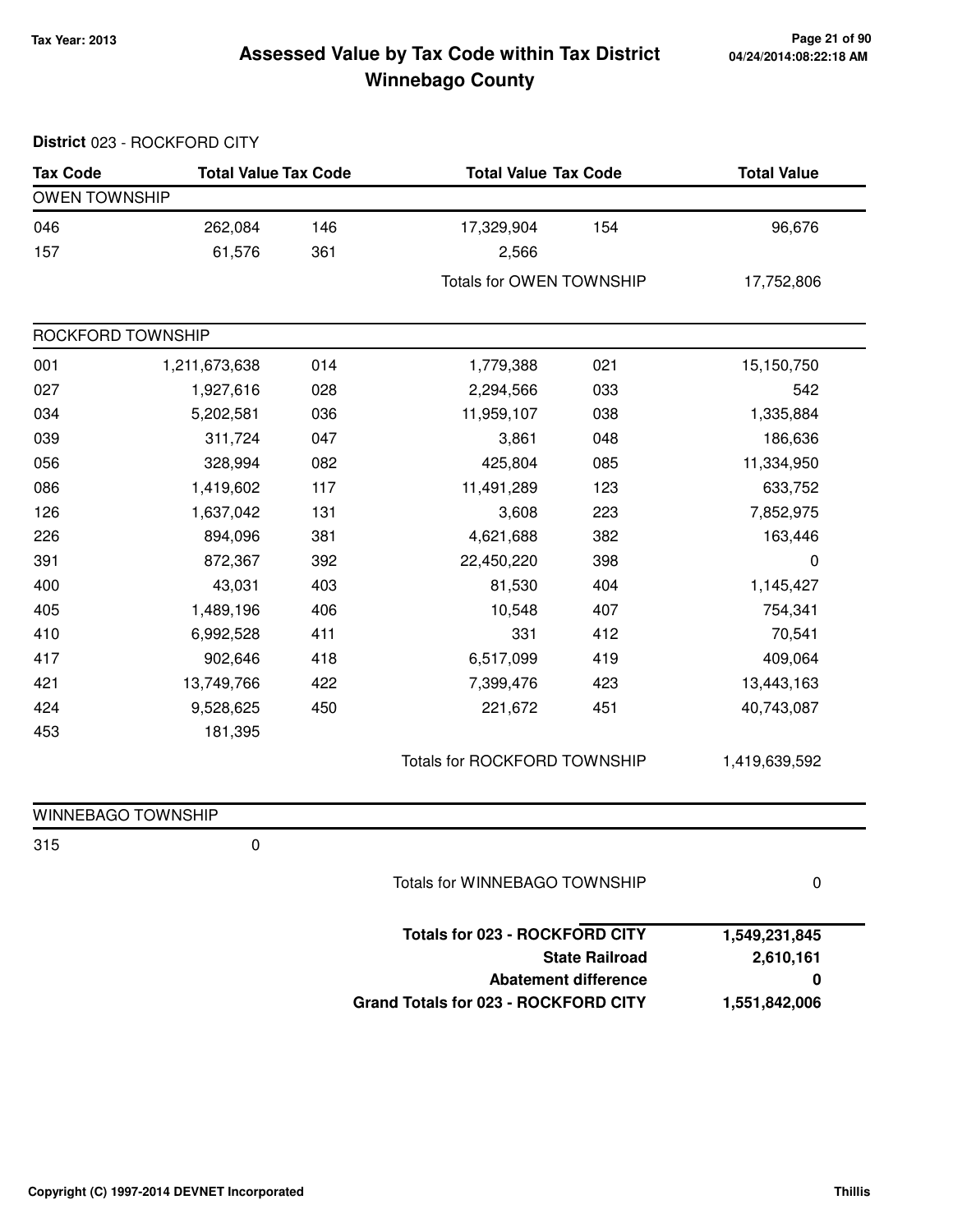# Assessed Value by Tax Code within Tax District
## Winnebago County

Tax Year: 2013

**District** 023 - ROCKFORD CITY

| Tax Code | Total Value | Tax Code | Total Value | Tax Code | Total Value |
|---|---|---|---|---|---|
| **OWEN TOWNSHIP** | | | | | |
| 046 | 262,084 | 146 | 17,329,904 | 154 | 96,676 |
| 157 | 61,576 | 361 | 2,566 | | |
| | | | Totals for OWEN TOWNSHIP | | 17,752,806 |
| **ROCKFORD TOWNSHIP** | | | | | |
| 001 | 1,211,673,638 | 014 | 1,779,388 | 021 | 15,150,750 |
| 027 | 1,927,616 | 028 | 2,294,566 | 033 | 542 |
| 034 | 5,202,581 | 036 | 11,959,107 | 038 | 1,335,884 |
| 039 | 311,724 | 047 | 3,861 | 048 | 186,636 |
| 056 | 328,994 | 082 | 425,804 | 085 | 11,334,950 |
| 086 | 1,419,602 | 117 | 11,491,289 | 123 | 633,752 |
| 126 | 1,637,042 | 131 | 3,608 | 223 | 7,852,975 |
| 226 | 894,096 | 381 | 4,621,688 | 382 | 163,446 |
| 391 | 872,367 | 392 | 22,450,220 | 398 | 0 |
| 400 | 43,031 | 403 | 81,530 | 404 | 1,145,427 |
| 405 | 1,489,196 | 406 | 10,548 | 407 | 754,341 |
| 410 | 6,992,528 | 411 | 331 | 412 | 70,541 |
| 417 | 902,646 | 418 | 6,517,099 | 419 | 409,064 |
| 421 | 13,749,766 | 422 | 7,399,476 | 423 | 13,443,163 |
| 424 | 9,528,625 | 450 | 221,672 | 451 | 40,743,087 |
| 453 | 181,395 | | | | |
| | | | Totals for ROCKFORD TOWNSHIP | | 1,419,639,592 |
| **WINNEBAGO TOWNSHIP** | | | | | |
| 315 | 0 | | | | |
| | | | Totals for WINNEBAGO TOWNSHIP | | 0 |

| | |
|---|---|
| **Totals for 023 - ROCKFORD CITY** | **1,549,231,845** |
| **State Railroad** | **2,610,161** |
| **Abatement difference** | **0** |
| **Grand Totals for 023 - ROCKFORD CITY** | **1,551,842,006** |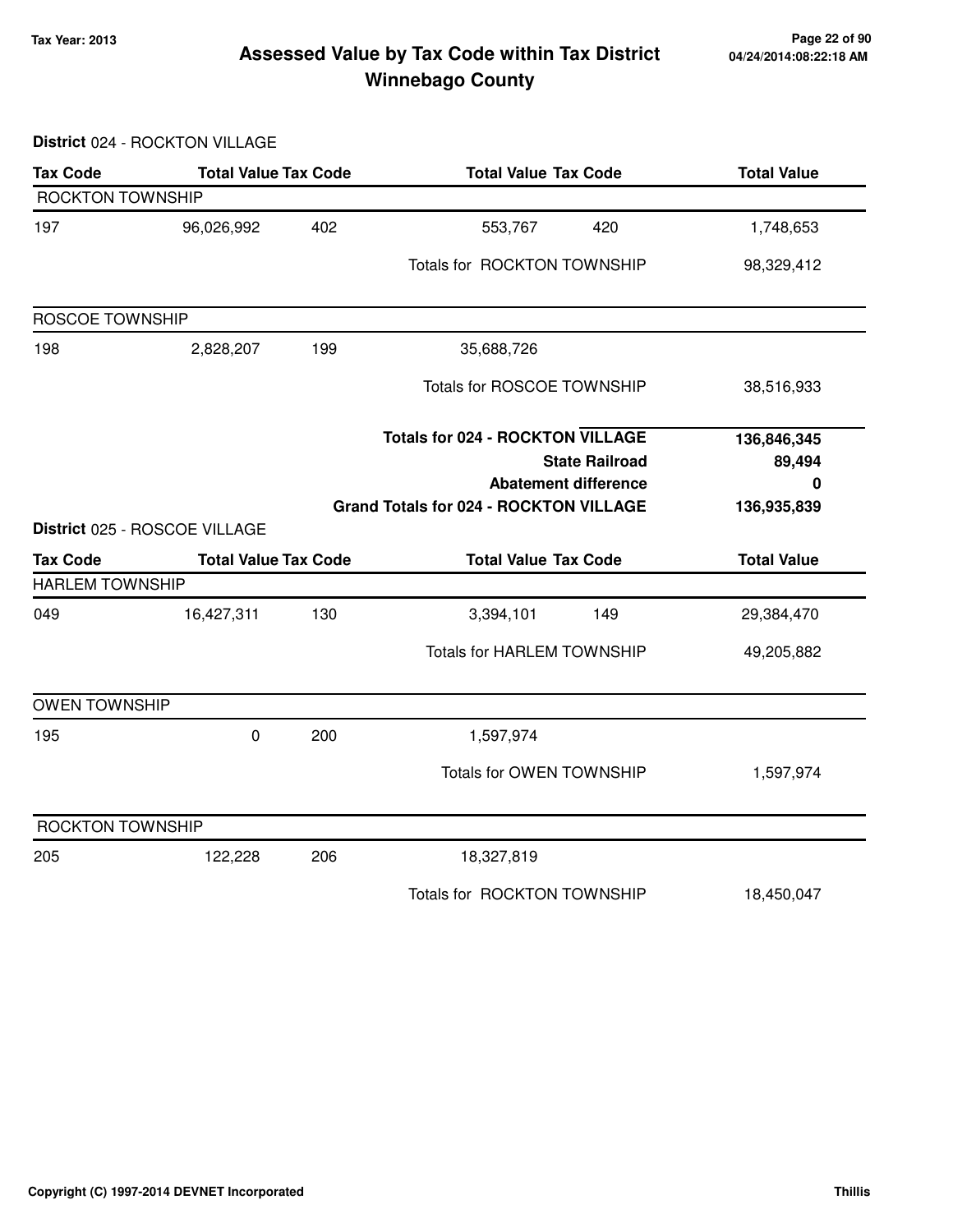# Assessed Value by Tax Code within Tax District
## Winnebago County

Tax Year: 2013

04/24/2014:08:22:18 AM

**District** 024 - ROCKTON VILLAGE

| Tax Code | Total Value | Tax Code | Total Value | Tax Code | Total Value |
|---|---|---|---|---|---|
| ROCKTON TOWNSHIP | | | | | |
| 197 | 96,026,992 | 402 | 553,767 | 420 | 1,748,653 |
| | | | Totals for ROCKTON TOWNSHIP | | 98,329,412 |
| ROSCOE TOWNSHIP | | | | | |
| 198 | 2,828,207 | 199 | 35,688,726 | | |
| | | | Totals for ROSCOE TOWNSHIP | | 38,516,933 |
| | | | **Totals for 024 - ROCKTON VILLAGE** | | **136,846,345** |
| | | | **State Railroad** | | **89,494** |
| | | | **Abatement difference** | | **0** |
| | | | **Grand Totals for 024 - ROCKTON VILLAGE** | | **136,935,839** |

**District** 025 - ROSCOE VILLAGE

| Tax Code | Total Value | Tax Code | Total Value | Tax Code | Total Value |
|---|---|---|---|---|---|
| HARLEM TOWNSHIP | | | | | |
| 049 | 16,427,311 | 130 | 3,394,101 | 149 | 29,384,470 |
| | | | Totals for HARLEM TOWNSHIP | | 49,205,882 |
| OWEN TOWNSHIP | | | | | |
| 195 | 0 | 200 | 1,597,974 | | |
| | | | Totals for OWEN TOWNSHIP | | 1,597,974 |
| ROCKTON TOWNSHIP | | | | | |
| 205 | 122,228 | 206 | 18,327,819 | | |
| | | | Totals for ROCKTON TOWNSHIP | | 18,450,047 |

Copyright (C) 1997-2014 DEVNET Incorporated

Thillis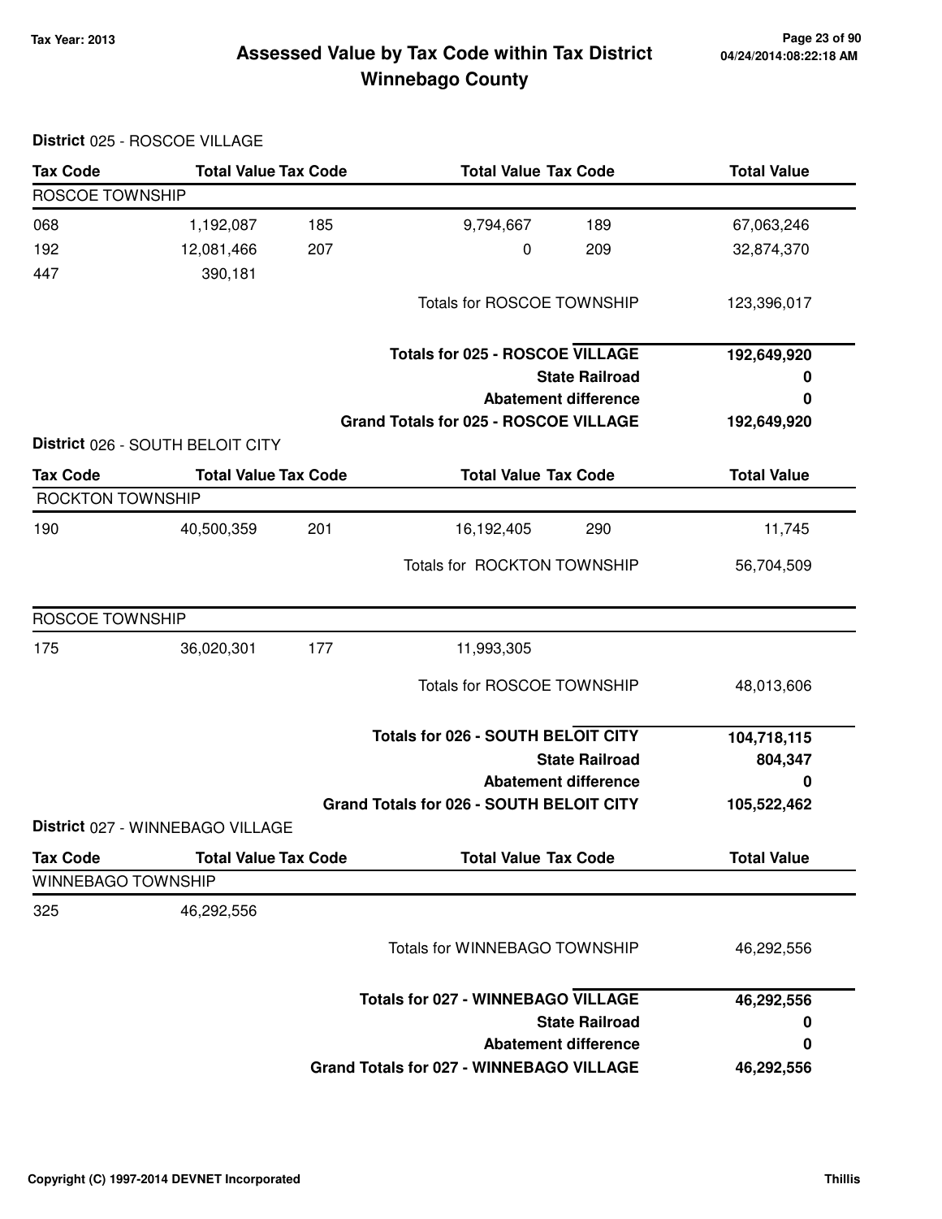# Assessed Value by Tax Code within Tax District
## Winnebago County

Tax Year: 2013

### District 025 - ROSCOE VILLAGE

| Tax Code | Total Value | Tax Code | Total Value | Tax Code | Total Value |
|---|---|---|---|---|---|
| **ROSCOE TOWNSHIP** | | | | | |
| 068 | 1,192,087 | 185 | 9,794,667 | 189 | 67,063,246 |
| 192 | 12,081,466 | 207 | 0 | 209 | 32,874,370 |
| 447 | 390,181 | | | | |
| | | | Totals for ROSCOE TOWNSHIP | | 123,396,017 |

| | |
|---|---|
| **Totals for 025 - ROSCOE VILLAGE** | **192,649,920** |
| **State Railroad** | **0** |
| **Abatement difference** | **0** |
| **Grand Totals for 025 - ROSCOE VILLAGE** | **192,649,920** |

### District 026 - SOUTH BELOIT CITY

| Tax Code | Total Value | Tax Code | Total Value | Tax Code | Total Value |
|---|---|---|---|---|---|
| **ROCKTON TOWNSHIP** | | | | | |
| 190 | 40,500,359 | 201 | 16,192,405 | 290 | 11,745 |
| | | | Totals for ROCKTON TOWNSHIP | | 56,704,509 |
| **ROSCOE TOWNSHIP** | | | | | |
| 175 | 36,020,301 | 177 | 11,993,305 | | |
| | | | Totals for ROSCOE TOWNSHIP | | 48,013,606 |

| | |
|---|---|
| **Totals for 026 - SOUTH BELOIT CITY** | **104,718,115** |
| **State Railroad** | **804,347** |
| **Abatement difference** | **0** |
| **Grand Totals for 026 - SOUTH BELOIT CITY** | **105,522,462** |

### District 027 - WINNEBAGO VILLAGE

| Tax Code | Total Value | Tax Code | Total Value | Tax Code | Total Value |
|---|---|---|---|---|---|
| **WINNEBAGO TOWNSHIP** | | | | | |
| 325 | 46,292,556 | | | | |
| | | | Totals for WINNEBAGO TOWNSHIP | | 46,292,556 |

| | |
|---|---|
| **Totals for 027 - WINNEBAGO VILLAGE** | **46,292,556** |
| **State Railroad** | **0** |
| **Abatement difference** | **0** |
| **Grand Totals for 027 - WINNEBAGO VILLAGE** | **46,292,556** |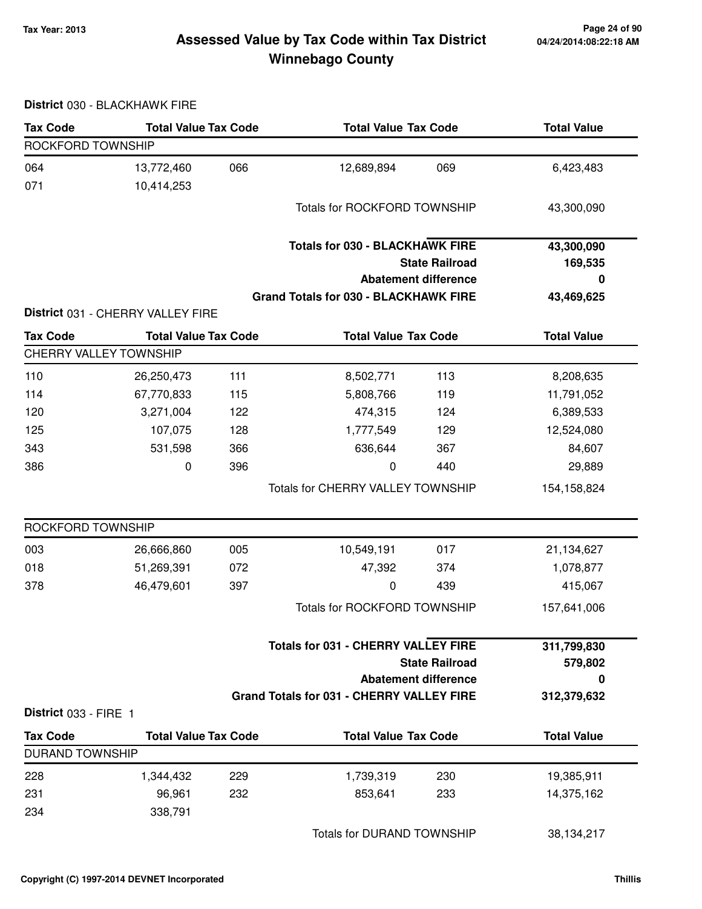# Assessed Value by Tax Code within Tax District
## Winnebago County

Tax Year: 2013

### District 030 - BLACKHAWK FIRE

| Tax Code | Total Value | Tax Code | Total Value | Tax Code | Total Value |
|---|---|---|---|---|---|
| ROCKFORD TOWNSHIP | | | | | |
| 064 | 13,772,460 | 066 | 12,689,894 | 069 | 6,423,483 |
| 071 | 10,414,253 | | | | |
| | | | Totals for ROCKFORD TOWNSHIP | | 43,300,090 |

| | |
|---|---|
| **Totals for 030 - BLACKHAWK FIRE** | **43,300,090** |
| **State Railroad** | **169,535** |
| **Abatement difference** | **0** |
| **Grand Totals for 030 - BLACKHAWK FIRE** | **43,469,625** |

### District 031 - CHERRY VALLEY FIRE

| Tax Code | Total Value | Tax Code | Total Value | Tax Code | Total Value |
|---|---|---|---|---|---|
| CHERRY VALLEY TOWNSHIP | | | | | |
| 110 | 26,250,473 | 111 | 8,502,771 | 113 | 8,208,635 |
| 114 | 67,770,833 | 115 | 5,808,766 | 119 | 11,791,052 |
| 120 | 3,271,004 | 122 | 474,315 | 124 | 6,389,533 |
| 125 | 107,075 | 128 | 1,777,549 | 129 | 12,524,080 |
| 343 | 531,598 | 366 | 636,644 | 367 | 84,607 |
| 386 | 0 | 396 | 0 | 440 | 29,889 |
| | | | Totals for CHERRY VALLEY TOWNSHIP | | 154,158,824 |
| ROCKFORD TOWNSHIP | | | | | |
| 003 | 26,666,860 | 005 | 10,549,191 | 017 | 21,134,627 |
| 018 | 51,269,391 | 072 | 47,392 | 374 | 1,078,877 |
| 378 | 46,479,601 | 397 | 0 | 439 | 415,067 |
| | | | Totals for ROCKFORD TOWNSHIP | | 157,641,006 |

| | |
|---|---|
| **Totals for 031 - CHERRY VALLEY FIRE** | **311,799,830** |
| **State Railroad** | **579,802** |
| **Abatement difference** | **0** |
| **Grand Totals for 031 - CHERRY VALLEY FIRE** | **312,379,632** |

### District 033 - FIRE 1

| Tax Code | Total Value | Tax Code | Total Value | Tax Code | Total Value |
|---|---|---|---|---|---|
| DURAND TOWNSHIP | | | | | |
| 228 | 1,344,432 | 229 | 1,739,319 | 230 | 19,385,911 |
| 231 | 96,961 | 232 | 853,641 | 233 | 14,375,162 |
| 234 | 338,791 | | | | |
| | | | Totals for DURAND TOWNSHIP | | 38,134,217 |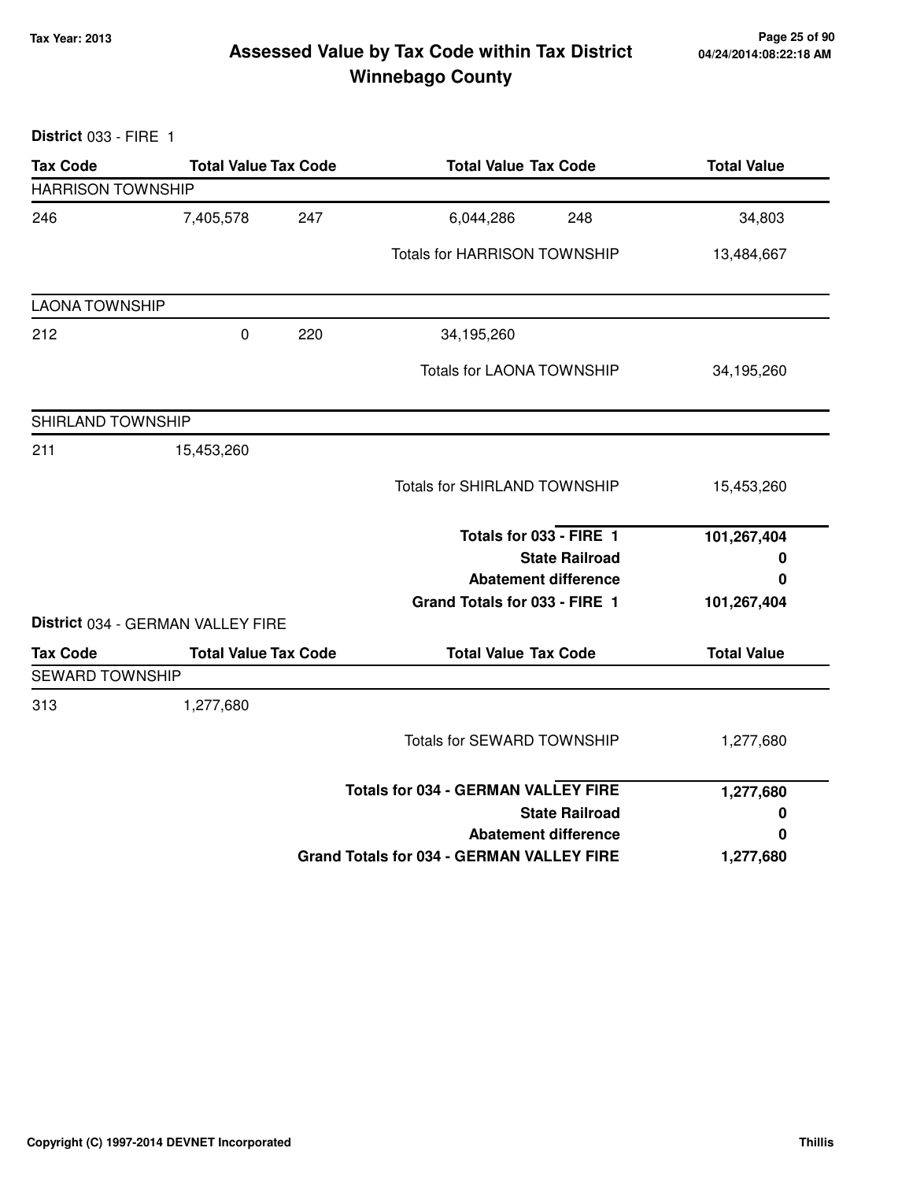# Assessed Value by Tax Code within Tax District
## Winnebago County

**Tax Year: 2013**

**District** 033 - FIRE 1

| Tax Code | Total Value | Tax Code | Total Value | Tax Code | Total Value |
|---|---|---|---|---|---|
| **HARRISON TOWNSHIP** | | | | | |
| 246 | 7,405,578 | 247 | 6,044,286 | 248 | 34,803 |
| | | | Totals for HARRISON TOWNSHIP | | 13,484,667 |
| **LAONA TOWNSHIP** | | | | | |
| 212 | 0 | 220 | 34,195,260 | | |
| | | | Totals for LAONA TOWNSHIP | | 34,195,260 |
| **SHIRLAND TOWNSHIP** | | | | | |
| 211 | 15,453,260 | | | | |
| | | | Totals for SHIRLAND TOWNSHIP | | 15,453,260 |
| | | | **Totals for 033 - FIRE 1** | | **101,267,404** |
| | | | **State Railroad** | | **0** |
| | | | **Abatement difference** | | **0** |
| | | | **Grand Totals for 033 - FIRE 1** | | **101,267,404** |

**District** 034 - GERMAN VALLEY FIRE

| Tax Code | Total Value | Tax Code | Total Value | Tax Code | Total Value |
|---|---|---|---|---|---|
| **SEWARD TOWNSHIP** | | | | | |
| 313 | 1,277,680 | | | | |
| | | | Totals for SEWARD TOWNSHIP | | 1,277,680 |
| | | | **Totals for 034 - GERMAN VALLEY FIRE** | | **1,277,680** |
| | | | **State Railroad** | | **0** |
| | | | **Abatement difference** | | **0** |
| | | | **Grand Totals for 034 - GERMAN VALLEY FIRE** | | **1,277,680** |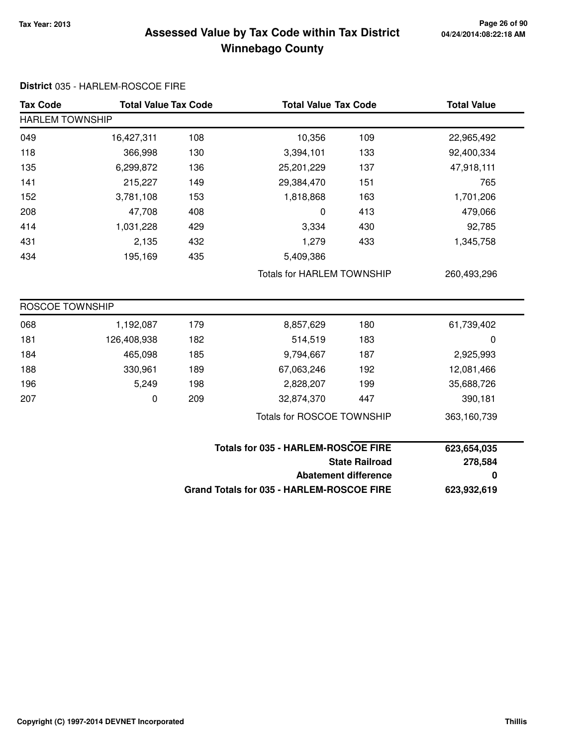# Assessed Value by Tax Code within Tax District
## Winnebago County

Tax Year: 2013

**District** 035 - HARLEM-ROSCOE FIRE

| Tax Code | Total Value | Tax Code | Total Value | Tax Code | Total Value |
|---|---|---|---|---|---|
| **HARLEM TOWNSHIP** | | | | | |
| 049 | 16,427,311 | 108 | 10,356 | 109 | 22,965,492 |
| 118 | 366,998 | 130 | 3,394,101 | 133 | 92,400,334 |
| 135 | 6,299,872 | 136 | 25,201,229 | 137 | 47,918,111 |
| 141 | 215,227 | 149 | 29,384,470 | 151 | 765 |
| 152 | 3,781,108 | 153 | 1,818,868 | 163 | 1,701,206 |
| 208 | 47,708 | 408 | 0 | 413 | 479,066 |
| 414 | 1,031,228 | 429 | 3,334 | 430 | 92,785 |
| 431 | 2,135 | 432 | 1,279 | 433 | 1,345,758 |
| 434 | 195,169 | 435 | 5,409,386 | | |
| | | | Totals for HARLEM TOWNSHIP | | 260,493,296 |
| **ROSCOE TOWNSHIP** | | | | | |
| 068 | 1,192,087 | 179 | 8,857,629 | 180 | 61,739,402 |
| 181 | 126,408,938 | 182 | 514,519 | 183 | 0 |
| 184 | 465,098 | 185 | 9,794,667 | 187 | 2,925,993 |
| 188 | 330,961 | 189 | 67,063,246 | 192 | 12,081,466 |
| 196 | 5,249 | 198 | 2,828,207 | 199 | 35,688,726 |
| 207 | 0 | 209 | 32,874,370 | 447 | 390,181 |
| | | | Totals for ROSCOE TOWNSHIP | | 363,160,739 |

| | |
|---|---|
| **Totals for 035 - HARLEM-ROSCOE FIRE** | **623,654,035** |
| **State Railroad** | **278,584** |
| **Abatement difference** | **0** |
| **Grand Totals for 035 - HARLEM-ROSCOE FIRE** | **623,932,619** |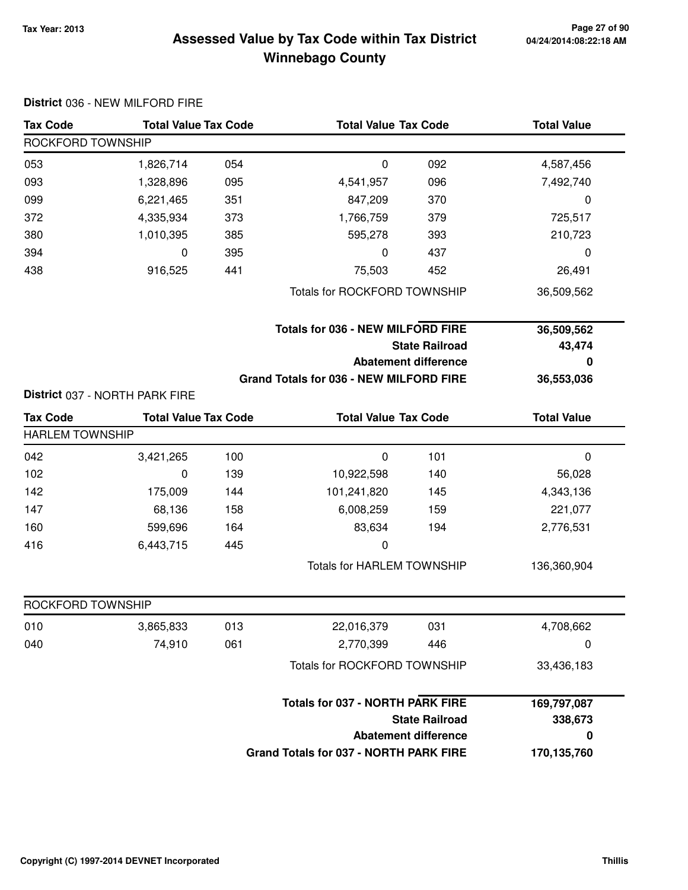# Assessed Value by Tax Code within Tax District
## Winnebago County

Tax Year: 2013

**District** 036 - NEW MILFORD FIRE

| Tax Code | Total Value | Tax Code | Total Value | Tax Code | Total Value |
|---|---|---|---|---|---|
| ROCKFORD TOWNSHIP | | | | | |
| 053 | 1,826,714 | 054 | 0 | 092 | 4,587,456 |
| 093 | 1,328,896 | 095 | 4,541,957 | 096 | 7,492,740 |
| 099 | 6,221,465 | 351 | 847,209 | 370 | 0 |
| 372 | 4,335,934 | 373 | 1,766,759 | 379 | 725,517 |
| 380 | 1,010,395 | 385 | 595,278 | 393 | 210,723 |
| 394 | 0 | 395 | 0 | 437 | 0 |
| 438 | 916,525 | 441 | 75,503 | 452 | 26,491 |
| | | | Totals for ROCKFORD TOWNSHIP | | 36,509,562 |

| | |
|---|---|
| **Totals for 036 - NEW MILFORD FIRE** | **36,509,562** |
| **State Railroad** | **43,474** |
| **Abatement difference** | **0** |
| **Grand Totals for 036 - NEW MILFORD FIRE** | **36,553,036** |

**District** 037 - NORTH PARK FIRE

| Tax Code | Total Value | Tax Code | Total Value | Tax Code | Total Value |
|---|---|---|---|---|---|
| HARLEM TOWNSHIP | | | | | |
| 042 | 3,421,265 | 100 | 0 | 101 | 0 |
| 102 | 0 | 139 | 10,922,598 | 140 | 56,028 |
| 142 | 175,009 | 144 | 101,241,820 | 145 | 4,343,136 |
| 147 | 68,136 | 158 | 6,008,259 | 159 | 221,077 |
| 160 | 599,696 | 164 | 83,634 | 194 | 2,776,531 |
| 416 | 6,443,715 | 445 | 0 | | |
| | | | Totals for HARLEM TOWNSHIP | | 136,360,904 |
| ROCKFORD TOWNSHIP | | | | | |
| 010 | 3,865,833 | 013 | 22,016,379 | 031 | 4,708,662 |
| 040 | 74,910 | 061 | 2,770,399 | 446 | 0 |
| | | | Totals for ROCKFORD TOWNSHIP | | 33,436,183 |

| | |
|---|---|
| **Totals for 037 - NORTH PARK FIRE** | **169,797,087** |
| **State Railroad** | **338,673** |
| **Abatement difference** | **0** |
| **Grand Totals for 037 - NORTH PARK FIRE** | **170,135,760** |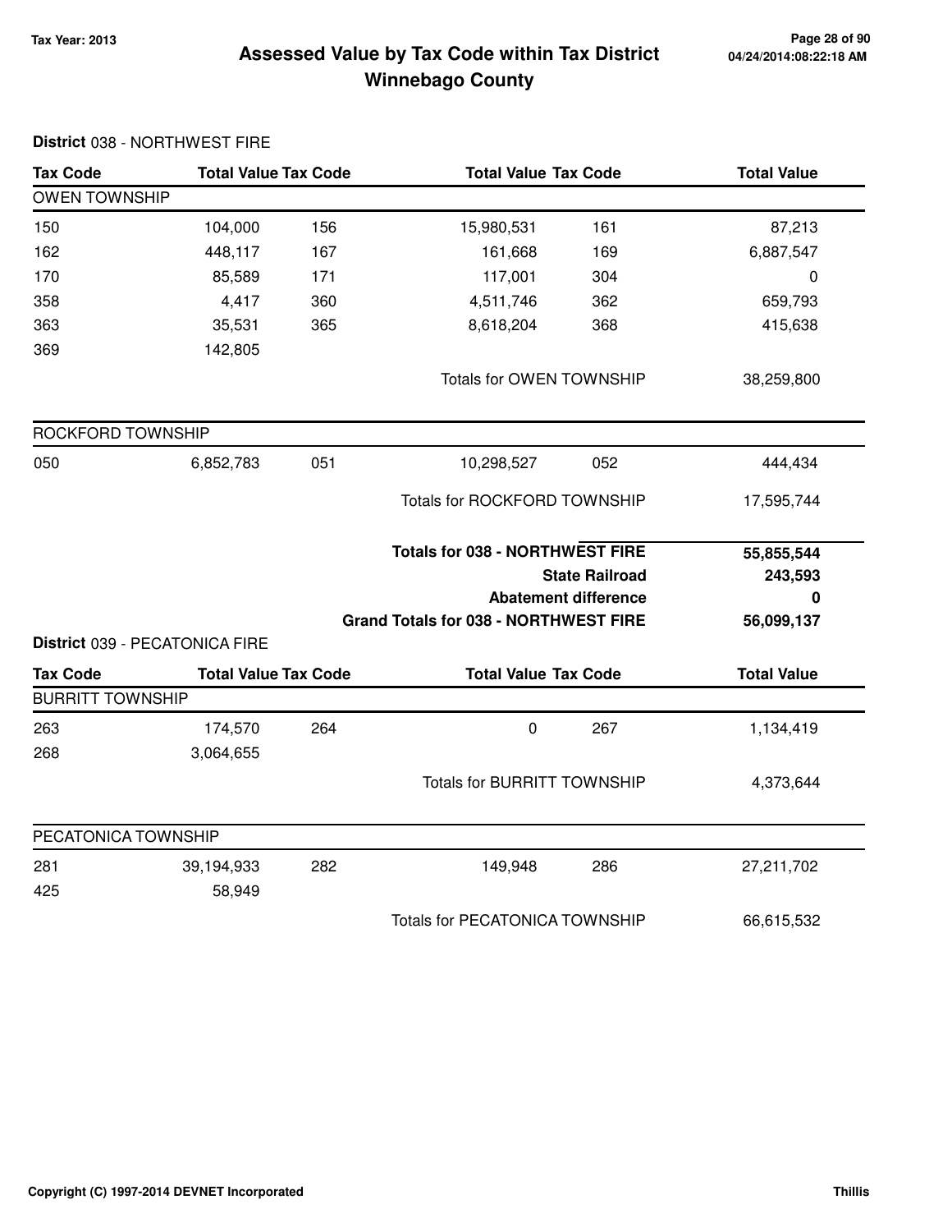# Assessed Value by Tax Code within Tax District
# Winnebago County

Tax Year: 2013

04/24/2014:08:22:18 AM

**District** 038 - NORTHWEST FIRE

| Tax Code | Total Value | Tax Code | Total Value | Tax Code | Total Value |
|---|---|---|---|---|---|
| **OWEN TOWNSHIP** | | | | | |
| 150 | 104,000 | 156 | 15,980,531 | 161 | 87,213 |
| 162 | 448,117 | 167 | 161,668 | 169 | 6,887,547 |
| 170 | 85,589 | 171 | 117,001 | 304 | 0 |
| 358 | 4,417 | 360 | 4,511,746 | 362 | 659,793 |
| 363 | 35,531 | 365 | 8,618,204 | 368 | 415,638 |
| 369 | 142,805 | | | | |
| | | | Totals for OWEN TOWNSHIP | | 38,259,800 |
| **ROCKFORD TOWNSHIP** | | | | | |
| 050 | 6,852,783 | 051 | 10,298,527 | 052 | 444,434 |
| | | | Totals for ROCKFORD TOWNSHIP | | 17,595,744 |

| | |
|---|---|
| **Totals for 038 - NORTHWEST FIRE** | **55,855,544** |
| **State Railroad** | **243,593** |
| **Abatement difference** | **0** |
| **Grand Totals for 038 - NORTHWEST FIRE** | **56,099,137** |

**District** 039 - PECATONICA FIRE

| Tax Code | Total Value | Tax Code | Total Value | Tax Code | Total Value |
|---|---|---|---|---|---|
| **BURRITT TOWNSHIP** | | | | | |
| 263 | 174,570 | 264 | 0 | 267 | 1,134,419 |
| 268 | 3,064,655 | | | | |
| | | | Totals for BURRITT TOWNSHIP | | 4,373,644 |
| **PECATONICA TOWNSHIP** | | | | | |
| 281 | 39,194,933 | 282 | 149,948 | 286 | 27,211,702 |
| 425 | 58,949 | | | | |
| | | | Totals for PECATONICA TOWNSHIP | | 66,615,532 |

Copyright (C) 1997-2014 DEVNET Incorporated

Thillis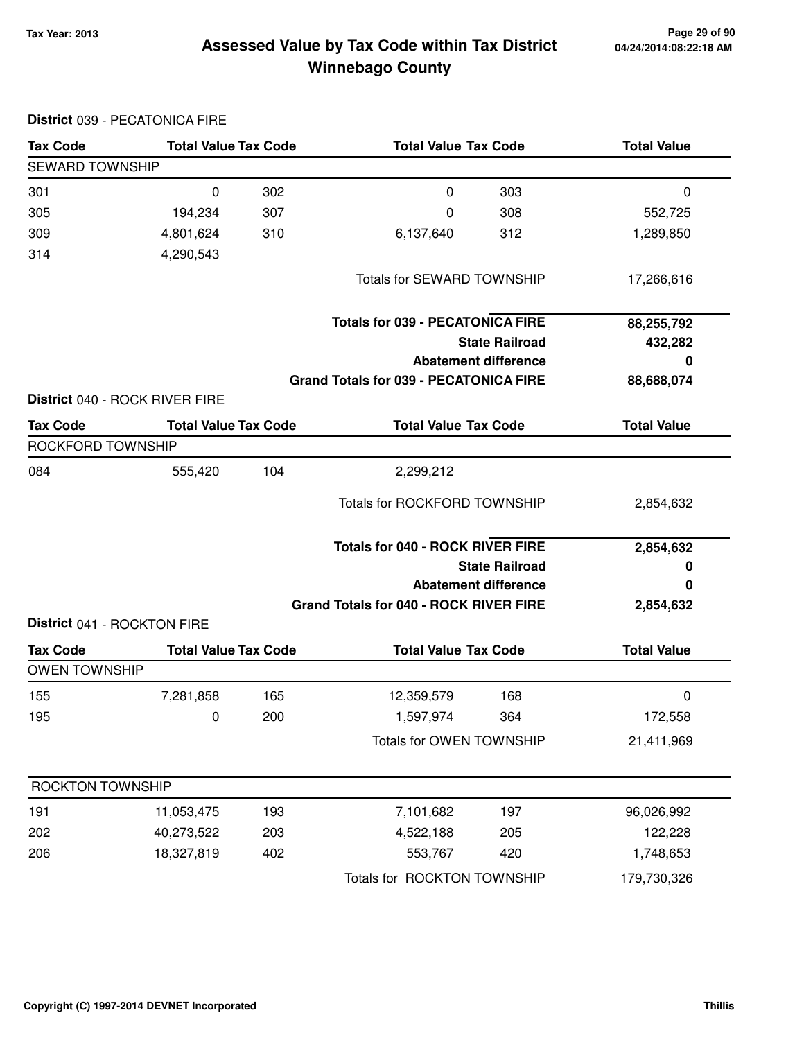# Assessed Value by Tax Code within Tax District
## Winnebago County

Tax Year: 2013

04/24/2014:08:22:18 AM

**District** 039 - PECATONICA FIRE

| Tax Code | Total Value | Tax Code | Total Value | Tax Code | Total Value |
|---|---|---|---|---|---|
| SEWARD TOWNSHIP | | | | | |
| 301 | 0 | 302 | 0 | 303 | 0 |
| 305 | 194,234 | 307 | 0 | 308 | 552,725 |
| 309 | 4,801,624 | 310 | 6,137,640 | 312 | 1,289,850 |
| 314 | 4,290,543 | | | | |
| | | | Totals for SEWARD TOWNSHIP | | 17,266,616 |

| | |
|---|---|
| **Totals for 039 - PECATONICA FIRE** | **88,255,792** |
| **State Railroad** | **432,282** |
| **Abatement difference** | **0** |
| **Grand Totals for 039 - PECATONICA FIRE** | **88,688,074** |

**District** 040 - ROCK RIVER FIRE

| Tax Code | Total Value | Tax Code | Total Value | Tax Code | Total Value |
|---|---|---|---|---|---|
| ROCKFORD TOWNSHIP | | | | | |
| 084 | 555,420 | 104 | 2,299,212 | | |
| | | | Totals for ROCKFORD TOWNSHIP | | 2,854,632 |

| | |
|---|---|
| **Totals for 040 - ROCK RIVER FIRE** | **2,854,632** |
| **State Railroad** | **0** |
| **Abatement difference** | **0** |
| **Grand Totals for 040 - ROCK RIVER FIRE** | **2,854,632** |

**District** 041 - ROCKTON FIRE

| Tax Code | Total Value | Tax Code | Total Value | Tax Code | Total Value |
|---|---|---|---|---|---|
| OWEN TOWNSHIP | | | | | |
| 155 | 7,281,858 | 165 | 12,359,579 | 168 | 0 |
| 195 | 0 | 200 | 1,597,974 | 364 | 172,558 |
| | | | Totals for OWEN TOWNSHIP | | 21,411,969 |
| ROCKTON TOWNSHIP | | | | | |
| 191 | 11,053,475 | 193 | 7,101,682 | 197 | 96,026,992 |
| 202 | 40,273,522 | 203 | 4,522,188 | 205 | 122,228 |
| 206 | 18,327,819 | 402 | 553,767 | 420 | 1,748,653 |
| | | | Totals for ROCKTON TOWNSHIP | | 179,730,326 |

Copyright (C) 1997-2014 DEVNET Incorporated

Thillis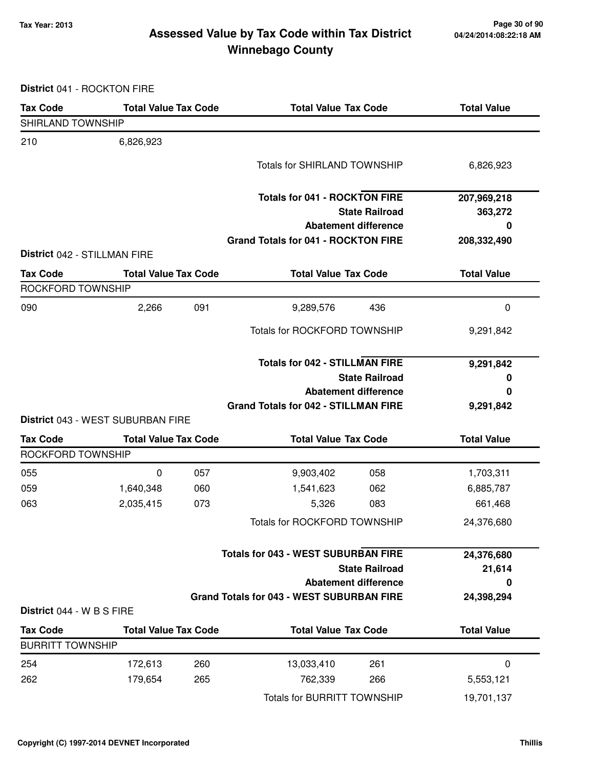# Assessed Value by Tax Code within Tax District
## Winnebago County

Tax Year: 2013

**District** 041 - ROCKTON FIRE

| Tax Code | Total Value | Tax Code | Total Value | Tax Code | Total Value |
|---|---|---|---|---|---|
| SHIRLAND TOWNSHIP | | | | | |
| 210 | 6,826,923 | | | | |
| | | | Totals for SHIRLAND TOWNSHIP | | 6,826,923 |
| | | | **Totals for 041 - ROCKTON FIRE** | | **207,969,218** |
| | | | **State Railroad** | | **363,272** |
| | | | **Abatement difference** | | **0** |
| | | | **Grand Totals for 041 - ROCKTON FIRE** | | **208,332,490** |

**District** 042 - STILLMAN FIRE

| Tax Code | Total Value | Tax Code | Total Value | Tax Code | Total Value |
|---|---|---|---|---|---|
| ROCKFORD TOWNSHIP | | | | | |
| 090 | 2,266 | 091 | 9,289,576 | 436 | 0 |
| | | | Totals for ROCKFORD TOWNSHIP | | 9,291,842 |
| | | | **Totals for 042 - STILLMAN FIRE** | | **9,291,842** |
| | | | **State Railroad** | | **0** |
| | | | **Abatement difference** | | **0** |
| | | | **Grand Totals for 042 - STILLMAN FIRE** | | **9,291,842** |

**District** 043 - WEST SUBURBAN FIRE

| Tax Code | Total Value | Tax Code | Total Value | Tax Code | Total Value |
|---|---|---|---|---|---|
| ROCKFORD TOWNSHIP | | | | | |
| 055 | 0 | 057 | 9,903,402 | 058 | 1,703,311 |
| 059 | 1,640,348 | 060 | 1,541,623 | 062 | 6,885,787 |
| 063 | 2,035,415 | 073 | 5,326 | 083 | 661,468 |
| | | | Totals for ROCKFORD TOWNSHIP | | 24,376,680 |
| | | | **Totals for 043 - WEST SUBURBAN FIRE** | | **24,376,680** |
| | | | **State Railroad** | | **21,614** |
| | | | **Abatement difference** | | **0** |
| | | | **Grand Totals for 043 - WEST SUBURBAN FIRE** | | **24,398,294** |

**District** 044 - W B S FIRE

| Tax Code | Total Value | Tax Code | Total Value | Tax Code | Total Value |
|---|---|---|---|---|---|
| BURRITT TOWNSHIP | | | | | |
| 254 | 172,613 | 260 | 13,033,410 | 261 | 0 |
| 262 | 179,654 | 265 | 762,339 | 266 | 5,553,121 |
| | | | Totals for BURRITT TOWNSHIP | | 19,701,137 |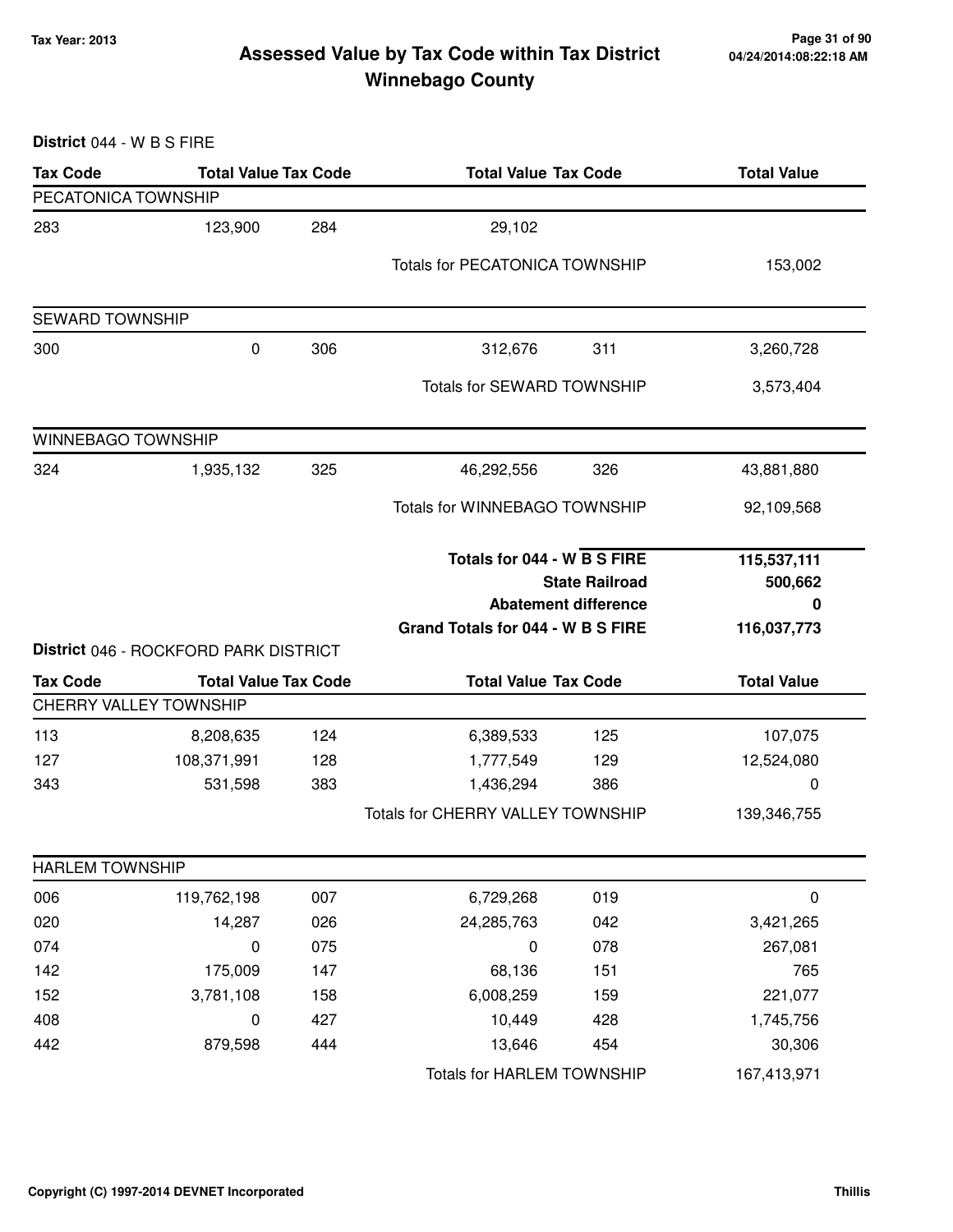# Assessed Value by Tax Code within Tax District
# Winnebago County

Tax Year: 2013

**District** 044 - W B S FIRE

| Tax Code | Total Value | Tax Code | Total Value | Tax Code | Total Value |
|---|---|---|---|---|---|
| PECATONICA TOWNSHIP | | | | | |
| 283 | 123,900 | 284 | 29,102 | | |
| | | | Totals for PECATONICA TOWNSHIP | | 153,002 |
| SEWARD TOWNSHIP | | | | | |
| 300 | 0 | 306 | 312,676 | 311 | 3,260,728 |
| | | | Totals for SEWARD TOWNSHIP | | 3,573,404 |
| WINNEBAGO TOWNSHIP | | | | | |
| 324 | 1,935,132 | 325 | 46,292,556 | 326 | 43,881,880 |
| | | | Totals for WINNEBAGO TOWNSHIP | | 92,109,568 |
| | | | **Totals for 044 - W B S FIRE** | | **115,537,111** |
| | | | **State Railroad** | | **500,662** |
| | | | **Abatement difference** | | **0** |
| | | | **Grand Totals for 044 - W B S FIRE** | | **116,037,773** |

**District** 046 - ROCKFORD PARK DISTRICT

| Tax Code | Total Value | Tax Code | Total Value | Tax Code | Total Value |
|---|---|---|---|---|---|
| CHERRY VALLEY TOWNSHIP | | | | | |
| 113 | 8,208,635 | 124 | 6,389,533 | 125 | 107,075 |
| 127 | 108,371,991 | 128 | 1,777,549 | 129 | 12,524,080 |
| 343 | 531,598 | 383 | 1,436,294 | 386 | 0 |
| | | | Totals for CHERRY VALLEY TOWNSHIP | | 139,346,755 |
| HARLEM TOWNSHIP | | | | | |
| 006 | 119,762,198 | 007 | 6,729,268 | 019 | 0 |
| 020 | 14,287 | 026 | 24,285,763 | 042 | 3,421,265 |
| 074 | 0 | 075 | 0 | 078 | 267,081 |
| 142 | 175,009 | 147 | 68,136 | 151 | 765 |
| 152 | 3,781,108 | 158 | 6,008,259 | 159 | 221,077 |
| 408 | 0 | 427 | 10,449 | 428 | 1,745,756 |
| 442 | 879,598 | 444 | 13,646 | 454 | 30,306 |
| | | | Totals for HARLEM TOWNSHIP | | 167,413,971 |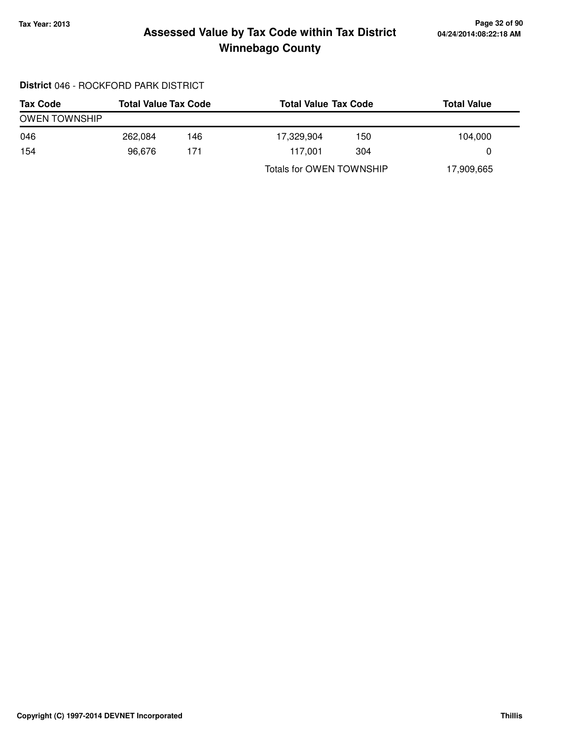# Assessed Value by Tax Code within Tax District

## Winnebago County

Tax Year: 2013

04/24/2014:08:22:18 AM

**District** 046 - ROCKFORD PARK DISTRICT

| Tax Code | Total Value | Tax Code | Total Value | Tax Code | Total Value |
|---|---|---|---|---|---|
| OWEN TOWNSHIP | | | | | |
| 046 | 262,084 | 146 | 17,329,904 | 150 | 104,000 |
| 154 | 96,676 | 171 | 117,001 | 304 | 0 |
| | | | Totals for OWEN TOWNSHIP | | 17,909,665 |

Copyright (C) 1997-2014 DEVNET Incorporated

Thillis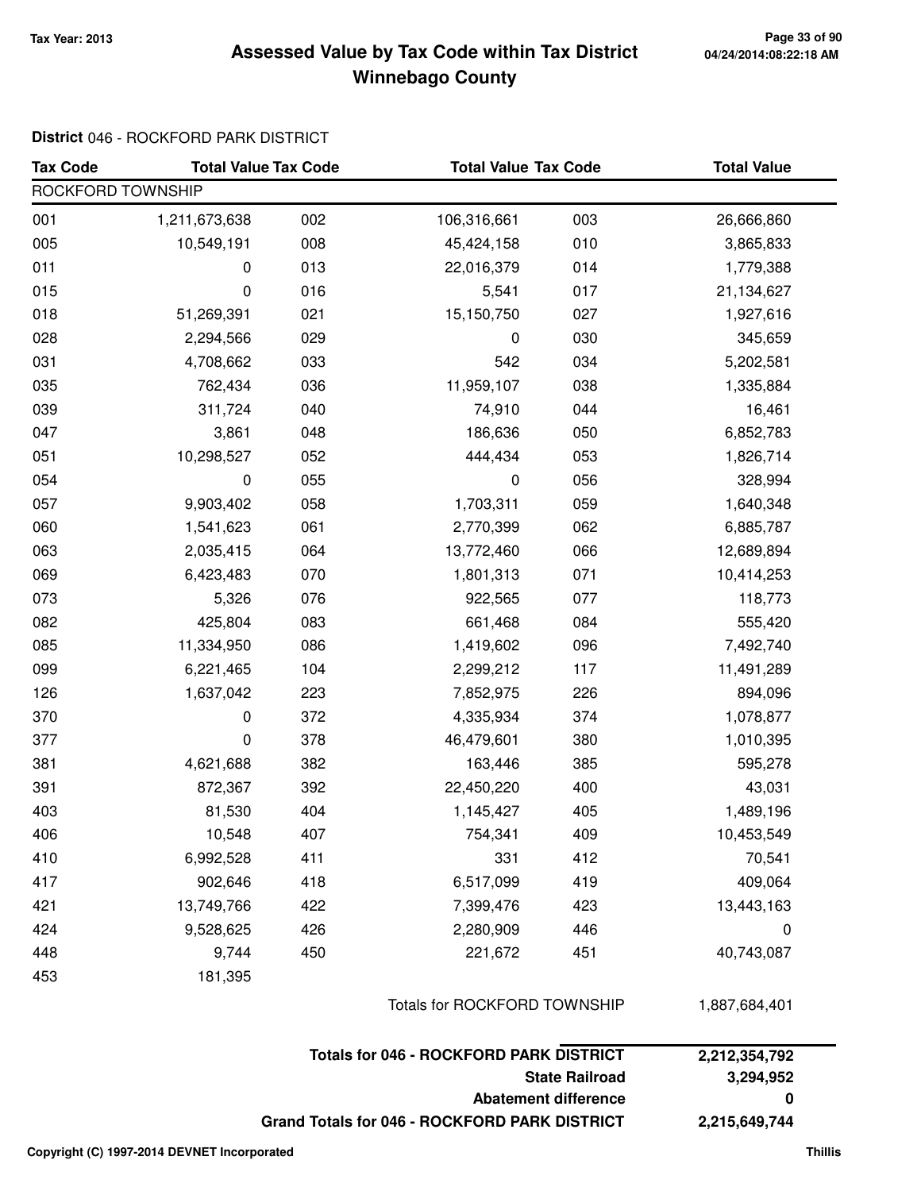# Assessed Value by Tax Code within Tax District
## Winnebago County

Tax Year: 2013

**District** 046 - ROCKFORD PARK DISTRICT

| Tax Code | Total Value | Tax Code | Total Value | Tax Code | Total Value |
|---|---|---|---|---|---|
| ROCKFORD TOWNSHIP | | | | | |
| 001 | 1,211,673,638 | 002 | 106,316,661 | 003 | 26,666,860 |
| 005 | 10,549,191 | 008 | 45,424,158 | 010 | 3,865,833 |
| 011 | 0 | 013 | 22,016,379 | 014 | 1,779,388 |
| 015 | 0 | 016 | 5,541 | 017 | 21,134,627 |
| 018 | 51,269,391 | 021 | 15,150,750 | 027 | 1,927,616 |
| 028 | 2,294,566 | 029 | 0 | 030 | 345,659 |
| 031 | 4,708,662 | 033 | 542 | 034 | 5,202,581 |
| 035 | 762,434 | 036 | 11,959,107 | 038 | 1,335,884 |
| 039 | 311,724 | 040 | 74,910 | 044 | 16,461 |
| 047 | 3,861 | 048 | 186,636 | 050 | 6,852,783 |
| 051 | 10,298,527 | 052 | 444,434 | 053 | 1,826,714 |
| 054 | 0 | 055 | 0 | 056 | 328,994 |
| 057 | 9,903,402 | 058 | 1,703,311 | 059 | 1,640,348 |
| 060 | 1,541,623 | 061 | 2,770,399 | 062 | 6,885,787 |
| 063 | 2,035,415 | 064 | 13,772,460 | 066 | 12,689,894 |
| 069 | 6,423,483 | 070 | 1,801,313 | 071 | 10,414,253 |
| 073 | 5,326 | 076 | 922,565 | 077 | 118,773 |
| 082 | 425,804 | 083 | 661,468 | 084 | 555,420 |
| 085 | 11,334,950 | 086 | 1,419,602 | 096 | 7,492,740 |
| 099 | 6,221,465 | 104 | 2,299,212 | 117 | 11,491,289 |
| 126 | 1,637,042 | 223 | 7,852,975 | 226 | 894,096 |
| 370 | 0 | 372 | 4,335,934 | 374 | 1,078,877 |
| 377 | 0 | 378 | 46,479,601 | 380 | 1,010,395 |
| 381 | 4,621,688 | 382 | 163,446 | 385 | 595,278 |
| 391 | 872,367 | 392 | 22,450,220 | 400 | 43,031 |
| 403 | 81,530 | 404 | 1,145,427 | 405 | 1,489,196 |
| 406 | 10,548 | 407 | 754,341 | 409 | 10,453,549 |
| 410 | 6,992,528 | 411 | 331 | 412 | 70,541 |
| 417 | 902,646 | 418 | 6,517,099 | 419 | 409,064 |
| 421 | 13,749,766 | 422 | 7,399,476 | 423 | 13,443,163 |
| 424 | 9,528,625 | 426 | 2,280,909 | 446 | 0 |
| 448 | 9,744 | 450 | 221,672 | 451 | 40,743,087 |
| 453 | 181,395 | | | | |
| | | | Totals for ROCKFORD TOWNSHIP | | 1,887,684,401 |

| | |
|---|---|
| **Totals for 046 - ROCKFORD PARK DISTRICT** | **2,212,354,792** |
| **State Railroad** | **3,294,952** |
| **Abatement difference** | **0** |
| **Grand Totals for 046 - ROCKFORD PARK DISTRICT** | **2,215,649,744** |

**Copyright (C) 1997-2014 DEVNET Incorporated** **Thillis**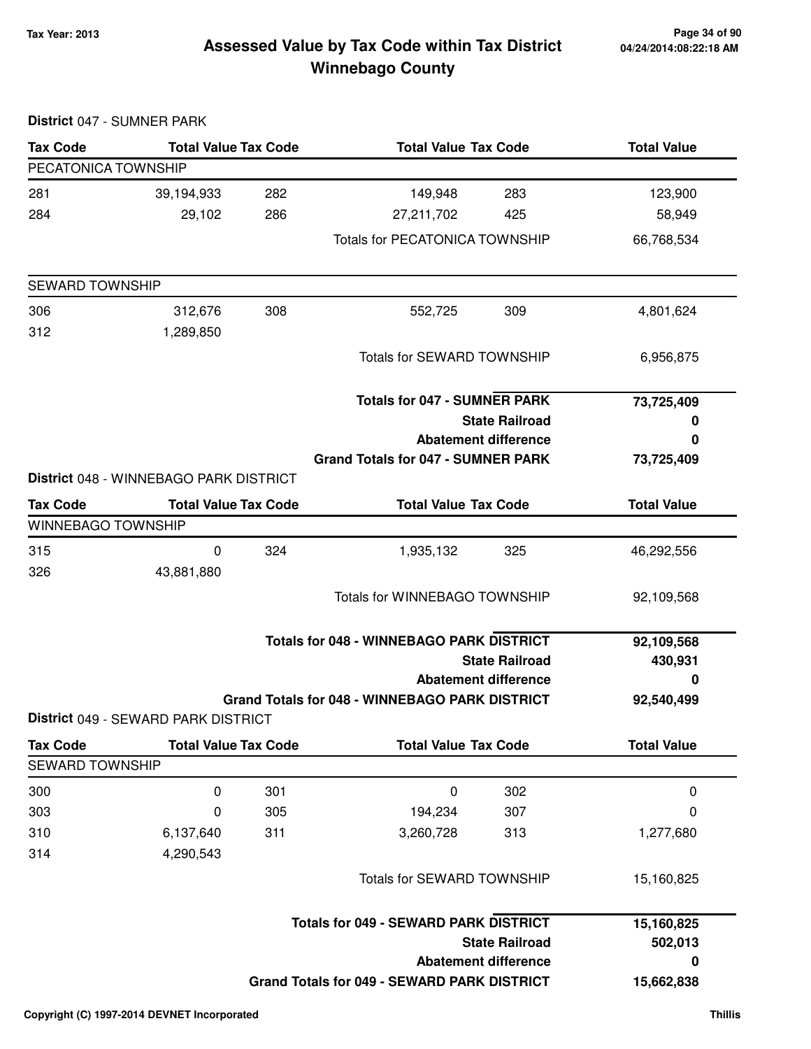# Assessed Value by Tax Code within Tax District
# Winnebago County

Tax Year: 2013

**District** 047 - SUMNER PARK

| Tax Code | Total Value | Tax Code | Total Value | Tax Code | Total Value |
|---|---|---|---|---|---|
| PECATONICA TOWNSHIP | | | | | |
| 281 | 39,194,933 | 282 | 149,948 | 283 | 123,900 |
| 284 | 29,102 | 286 | 27,211,702 | 425 | 58,949 |
| | | | Totals for PECATONICA TOWNSHIP | | 66,768,534 |
| SEWARD TOWNSHIP | | | | | |
| 306 | 312,676 | 308 | 552,725 | 309 | 4,801,624 |
| 312 | 1,289,850 | | | | |
| | | | Totals for SEWARD TOWNSHIP | | 6,956,875 |

| | |
|---|---|
| **Totals for 047 - SUMNER PARK** | **73,725,409** |
| **State Railroad** | **0** |
| **Abatement difference** | **0** |
| **Grand Totals for 047 - SUMNER PARK** | **73,725,409** |

**District** 048 - WINNEBAGO PARK DISTRICT

| Tax Code | Total Value | Tax Code | Total Value | Tax Code | Total Value |
|---|---|---|---|---|---|
| WINNEBAGO TOWNSHIP | | | | | |
| 315 | 0 | 324 | 1,935,132 | 325 | 46,292,556 |
| 326 | 43,881,880 | | | | |
| | | | Totals for WINNEBAGO TOWNSHIP | | 92,109,568 |

| | |
|---|---|
| **Totals for 048 - WINNEBAGO PARK DISTRICT** | **92,109,568** |
| **State Railroad** | **430,931** |
| **Abatement difference** | **0** |
| **Grand Totals for 048 - WINNEBAGO PARK DISTRICT** | **92,540,499** |

**District** 049 - SEWARD PARK DISTRICT

| Tax Code | Total Value | Tax Code | Total Value | Tax Code | Total Value |
|---|---|---|---|---|---|
| SEWARD TOWNSHIP | | | | | |
| 300 | 0 | 301 | 0 | 302 | 0 |
| 303 | 0 | 305 | 194,234 | 307 | 0 |
| 310 | 6,137,640 | 311 | 3,260,728 | 313 | 1,277,680 |
| 314 | 4,290,543 | | | | |
| | | | Totals for SEWARD TOWNSHIP | | 15,160,825 |

| | |
|---|---|
| **Totals for 049 - SEWARD PARK DISTRICT** | **15,160,825** |
| **State Railroad** | **502,013** |
| **Abatement difference** | **0** |
| **Grand Totals for 049 - SEWARD PARK DISTRICT** | **15,662,838** |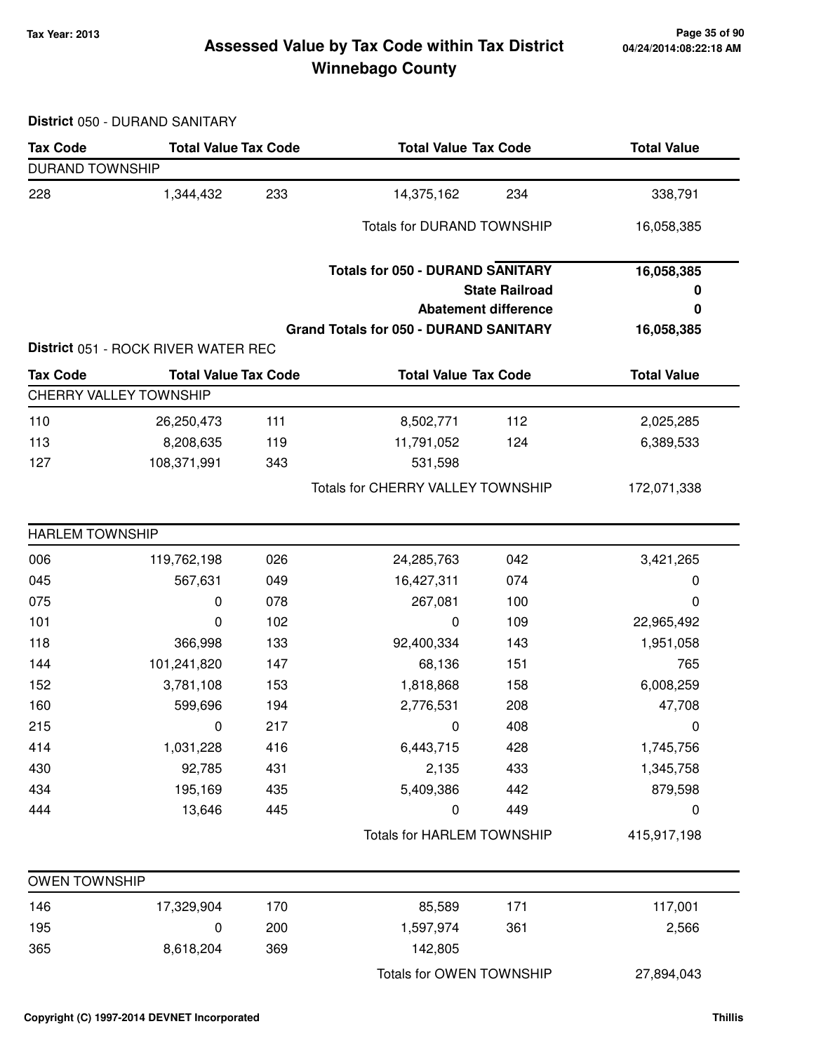# Assessed Value by Tax Code within Tax District

## Winnebago County

Tax Year: 2013

**District** 050 - DURAND SANITARY

| Tax Code | Total Value | Tax Code | Total Value | Tax Code | Total Value |
|---|---|---|---|---|---|
| DURAND TOWNSHIP | | | | | |
| 228 | 1,344,432 | 233 | 14,375,162 | 234 | 338,791 |
| | | | Totals for DURAND TOWNSHIP | | 16,058,385 |

| | |
|---|---|
| **Totals for 050 - DURAND SANITARY** | **16,058,385** |
| **State Railroad** | **0** |
| **Abatement difference** | **0** |
| **Grand Totals for 050 - DURAND SANITARY** | **16,058,385** |

**District** 051 - ROCK RIVER WATER REC

| Tax Code | Total Value | Tax Code | Total Value | Tax Code | Total Value |
|---|---|---|---|---|---|
| CHERRY VALLEY TOWNSHIP | | | | | |
| 110 | 26,250,473 | 111 | 8,502,771 | 112 | 2,025,285 |
| 113 | 8,208,635 | 119 | 11,791,052 | 124 | 6,389,533 |
| 127 | 108,371,991 | 343 | 531,598 | | |
| | | | Totals for CHERRY VALLEY TOWNSHIP | | 172,071,338 |
| HARLEM TOWNSHIP | | | | | |
| 006 | 119,762,198 | 026 | 24,285,763 | 042 | 3,421,265 |
| 045 | 567,631 | 049 | 16,427,311 | 074 | 0 |
| 075 | 0 | 078 | 267,081 | 100 | 0 |
| 101 | 0 | 102 | 0 | 109 | 22,965,492 |
| 118 | 366,998 | 133 | 92,400,334 | 143 | 1,951,058 |
| 144 | 101,241,820 | 147 | 68,136 | 151 | 765 |
| 152 | 3,781,108 | 153 | 1,818,868 | 158 | 6,008,259 |
| 160 | 599,696 | 194 | 2,776,531 | 208 | 47,708 |
| 215 | 0 | 217 | 0 | 408 | 0 |
| 414 | 1,031,228 | 416 | 6,443,715 | 428 | 1,745,756 |
| 430 | 92,785 | 431 | 2,135 | 433 | 1,345,758 |
| 434 | 195,169 | 435 | 5,409,386 | 442 | 879,598 |
| 444 | 13,646 | 445 | 0 | 449 | 0 |
| | | | Totals for HARLEM TOWNSHIP | | 415,917,198 |
| OWEN TOWNSHIP | | | | | |
| 146 | 17,329,904 | 170 | 85,589 | 171 | 117,001 |
| 195 | 0 | 200 | 1,597,974 | 361 | 2,566 |
| 365 | 8,618,204 | 369 | 142,805 | | |
| | | | Totals for OWEN TOWNSHIP | | 27,894,043 |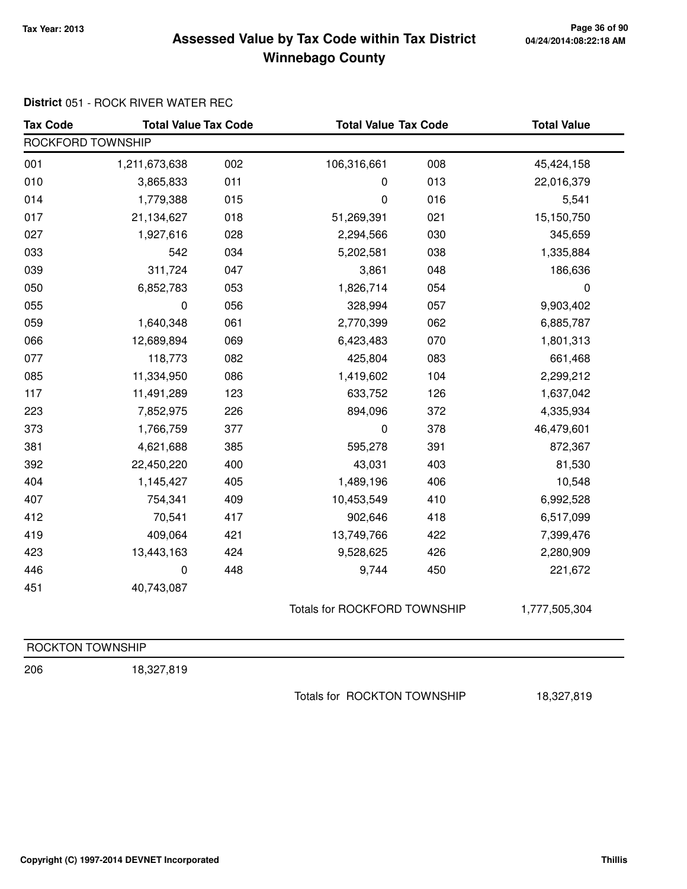# Assessed Value by Tax Code within Tax District Winnebago County

Tax Year: 2013

**District** 051 - ROCK RIVER WATER REC

| Tax Code | Total Value | Tax Code | Total Value | Tax Code | Total Value |
|---|---|---|---|---|---|
| ROCKFORD TOWNSHIP | | | | | |
| 001 | 1,211,673,638 | 002 | 106,316,661 | 008 | 45,424,158 |
| 010 | 3,865,833 | 011 | 0 | 013 | 22,016,379 |
| 014 | 1,779,388 | 015 | 0 | 016 | 5,541 |
| 017 | 21,134,627 | 018 | 51,269,391 | 021 | 15,150,750 |
| 027 | 1,927,616 | 028 | 2,294,566 | 030 | 345,659 |
| 033 | 542 | 034 | 5,202,581 | 038 | 1,335,884 |
| 039 | 311,724 | 047 | 3,861 | 048 | 186,636 |
| 050 | 6,852,783 | 053 | 1,826,714 | 054 | 0 |
| 055 | 0 | 056 | 328,994 | 057 | 9,903,402 |
| 059 | 1,640,348 | 061 | 2,770,399 | 062 | 6,885,787 |
| 066 | 12,689,894 | 069 | 6,423,483 | 070 | 1,801,313 |
| 077 | 118,773 | 082 | 425,804 | 083 | 661,468 |
| 085 | 11,334,950 | 086 | 1,419,602 | 104 | 2,299,212 |
| 117 | 11,491,289 | 123 | 633,752 | 126 | 1,637,042 |
| 223 | 7,852,975 | 226 | 894,096 | 372 | 4,335,934 |
| 373 | 1,766,759 | 377 | 0 | 378 | 46,479,601 |
| 381 | 4,621,688 | 385 | 595,278 | 391 | 872,367 |
| 392 | 22,450,220 | 400 | 43,031 | 403 | 81,530 |
| 404 | 1,145,427 | 405 | 1,489,196 | 406 | 10,548 |
| 407 | 754,341 | 409 | 10,453,549 | 410 | 6,992,528 |
| 412 | 70,541 | 417 | 902,646 | 418 | 6,517,099 |
| 419 | 409,064 | 421 | 13,749,766 | 422 | 7,399,476 |
| 423 | 13,443,163 | 424 | 9,528,625 | 426 | 2,280,909 |
| 446 | 0 | 448 | 9,744 | 450 | 221,672 |
| 451 | 40,743,087 | | | | |
| | | | Totals for ROCKFORD TOWNSHIP | | 1,777,505,304 |

| Tax Code | Total Value | | | | |
|---|---|---|---|---|---|
| ROCKTON TOWNSHIP | | | | | |
| 206 | 18,327,819 | | | | |
| | | | Totals for ROCKTON TOWNSHIP | | 18,327,819 |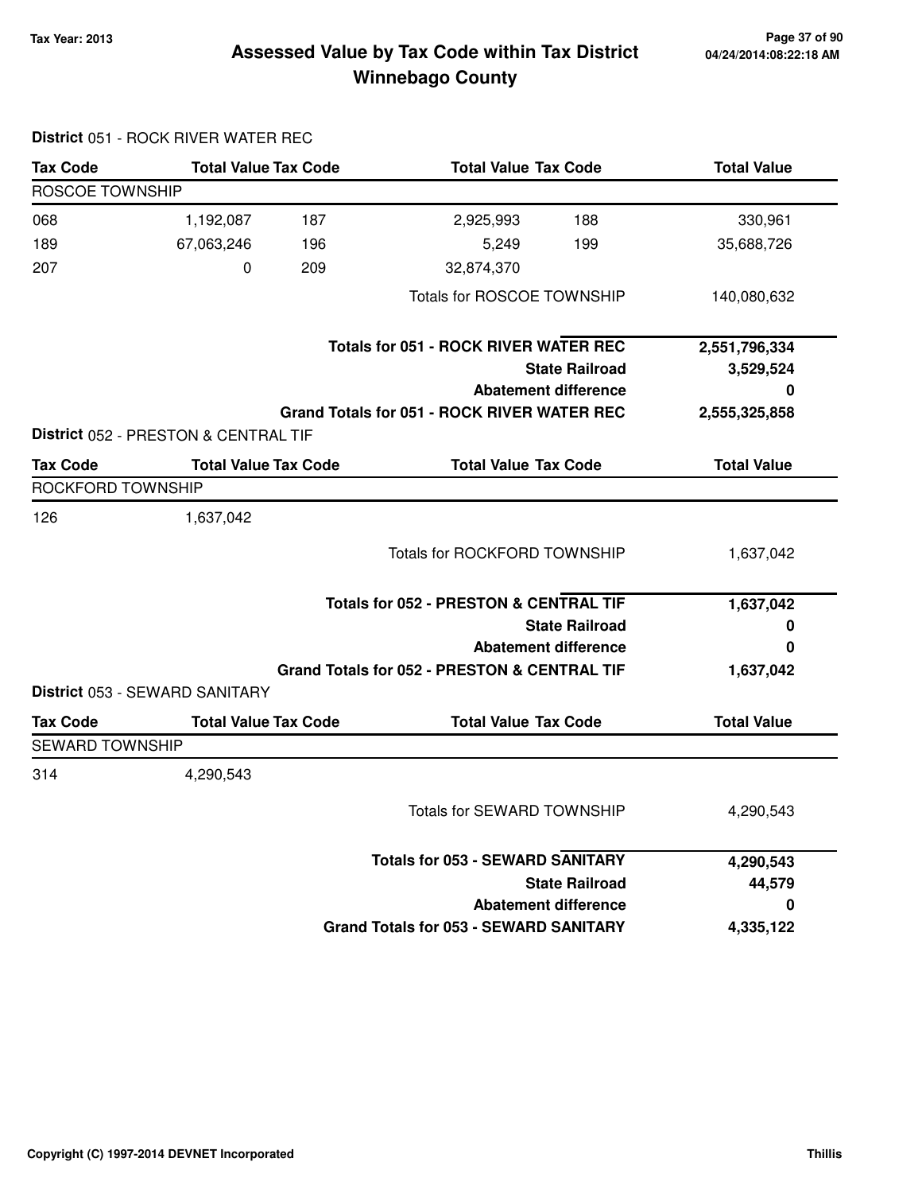# Assessed Value by Tax Code within Tax District
# Winnebago County

Tax Year: 2013

**District** 051 - ROCK RIVER WATER REC

| Tax Code | Total Value | Tax Code | Total Value | Tax Code | Total Value |
|---|---|---|---|---|---|
| ROSCOE TOWNSHIP | | | | | |
| 068 | 1,192,087 | 187 | 2,925,993 | 188 | 330,961 |
| 189 | 67,063,246 | 196 | 5,249 | 199 | 35,688,726 |
| 207 | 0 | 209 | 32,874,370 | | |
| | | | Totals for ROSCOE TOWNSHIP | | 140,080,632 |
| | | | **Totals for 051 - ROCK RIVER WATER REC** | | **2,551,796,334** |
| | | | **State Railroad** | | **3,529,524** |
| | | | **Abatement difference** | | **0** |
| | | | **Grand Totals for 051 - ROCK RIVER WATER REC** | | **2,555,325,858** |

**District** 052 - PRESTON & CENTRAL TIF

| Tax Code | Total Value | Tax Code | Total Value | Tax Code | Total Value |
|---|---|---|---|---|---|
| ROCKFORD TOWNSHIP | | | | | |
| 126 | 1,637,042 | | | | |
| | | | Totals for ROCKFORD TOWNSHIP | | 1,637,042 |
| | | | **Totals for 052 - PRESTON & CENTRAL TIF** | | **1,637,042** |
| | | | **State Railroad** | | **0** |
| | | | **Abatement difference** | | **0** |
| | | | **Grand Totals for 052 - PRESTON & CENTRAL TIF** | | **1,637,042** |

**District** 053 - SEWARD SANITARY

| Tax Code | Total Value | Tax Code | Total Value | Tax Code | Total Value |
|---|---|---|---|---|---|
| SEWARD TOWNSHIP | | | | | |
| 314 | 4,290,543 | | | | |
| | | | Totals for SEWARD TOWNSHIP | | 4,290,543 |
| | | | **Totals for 053 - SEWARD SANITARY** | | **4,290,543** |
| | | | **State Railroad** | | **44,579** |
| | | | **Abatement difference** | | **0** |
| | | | **Grand Totals for 053 - SEWARD SANITARY** | | **4,335,122** |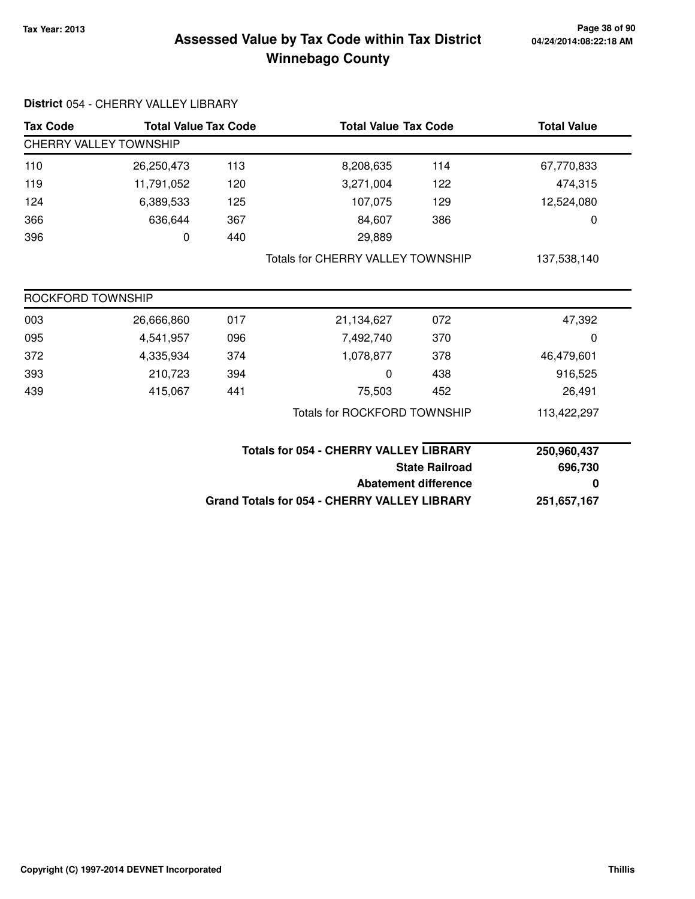# Assessed Value by Tax Code within Tax District
# Winnebago County

Tax Year: 2013

04/24/2014:08:22:18 AM

**District** 054 - CHERRY VALLEY LIBRARY

| Tax Code | Total Value | Tax Code | Total Value | Tax Code | Total Value |
|---|---|---|---|---|---|
| CHERRY VALLEY TOWNSHIP | | | | | |
| 110 | 26,250,473 | 113 | 8,208,635 | 114 | 67,770,833 |
| 119 | 11,791,052 | 120 | 3,271,004 | 122 | 474,315 |
| 124 | 6,389,533 | 125 | 107,075 | 129 | 12,524,080 |
| 366 | 636,644 | 367 | 84,607 | 386 | 0 |
| 396 | 0 | 440 | 29,889 | | |
| | | | Totals for CHERRY VALLEY TOWNSHIP | | 137,538,140 |
| ROCKFORD TOWNSHIP | | | | | |
| 003 | 26,666,860 | 017 | 21,134,627 | 072 | 47,392 |
| 095 | 4,541,957 | 096 | 7,492,740 | 370 | 0 |
| 372 | 4,335,934 | 374 | 1,078,877 | 378 | 46,479,601 |
| 393 | 210,723 | 394 | 0 | 438 | 916,525 |
| 439 | 415,067 | 441 | 75,503 | 452 | 26,491 |
| | | | Totals for ROCKFORD TOWNSHIP | | 113,422,297 |

| | |
|---|---|
| **Totals for 054 - CHERRY VALLEY LIBRARY** | **250,960,437** |
| **State Railroad** | **696,730** |
| **Abatement difference** | **0** |
| **Grand Totals for 054 - CHERRY VALLEY LIBRARY** | **251,657,167** |

Copyright (C) 1997-2014 DEVNET Incorporated | Thillis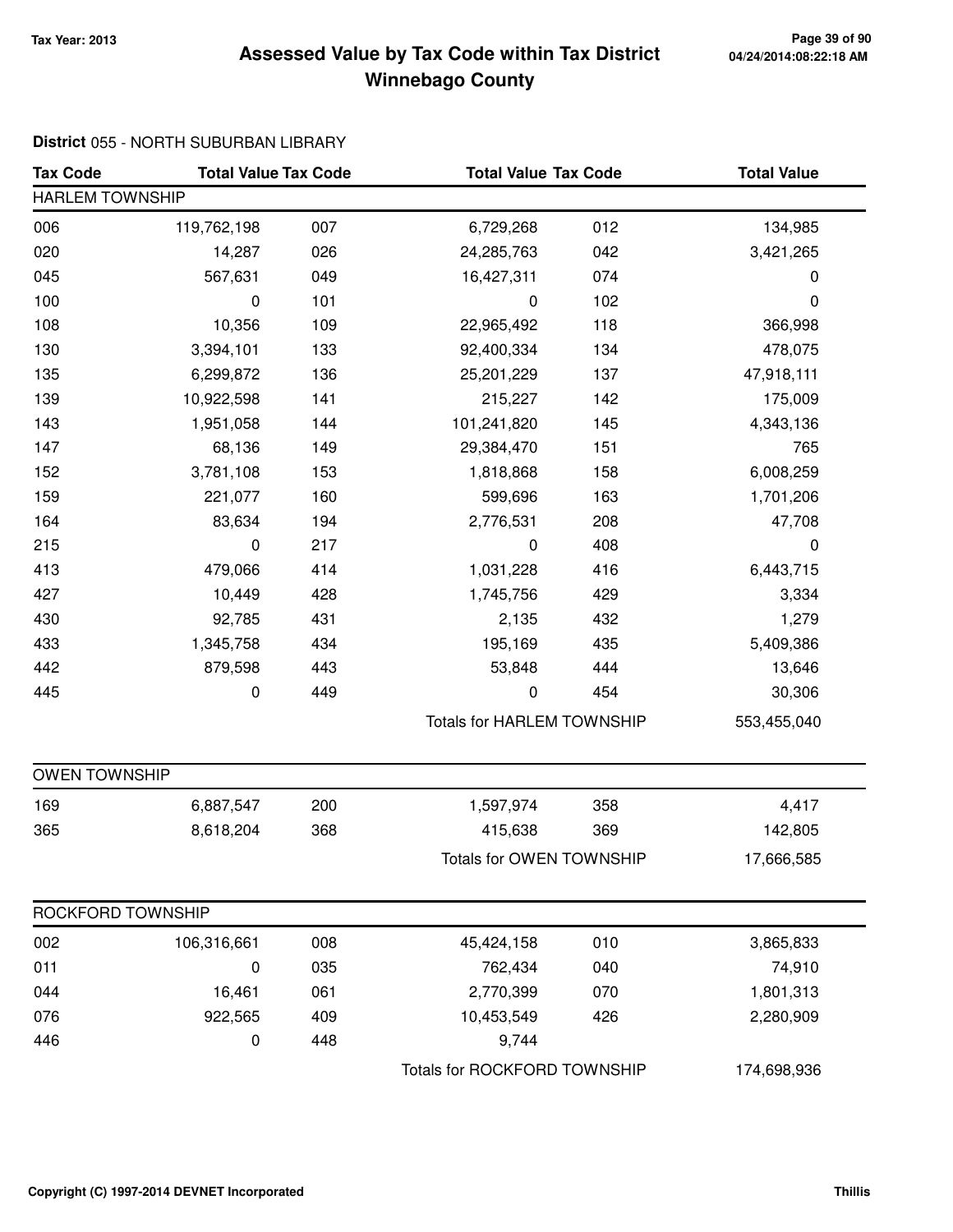**Tax Year: 2013**

# Assessed Value by Tax Code within Tax District Winnebago County

04/24/2014:08:22:18 AM

**District** 055 - NORTH SUBURBAN LIBRARY

| Tax Code | Total Value | Tax Code | Total Value | Tax Code | Total Value |
|---|---|---|---|---|---|
| **HARLEM TOWNSHIP** | | | | | |
| 006 | 119,762,198 | 007 | 6,729,268 | 012 | 134,985 |
| 020 | 14,287 | 026 | 24,285,763 | 042 | 3,421,265 |
| 045 | 567,631 | 049 | 16,427,311 | 074 | 0 |
| 100 | 0 | 101 | 0 | 102 | 0 |
| 108 | 10,356 | 109 | 22,965,492 | 118 | 366,998 |
| 130 | 3,394,101 | 133 | 92,400,334 | 134 | 478,075 |
| 135 | 6,299,872 | 136 | 25,201,229 | 137 | 47,918,111 |
| 139 | 10,922,598 | 141 | 215,227 | 142 | 175,009 |
| 143 | 1,951,058 | 144 | 101,241,820 | 145 | 4,343,136 |
| 147 | 68,136 | 149 | 29,384,470 | 151 | 765 |
| 152 | 3,781,108 | 153 | 1,818,868 | 158 | 6,008,259 |
| 159 | 221,077 | 160 | 599,696 | 163 | 1,701,206 |
| 164 | 83,634 | 194 | 2,776,531 | 208 | 47,708 |
| 215 | 0 | 217 | 0 | 408 | 0 |
| 413 | 479,066 | 414 | 1,031,228 | 416 | 6,443,715 |
| 427 | 10,449 | 428 | 1,745,756 | 429 | 3,334 |
| 430 | 92,785 | 431 | 2,135 | 432 | 1,279 |
| 433 | 1,345,758 | 434 | 195,169 | 435 | 5,409,386 |
| 442 | 879,598 | 443 | 53,848 | 444 | 13,646 |
| 445 | 0 | 449 | 0 | 454 | 30,306 |
| | | | Totals for HARLEM TOWNSHIP | | 553,455,040 |
| **OWEN TOWNSHIP** | | | | | |
| 169 | 6,887,547 | 200 | 1,597,974 | 358 | 4,417 |
| 365 | 8,618,204 | 368 | 415,638 | 369 | 142,805 |
| | | | Totals for OWEN TOWNSHIP | | 17,666,585 |
| **ROCKFORD TOWNSHIP** | | | | | |
| 002 | 106,316,661 | 008 | 45,424,158 | 010 | 3,865,833 |
| 011 | 0 | 035 | 762,434 | 040 | 74,910 |
| 044 | 16,461 | 061 | 2,770,399 | 070 | 1,801,313 |
| 076 | 922,565 | 409 | 10,453,549 | 426 | 2,280,909 |
| 446 | 0 | 448 | 9,744 | | |
| | | | Totals for ROCKFORD TOWNSHIP | | 174,698,936 |

Copyright (C) 1997-2014 DEVNET Incorporated

Thillis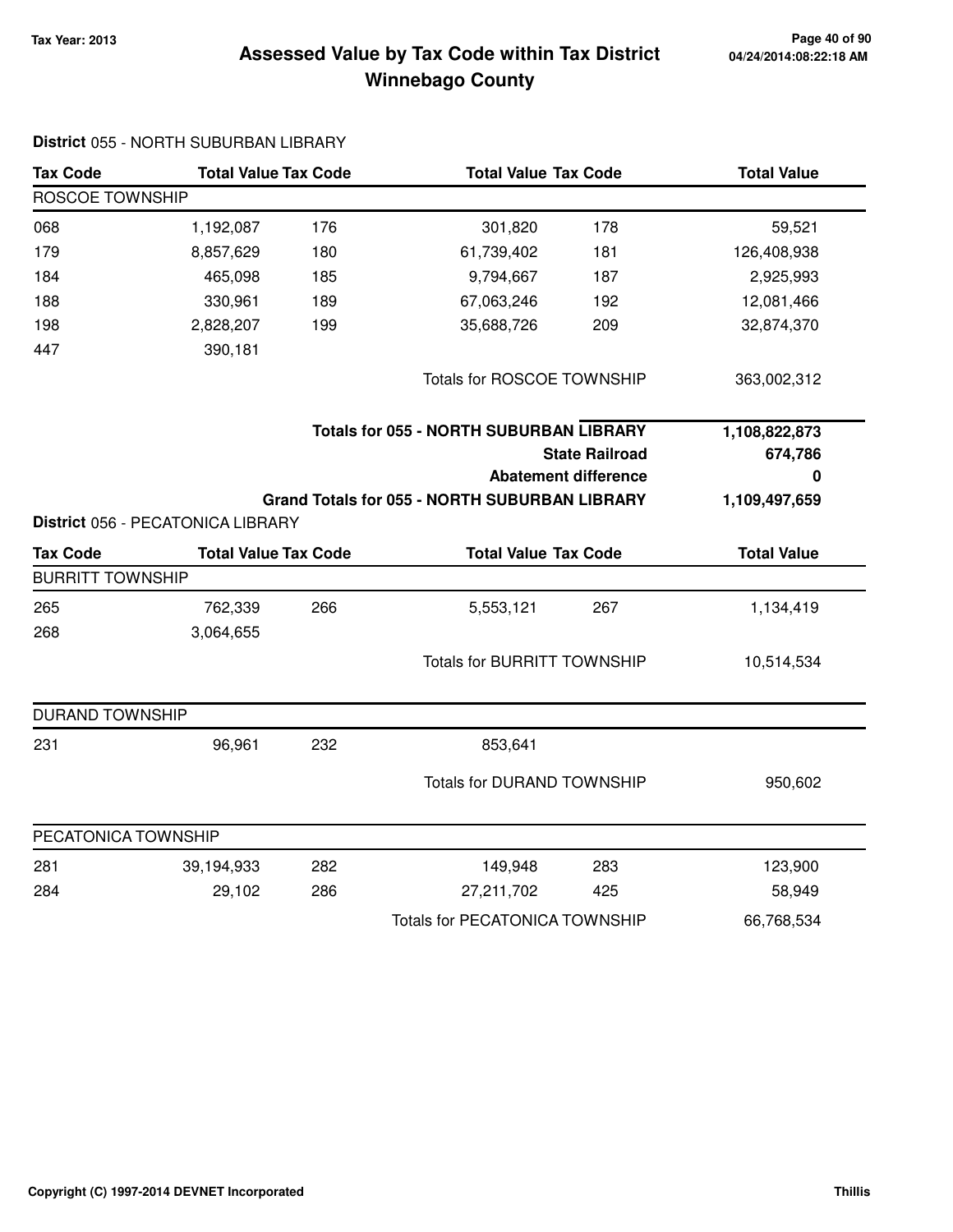# Assessed Value by Tax Code within Tax District
## Winnebago County

Tax Year: 2013

**District** 055 - NORTH SUBURBAN LIBRARY

| Tax Code | Total Value | Tax Code | Total Value | Tax Code | Total Value |
|---|---|---|---|---|---|
| ROSCOE TOWNSHIP | | | | | |
| 068 | 1,192,087 | 176 | 301,820 | 178 | 59,521 |
| 179 | 8,857,629 | 180 | 61,739,402 | 181 | 126,408,938 |
| 184 | 465,098 | 185 | 9,794,667 | 187 | 2,925,993 |
| 188 | 330,961 | 189 | 67,063,246 | 192 | 12,081,466 |
| 198 | 2,828,207 | 199 | 35,688,726 | 209 | 32,874,370 |
| 447 | 390,181 | | | | |
| | | | Totals for ROSCOE TOWNSHIP | | 363,002,312 |

| | |
|---|---|
| **Totals for 055 - NORTH SUBURBAN LIBRARY** | **1,108,822,873** |
| **State Railroad** | **674,786** |
| **Abatement difference** | **0** |
| **Grand Totals for 055 - NORTH SUBURBAN LIBRARY** | **1,109,497,659** |

**District** 056 - PECATONICA LIBRARY

| Tax Code | Total Value | Tax Code | Total Value | Tax Code | Total Value |
|---|---|---|---|---|---|
| BURRITT TOWNSHIP | | | | | |
| 265 | 762,339 | 266 | 5,553,121 | 267 | 1,134,419 |
| 268 | 3,064,655 | | | | |
| | | | Totals for BURRITT TOWNSHIP | | 10,514,534 |
| DURAND TOWNSHIP | | | | | |
| 231 | 96,961 | 232 | 853,641 | | |
| | | | Totals for DURAND TOWNSHIP | | 950,602 |
| PECATONICA TOWNSHIP | | | | | |
| 281 | 39,194,933 | 282 | 149,948 | 283 | 123,900 |
| 284 | 29,102 | 286 | 27,211,702 | 425 | 58,949 |
| | | | Totals for PECATONICA TOWNSHIP | | 66,768,534 |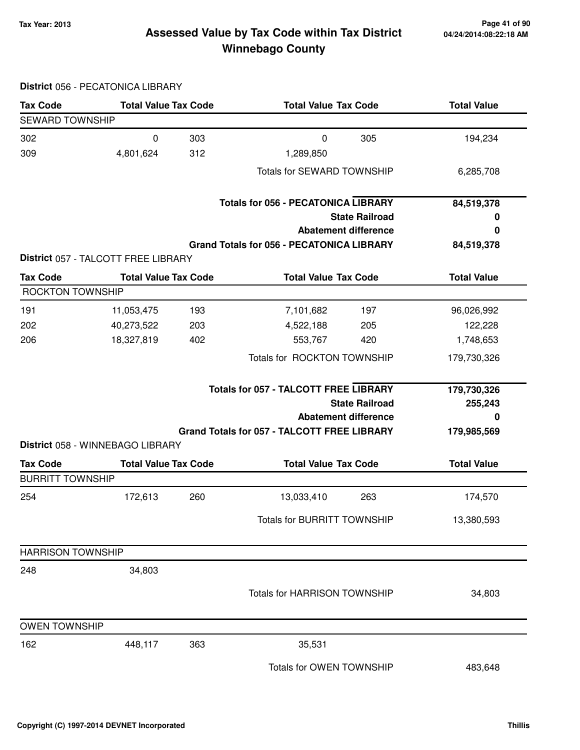# Assessed Value by Tax Code within Tax District
# Winnebago County

Tax Year: 2013

## District 056 - PECATONICA LIBRARY

| Tax Code | Total Value | Tax Code | Total Value | Tax Code | Total Value |
|---|---|---|---|---|---|
| **SEWARD TOWNSHIP** | | | | | |
| 302 | 0 | 303 | 0 | 305 | 194,234 |
| 309 | 4,801,624 | 312 | 1,289,850 | | |
| | | | Totals for SEWARD TOWNSHIP | | 6,285,708 |

| | |
|---|---|
| **Totals for 056 - PECATONICA LIBRARY** | **84,519,378** |
| **State Railroad** | **0** |
| **Abatement difference** | **0** |
| **Grand Totals for 056 - PECATONICA LIBRARY** | **84,519,378** |

## District 057 - TALCOTT FREE LIBRARY

| Tax Code | Total Value | Tax Code | Total Value | Tax Code | Total Value |
|---|---|---|---|---|---|
| **ROCKTON TOWNSHIP** | | | | | |
| 191 | 11,053,475 | 193 | 7,101,682 | 197 | 96,026,992 |
| 202 | 40,273,522 | 203 | 4,522,188 | 205 | 122,228 |
| 206 | 18,327,819 | 402 | 553,767 | 420 | 1,748,653 |
| | | | Totals for ROCKTON TOWNSHIP | | 179,730,326 |

| | |
|---|---|
| **Totals for 057 - TALCOTT FREE LIBRARY** | **179,730,326** |
| **State Railroad** | **255,243** |
| **Abatement difference** | **0** |
| **Grand Totals for 057 - TALCOTT FREE LIBRARY** | **179,985,569** |

## District 058 - WINNEBAGO LIBRARY

| Tax Code | Total Value | Tax Code | Total Value | Tax Code | Total Value |
|---|---|---|---|---|---|
| **BURRITT TOWNSHIP** | | | | | |
| 254 | 172,613 | 260 | 13,033,410 | 263 | 174,570 |
| | | | Totals for BURRITT TOWNSHIP | | 13,380,593 |
| **HARRISON TOWNSHIP** | | | | | |
| 248 | 34,803 | | | | |
| | | | Totals for HARRISON TOWNSHIP | | 34,803 |
| **OWEN TOWNSHIP** | | | | | |
| 162 | 448,117 | 363 | 35,531 | | |
| | | | Totals for OWEN TOWNSHIP | | 483,648 |

Copyright (C) 1997-2014 DEVNET Incorporated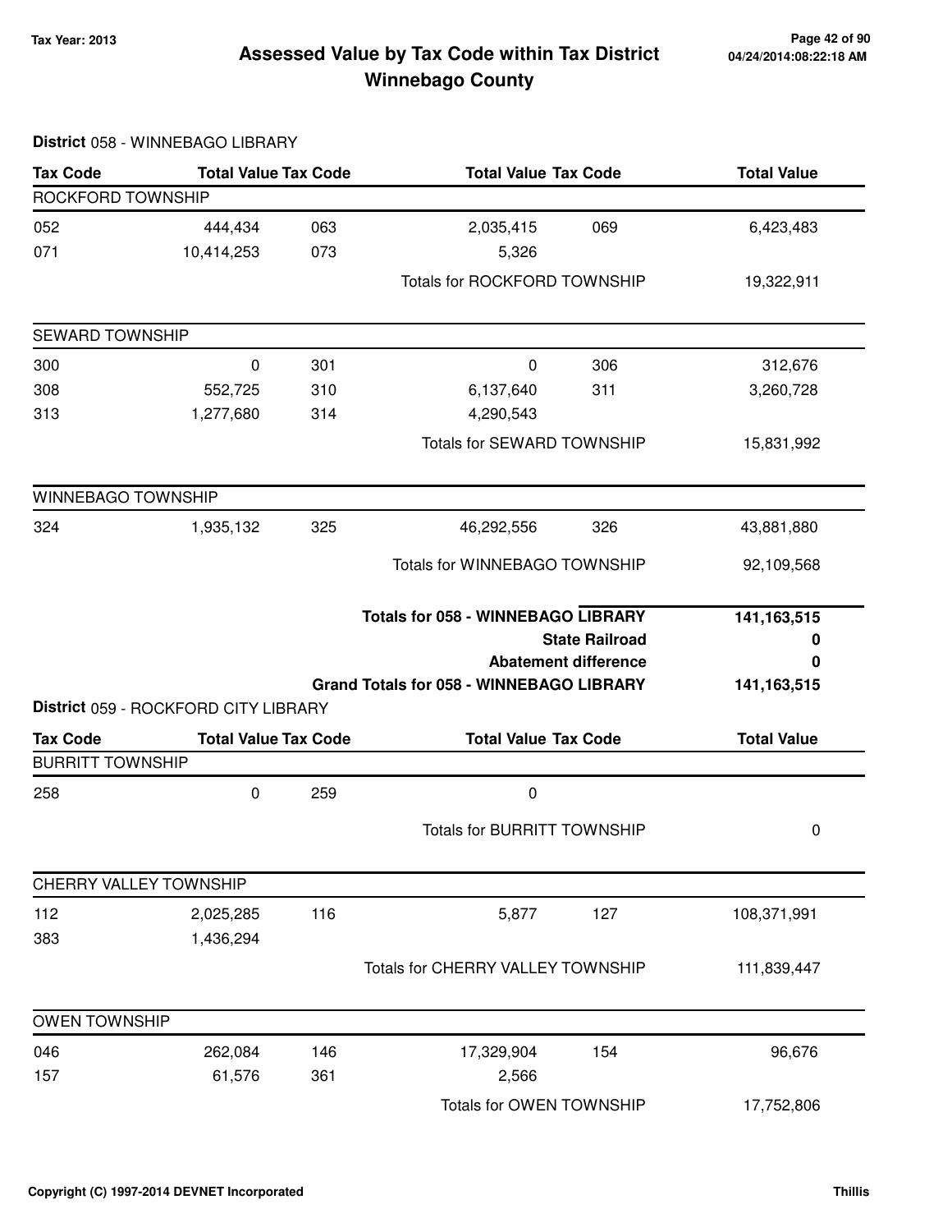**Tax Year: 2013**

# Assessed Value by Tax Code within Tax District
# Winnebago County

**District** 058 - WINNEBAGO LIBRARY

| Tax Code | Total Value | Tax Code | Total Value | Tax Code | Total Value |
|---|---|---|---|---|---|
| ROCKFORD TOWNSHIP | | | | | |
| 052 | 444,434 | 063 | 2,035,415 | 069 | 6,423,483 |
| 071 | 10,414,253 | 073 | 5,326 | | |
| | | | Totals for ROCKFORD TOWNSHIP | | 19,322,911 |
| SEWARD TOWNSHIP | | | | | |
| 300 | 0 | 301 | 0 | 306 | 312,676 |
| 308 | 552,725 | 310 | 6,137,640 | 311 | 3,260,728 |
| 313 | 1,277,680 | 314 | 4,290,543 | | |
| | | | Totals for SEWARD TOWNSHIP | | 15,831,992 |
| WINNEBAGO TOWNSHIP | | | | | |
| 324 | 1,935,132 | 325 | 46,292,556 | 326 | 43,881,880 |
| | | | Totals for WINNEBAGO TOWNSHIP | | 92,109,568 |
| | | | **Totals for 058 - WINNEBAGO LIBRARY** | | **141,163,515** |
| | | | **State Railroad** | | **0** |
| | | | **Abatement difference** | | **0** |
| | | | **Grand Totals for 058 - WINNEBAGO LIBRARY** | | **141,163,515** |

**District** 059 - ROCKFORD CITY LIBRARY

| Tax Code | Total Value | Tax Code | Total Value | Tax Code | Total Value |
|---|---|---|---|---|---|
| BURRITT TOWNSHIP | | | | | |
| 258 | 0 | 259 | 0 | | |
| | | | Totals for BURRITT TOWNSHIP | | 0 |
| CHERRY VALLEY TOWNSHIP | | | | | |
| 112 | 2,025,285 | 116 | 5,877 | 127 | 108,371,991 |
| 383 | 1,436,294 | | | | |
| | | | Totals for CHERRY VALLEY TOWNSHIP | | 111,839,447 |
| OWEN TOWNSHIP | | | | | |
| 046 | 262,084 | 146 | 17,329,904 | 154 | 96,676 |
| 157 | 61,576 | 361 | 2,566 | | |
| | | | Totals for OWEN TOWNSHIP | | 17,752,806 |

Copyright (C) 1997-2014 DEVNET Incorporated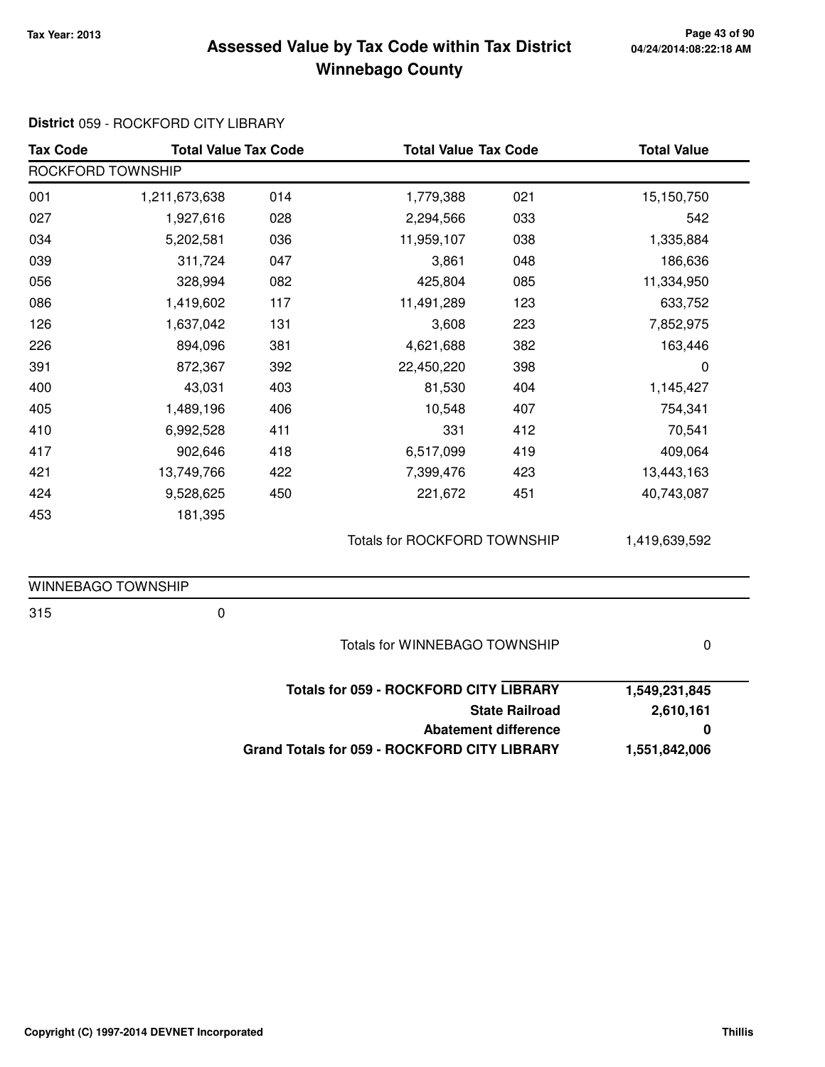# Assessed Value by Tax Code within Tax District Winnebago County

Tax Year: 2013

**District** 059 - ROCKFORD CITY LIBRARY

| Tax Code | Total Value | Tax Code | Total Value | Tax Code | Total Value |
|---|---|---|---|---|---|
| ROCKFORD TOWNSHIP | | | | | |
| 001 | 1,211,673,638 | 014 | 1,779,388 | 021 | 15,150,750 |
| 027 | 1,927,616 | 028 | 2,294,566 | 033 | 542 |
| 034 | 5,202,581 | 036 | 11,959,107 | 038 | 1,335,884 |
| 039 | 311,724 | 047 | 3,861 | 048 | 186,636 |
| 056 | 328,994 | 082 | 425,804 | 085 | 11,334,950 |
| 086 | 1,419,602 | 117 | 11,491,289 | 123 | 633,752 |
| 126 | 1,637,042 | 131 | 3,608 | 223 | 7,852,975 |
| 226 | 894,096 | 381 | 4,621,688 | 382 | 163,446 |
| 391 | 872,367 | 392 | 22,450,220 | 398 | 0 |
| 400 | 43,031 | 403 | 81,530 | 404 | 1,145,427 |
| 405 | 1,489,196 | 406 | 10,548 | 407 | 754,341 |
| 410 | 6,992,528 | 411 | 331 | 412 | 70,541 |
| 417 | 902,646 | 418 | 6,517,099 | 419 | 409,064 |
| 421 | 13,749,766 | 422 | 7,399,476 | 423 | 13,443,163 |
| 424 | 9,528,625 | 450 | 221,672 | 451 | 40,743,087 |
| 453 | 181,395 | | | | |
| | | | Totals for ROCKFORD TOWNSHIP | | 1,419,639,592 |
| WINNEBAGO TOWNSHIP | | | | | |
| 315 | 0 | | | | |
| | | | Totals for WINNEBAGO TOWNSHIP | | 0 |

| | |
|---|---|
| **Totals for 059 - ROCKFORD CITY LIBRARY** | **1,549,231,845** |
| **State Railroad** | **2,610,161** |
| **Abatement difference** | **0** |
| **Grand Totals for 059 - ROCKFORD CITY LIBRARY** | **1,551,842,006** |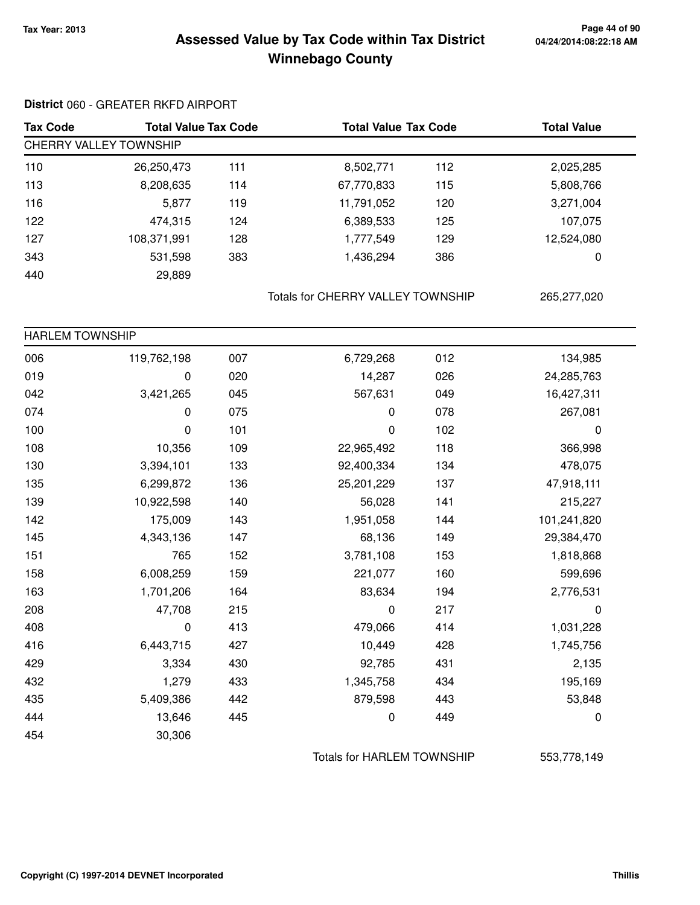# Assessed Value by Tax Code within Tax District
## Winnebago County

Tax Year: 2013

**District** 060 - GREATER RKFD AIRPORT

| Tax Code | Total Value | Tax Code | Total Value | Tax Code | Total Value |
|---|---|---|---|---|---|
| **CHERRY VALLEY TOWNSHIP** | | | | | |
| 110 | 26,250,473 | 111 | 8,502,771 | 112 | 2,025,285 |
| 113 | 8,208,635 | 114 | 67,770,833 | 115 | 5,808,766 |
| 116 | 5,877 | 119 | 11,791,052 | 120 | 3,271,004 |
| 122 | 474,315 | 124 | 6,389,533 | 125 | 107,075 |
| 127 | 108,371,991 | 128 | 1,777,549 | 129 | 12,524,080 |
| 343 | 531,598 | 383 | 1,436,294 | 386 | 0 |
| 440 | 29,889 | | | | |
| | | | Totals for CHERRY VALLEY TOWNSHIP | | 265,277,020 |
| **HARLEM TOWNSHIP** | | | | | |
| 006 | 119,762,198 | 007 | 6,729,268 | 012 | 134,985 |
| 019 | 0 | 020 | 14,287 | 026 | 24,285,763 |
| 042 | 3,421,265 | 045 | 567,631 | 049 | 16,427,311 |
| 074 | 0 | 075 | 0 | 078 | 267,081 |
| 100 | 0 | 101 | 0 | 102 | 0 |
| 108 | 10,356 | 109 | 22,965,492 | 118 | 366,998 |
| 130 | 3,394,101 | 133 | 92,400,334 | 134 | 478,075 |
| 135 | 6,299,872 | 136 | 25,201,229 | 137 | 47,918,111 |
| 139 | 10,922,598 | 140 | 56,028 | 141 | 215,227 |
| 142 | 175,009 | 143 | 1,951,058 | 144 | 101,241,820 |
| 145 | 4,343,136 | 147 | 68,136 | 149 | 29,384,470 |
| 151 | 765 | 152 | 3,781,108 | 153 | 1,818,868 |
| 158 | 6,008,259 | 159 | 221,077 | 160 | 599,696 |
| 163 | 1,701,206 | 164 | 83,634 | 194 | 2,776,531 |
| 208 | 47,708 | 215 | 0 | 217 | 0 |
| 408 | 0 | 413 | 479,066 | 414 | 1,031,228 |
| 416 | 6,443,715 | 427 | 10,449 | 428 | 1,745,756 |
| 429 | 3,334 | 430 | 92,785 | 431 | 2,135 |
| 432 | 1,279 | 433 | 1,345,758 | 434 | 195,169 |
| 435 | 5,409,386 | 442 | 879,598 | 443 | 53,848 |
| 444 | 13,646 | 445 | 0 | 449 | 0 |
| 454 | 30,306 | | | | |
| | | | Totals for HARLEM TOWNSHIP | | 553,778,149 |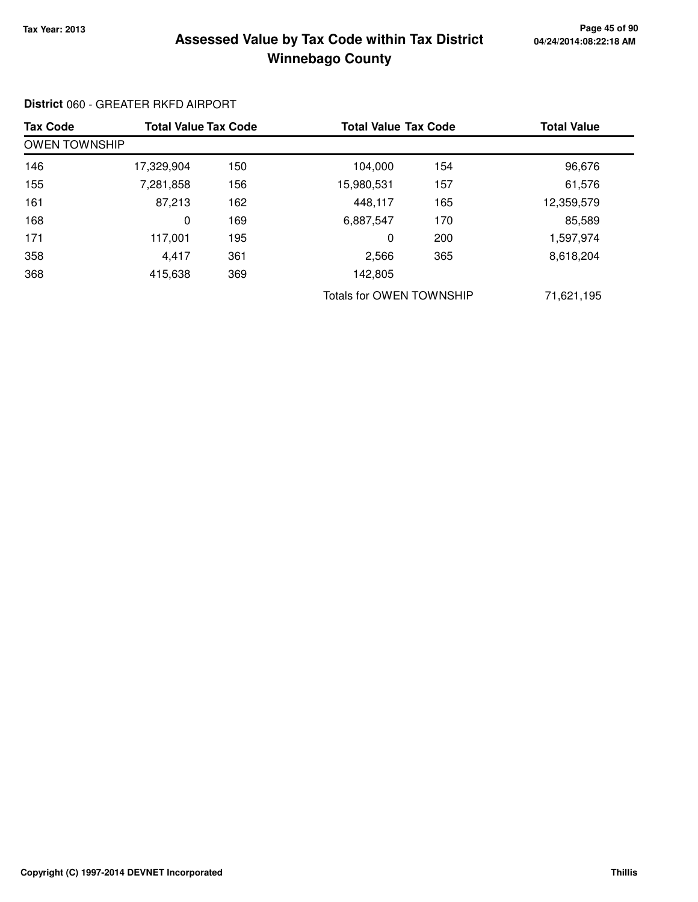**Tax Year: 2013**

# Assessed Value by Tax Code within Tax District Winnebago County

04/24/2014:08:22:18 AM

**District** 060 - GREATER RKFD AIRPORT

| Tax Code | Total Value | Tax Code | Total Value | Tax Code | Total Value |
|---|---|---|---|---|---|
| OWEN TOWNSHIP | | | | | |
| 146 | 17,329,904 | 150 | 104,000 | 154 | 96,676 |
| 155 | 7,281,858 | 156 | 15,980,531 | 157 | 61,576 |
| 161 | 87,213 | 162 | 448,117 | 165 | 12,359,579 |
| 168 | 0 | 169 | 6,887,547 | 170 | 85,589 |
| 171 | 117,001 | 195 | 0 | 200 | 1,597,974 |
| 358 | 4,417 | 361 | 2,566 | 365 | 8,618,204 |
| 368 | 415,638 | 369 | 142,805 | | |
| | | | Totals for OWEN TOWNSHIP | | 71,621,195 |

Copyright (C) 1997-2014 DEVNET Incorporated

Thillis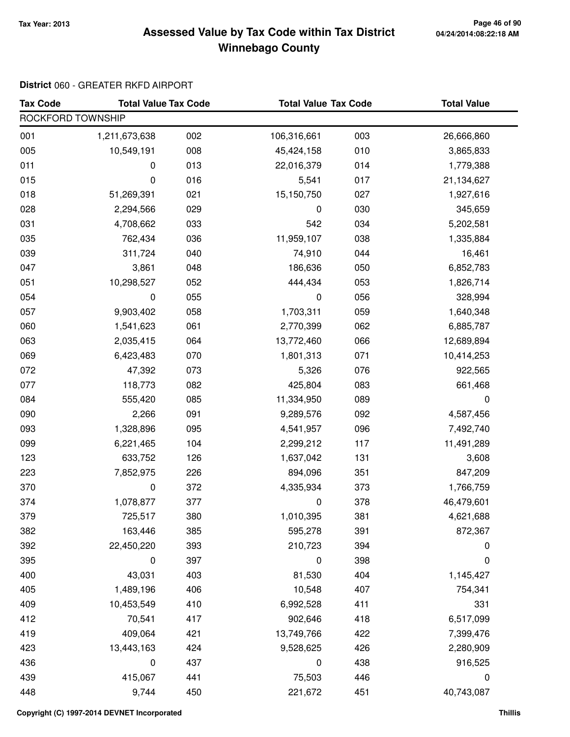**Tax Year: 2013**

# Assessed Value by Tax Code within Tax District
# Winnebago County

04/24/2014:08:22:18 AM

**District** 060 - GREATER RKFD AIRPORT

| Tax Code | Total Value | Tax Code | Total Value | Tax Code | Total Value |
|---|---|---|---|---|---|
| ROCKFORD TOWNSHIP | | | | | |
| 001 | 1,211,673,638 | 002 | 106,316,661 | 003 | 26,666,860 |
| 005 | 10,549,191 | 008 | 45,424,158 | 010 | 3,865,833 |
| 011 | 0 | 013 | 22,016,379 | 014 | 1,779,388 |
| 015 | 0 | 016 | 5,541 | 017 | 21,134,627 |
| 018 | 51,269,391 | 021 | 15,150,750 | 027 | 1,927,616 |
| 028 | 2,294,566 | 029 | 0 | 030 | 345,659 |
| 031 | 4,708,662 | 033 | 542 | 034 | 5,202,581 |
| 035 | 762,434 | 036 | 11,959,107 | 038 | 1,335,884 |
| 039 | 311,724 | 040 | 74,910 | 044 | 16,461 |
| 047 | 3,861 | 048 | 186,636 | 050 | 6,852,783 |
| 051 | 10,298,527 | 052 | 444,434 | 053 | 1,826,714 |
| 054 | 0 | 055 | 0 | 056 | 328,994 |
| 057 | 9,903,402 | 058 | 1,703,311 | 059 | 1,640,348 |
| 060 | 1,541,623 | 061 | 2,770,399 | 062 | 6,885,787 |
| 063 | 2,035,415 | 064 | 13,772,460 | 066 | 12,689,894 |
| 069 | 6,423,483 | 070 | 1,801,313 | 071 | 10,414,253 |
| 072 | 47,392 | 073 | 5,326 | 076 | 922,565 |
| 077 | 118,773 | 082 | 425,804 | 083 | 661,468 |
| 084 | 555,420 | 085 | 11,334,950 | 089 | 0 |
| 090 | 2,266 | 091 | 9,289,576 | 092 | 4,587,456 |
| 093 | 1,328,896 | 095 | 4,541,957 | 096 | 7,492,740 |
| 099 | 6,221,465 | 104 | 2,299,212 | 117 | 11,491,289 |
| 123 | 633,752 | 126 | 1,637,042 | 131 | 3,608 |
| 223 | 7,852,975 | 226 | 894,096 | 351 | 847,209 |
| 370 | 0 | 372 | 4,335,934 | 373 | 1,766,759 |
| 374 | 1,078,877 | 377 | 0 | 378 | 46,479,601 |
| 379 | 725,517 | 380 | 1,010,395 | 381 | 4,621,688 |
| 382 | 163,446 | 385 | 595,278 | 391 | 872,367 |
| 392 | 22,450,220 | 393 | 210,723 | 394 | 0 |
| 395 | 0 | 397 | 0 | 398 | 0 |
| 400 | 43,031 | 403 | 81,530 | 404 | 1,145,427 |
| 405 | 1,489,196 | 406 | 10,548 | 407 | 754,341 |
| 409 | 10,453,549 | 410 | 6,992,528 | 411 | 331 |
| 412 | 70,541 | 417 | 902,646 | 418 | 6,517,099 |
| 419 | 409,064 | 421 | 13,749,766 | 422 | 7,399,476 |
| 423 | 13,443,163 | 424 | 9,528,625 | 426 | 2,280,909 |
| 436 | 0 | 437 | 0 | 438 | 916,525 |
| 439 | 415,067 | 441 | 75,503 | 446 | 0 |
| 448 | 9,744 | 450 | 221,672 | 451 | 40,743,087 |

Copyright (C) 1997-2014 DEVNET Incorporated

Thillis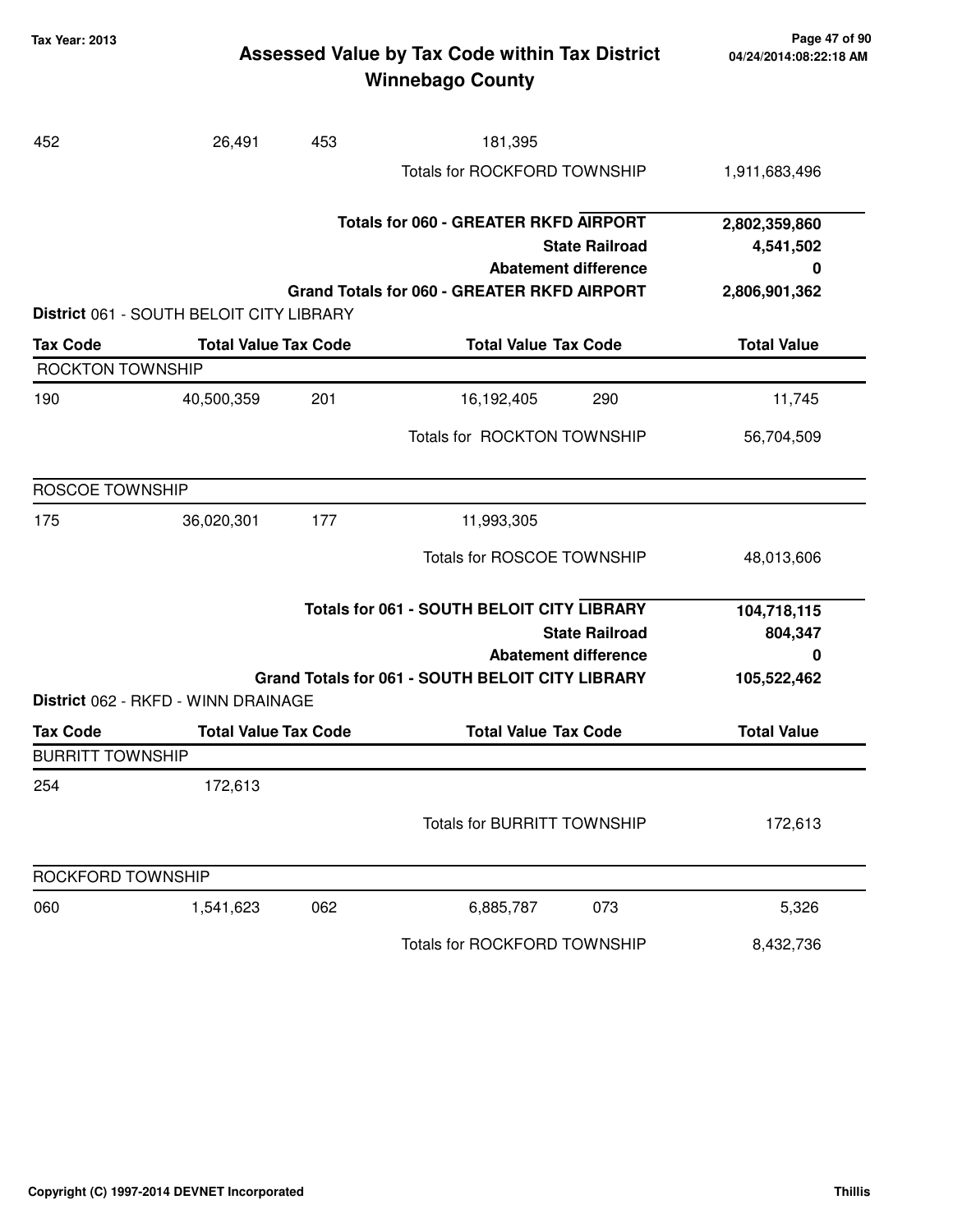| Tax Code | Total Value | Tax Code | Total Value | Tax Code | Total Value |
|---|---|---|---|---|---|
| 452 | 26,491 | 453 | 181,395 | | |
| | | | Totals for ROCKFORD TOWNSHIP | | 1,911,683,496 |

| | |
|---|---|
| **Totals for 060 - GREATER RKFD AIRPORT** | **2,802,359,860** |
| **State Railroad** | **4,541,502** |
| **Abatement difference** | **0** |
| **Grand Totals for 060 - GREATER RKFD AIRPORT** | **2,806,901,362** |

**District** 061 - SOUTH BELOIT CITY LIBRARY

| Tax Code | Total Value | Tax Code | Total Value | Tax Code | Total Value |
|---|---|---|---|---|---|
| ROCKTON TOWNSHIP | | | | | |
| 190 | 40,500,359 | 201 | 16,192,405 | 290 | 11,745 |
| | | | Totals for ROCKTON TOWNSHIP | | 56,704,509 |
| ROSCOE TOWNSHIP | | | | | |
| 175 | 36,020,301 | 177 | 11,993,305 | | |
| | | | Totals for ROSCOE TOWNSHIP | | 48,013,606 |

| | |
|---|---|
| **Totals for 061 - SOUTH BELOIT CITY LIBRARY** | **104,718,115** |
| **State Railroad** | **804,347** |
| **Abatement difference** | **0** |
| **Grand Totals for 061 - SOUTH BELOIT CITY LIBRARY** | **105,522,462** |

**District** 062 - RKFD - WINN DRAINAGE

| Tax Code | Total Value | Tax Code | Total Value | Tax Code | Total Value |
|---|---|---|---|---|---|
| BURRITT TOWNSHIP | | | | | |
| 254 | 172,613 | | | | |
| | | | Totals for BURRITT TOWNSHIP | | 172,613 |
| ROCKFORD TOWNSHIP | | | | | |
| 060 | 1,541,623 | 062 | 6,885,787 | 073 | 5,326 |
| | | | Totals for ROCKFORD TOWNSHIP | | 8,432,736 |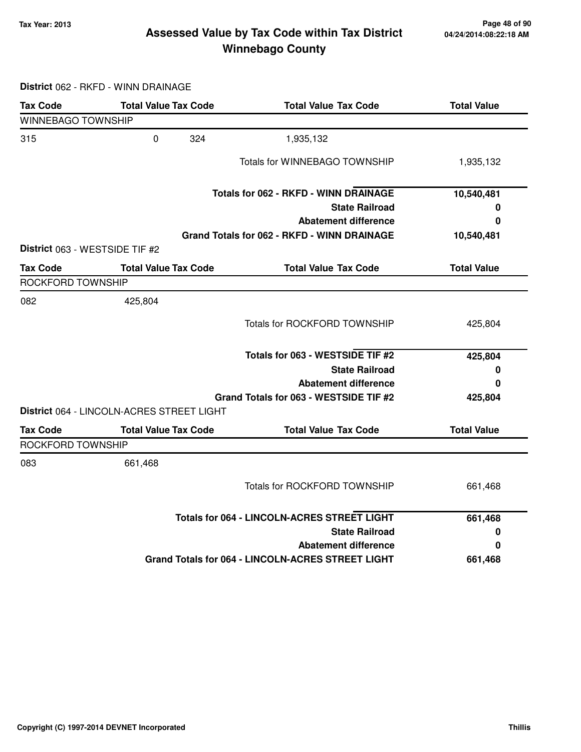# Assessed Value by Tax Code within Tax District
## Winnebago County

Tax Year: 2013

**District** 062 - RKFD - WINN DRAINAGE

| Tax Code | Total Value Tax Code | | Total Value Tax Code | Total Value |
|---|---|---|---|---|
| WINNEBAGO TOWNSHIP | | | | |
| 315 | 0 | 324 | 1,935,132 | |
| | | | Totals for WINNEBAGO TOWNSHIP | 1,935,132 |
| | | | **Totals for 062 - RKFD - WINN DRAINAGE** | **10,540,481** |
| | | | **State Railroad** | **0** |
| | | | **Abatement difference** | **0** |
| | | | **Grand Totals for 062 - RKFD - WINN DRAINAGE** | **10,540,481** |

**District** 063 - WESTSIDE TIF #2

| Tax Code | Total Value Tax Code | Total Value Tax Code | Total Value |
|---|---|---|---|
| ROCKFORD TOWNSHIP | | | |
| 082 | 425,804 | | |
| | | Totals for ROCKFORD TOWNSHIP | 425,804 |
| | | **Totals for 063 - WESTSIDE TIF #2** | **425,804** |
| | | **State Railroad** | **0** |
| | | **Abatement difference** | **0** |
| | | **Grand Totals for 063 - WESTSIDE TIF #2** | **425,804** |

**District** 064 - LINCOLN-ACRES STREET LIGHT

| Tax Code | Total Value Tax Code | Total Value Tax Code | Total Value |
|---|---|---|---|
| ROCKFORD TOWNSHIP | | | |
| 083 | 661,468 | | |
| | | Totals for ROCKFORD TOWNSHIP | 661,468 |
| | | **Totals for 064 - LINCOLN-ACRES STREET LIGHT** | **661,468** |
| | | **State Railroad** | **0** |
| | | **Abatement difference** | **0** |
| | | **Grand Totals for 064 - LINCOLN-ACRES STREET LIGHT** | **661,468** |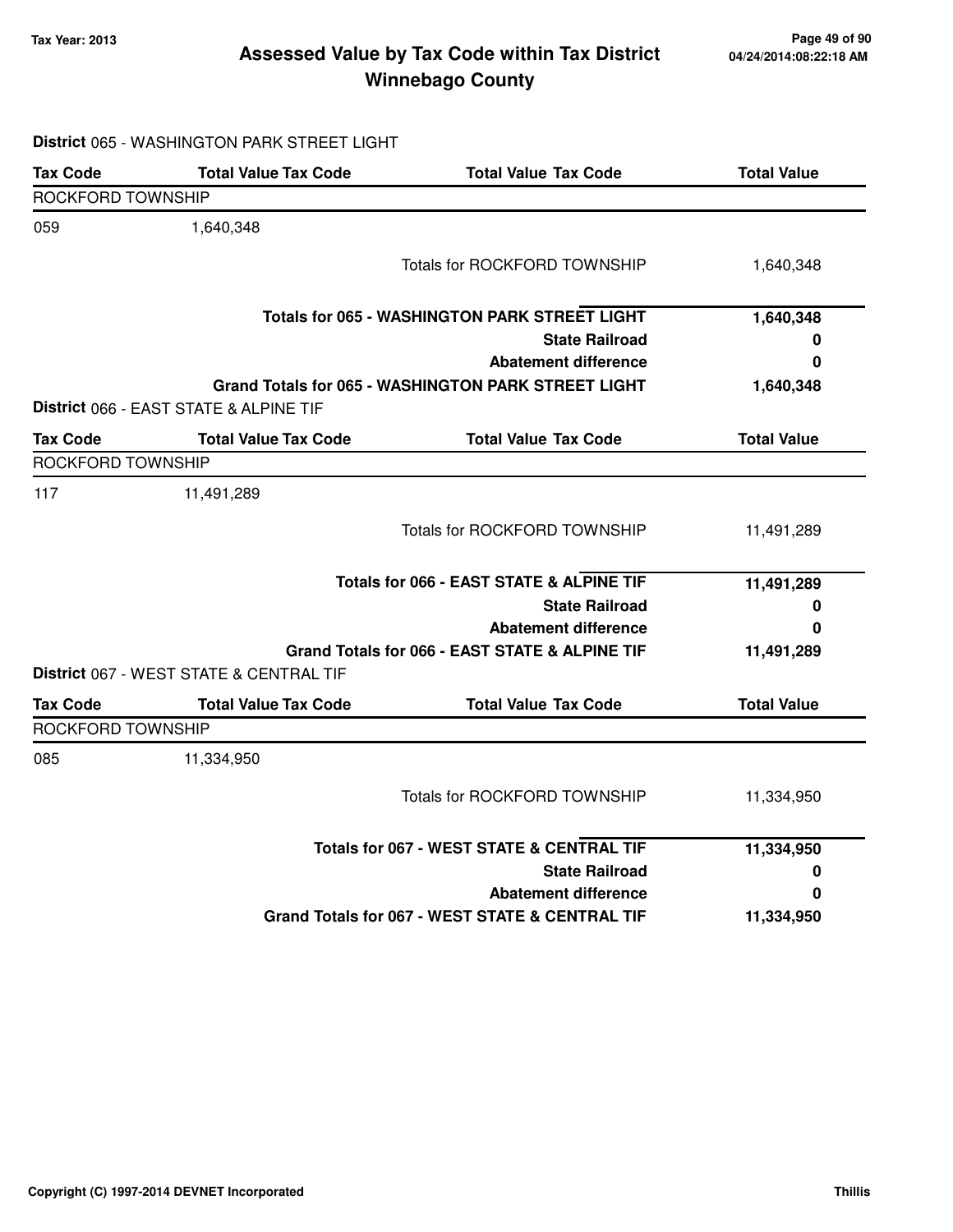# Assessed Value by Tax Code within Tax District
## Winnebago County

Tax Year: 2013

04/24/2014:08:22:18 AM

**District** 065 - WASHINGTON PARK STREET LIGHT

| Tax Code | Total Value Tax Code | Total Value Tax Code | Total Value |
|---|---|---|---|
| ROCKFORD TOWNSHIP | | | |
| 059 | 1,640,348 | | |
| | | Totals for ROCKFORD TOWNSHIP | 1,640,348 |
| | | **Totals for 065 - WASHINGTON PARK STREET LIGHT** | **1,640,348** |
| | | **State Railroad** | **0** |
| | | **Abatement difference** | **0** |
| | | **Grand Totals for 065 - WASHINGTON PARK STREET LIGHT** | **1,640,348** |

**District** 066 - EAST STATE & ALPINE TIF

| Tax Code | Total Value Tax Code | Total Value Tax Code | Total Value |
|---|---|---|---|
| ROCKFORD TOWNSHIP | | | |
| 117 | 11,491,289 | | |
| | | Totals for ROCKFORD TOWNSHIP | 11,491,289 |
| | | **Totals for 066 - EAST STATE & ALPINE TIF** | **11,491,289** |
| | | **State Railroad** | **0** |
| | | **Abatement difference** | **0** |
| | | **Grand Totals for 066 - EAST STATE & ALPINE TIF** | **11,491,289** |

**District** 067 - WEST STATE & CENTRAL TIF

| Tax Code | Total Value Tax Code | Total Value Tax Code | Total Value |
|---|---|---|---|
| ROCKFORD TOWNSHIP | | | |
| 085 | 11,334,950 | | |
| | | Totals for ROCKFORD TOWNSHIP | 11,334,950 |
| | | **Totals for 067 - WEST STATE & CENTRAL TIF** | **11,334,950** |
| | | **State Railroad** | **0** |
| | | **Abatement difference** | **0** |
| | | **Grand Totals for 067 - WEST STATE & CENTRAL TIF** | **11,334,950** |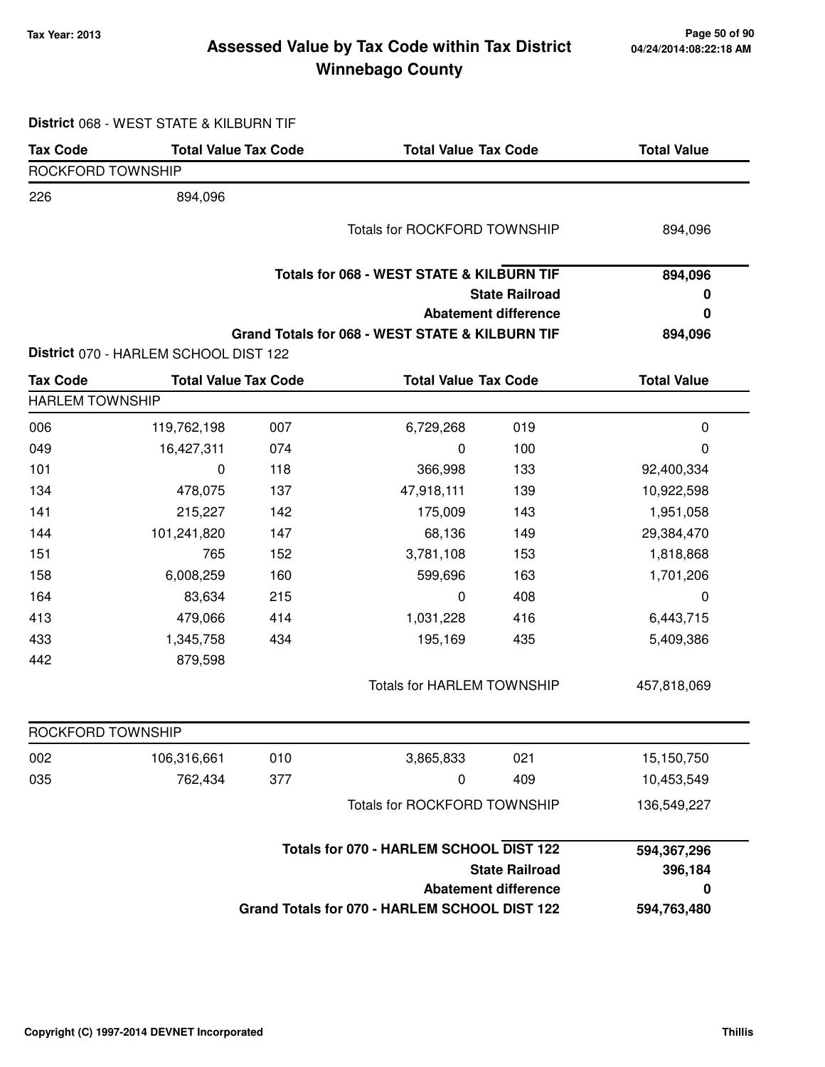# Assessed Value by Tax Code within Tax District

## Winnebago County

Tax Year: 2013

**District** 068 - WEST STATE & KILBURN TIF

| Tax Code | Total Value | Tax Code | Total Value | Tax Code | Total Value |
|---|---|---|---|---|---|
| ROCKFORD TOWNSHIP | | | | | |
| 226 | 894,096 | | | | |
| | | | Totals for ROCKFORD TOWNSHIP | | 894,096 |

| | |
|---|---|
| **Totals for 068 - WEST STATE & KILBURN TIF** | **894,096** |
| **State Railroad** | **0** |
| **Abatement difference** | **0** |
| **Grand Totals for 068 - WEST STATE & KILBURN TIF** | **894,096** |

**District** 070 - HARLEM SCHOOL DIST 122

| Tax Code | Total Value | Tax Code | Total Value | Tax Code | Total Value |
|---|---|---|---|---|---|
| HARLEM TOWNSHIP | | | | | |
| 006 | 119,762,198 | 007 | 6,729,268 | 019 | 0 |
| 049 | 16,427,311 | 074 | 0 | 100 | 0 |
| 101 | 0 | 118 | 366,998 | 133 | 92,400,334 |
| 134 | 478,075 | 137 | 47,918,111 | 139 | 10,922,598 |
| 141 | 215,227 | 142 | 175,009 | 143 | 1,951,058 |
| 144 | 101,241,820 | 147 | 68,136 | 149 | 29,384,470 |
| 151 | 765 | 152 | 3,781,108 | 153 | 1,818,868 |
| 158 | 6,008,259 | 160 | 599,696 | 163 | 1,701,206 |
| 164 | 83,634 | 215 | 0 | 408 | 0 |
| 413 | 479,066 | 414 | 1,031,228 | 416 | 6,443,715 |
| 433 | 1,345,758 | 434 | 195,169 | 435 | 5,409,386 |
| 442 | 879,598 | | | | |
| | | | Totals for HARLEM TOWNSHIP | | 457,818,069 |
| ROCKFORD TOWNSHIP | | | | | |
| 002 | 106,316,661 | 010 | 3,865,833 | 021 | 15,150,750 |
| 035 | 762,434 | 377 | 0 | 409 | 10,453,549 |
| | | | Totals for ROCKFORD TOWNSHIP | | 136,549,227 |

| | |
|---|---|
| **Totals for 070 - HARLEM SCHOOL DIST 122** | **594,367,296** |
| **State Railroad** | **396,184** |
| **Abatement difference** | **0** |
| **Grand Totals for 070 - HARLEM SCHOOL DIST 122** | **594,763,480** |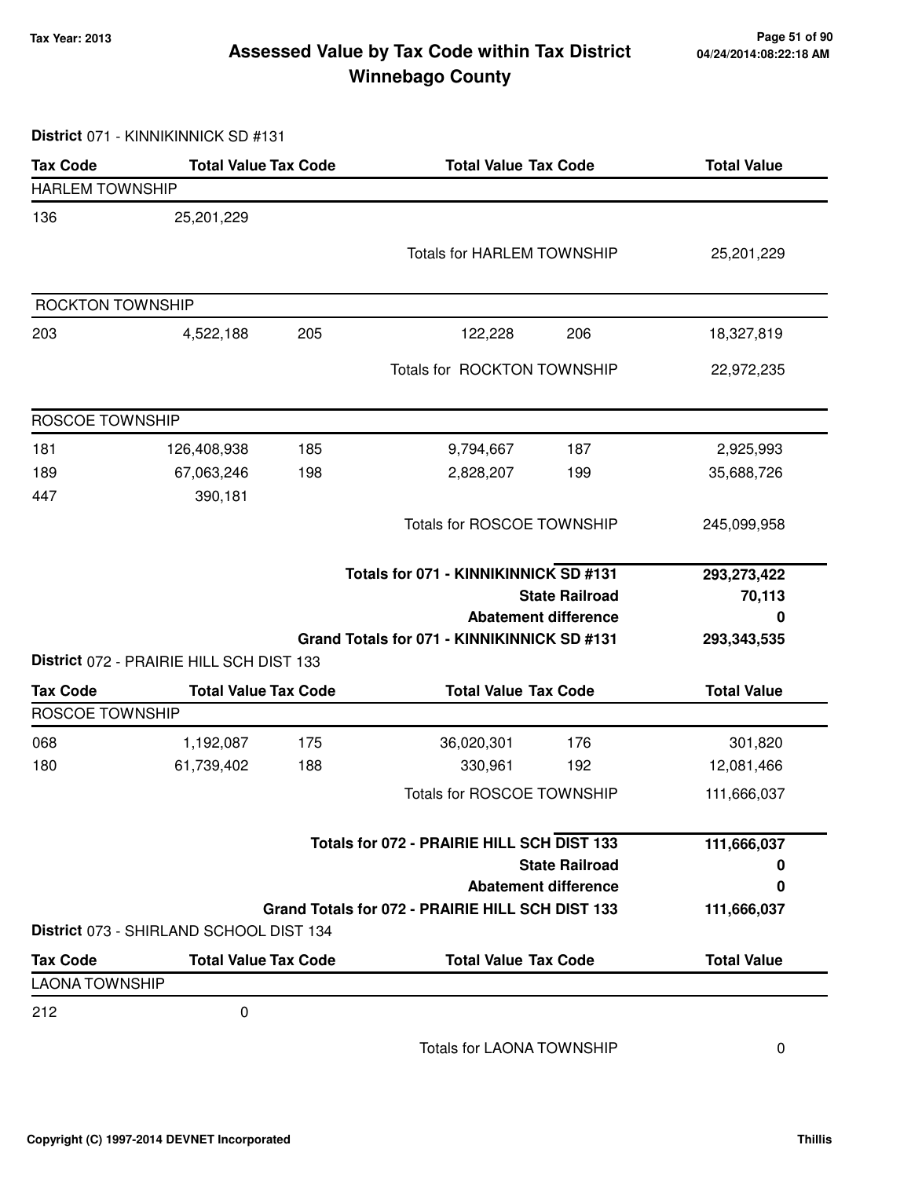# Assessed Value by Tax Code within Tax District
## Winnebago County

Tax Year: 2013

04/24/2014:08:22:18 AM

**District** 071 - KINNIKINNICK SD #131

| Tax Code | Total Value | Tax Code | Total Value | Tax Code | Total Value |
|---|---|---|---|---|---|
| HARLEM TOWNSHIP | | | | | |
| 136 | 25,201,229 | | | | |
| | | | Totals for HARLEM TOWNSHIP | | 25,201,229 |
| ROCKTON TOWNSHIP | | | | | |
| 203 | 4,522,188 | 205 | 122,228 | 206 | 18,327,819 |
| | | | Totals for ROCKTON TOWNSHIP | | 22,972,235 |
| ROSCOE TOWNSHIP | | | | | |
| 181 | 126,408,938 | 185 | 9,794,667 | 187 | 2,925,993 |
| 189 | 67,063,246 | 198 | 2,828,207 | 199 | 35,688,726 |
| 447 | 390,181 | | | | |
| | | | Totals for ROSCOE TOWNSHIP | | 245,099,958 |

| | |
|---|---|
| **Totals for 071 - KINNIKINNICK SD #131** | **293,273,422** |
| **State Railroad** | **70,113** |
| **Abatement difference** | **0** |
| **Grand Totals for 071 - KINNIKINNICK SD #131** | **293,343,535** |

**District** 072 - PRAIRIE HILL SCH DIST 133

| Tax Code | Total Value | Tax Code | Total Value | Tax Code | Total Value |
|---|---|---|---|---|---|
| ROSCOE TOWNSHIP | | | | | |
| 068 | 1,192,087 | 175 | 36,020,301 | 176 | 301,820 |
| 180 | 61,739,402 | 188 | 330,961 | 192 | 12,081,466 |
| | | | Totals for ROSCOE TOWNSHIP | | 111,666,037 |

| | |
|---|---|
| **Totals for 072 - PRAIRIE HILL SCH DIST 133** | **111,666,037** |
| **State Railroad** | **0** |
| **Abatement difference** | **0** |
| **Grand Totals for 072 - PRAIRIE HILL SCH DIST 133** | **111,666,037** |

**District** 073 - SHIRLAND SCHOOL DIST 134

| Tax Code | Total Value | Tax Code | Total Value | Tax Code | Total Value |
|---|---|---|---|---|---|
| LAONA TOWNSHIP | | | | | |
| 212 | 0 | | | | |
| | | | Totals for LAONA TOWNSHIP | | 0 |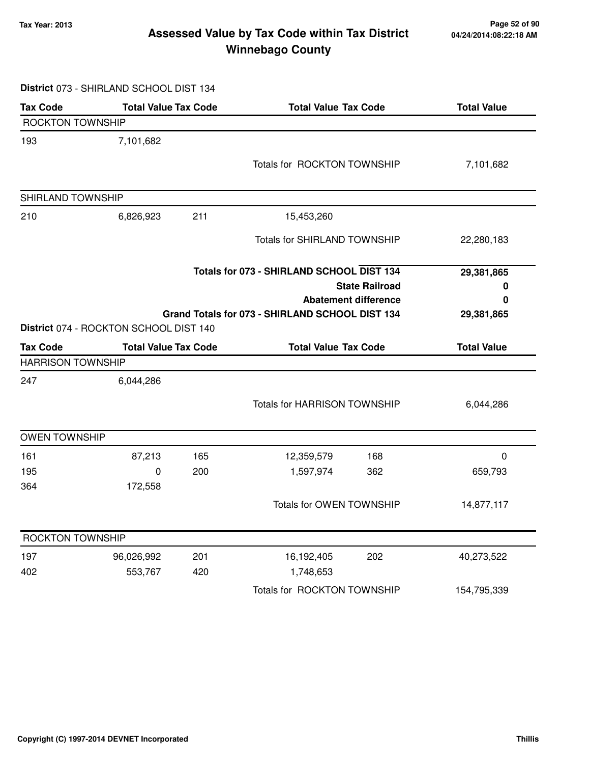# Assessed Value by Tax Code within Tax District

# Winnebago County

Tax Year: 2013

**District** 073 - SHIRLAND SCHOOL DIST 134

| Tax Code | Total Value | Tax Code | Total Value | Tax Code | Total Value |
|---|---|---|---|---|---|
| ROCKTON TOWNSHIP | | | | | |
| 193 | 7,101,682 | | | | |
| | | | Totals for ROCKTON TOWNSHIP | | 7,101,682 |
| SHIRLAND TOWNSHIP | | | | | |
| 210 | 6,826,923 | 211 | 15,453,260 | | |
| | | | Totals for SHIRLAND TOWNSHIP | | 22,280,183 |

| | |
|---|---|
| **Totals for 073 - SHIRLAND SCHOOL DIST 134** | **29,381,865** |
| **State Railroad** | **0** |
| **Abatement difference** | **0** |
| **Grand Totals for 073 - SHIRLAND SCHOOL DIST 134** | **29,381,865** |

**District** 074 - ROCKTON SCHOOL DIST 140

| Tax Code | Total Value | Tax Code | Total Value | Tax Code | Total Value |
|---|---|---|---|---|---|
| HARRISON TOWNSHIP | | | | | |
| 247 | 6,044,286 | | | | |
| | | | Totals for HARRISON TOWNSHIP | | 6,044,286 |
| OWEN TOWNSHIP | | | | | |
| 161 | 87,213 | 165 | 12,359,579 | 168 | 0 |
| 195 | 0 | 200 | 1,597,974 | 362 | 659,793 |
| 364 | 172,558 | | | | |
| | | | Totals for OWEN TOWNSHIP | | 14,877,117 |
| ROCKTON TOWNSHIP | | | | | |
| 197 | 96,026,992 | 201 | 16,192,405 | 202 | 40,273,522 |
| 402 | 553,767 | 420 | 1,748,653 | | |
| | | | Totals for ROCKTON TOWNSHIP | | 154,795,339 |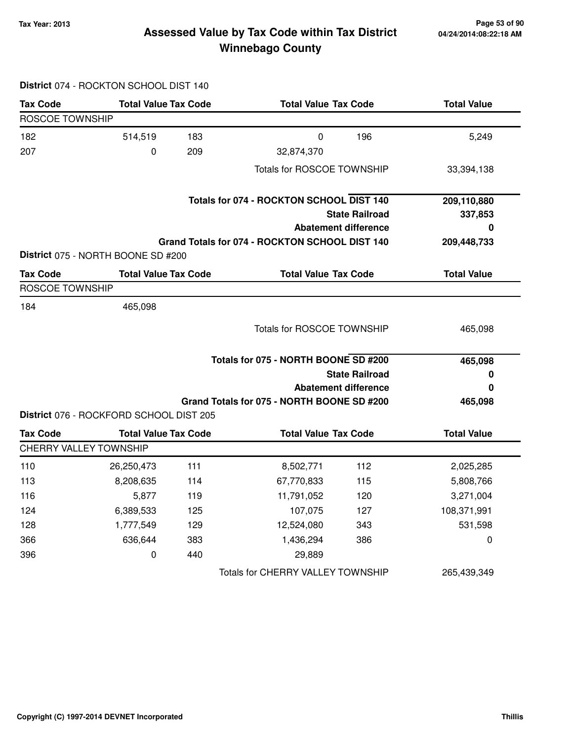**District** 074 - ROCKTON SCHOOL DIST 140

| Tax Code | Total Value | Tax Code | Total Value | Tax Code | Total Value |
|---|---|---|---|---|---|
| ROSCOE TOWNSHIP | | | | | |
| 182 | 514,519 | 183 | 0 | 196 | 5,249 |
| 207 | 0 | 209 | 32,874,370 | | |
| | | | Totals for ROSCOE TOWNSHIP | | 33,394,138 |

| | |
|---|---|
| **Totals for 074 - ROCKTON SCHOOL DIST 140** | **209,110,880** |
| **State Railroad** | **337,853** |
| **Abatement difference** | **0** |
| **Grand Totals for 074 - ROCKTON SCHOOL DIST 140** | **209,448,733** |

**District** 075 - NORTH BOONE SD #200

| Tax Code | Total Value | Tax Code | Total Value | Tax Code | Total Value |
|---|---|---|---|---|---|
| ROSCOE TOWNSHIP | | | | | |
| 184 | 465,098 | | | | |
| | | | Totals for ROSCOE TOWNSHIP | | 465,098 |

| | |
|---|---|
| **Totals for 075 - NORTH BOONE SD #200** | **465,098** |
| **State Railroad** | **0** |
| **Abatement difference** | **0** |
| **Grand Totals for 075 - NORTH BOONE SD #200** | **465,098** |

**District** 076 - ROCKFORD SCHOOL DIST 205

| Tax Code | Total Value | Tax Code | Total Value | Tax Code | Total Value |
|---|---|---|---|---|---|
| CHERRY VALLEY TOWNSHIP | | | | | |
| 110 | 26,250,473 | 111 | 8,502,771 | 112 | 2,025,285 |
| 113 | 8,208,635 | 114 | 67,770,833 | 115 | 5,808,766 |
| 116 | 5,877 | 119 | 11,791,052 | 120 | 3,271,004 |
| 124 | 6,389,533 | 125 | 107,075 | 127 | 108,371,991 |
| 128 | 1,777,549 | 129 | 12,524,080 | 343 | 531,598 |
| 366 | 636,644 | 383 | 1,436,294 | 386 | 0 |
| 396 | 0 | 440 | 29,889 | | |
| | | | Totals for CHERRY VALLEY TOWNSHIP | | 265,439,349 |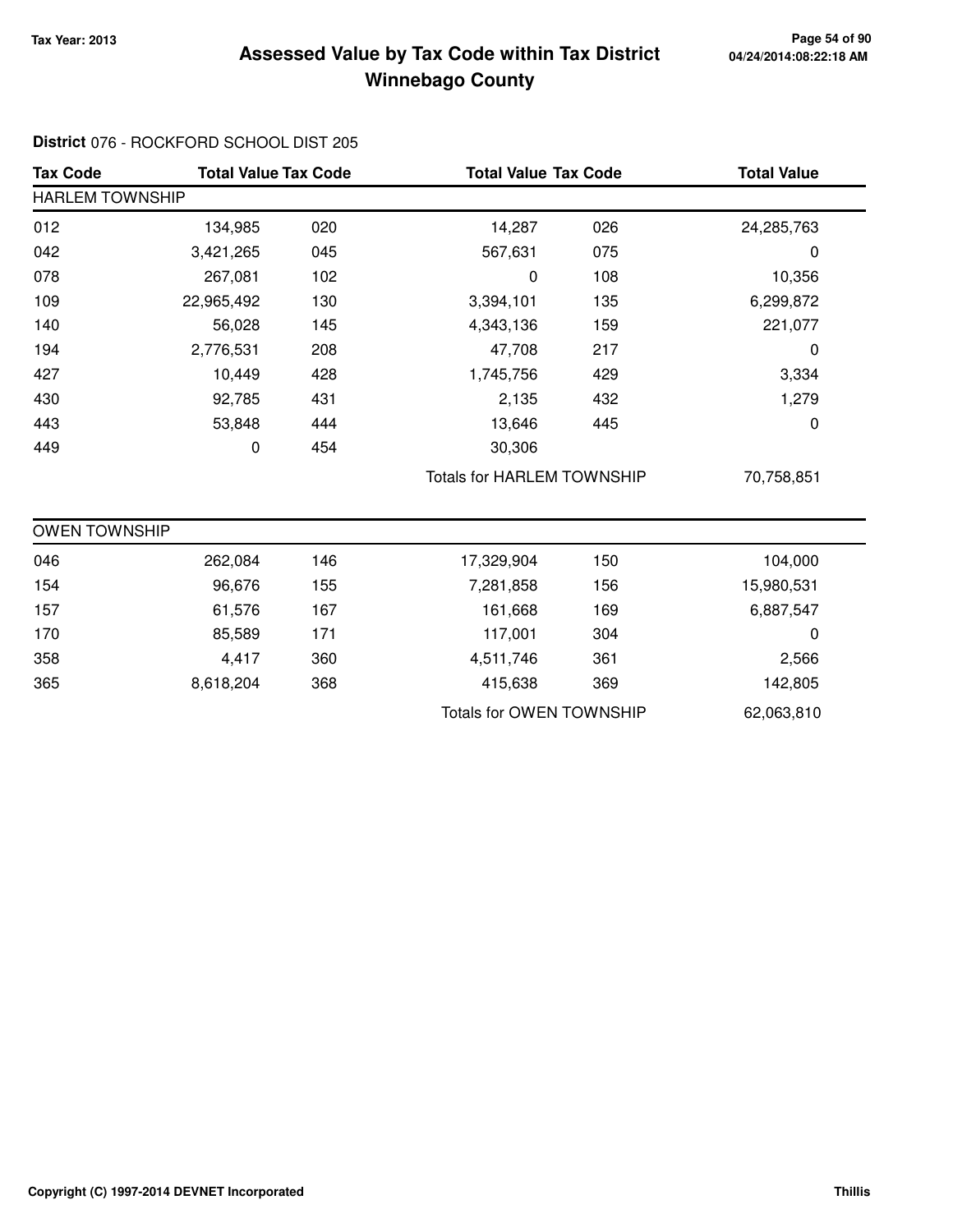# Assessed Value by Tax Code within Tax District Winnebago County

Tax Year: 2013

04/24/2014:08:22:18 AM

**District** 076 - ROCKFORD SCHOOL DIST 205

| Tax Code | Total Value | Tax Code | Total Value | Tax Code | Total Value |
|---|---|---|---|---|---|
| **HARLEM TOWNSHIP** | | | | | |
| 012 | 134,985 | 020 | 14,287 | 026 | 24,285,763 |
| 042 | 3,421,265 | 045 | 567,631 | 075 | 0 |
| 078 | 267,081 | 102 | 0 | 108 | 10,356 |
| 109 | 22,965,492 | 130 | 3,394,101 | 135 | 6,299,872 |
| 140 | 56,028 | 145 | 4,343,136 | 159 | 221,077 |
| 194 | 2,776,531 | 208 | 47,708 | 217 | 0 |
| 427 | 10,449 | 428 | 1,745,756 | 429 | 3,334 |
| 430 | 92,785 | 431 | 2,135 | 432 | 1,279 |
| 443 | 53,848 | 444 | 13,646 | 445 | 0 |
| 449 | 0 | 454 | 30,306 | | |
| | | | Totals for HARLEM TOWNSHIP | | 70,758,851 |

| Tax Code | Total Value | Tax Code | Total Value | Tax Code | Total Value |
|---|---|---|---|---|---|
| **OWEN TOWNSHIP** | | | | | |
| 046 | 262,084 | 146 | 17,329,904 | 150 | 104,000 |
| 154 | 96,676 | 155 | 7,281,858 | 156 | 15,980,531 |
| 157 | 61,576 | 167 | 161,668 | 169 | 6,887,547 |
| 170 | 85,589 | 171 | 117,001 | 304 | 0 |
| 358 | 4,417 | 360 | 4,511,746 | 361 | 2,566 |
| 365 | 8,618,204 | 368 | 415,638 | 369 | 142,805 |
| | | | Totals for OWEN TOWNSHIP | | 62,063,810 |

Copyright (C) 1997-2014 DEVNET Incorporated

Thillis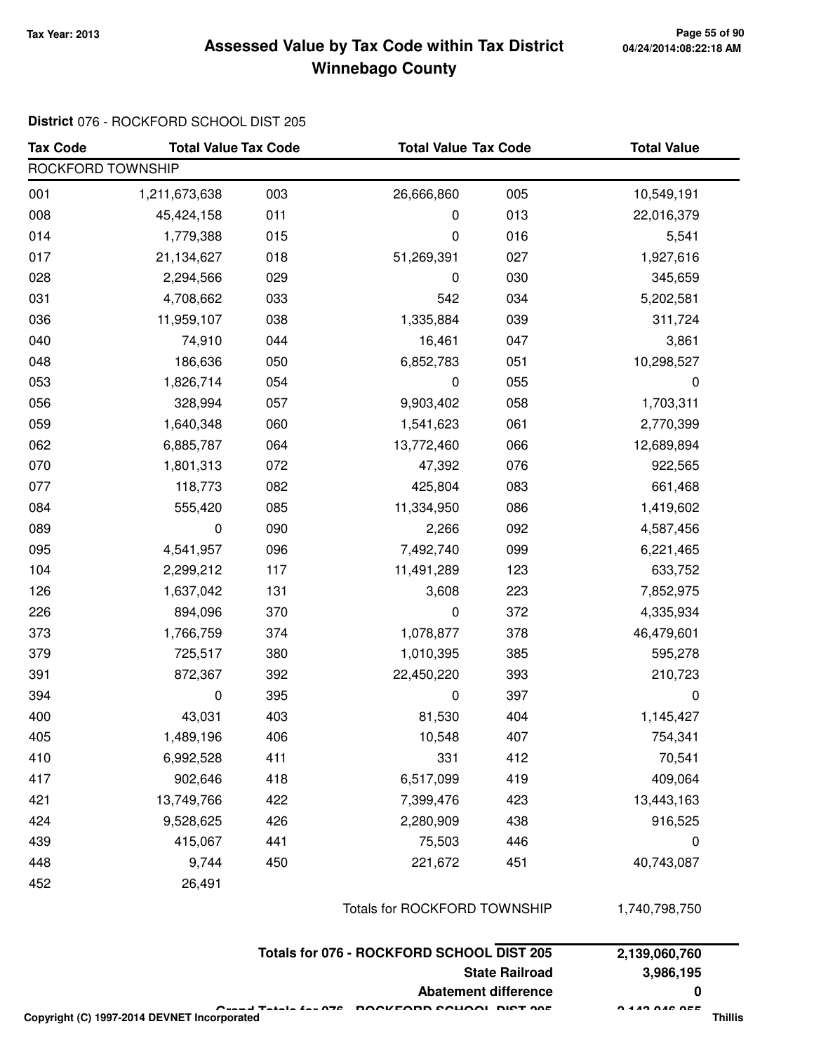# Assessed Value by Tax Code within Tax District
## Winnebago County

Tax Year: 2013

**District** 076 - ROCKFORD SCHOOL DIST 205

| Tax Code | Total Value | Tax Code | Total Value | Tax Code | Total Value |
|---|---|---|---|---|---|
| ROCKFORD TOWNSHIP | | | | | |
| 001 | 1,211,673,638 | 003 | 26,666,860 | 005 | 10,549,191 |
| 008 | 45,424,158 | 011 | 0 | 013 | 22,016,379 |
| 014 | 1,779,388 | 015 | 0 | 016 | 5,541 |
| 017 | 21,134,627 | 018 | 51,269,391 | 027 | 1,927,616 |
| 028 | 2,294,566 | 029 | 0 | 030 | 345,659 |
| 031 | 4,708,662 | 033 | 542 | 034 | 5,202,581 |
| 036 | 11,959,107 | 038 | 1,335,884 | 039 | 311,724 |
| 040 | 74,910 | 044 | 16,461 | 047 | 3,861 |
| 048 | 186,636 | 050 | 6,852,783 | 051 | 10,298,527 |
| 053 | 1,826,714 | 054 | 0 | 055 | 0 |
| 056 | 328,994 | 057 | 9,903,402 | 058 | 1,703,311 |
| 059 | 1,640,348 | 060 | 1,541,623 | 061 | 2,770,399 |
| 062 | 6,885,787 | 064 | 13,772,460 | 066 | 12,689,894 |
| 070 | 1,801,313 | 072 | 47,392 | 076 | 922,565 |
| 077 | 118,773 | 082 | 425,804 | 083 | 661,468 |
| 084 | 555,420 | 085 | 11,334,950 | 086 | 1,419,602 |
| 089 | 0 | 090 | 2,266 | 092 | 4,587,456 |
| 095 | 4,541,957 | 096 | 7,492,740 | 099 | 6,221,465 |
| 104 | 2,299,212 | 117 | 11,491,289 | 123 | 633,752 |
| 126 | 1,637,042 | 131 | 3,608 | 223 | 7,852,975 |
| 226 | 894,096 | 370 | 0 | 372 | 4,335,934 |
| 373 | 1,766,759 | 374 | 1,078,877 | 378 | 46,479,601 |
| 379 | 725,517 | 380 | 1,010,395 | 385 | 595,278 |
| 391 | 872,367 | 392 | 22,450,220 | 393 | 210,723 |
| 394 | 0 | 395 | 0 | 397 | 0 |
| 400 | 43,031 | 403 | 81,530 | 404 | 1,145,427 |
| 405 | 1,489,196 | 406 | 10,548 | 407 | 754,341 |
| 410 | 6,992,528 | 411 | 331 | 412 | 70,541 |
| 417 | 902,646 | 418 | 6,517,099 | 419 | 409,064 |
| 421 | 13,749,766 | 422 | 7,399,476 | 423 | 13,443,163 |
| 424 | 9,528,625 | 426 | 2,280,909 | 438 | 916,525 |
| 439 | 415,067 | 441 | 75,503 | 446 | 0 |
| 448 | 9,744 | 450 | 221,672 | 451 | 40,743,087 |
| 452 | 26,491 | | | | |
| | | | Totals for ROCKFORD TOWNSHIP | | 1,740,798,750 |

| | |
|---|---|
| **Totals for 076 - ROCKFORD SCHOOL DIST 205** | **2,139,060,760** |
| **State Railroad** | **3,986,195** |
| **Abatement difference** | **0** |
| **Grand Totals for 076 - ROCKFORD SCHOOL DIST 205** | **2,143,046,955** |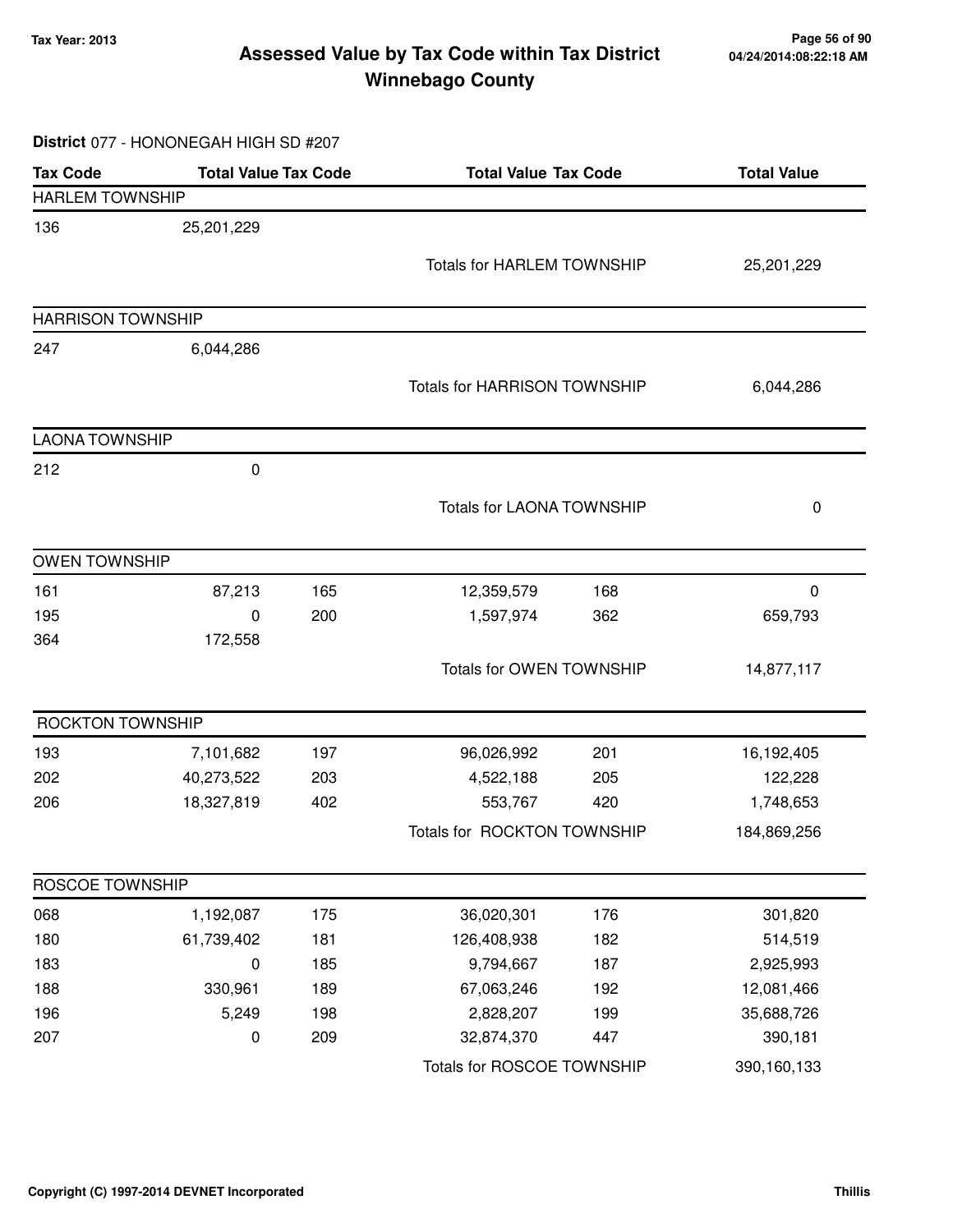# Assessed Value by Tax Code within Tax District
## Winnebago County

Tax Year: 2013

04/24/2014:08:22:18 AM

**District** 077 - HONONEGAH HIGH SD #207

| Tax Code | Total Value | Tax Code | Total Value | Tax Code | Total Value |
|---|---|---|---|---|---|
| **HARLEM TOWNSHIP** | | | | | |
| 136 | 25,201,229 | | | | |
| | | | Totals for HARLEM TOWNSHIP | | 25,201,229 |
| **HARRISON TOWNSHIP** | | | | | |
| 247 | 6,044,286 | | | | |
| | | | Totals for HARRISON TOWNSHIP | | 6,044,286 |
| **LAONA TOWNSHIP** | | | | | |
| 212 | 0 | | | | |
| | | | Totals for LAONA TOWNSHIP | | 0 |
| **OWEN TOWNSHIP** | | | | | |
| 161 | 87,213 | 165 | 12,359,579 | 168 | 0 |
| 195 | 0 | 200 | 1,597,974 | 362 | 659,793 |
| 364 | 172,558 | | | | |
| | | | Totals for OWEN TOWNSHIP | | 14,877,117 |
| **ROCKTON TOWNSHIP** | | | | | |
| 193 | 7,101,682 | 197 | 96,026,992 | 201 | 16,192,405 |
| 202 | 40,273,522 | 203 | 4,522,188 | 205 | 122,228 |
| 206 | 18,327,819 | 402 | 553,767 | 420 | 1,748,653 |
| | | | Totals for ROCKTON TOWNSHIP | | 184,869,256 |
| **ROSCOE TOWNSHIP** | | | | | |
| 068 | 1,192,087 | 175 | 36,020,301 | 176 | 301,820 |
| 180 | 61,739,402 | 181 | 126,408,938 | 182 | 514,519 |
| 183 | 0 | 185 | 9,794,667 | 187 | 2,925,993 |
| 188 | 330,961 | 189 | 67,063,246 | 192 | 12,081,466 |
| 196 | 5,249 | 198 | 2,828,207 | 199 | 35,688,726 |
| 207 | 0 | 209 | 32,874,370 | 447 | 390,181 |
| | | | Totals for ROSCOE TOWNSHIP | | 390,160,133 |

Copyright (C) 1997-2014 DEVNET Incorporated — Thillis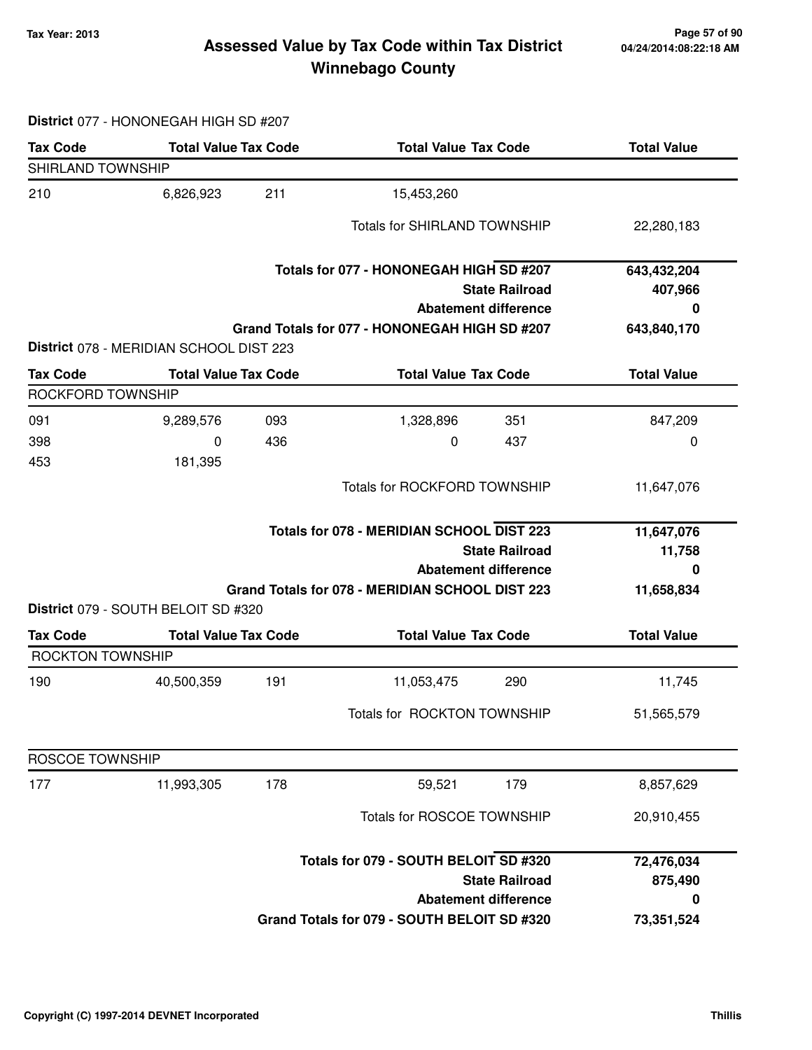# Assessed Value by Tax Code within Tax District
## Winnebago County

Tax Year: 2013

**District** 077 - HONONEGAH HIGH SD #207

| Tax Code | Total Value | Tax Code | Total Value | Tax Code | Total Value |
|---|---|---|---|---|---|
| SHIRLAND TOWNSHIP | | | | | |
| 210 | 6,826,923 | 211 | 15,453,260 | | |
| | | | Totals for SHIRLAND TOWNSHIP | | 22,280,183 |
| | | | **Totals for 077 - HONONEGAH HIGH SD #207** | | **643,432,204** |
| | | | | **State Railroad** | **407,966** |
| | | | | **Abatement difference** | **0** |
| | | | **Grand Totals for 077 - HONONEGAH HIGH SD #207** | | **643,840,170** |

**District** 078 - MERIDIAN SCHOOL DIST 223

| Tax Code | Total Value | Tax Code | Total Value | Tax Code | Total Value |
|---|---|---|---|---|---|
| ROCKFORD TOWNSHIP | | | | | |
| 091 | 9,289,576 | 093 | 1,328,896 | 351 | 847,209 |
| 398 | 0 | 436 | 0 | 437 | 0 |
| 453 | 181,395 | | | | |
| | | | Totals for ROCKFORD TOWNSHIP | | 11,647,076 |
| | | | **Totals for 078 - MERIDIAN SCHOOL DIST 223** | | **11,647,076** |
| | | | | **State Railroad** | **11,758** |
| | | | | **Abatement difference** | **0** |
| | | | **Grand Totals for 078 - MERIDIAN SCHOOL DIST 223** | | **11,658,834** |

**District** 079 - SOUTH BELOIT SD #320

| Tax Code | Total Value | Tax Code | Total Value | Tax Code | Total Value |
|---|---|---|---|---|---|
| ROCKTON TOWNSHIP | | | | | |
| 190 | 40,500,359 | 191 | 11,053,475 | 290 | 11,745 |
| | | | Totals for ROCKTON TOWNSHIP | | 51,565,579 |
| ROSCOE TOWNSHIP | | | | | |
| 177 | 11,993,305 | 178 | 59,521 | 179 | 8,857,629 |
| | | | Totals for ROSCOE TOWNSHIP | | 20,910,455 |
| | | | **Totals for 079 - SOUTH BELOIT SD #320** | | **72,476,034** |
| | | | | **State Railroad** | **875,490** |
| | | | | **Abatement difference** | **0** |
| | | | **Grand Totals for 079 - SOUTH BELOIT SD #320** | | **73,351,524** |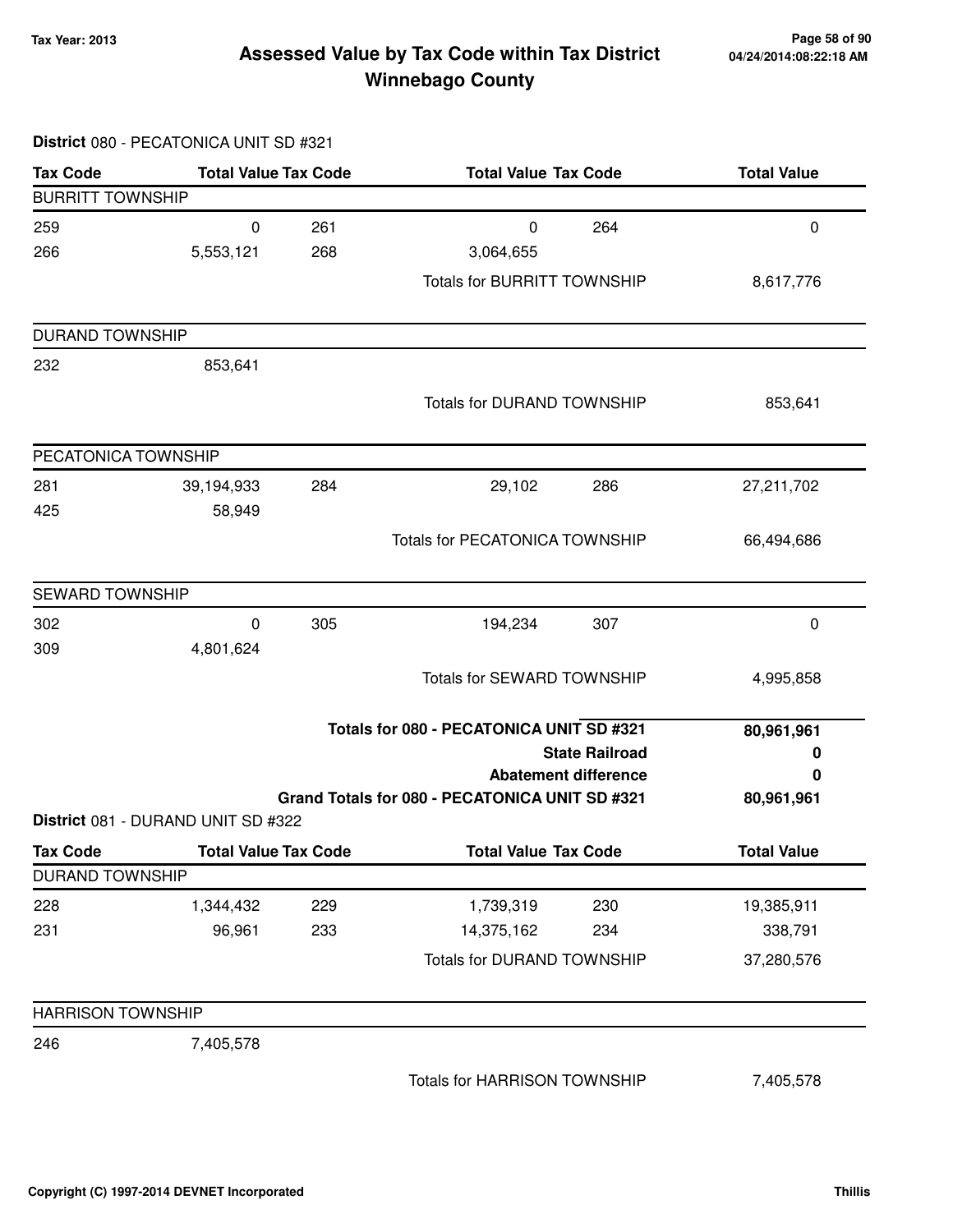# Assessed Value by Tax Code within Tax District
## Winnebago County

Tax Year: 2013

**District** 080 - PECATONICA UNIT SD #321

| Tax Code | Total Value | Tax Code | Total Value | Tax Code | Total Value |
|---|---|---|---|---|---|
| **BURRITT TOWNSHIP** | | | | | |
| 259 | 0 | 261 | 0 | 264 | 0 |
| 266 | 5,553,121 | 268 | 3,064,655 | | |
| | | | Totals for BURRITT TOWNSHIP | | 8,617,776 |
| **DURAND TOWNSHIP** | | | | | |
| 232 | 853,641 | | | | |
| | | | Totals for DURAND TOWNSHIP | | 853,641 |
| **PECATONICA TOWNSHIP** | | | | | |
| 281 | 39,194,933 | 284 | 29,102 | 286 | 27,211,702 |
| 425 | 58,949 | | | | |
| | | | Totals for PECATONICA TOWNSHIP | | 66,494,686 |
| **SEWARD TOWNSHIP** | | | | | |
| 302 | 0 | 305 | 194,234 | 307 | 0 |
| 309 | 4,801,624 | | | | |
| | | | Totals for SEWARD TOWNSHIP | | 4,995,858 |

| | |
|---|---|
| **Totals for 080 - PECATONICA UNIT SD #321** | **80,961,961** |
| **State Railroad** | **0** |
| **Abatement difference** | **0** |
| **Grand Totals for 080 - PECATONICA UNIT SD #321** | **80,961,961** |

**District** 081 - DURAND UNIT SD #322

| Tax Code | Total Value | Tax Code | Total Value | Tax Code | Total Value |
|---|---|---|---|---|---|
| **DURAND TOWNSHIP** | | | | | |
| 228 | 1,344,432 | 229 | 1,739,319 | 230 | 19,385,911 |
| 231 | 96,961 | 233 | 14,375,162 | 234 | 338,791 |
| | | | Totals for DURAND TOWNSHIP | | 37,280,576 |
| **HARRISON TOWNSHIP** | | | | | |
| 246 | 7,405,578 | | | | |
| | | | Totals for HARRISON TOWNSHIP | | 7,405,578 |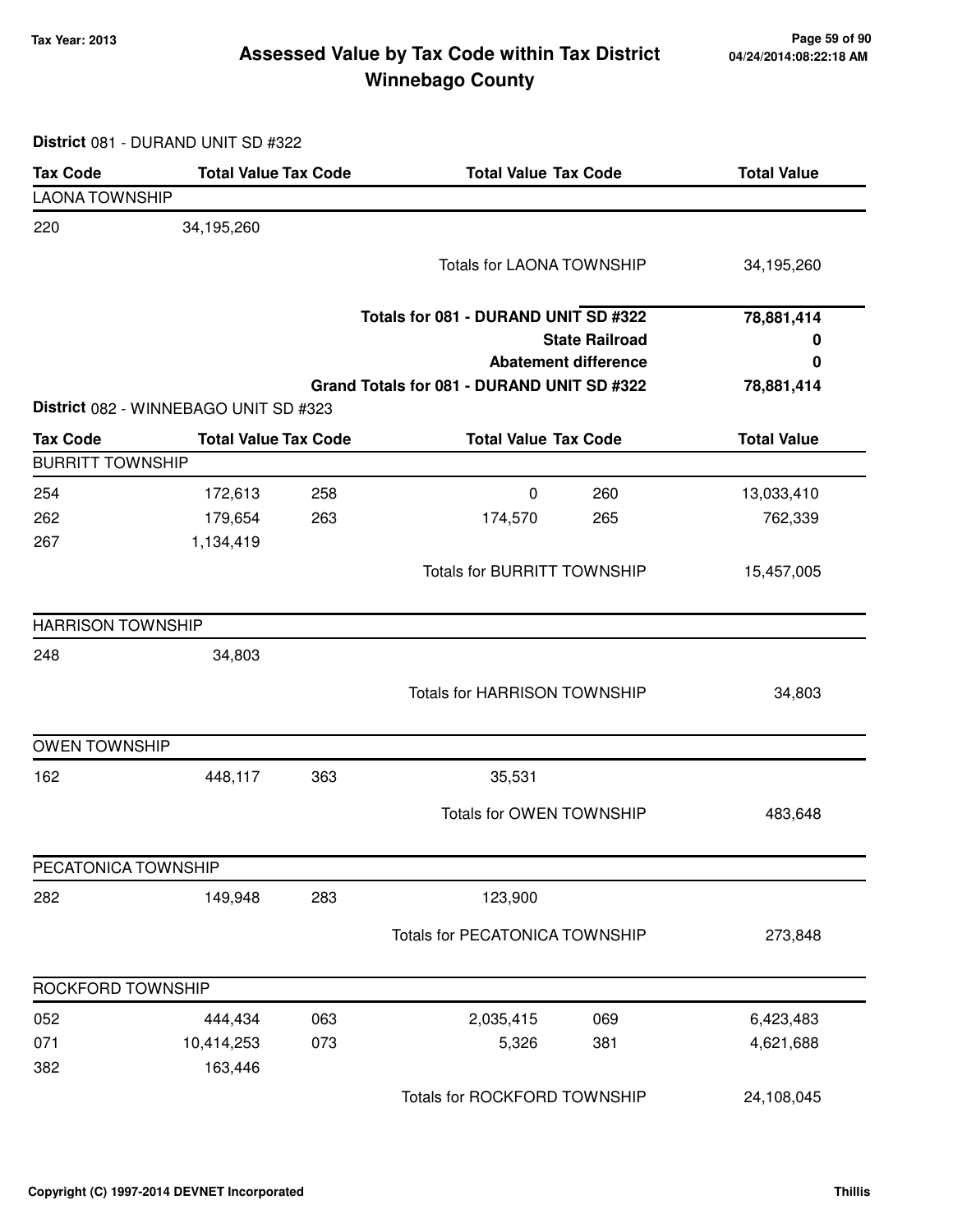# Assessed Value by Tax Code within Tax District
## Winnebago County

Tax Year: 2013

**District** 081 - DURAND UNIT SD #322

| Tax Code | Total Value | Tax Code | Total Value | Tax Code | Total Value |
|---|---|---|---|---|---|
| **LAONA TOWNSHIP** | | | | | |
| 220 | 34,195,260 | | | | |
| | | | Totals for LAONA TOWNSHIP | | 34,195,260 |
| | | | **Totals for 081 - DURAND UNIT SD #322** | | **78,881,414** |
| | | | | **State Railroad** | **0** |
| | | | | **Abatement difference** | **0** |
| | | | **Grand Totals for 081 - DURAND UNIT SD #322** | | **78,881,414** |

**District** 082 - WINNEBAGO UNIT SD #323

| Tax Code | Total Value | Tax Code | Total Value | Tax Code | Total Value |
|---|---|---|---|---|---|
| **BURRITT TOWNSHIP** | | | | | |
| 254 | 172,613 | 258 | 0 | 260 | 13,033,410 |
| 262 | 179,654 | 263 | 174,570 | 265 | 762,339 |
| 267 | 1,134,419 | | | | |
| | | | Totals for BURRITT TOWNSHIP | | 15,457,005 |
| **HARRISON TOWNSHIP** | | | | | |
| 248 | 34,803 | | | | |
| | | | Totals for HARRISON TOWNSHIP | | 34,803 |
| **OWEN TOWNSHIP** | | | | | |
| 162 | 448,117 | 363 | 35,531 | | |
| | | | Totals for OWEN TOWNSHIP | | 483,648 |
| **PECATONICA TOWNSHIP** | | | | | |
| 282 | 149,948 | 283 | 123,900 | | |
| | | | Totals for PECATONICA TOWNSHIP | | 273,848 |
| **ROCKFORD TOWNSHIP** | | | | | |
| 052 | 444,434 | 063 | 2,035,415 | 069 | 6,423,483 |
| 071 | 10,414,253 | 073 | 5,326 | 381 | 4,621,688 |
| 382 | 163,446 | | | | |
| | | | Totals for ROCKFORD TOWNSHIP | | 24,108,045 |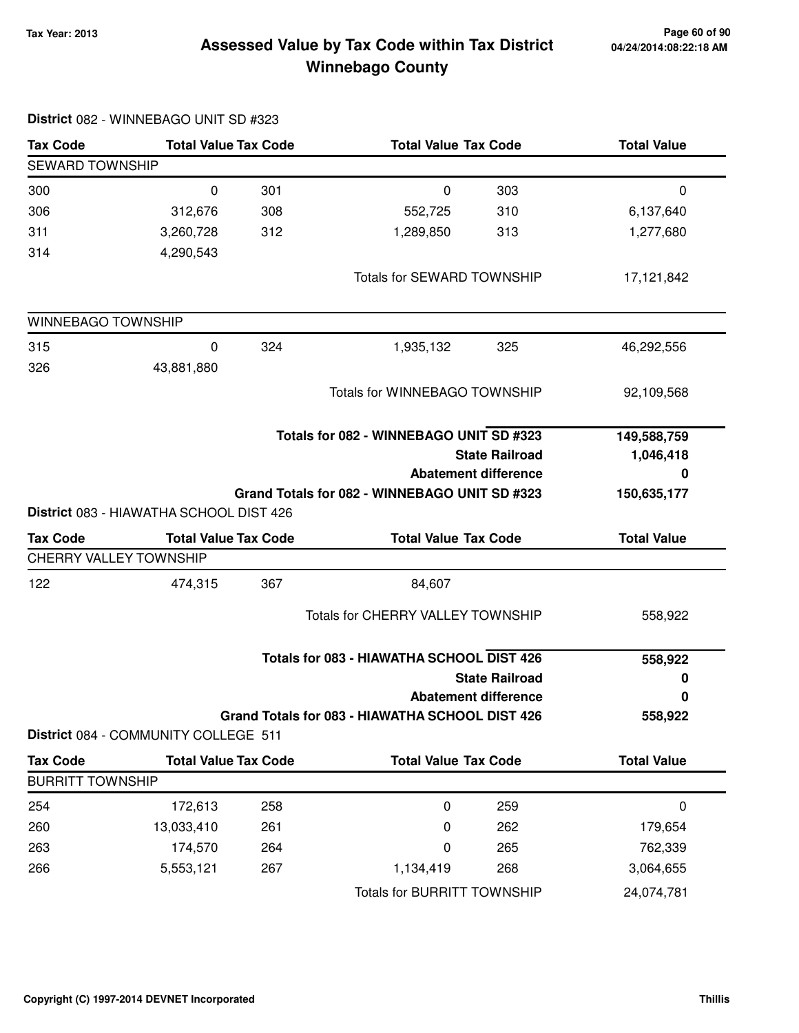# Assessed Value by Tax Code within Tax District
## Winnebago County

Tax Year: 2013

04/24/2014:08:22:18 AM

**District** 082 - WINNEBAGO UNIT SD #323

| Tax Code | Total Value | Tax Code | Total Value | Tax Code | Total Value |
|---|---|---|---|---|---|
| SEWARD TOWNSHIP | | | | | |
| 300 | 0 | 301 | 0 | 303 | 0 |
| 306 | 312,676 | 308 | 552,725 | 310 | 6,137,640 |
| 311 | 3,260,728 | 312 | 1,289,850 | 313 | 1,277,680 |
| 314 | 4,290,543 | | | | |
| | | | Totals for SEWARD TOWNSHIP | | 17,121,842 |
| WINNEBAGO TOWNSHIP | | | | | |
| 315 | 0 | 324 | 1,935,132 | 325 | 46,292,556 |
| 326 | 43,881,880 | | | | |
| | | | Totals for WINNEBAGO TOWNSHIP | | 92,109,568 |

| | |
|---|---|
| **Totals for 082 - WINNEBAGO UNIT SD #323** | **149,588,759** |
| **State Railroad** | **1,046,418** |
| **Abatement difference** | **0** |
| **Grand Totals for 082 - WINNEBAGO UNIT SD #323** | **150,635,177** |

**District** 083 - HIAWATHA SCHOOL DIST 426

| Tax Code | Total Value | Tax Code | Total Value | Tax Code | Total Value |
|---|---|---|---|---|---|
| CHERRY VALLEY TOWNSHIP | | | | | |
| 122 | 474,315 | 367 | 84,607 | | |
| | | | Totals for CHERRY VALLEY TOWNSHIP | | 558,922 |

| | |
|---|---|
| **Totals for 083 - HIAWATHA SCHOOL DIST 426** | **558,922** |
| **State Railroad** | **0** |
| **Abatement difference** | **0** |
| **Grand Totals for 083 - HIAWATHA SCHOOL DIST 426** | **558,922** |

**District** 084 - COMMUNITY COLLEGE 511

| Tax Code | Total Value | Tax Code | Total Value | Tax Code | Total Value |
|---|---|---|---|---|---|
| BURRITT TOWNSHIP | | | | | |
| 254 | 172,613 | 258 | 0 | 259 | 0 |
| 260 | 13,033,410 | 261 | 0 | 262 | 179,654 |
| 263 | 174,570 | 264 | 0 | 265 | 762,339 |
| 266 | 5,553,121 | 267 | 1,134,419 | 268 | 3,064,655 |
| | | | Totals for BURRITT TOWNSHIP | | 24,074,781 |

Copyright (C) 1997-2014 DEVNET Incorporated

Thillis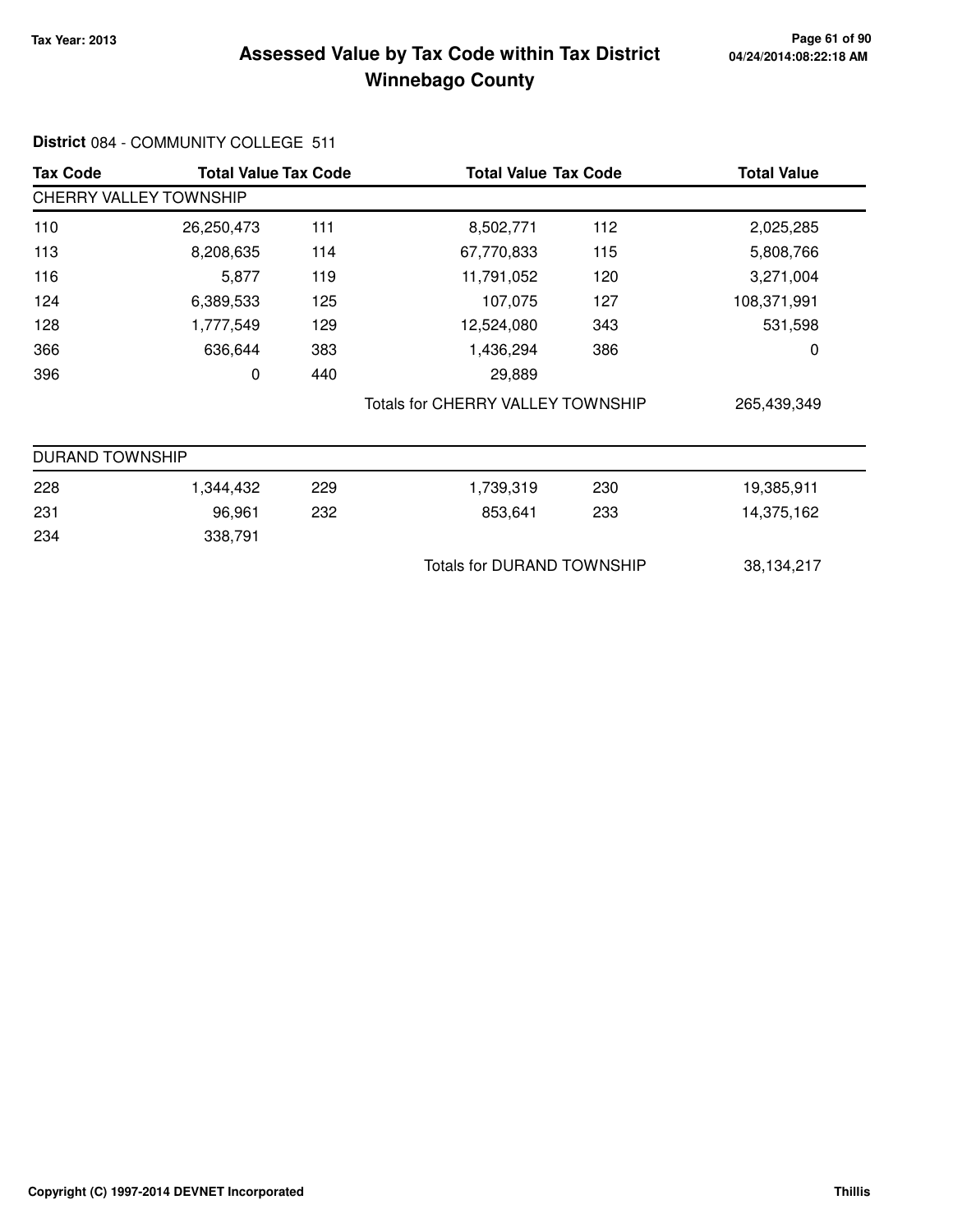# Assessed Value by Tax Code within Tax District
## Winnebago County

Tax Year: 2013

04/24/2014:08:22:18 AM

**District** 084 - COMMUNITY COLLEGE 511

| Tax Code | Total Value | Tax Code | Total Value | Tax Code | Total Value |
|---|---|---|---|---|---|
| **CHERRY VALLEY TOWNSHIP** | | | | | |
| 110 | 26,250,473 | 111 | 8,502,771 | 112 | 2,025,285 |
| 113 | 8,208,635 | 114 | 67,770,833 | 115 | 5,808,766 |
| 116 | 5,877 | 119 | 11,791,052 | 120 | 3,271,004 |
| 124 | 6,389,533 | 125 | 107,075 | 127 | 108,371,991 |
| 128 | 1,777,549 | 129 | 12,524,080 | 343 | 531,598 |
| 366 | 636,644 | 383 | 1,436,294 | 386 | 0 |
| 396 | 0 | 440 | 29,889 | | |
| | | Totals for CHERRY VALLEY TOWNSHIP | | | 265,439,349 |
| **DURAND TOWNSHIP** | | | | | |
| 228 | 1,344,432 | 229 | 1,739,319 | 230 | 19,385,911 |
| 231 | 96,961 | 232 | 853,641 | 233 | 14,375,162 |
| 234 | 338,791 | | | | |
| | | Totals for DURAND TOWNSHIP | | | 38,134,217 |

Copyright (C) 1997-2014 DEVNET Incorporated

Thillis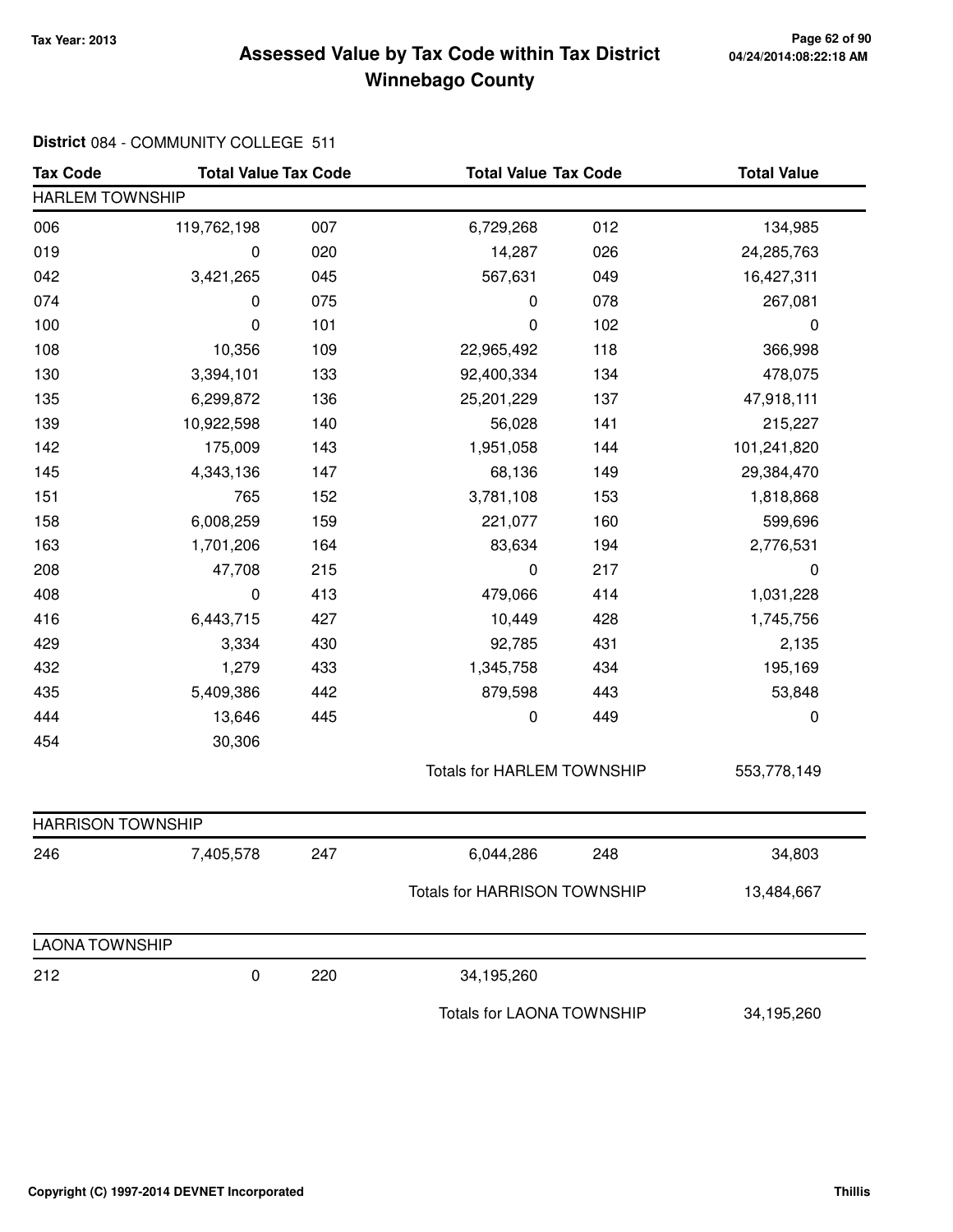# Assessed Value by Tax Code within Tax District Winnebago County

Tax Year: 2013

04/24/2014:08:22:18 AM

**District** 084 - COMMUNITY COLLEGE 511

| Tax Code | Total Value | Tax Code | Total Value | Tax Code | Total Value |
|---|---|---|---|---|---|
| **HARLEM TOWNSHIP** | | | | | |
| 006 | 119,762,198 | 007 | 6,729,268 | 012 | 134,985 |
| 019 | 0 | 020 | 14,287 | 026 | 24,285,763 |
| 042 | 3,421,265 | 045 | 567,631 | 049 | 16,427,311 |
| 074 | 0 | 075 | 0 | 078 | 267,081 |
| 100 | 0 | 101 | 0 | 102 | 0 |
| 108 | 10,356 | 109 | 22,965,492 | 118 | 366,998 |
| 130 | 3,394,101 | 133 | 92,400,334 | 134 | 478,075 |
| 135 | 6,299,872 | 136 | 25,201,229 | 137 | 47,918,111 |
| 139 | 10,922,598 | 140 | 56,028 | 141 | 215,227 |
| 142 | 175,009 | 143 | 1,951,058 | 144 | 101,241,820 |
| 145 | 4,343,136 | 147 | 68,136 | 149 | 29,384,470 |
| 151 | 765 | 152 | 3,781,108 | 153 | 1,818,868 |
| 158 | 6,008,259 | 159 | 221,077 | 160 | 599,696 |
| 163 | 1,701,206 | 164 | 83,634 | 194 | 2,776,531 |
| 208 | 47,708 | 215 | 0 | 217 | 0 |
| 408 | 0 | 413 | 479,066 | 414 | 1,031,228 |
| 416 | 6,443,715 | 427 | 10,449 | 428 | 1,745,756 |
| 429 | 3,334 | 430 | 92,785 | 431 | 2,135 |
| 432 | 1,279 | 433 | 1,345,758 | 434 | 195,169 |
| 435 | 5,409,386 | 442 | 879,598 | 443 | 53,848 |
| 444 | 13,646 | 445 | 0 | 449 | 0 |
| 454 | 30,306 | | | | |
| | | | Totals for HARLEM TOWNSHIP | | 553,778,149 |
| **HARRISON TOWNSHIP** | | | | | |
| 246 | 7,405,578 | 247 | 6,044,286 | 248 | 34,803 |
| | | | Totals for HARRISON TOWNSHIP | | 13,484,667 |
| **LAONA TOWNSHIP** | | | | | |
| 212 | 0 | 220 | 34,195,260 | | |
| | | | Totals for LAONA TOWNSHIP | | 34,195,260 |

Copyright (C) 1997-2014 DEVNET Incorporated

Thillis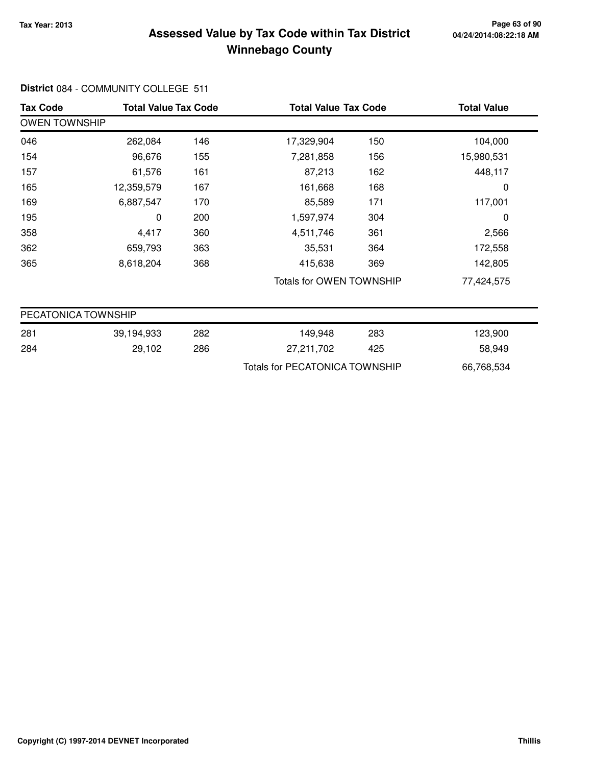# Assessed Value by Tax Code within Tax District
## Winnebago County

Tax Year: 2013

**District** 084 - COMMUNITY COLLEGE 511

| Tax Code | Total Value | Tax Code | Total Value | Tax Code | Total Value |
|---|---|---|---|---|---|
| **OWEN TOWNSHIP** | | | | | |
| 046 | 262,084 | 146 | 17,329,904 | 150 | 104,000 |
| 154 | 96,676 | 155 | 7,281,858 | 156 | 15,980,531 |
| 157 | 61,576 | 161 | 87,213 | 162 | 448,117 |
| 165 | 12,359,579 | 167 | 161,668 | 168 | 0 |
| 169 | 6,887,547 | 170 | 85,589 | 171 | 117,001 |
| 195 | 0 | 200 | 1,597,974 | 304 | 0 |
| 358 | 4,417 | 360 | 4,511,746 | 361 | 2,566 |
| 362 | 659,793 | 363 | 35,531 | 364 | 172,558 |
| 365 | 8,618,204 | 368 | 415,638 | 369 | 142,805 |
| | | | Totals for OWEN TOWNSHIP | | 77,424,575 |

| Tax Code | Total Value | Tax Code | Total Value | Tax Code | Total Value |
|---|---|---|---|---|---|
| **PECATONICA TOWNSHIP** | | | | | |
| 281 | 39,194,933 | 282 | 149,948 | 283 | 123,900 |
| 284 | 29,102 | 286 | 27,211,702 | 425 | 58,949 |
| | | | Totals for PECATONICA TOWNSHIP | | 66,768,534 |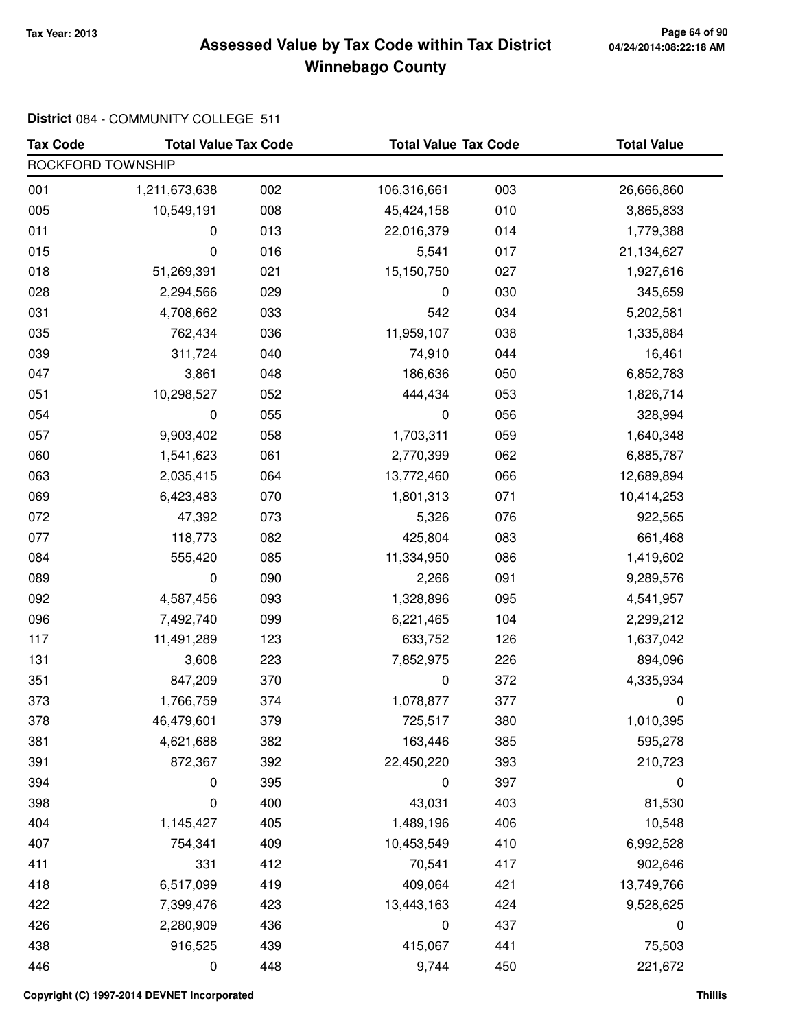**Tax Year: 2013**

# Assessed Value by Tax Code within Tax District
## Winnebago County

04/24/2014:08:22:18 AM

**District** 084 - COMMUNITY COLLEGE 511

| Tax Code | Total Value | Tax Code | Total Value | Tax Code | Total Value |
|---|---|---|---|---|---|
| ROCKFORD TOWNSHIP | | | | | |
| 001 | 1,211,673,638 | 002 | 106,316,661 | 003 | 26,666,860 |
| 005 | 10,549,191 | 008 | 45,424,158 | 010 | 3,865,833 |
| 011 | 0 | 013 | 22,016,379 | 014 | 1,779,388 |
| 015 | 0 | 016 | 5,541 | 017 | 21,134,627 |
| 018 | 51,269,391 | 021 | 15,150,750 | 027 | 1,927,616 |
| 028 | 2,294,566 | 029 | 0 | 030 | 345,659 |
| 031 | 4,708,662 | 033 | 542 | 034 | 5,202,581 |
| 035 | 762,434 | 036 | 11,959,107 | 038 | 1,335,884 |
| 039 | 311,724 | 040 | 74,910 | 044 | 16,461 |
| 047 | 3,861 | 048 | 186,636 | 050 | 6,852,783 |
| 051 | 10,298,527 | 052 | 444,434 | 053 | 1,826,714 |
| 054 | 0 | 055 | 0 | 056 | 328,994 |
| 057 | 9,903,402 | 058 | 1,703,311 | 059 | 1,640,348 |
| 060 | 1,541,623 | 061 | 2,770,399 | 062 | 6,885,787 |
| 063 | 2,035,415 | 064 | 13,772,460 | 066 | 12,689,894 |
| 069 | 6,423,483 | 070 | 1,801,313 | 071 | 10,414,253 |
| 072 | 47,392 | 073 | 5,326 | 076 | 922,565 |
| 077 | 118,773 | 082 | 425,804 | 083 | 661,468 |
| 084 | 555,420 | 085 | 11,334,950 | 086 | 1,419,602 |
| 089 | 0 | 090 | 2,266 | 091 | 9,289,576 |
| 092 | 4,587,456 | 093 | 1,328,896 | 095 | 4,541,957 |
| 096 | 7,492,740 | 099 | 6,221,465 | 104 | 2,299,212 |
| 117 | 11,491,289 | 123 | 633,752 | 126 | 1,637,042 |
| 131 | 3,608 | 223 | 7,852,975 | 226 | 894,096 |
| 351 | 847,209 | 370 | 0 | 372 | 4,335,934 |
| 373 | 1,766,759 | 374 | 1,078,877 | 377 | 0 |
| 378 | 46,479,601 | 379 | 725,517 | 380 | 1,010,395 |
| 381 | 4,621,688 | 382 | 163,446 | 385 | 595,278 |
| 391 | 872,367 | 392 | 22,450,220 | 393 | 210,723 |
| 394 | 0 | 395 | 0 | 397 | 0 |
| 398 | 0 | 400 | 43,031 | 403 | 81,530 |
| 404 | 1,145,427 | 405 | 1,489,196 | 406 | 10,548 |
| 407 | 754,341 | 409 | 10,453,549 | 410 | 6,992,528 |
| 411 | 331 | 412 | 70,541 | 417 | 902,646 |
| 418 | 6,517,099 | 419 | 409,064 | 421 | 13,749,766 |
| 422 | 7,399,476 | 423 | 13,443,163 | 424 | 9,528,625 |
| 426 | 2,280,909 | 436 | 0 | 437 | 0 |
| 438 | 916,525 | 439 | 415,067 | 441 | 75,503 |
| 446 | 0 | 448 | 9,744 | 450 | 221,672 |

**Copyright (C) 1997-2014 DEVNET Incorporated** **Thillis**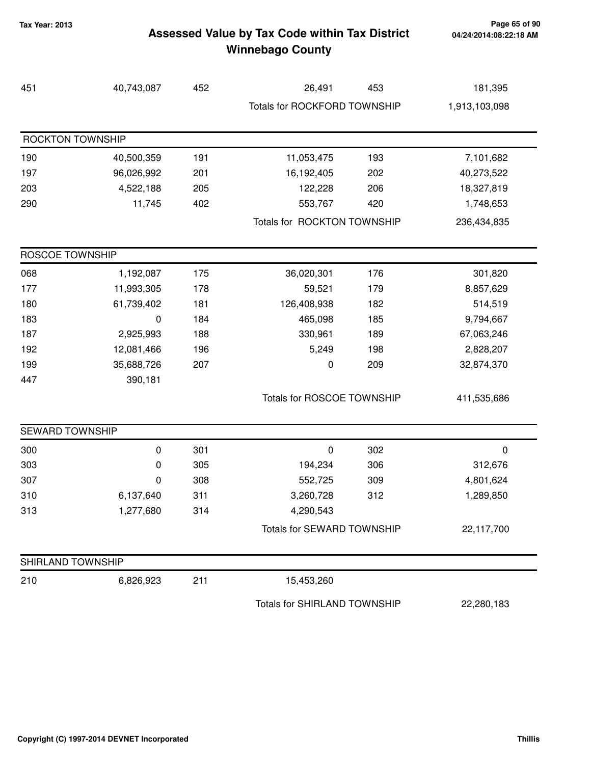# Assessed Value by Tax Code within Tax District
## Winnebago County

Tax Year: 2013

| | | | | | |
|---|---|---|---|---|---|
| 451 | 40,743,087 | 452 | 26,491 | 453 | 181,395 |
| | | | Totals for ROCKFORD TOWNSHIP | | 1,913,103,098 |

### ROCKTON TOWNSHIP

| | | | | | |
|---|---|---|---|---|---|
| 190 | 40,500,359 | 191 | 11,053,475 | 193 | 7,101,682 |
| 197 | 96,026,992 | 201 | 16,192,405 | 202 | 40,273,522 |
| 203 | 4,522,188 | 205 | 122,228 | 206 | 18,327,819 |
| 290 | 11,745 | 402 | 553,767 | 420 | 1,748,653 |
| | | | Totals for ROCKTON TOWNSHIP | | 236,434,835 |

### ROSCOE TOWNSHIP

| | | | | | |
|---|---|---|---|---|---|
| 068 | 1,192,087 | 175 | 36,020,301 | 176 | 301,820 |
| 177 | 11,993,305 | 178 | 59,521 | 179 | 8,857,629 |
| 180 | 61,739,402 | 181 | 126,408,938 | 182 | 514,519 |
| 183 | 0 | 184 | 465,098 | 185 | 9,794,667 |
| 187 | 2,925,993 | 188 | 330,961 | 189 | 67,063,246 |
| 192 | 12,081,466 | 196 | 5,249 | 198 | 2,828,207 |
| 199 | 35,688,726 | 207 | 0 | 209 | 32,874,370 |
| 447 | 390,181 | | | | |
| | | | Totals for ROSCOE TOWNSHIP | | 411,535,686 |

### SEWARD TOWNSHIP

| | | | | | |
|---|---|---|---|---|---|
| 300 | 0 | 301 | 0 | 302 | 0 |
| 303 | 0 | 305 | 194,234 | 306 | 312,676 |
| 307 | 0 | 308 | 552,725 | 309 | 4,801,624 |
| 310 | 6,137,640 | 311 | 3,260,728 | 312 | 1,289,850 |
| 313 | 1,277,680 | 314 | 4,290,543 | | |
| | | | Totals for SEWARD TOWNSHIP | | 22,117,700 |

### SHIRLAND TOWNSHIP

| | | | | | |
|---|---|---|---|---|---|
| 210 | 6,826,923 | 211 | 15,453,260 | | |
| | | | Totals for SHIRLAND TOWNSHIP | | 22,280,183 |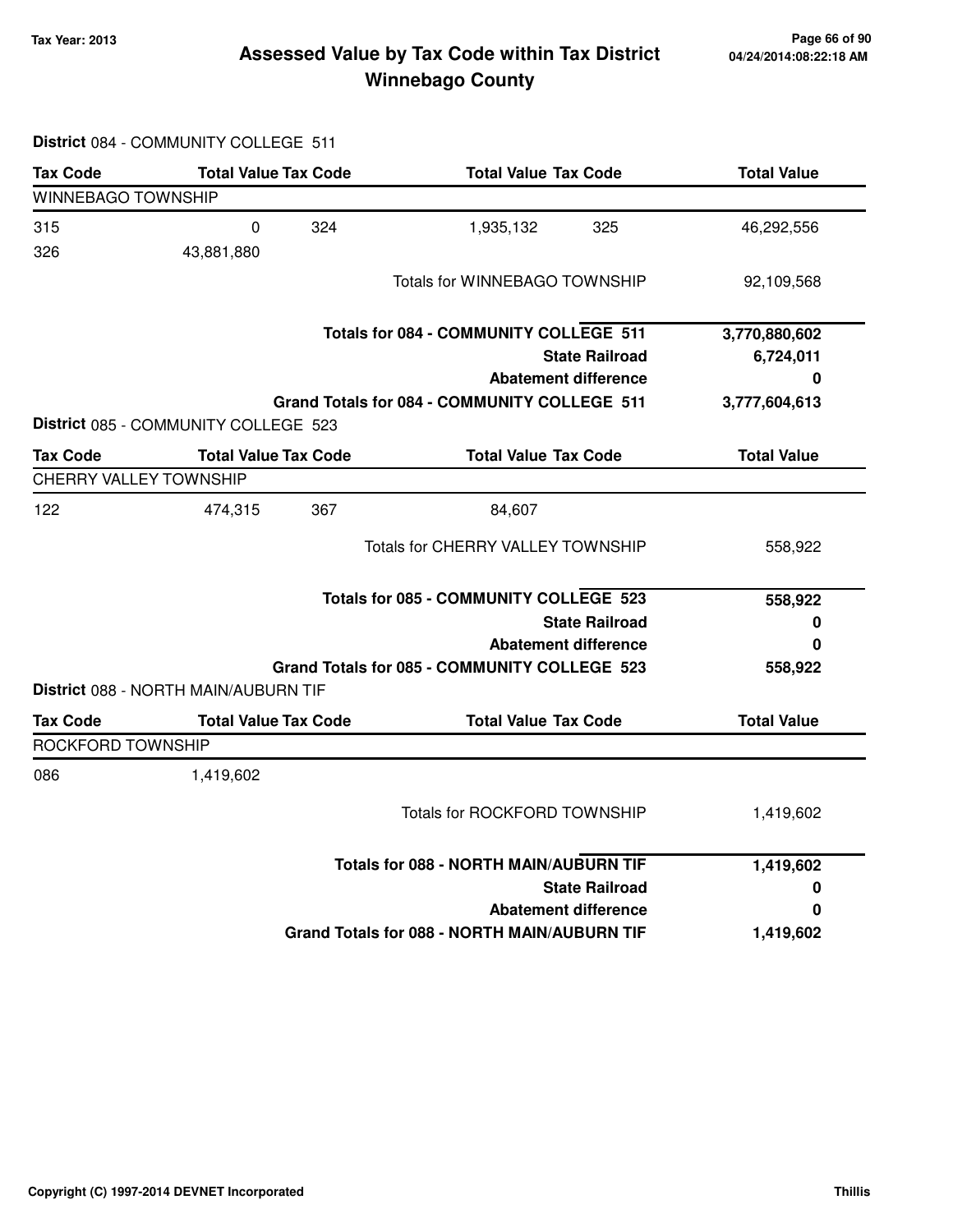**District** 084 - COMMUNITY COLLEGE 511

| Tax Code | Total Value | Tax Code | Total Value | Tax Code | Total Value |
|---|---|---|---|---|---|
| **WINNEBAGO TOWNSHIP** | | | | | |
| 315 | 0 | 324 | 1,935,132 | 325 | 46,292,556 |
| 326 | 43,881,880 | | | | |
| | | | Totals for WINNEBAGO TOWNSHIP | | 92,109,568 |
| | | | **Totals for 084 - COMMUNITY COLLEGE 511** | | **3,770,880,602** |
| | | | **State Railroad** | | **6,724,011** |
| | | | **Abatement difference** | | **0** |
| | | | **Grand Totals for 084 - COMMUNITY COLLEGE 511** | | **3,777,604,613** |

**District** 085 - COMMUNITY COLLEGE 523

| Tax Code | Total Value | Tax Code | Total Value | Tax Code | Total Value |
|---|---|---|---|---|---|
| **CHERRY VALLEY TOWNSHIP** | | | | | |
| 122 | 474,315 | 367 | 84,607 | | |
| | | | Totals for CHERRY VALLEY TOWNSHIP | | 558,922 |
| | | | **Totals for 085 - COMMUNITY COLLEGE 523** | | **558,922** |
| | | | **State Railroad** | | **0** |
| | | | **Abatement difference** | | **0** |
| | | | **Grand Totals for 085 - COMMUNITY COLLEGE 523** | | **558,922** |

**District** 088 - NORTH MAIN/AUBURN TIF

| Tax Code | Total Value | Tax Code | Total Value | Tax Code | Total Value |
|---|---|---|---|---|---|
| **ROCKFORD TOWNSHIP** | | | | | |
| 086 | 1,419,602 | | | | |
| | | | Totals for ROCKFORD TOWNSHIP | | 1,419,602 |
| | | | **Totals for 088 - NORTH MAIN/AUBURN TIF** | | **1,419,602** |
| | | | **State Railroad** | | **0** |
| | | | **Abatement difference** | | **0** |
| | | | **Grand Totals for 088 - NORTH MAIN/AUBURN TIF** | | **1,419,602** |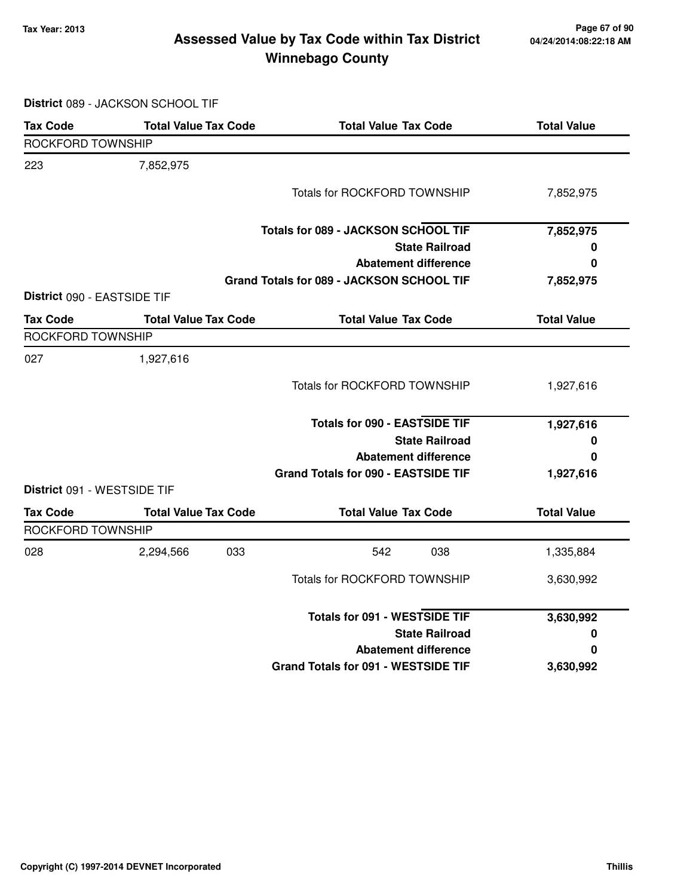# Assessed Value by Tax Code within Tax District
# Winnebago County

Tax Year: 2013

04/24/2014:08:22:18 AM

**District** 089 - JACKSON SCHOOL TIF

| Tax Code | Total Value | Tax Code | Total Value | Tax Code | Total Value |
|---|---|---|---|---|---|
| ROCKFORD TOWNSHIP | | | | | |
| 223 | 7,852,975 | | | | |
| | | | Totals for ROCKFORD TOWNSHIP | | 7,852,975 |
| | | | **Totals for 089 - JACKSON SCHOOL TIF** | | **7,852,975** |
| | | | **State Railroad** | | **0** |
| | | | **Abatement difference** | | **0** |
| | | | **Grand Totals for 089 - JACKSON SCHOOL TIF** | | **7,852,975** |

**District** 090 - EASTSIDE TIF

| Tax Code | Total Value | Tax Code | Total Value | Tax Code | Total Value |
|---|---|---|---|---|---|
| ROCKFORD TOWNSHIP | | | | | |
| 027 | 1,927,616 | | | | |
| | | | Totals for ROCKFORD TOWNSHIP | | 1,927,616 |
| | | | **Totals for 090 - EASTSIDE TIF** | | **1,927,616** |
| | | | **State Railroad** | | **0** |
| | | | **Abatement difference** | | **0** |
| | | | **Grand Totals for 090 - EASTSIDE TIF** | | **1,927,616** |

**District** 091 - WESTSIDE TIF

| Tax Code | Total Value | Tax Code | Total Value | Tax Code | Total Value |
|---|---|---|---|---|---|
| ROCKFORD TOWNSHIP | | | | | |
| 028 | 2,294,566 | 033 | 542 | 038 | 1,335,884 |
| | | | Totals for ROCKFORD TOWNSHIP | | 3,630,992 |
| | | | **Totals for 091 - WESTSIDE TIF** | | **3,630,992** |
| | | | **State Railroad** | | **0** |
| | | | **Abatement difference** | | **0** |
| | | | **Grand Totals for 091 - WESTSIDE TIF** | | **3,630,992** |

Copyright (C) 1997-2014 DEVNET Incorporated

Thillis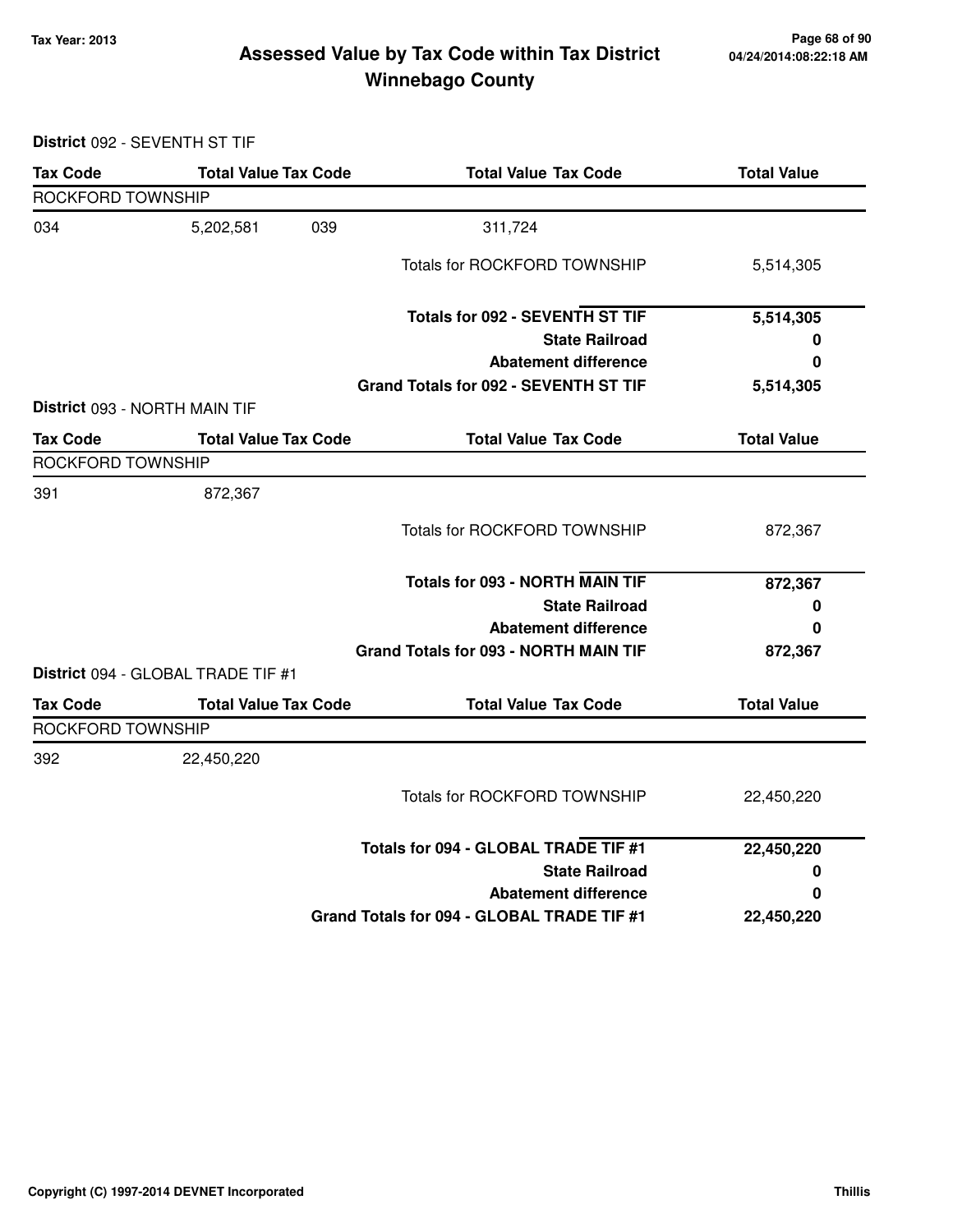# Assessed Value by Tax Code within Tax District
## Winnebago County

Tax Year: 2013

**District** 092 - SEVENTH ST TIF

| Tax Code | Total Value | Tax Code | Total Value | Tax Code | Total Value |
|---|---|---|---|---|---|
| ROCKFORD TOWNSHIP | | | | | |
| 034 | 5,202,581 | 039 | 311,724 | | |
| | | | Totals for ROCKFORD TOWNSHIP | | 5,514,305 |
| | | | **Totals for 092 - SEVENTH ST TIF** | | **5,514,305** |
| | | | **State Railroad** | | **0** |
| | | | **Abatement difference** | | **0** |
| | | | **Grand Totals for 092 - SEVENTH ST TIF** | | **5,514,305** |

**District** 093 - NORTH MAIN TIF

| Tax Code | Total Value | Tax Code | Total Value | Tax Code | Total Value |
|---|---|---|---|---|---|
| ROCKFORD TOWNSHIP | | | | | |
| 391 | 872,367 | | | | |
| | | | Totals for ROCKFORD TOWNSHIP | | 872,367 |
| | | | **Totals for 093 - NORTH MAIN TIF** | | **872,367** |
| | | | **State Railroad** | | **0** |
| | | | **Abatement difference** | | **0** |
| | | | **Grand Totals for 093 - NORTH MAIN TIF** | | **872,367** |

**District** 094 - GLOBAL TRADE TIF #1

| Tax Code | Total Value | Tax Code | Total Value | Tax Code | Total Value |
|---|---|---|---|---|---|
| ROCKFORD TOWNSHIP | | | | | |
| 392 | 22,450,220 | | | | |
| | | | Totals for ROCKFORD TOWNSHIP | | 22,450,220 |
| | | | **Totals for 094 - GLOBAL TRADE TIF #1** | | **22,450,220** |
| | | | **State Railroad** | | **0** |
| | | | **Abatement difference** | | **0** |
| | | | **Grand Totals for 094 - GLOBAL TRADE TIF #1** | | **22,450,220** |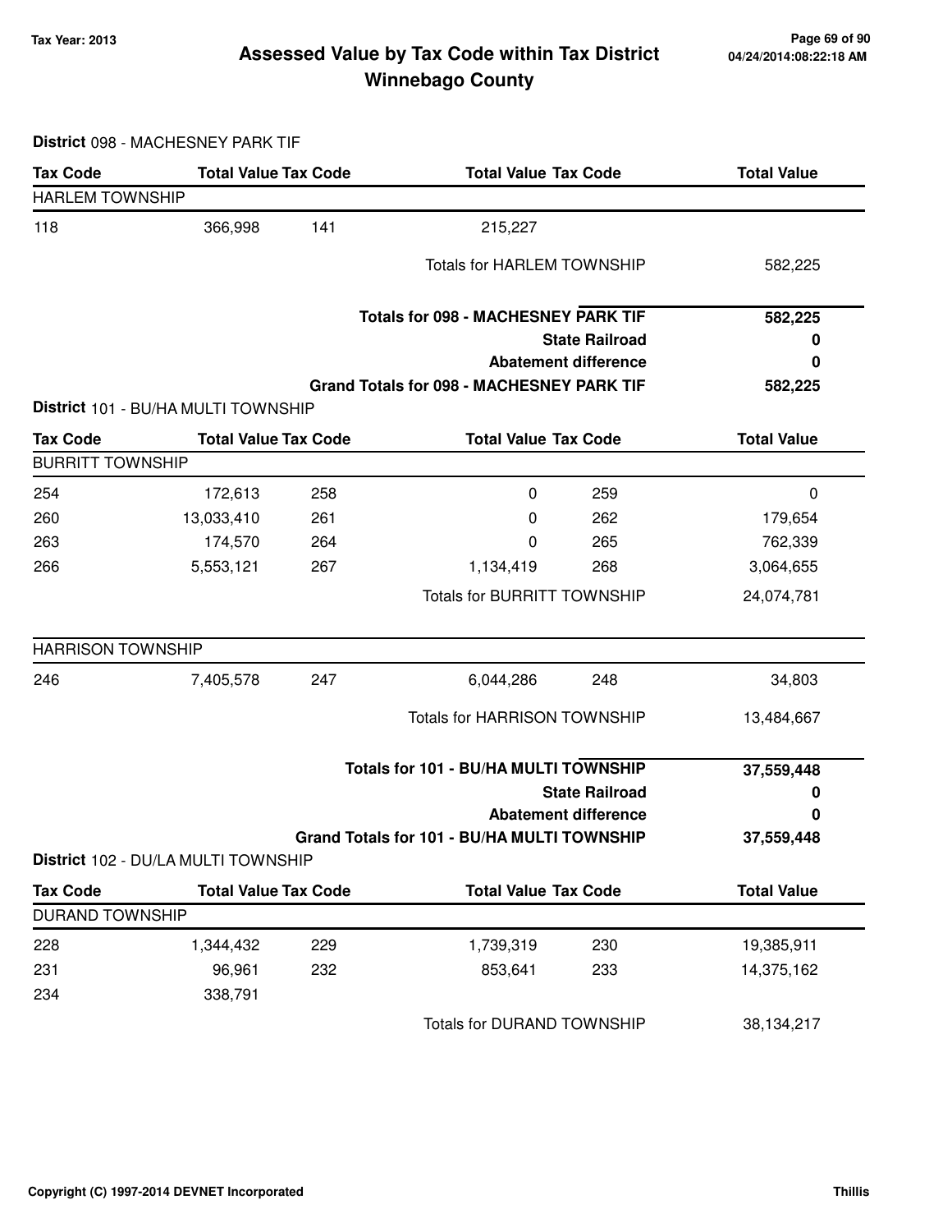**Tax Year: 2013**

# Assessed Value by Tax Code within Tax District
# Winnebago County

04/24/2014:08:22:18 AM

**District** 098 - MACHESNEY PARK TIF

| Tax Code | Total Value | Tax Code | Total Value | Tax Code | Total Value |
|---|---|---|---|---|---|
| **HARLEM TOWNSHIP** | | | | | |
| 118 | 366,998 | 141 | 215,227 | | |
| | | | Totals for HARLEM TOWNSHIP | | 582,225 |
| | | | **Totals for 098 - MACHESNEY PARK TIF** | | **582,225** |
| | | | **State Railroad** | | **0** |
| | | | **Abatement difference** | | **0** |
| | | | **Grand Totals for 098 - MACHESNEY PARK TIF** | | **582,225** |

**District** 101 - BU/HA MULTI TOWNSHIP

| Tax Code | Total Value | Tax Code | Total Value | Tax Code | Total Value |
|---|---|---|---|---|---|
| **BURRITT TOWNSHIP** | | | | | |
| 254 | 172,613 | 258 | 0 | 259 | 0 |
| 260 | 13,033,410 | 261 | 0 | 262 | 179,654 |
| 263 | 174,570 | 264 | 0 | 265 | 762,339 |
| 266 | 5,553,121 | 267 | 1,134,419 | 268 | 3,064,655 |
| | | | Totals for BURRITT TOWNSHIP | | 24,074,781 |
| **HARRISON TOWNSHIP** | | | | | |
| 246 | 7,405,578 | 247 | 6,044,286 | 248 | 34,803 |
| | | | Totals for HARRISON TOWNSHIP | | 13,484,667 |
| | | | **Totals for 101 - BU/HA MULTI TOWNSHIP** | | **37,559,448** |
| | | | **State Railroad** | | **0** |
| | | | **Abatement difference** | | **0** |
| | | | **Grand Totals for 101 - BU/HA MULTI TOWNSHIP** | | **37,559,448** |

**District** 102 - DU/LA MULTI TOWNSHIP

| Tax Code | Total Value | Tax Code | Total Value | Tax Code | Total Value |
|---|---|---|---|---|---|
| **DURAND TOWNSHIP** | | | | | |
| 228 | 1,344,432 | 229 | 1,739,319 | 230 | 19,385,911 |
| 231 | 96,961 | 232 | 853,641 | 233 | 14,375,162 |
| 234 | 338,791 | | | | |
| | | | Totals for DURAND TOWNSHIP | | 38,134,217 |

Copyright (C) 1997-2014 DEVNET Incorporated — Thillis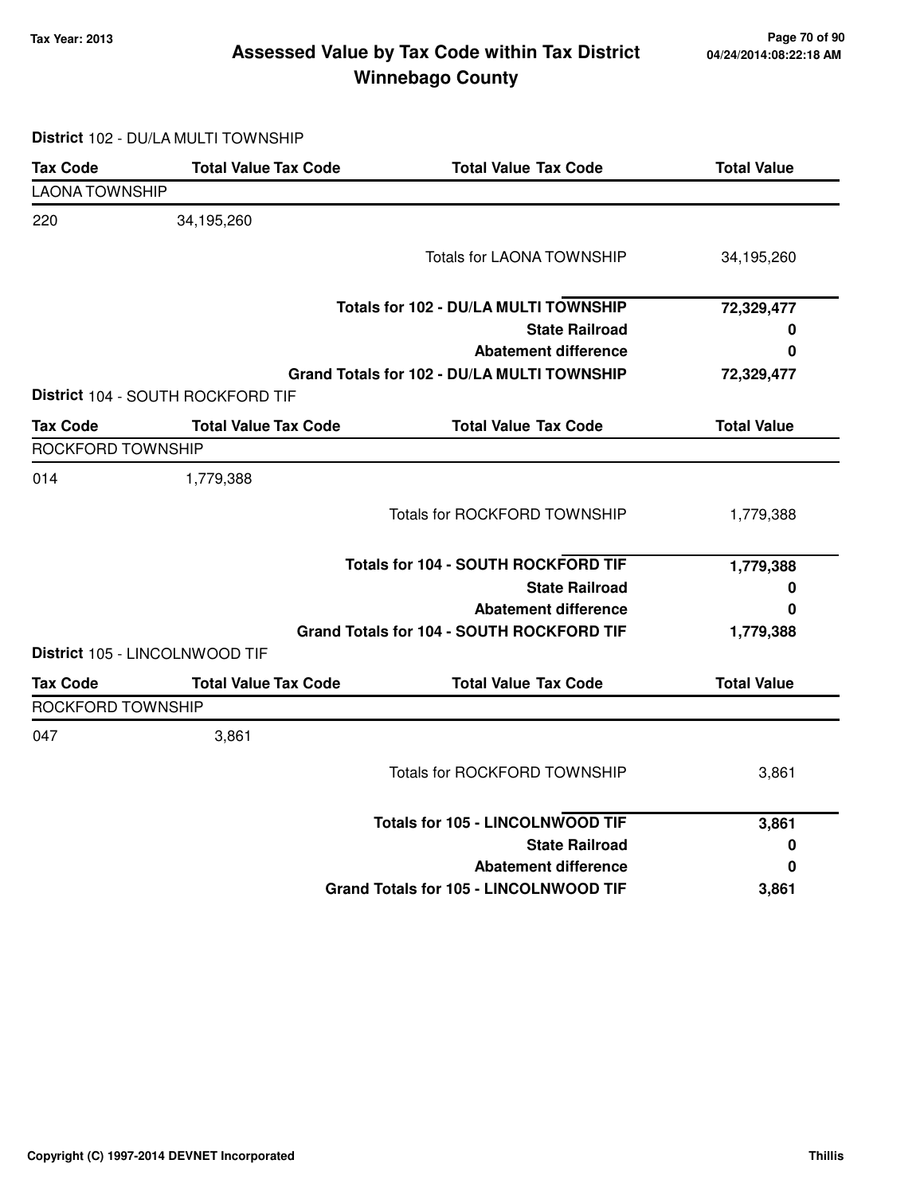# Assessed Value by Tax Code within Tax District
## Winnebago County

Tax Year: 2013

04/24/2014:08:22:18 AM

**District** 102 - DU/LA MULTI TOWNSHIP

| Tax Code | Total Value Tax Code | Total Value Tax Code | Total Value |
|---|---|---|---|
| LAONA TOWNSHIP | | | |
| 220 | 34,195,260 | | |
| | | Totals for LAONA TOWNSHIP | 34,195,260 |
| | | **Totals for 102 - DU/LA MULTI TOWNSHIP** | **72,329,477** |
| | | **State Railroad** | **0** |
| | | **Abatement difference** | **0** |
| | | **Grand Totals for 102 - DU/LA MULTI TOWNSHIP** | **72,329,477** |

**District** 104 - SOUTH ROCKFORD TIF

| Tax Code | Total Value Tax Code | Total Value Tax Code | Total Value |
|---|---|---|---|
| ROCKFORD TOWNSHIP | | | |
| 014 | 1,779,388 | | |
| | | Totals for ROCKFORD TOWNSHIP | 1,779,388 |
| | | **Totals for 104 - SOUTH ROCKFORD TIF** | **1,779,388** |
| | | **State Railroad** | **0** |
| | | **Abatement difference** | **0** |
| | | **Grand Totals for 104 - SOUTH ROCKFORD TIF** | **1,779,388** |

**District** 105 - LINCOLNWOOD TIF

| Tax Code | Total Value Tax Code | Total Value Tax Code | Total Value |
|---|---|---|---|
| ROCKFORD TOWNSHIP | | | |
| 047 | 3,861 | | |
| | | Totals for ROCKFORD TOWNSHIP | 3,861 |
| | | **Totals for 105 - LINCOLNWOOD TIF** | **3,861** |
| | | **State Railroad** | **0** |
| | | **Abatement difference** | **0** |
| | | **Grand Totals for 105 - LINCOLNWOOD TIF** | **3,861** |

Copyright (C) 1997-2014 DEVNET Incorporated

Thillis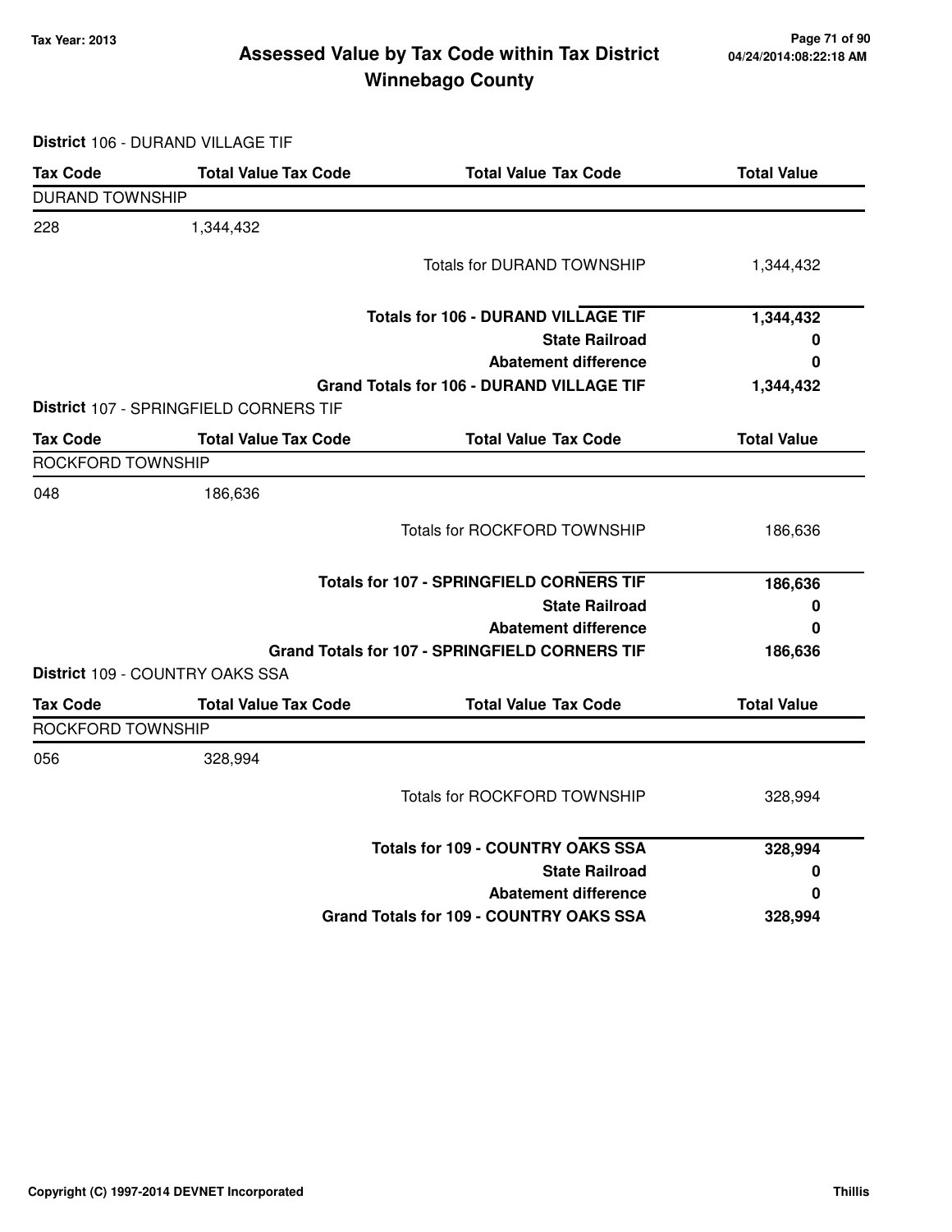# Assessed Value by Tax Code within Tax District
# Winnebago County

Tax Year: 2013

04/24/2014:08:22:18 AM

**District** 106 - DURAND VILLAGE TIF

| Tax Code | Total Value Tax Code | Total Value Tax Code | Total Value |
|---|---|---|---|
| DURAND TOWNSHIP | | | |
| 228 | 1,344,432 | | |
| | | Totals for DURAND TOWNSHIP | 1,344,432 |
| | | **Totals for 106 - DURAND VILLAGE TIF** | **1,344,432** |
| | | **State Railroad** | **0** |
| | | **Abatement difference** | **0** |
| | | **Grand Totals for 106 - DURAND VILLAGE TIF** | **1,344,432** |

**District** 107 - SPRINGFIELD CORNERS TIF

| Tax Code | Total Value Tax Code | Total Value Tax Code | Total Value |
|---|---|---|---|
| ROCKFORD TOWNSHIP | | | |
| 048 | 186,636 | | |
| | | Totals for ROCKFORD TOWNSHIP | 186,636 |
| | | **Totals for 107 - SPRINGFIELD CORNERS TIF** | **186,636** |
| | | **State Railroad** | **0** |
| | | **Abatement difference** | **0** |
| | | **Grand Totals for 107 - SPRINGFIELD CORNERS TIF** | **186,636** |

**District** 109 - COUNTRY OAKS SSA

| Tax Code | Total Value Tax Code | Total Value Tax Code | Total Value |
|---|---|---|---|
| ROCKFORD TOWNSHIP | | | |
| 056 | 328,994 | | |
| | | Totals for ROCKFORD TOWNSHIP | 328,994 |
| | | **Totals for 109 - COUNTRY OAKS SSA** | **328,994** |
| | | **State Railroad** | **0** |
| | | **Abatement difference** | **0** |
| | | **Grand Totals for 109 - COUNTRY OAKS SSA** | **328,994** |

Copyright (C) 1997-2014 DEVNET Incorporated — Thillis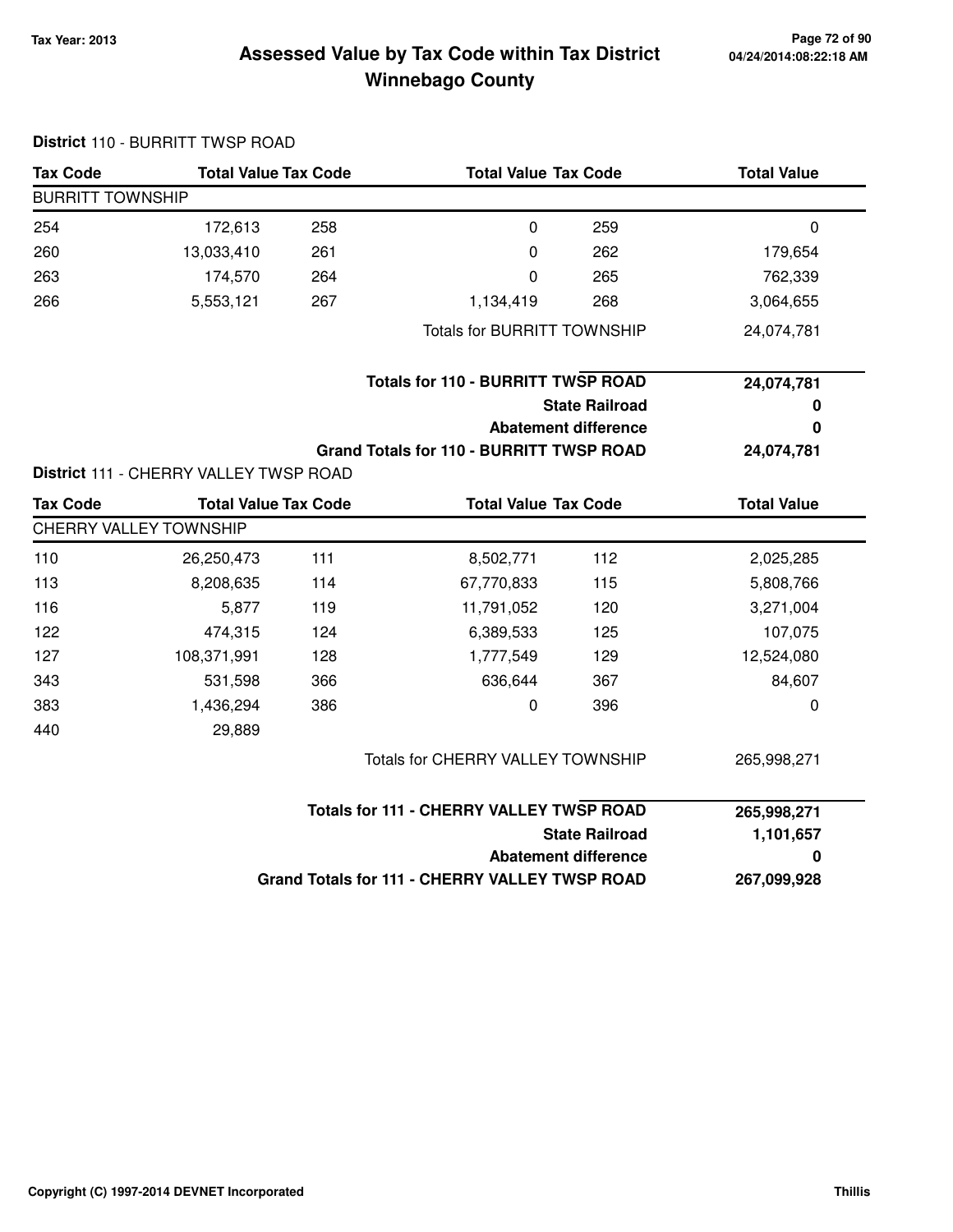# Assessed Value by Tax Code within Tax District
## Winnebago County

Tax Year: 2013

**District** 110 - BURRITT TWSP ROAD

| Tax Code | Total Value | Tax Code | Total Value | Tax Code | Total Value |
|---|---|---|---|---|---|
| BURRITT TOWNSHIP | | | | | |
| 254 | 172,613 | 258 | 0 | 259 | 0 |
| 260 | 13,033,410 | 261 | 0 | 262 | 179,654 |
| 263 | 174,570 | 264 | 0 | 265 | 762,339 |
| 266 | 5,553,121 | 267 | 1,134,419 | 268 | 3,064,655 |
| | | | Totals for BURRITT TOWNSHIP | | 24,074,781 |

| | |
|---|---|
| **Totals for 110 - BURRITT TWSP ROAD** | **24,074,781** |
| **State Railroad** | **0** |
| **Abatement difference** | **0** |
| **Grand Totals for 110 - BURRITT TWSP ROAD** | **24,074,781** |

**District** 111 - CHERRY VALLEY TWSP ROAD

| Tax Code | Total Value | Tax Code | Total Value | Tax Code | Total Value |
|---|---|---|---|---|---|
| CHERRY VALLEY TOWNSHIP | | | | | |
| 110 | 26,250,473 | 111 | 8,502,771 | 112 | 2,025,285 |
| 113 | 8,208,635 | 114 | 67,770,833 | 115 | 5,808,766 |
| 116 | 5,877 | 119 | 11,791,052 | 120 | 3,271,004 |
| 122 | 474,315 | 124 | 6,389,533 | 125 | 107,075 |
| 127 | 108,371,991 | 128 | 1,777,549 | 129 | 12,524,080 |
| 343 | 531,598 | 366 | 636,644 | 367 | 84,607 |
| 383 | 1,436,294 | 386 | 0 | 396 | 0 |
| 440 | 29,889 | | | | |
| | | | Totals for CHERRY VALLEY TOWNSHIP | | 265,998,271 |

| | |
|---|---|
| **Totals for 111 - CHERRY VALLEY TWSP ROAD** | **265,998,271** |
| **State Railroad** | **1,101,657** |
| **Abatement difference** | **0** |
| **Grand Totals for 111 - CHERRY VALLEY TWSP ROAD** | **267,099,928** |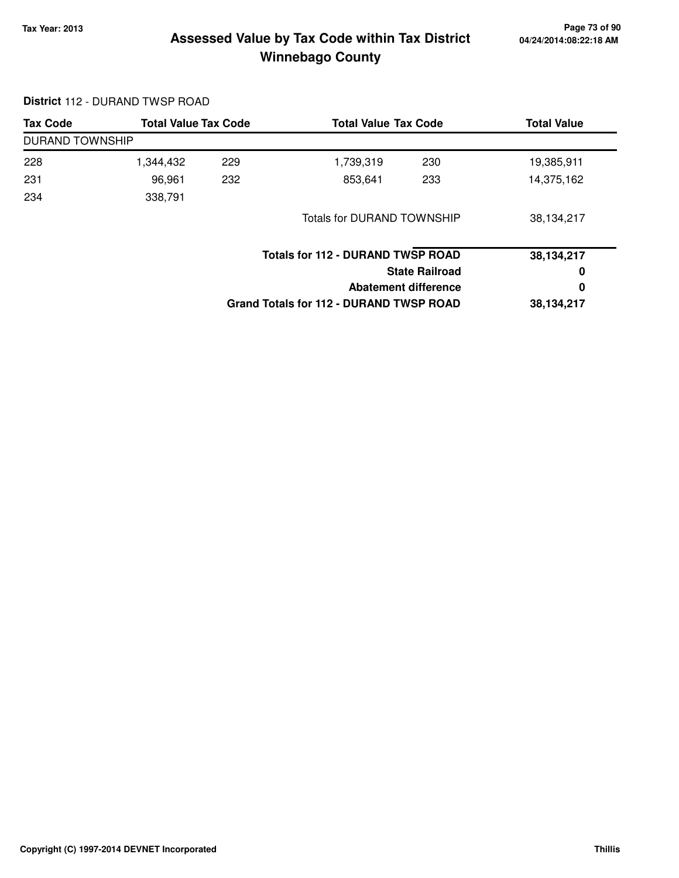# Assessed Value by Tax Code within Tax District
## Winnebago County

Tax Year: 2013

**District** 112 - DURAND TWSP ROAD

| Tax Code | Total Value | Tax Code | Total Value | Tax Code | Total Value |
|---|---|---|---|---|---|
| DURAND TOWNSHIP | | | | | |
| 228 | 1,344,432 | 229 | 1,739,319 | 230 | 19,385,911 |
| 231 | 96,961 | 232 | 853,641 | 233 | 14,375,162 |
| 234 | 338,791 | | | | |
| | | | Totals for DURAND TOWNSHIP | | 38,134,217 |

| | |
|---|---|
| **Totals for 112 - DURAND TWSP ROAD** | **38,134,217** |
| **State Railroad** | **0** |
| **Abatement difference** | **0** |
| **Grand Totals for 112 - DURAND TWSP ROAD** | **38,134,217** |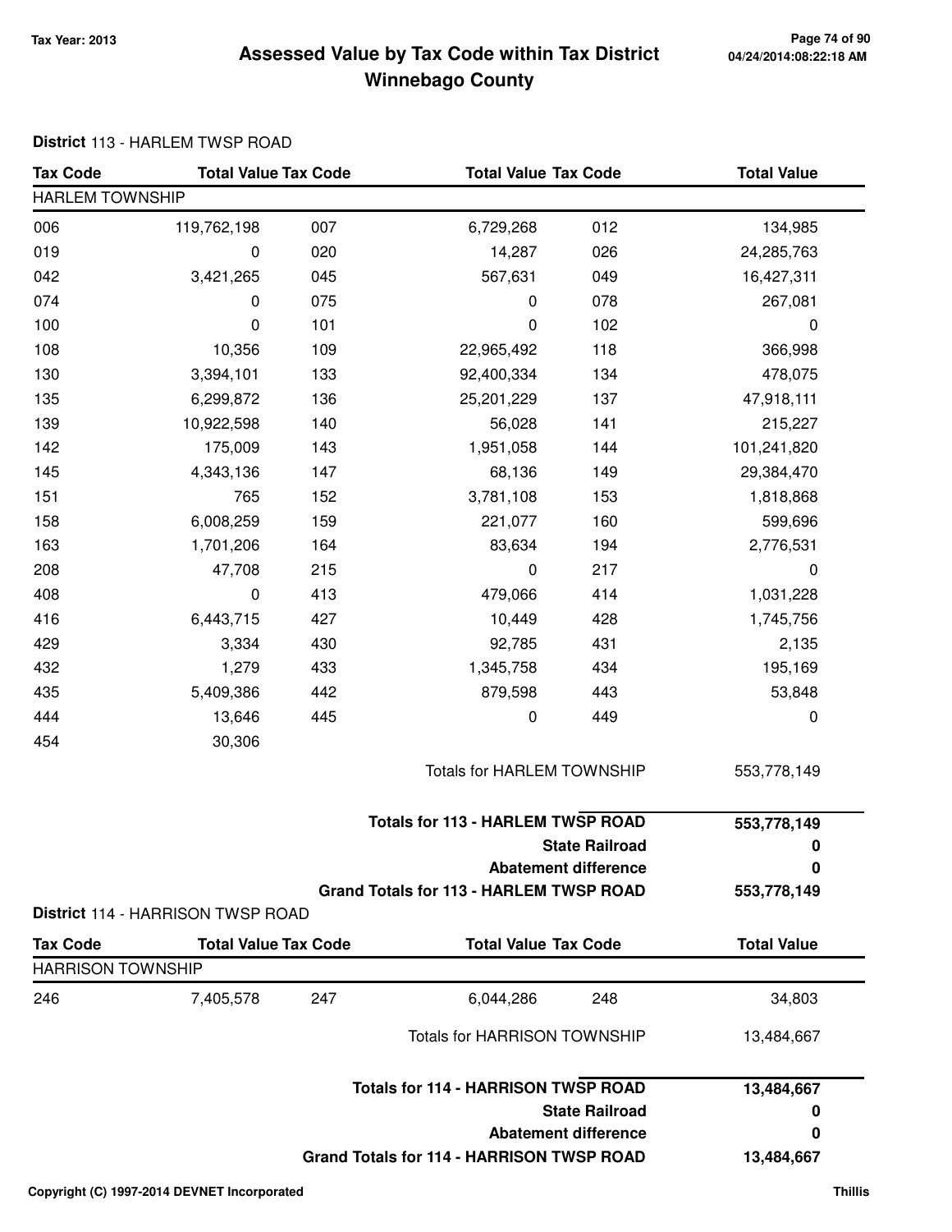# Assessed Value by Tax Code within Tax District
# Winnebago County

Tax Year: 2013

04/24/2014:08:22:18 AM

**District** 113 - HARLEM TWSP ROAD

| Tax Code | Total Value | Tax Code | Total Value | Tax Code | Total Value |
|---|---|---|---|---|---|
| HARLEM TOWNSHIP | | | | | |
| 006 | 119,762,198 | 007 | 6,729,268 | 012 | 134,985 |
| 019 | 0 | 020 | 14,287 | 026 | 24,285,763 |
| 042 | 3,421,265 | 045 | 567,631 | 049 | 16,427,311 |
| 074 | 0 | 075 | 0 | 078 | 267,081 |
| 100 | 0 | 101 | 0 | 102 | 0 |
| 108 | 10,356 | 109 | 22,965,492 | 118 | 366,998 |
| 130 | 3,394,101 | 133 | 92,400,334 | 134 | 478,075 |
| 135 | 6,299,872 | 136 | 25,201,229 | 137 | 47,918,111 |
| 139 | 10,922,598 | 140 | 56,028 | 141 | 215,227 |
| 142 | 175,009 | 143 | 1,951,058 | 144 | 101,241,820 |
| 145 | 4,343,136 | 147 | 68,136 | 149 | 29,384,470 |
| 151 | 765 | 152 | 3,781,108 | 153 | 1,818,868 |
| 158 | 6,008,259 | 159 | 221,077 | 160 | 599,696 |
| 163 | 1,701,206 | 164 | 83,634 | 194 | 2,776,531 |
| 208 | 47,708 | 215 | 0 | 217 | 0 |
| 408 | 0 | 413 | 479,066 | 414 | 1,031,228 |
| 416 | 6,443,715 | 427 | 10,449 | 428 | 1,745,756 |
| 429 | 3,334 | 430 | 92,785 | 431 | 2,135 |
| 432 | 1,279 | 433 | 1,345,758 | 434 | 195,169 |
| 435 | 5,409,386 | 442 | 879,598 | 443 | 53,848 |
| 444 | 13,646 | 445 | 0 | 449 | 0 |
| 454 | 30,306 | | | | |
| | | | Totals for HARLEM TOWNSHIP | | 553,778,149 |

| | |
|---|---|
| **Totals for 113 - HARLEM TWSP ROAD** | **553,778,149** |
| **State Railroad** | **0** |
| **Abatement difference** | **0** |
| **Grand Totals for 113 - HARLEM TWSP ROAD** | **553,778,149** |

**District** 114 - HARRISON TWSP ROAD

| Tax Code | Total Value | Tax Code | Total Value | Tax Code | Total Value |
|---|---|---|---|---|---|
| HARRISON TOWNSHIP | | | | | |
| 246 | 7,405,578 | 247 | 6,044,286 | 248 | 34,803 |
| | | | Totals for HARRISON TOWNSHIP | | 13,484,667 |

| | |
|---|---|
| **Totals for 114 - HARRISON TWSP ROAD** | **13,484,667** |
| **State Railroad** | **0** |
| **Abatement difference** | **0** |
| **Grand Totals for 114 - HARRISON TWSP ROAD** | **13,484,667** |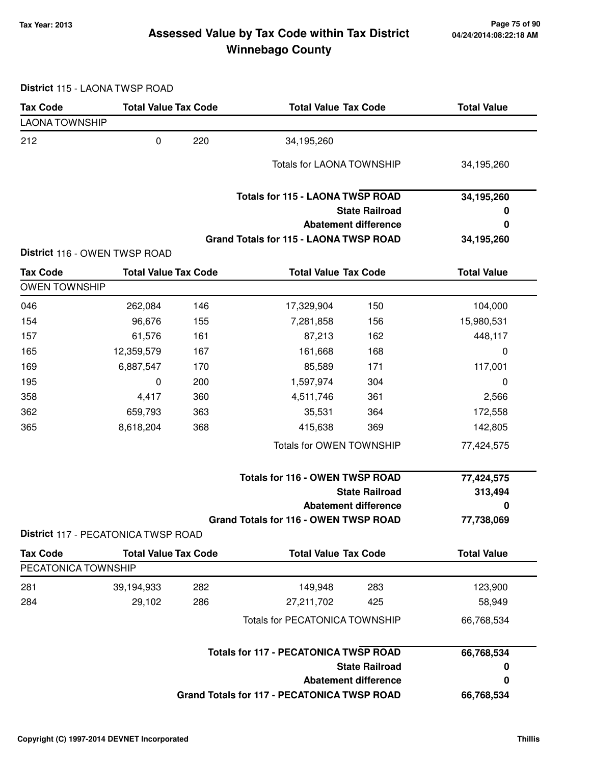**Tax Year: 2013**

# Assessed Value by Tax Code within Tax District
## Winnebago County

04/24/2014:08:22:18 AM

### District 115 - LAONA TWSP ROAD

| Tax Code | Total Value | Tax Code | Total Value | Tax Code | Total Value |
|---|---|---|---|---|---|
| **LAONA TOWNSHIP** | | | | | |
| 212 | 0 | 220 | 34,195,260 | | |
| | | | Totals for LAONA TOWNSHIP | | 34,195,260 |
| | | | **Totals for 115 - LAONA TWSP ROAD** | | **34,195,260** |
| | | | **State Railroad** | | **0** |
| | | | **Abatement difference** | | **0** |
| | | | **Grand Totals for 115 - LAONA TWSP ROAD** | | **34,195,260** |

### District 116 - OWEN TWSP ROAD

| Tax Code | Total Value | Tax Code | Total Value | Tax Code | Total Value |
|---|---|---|---|---|---|
| **OWEN TOWNSHIP** | | | | | |
| 046 | 262,084 | 146 | 17,329,904 | 150 | 104,000 |
| 154 | 96,676 | 155 | 7,281,858 | 156 | 15,980,531 |
| 157 | 61,576 | 161 | 87,213 | 162 | 448,117 |
| 165 | 12,359,579 | 167 | 161,668 | 168 | 0 |
| 169 | 6,887,547 | 170 | 85,589 | 171 | 117,001 |
| 195 | 0 | 200 | 1,597,974 | 304 | 0 |
| 358 | 4,417 | 360 | 4,511,746 | 361 | 2,566 |
| 362 | 659,793 | 363 | 35,531 | 364 | 172,558 |
| 365 | 8,618,204 | 368 | 415,638 | 369 | 142,805 |
| | | | Totals for OWEN TOWNSHIP | | 77,424,575 |
| | | | **Totals for 116 - OWEN TWSP ROAD** | | **77,424,575** |
| | | | **State Railroad** | | **313,494** |
| | | | **Abatement difference** | | **0** |
| | | | **Grand Totals for 116 - OWEN TWSP ROAD** | | **77,738,069** |

### District 117 - PECATONICA TWSP ROAD

| Tax Code | Total Value | Tax Code | Total Value | Tax Code | Total Value |
|---|---|---|---|---|---|
| **PECATONICA TOWNSHIP** | | | | | |
| 281 | 39,194,933 | 282 | 149,948 | 283 | 123,900 |
| 284 | 29,102 | 286 | 27,211,702 | 425 | 58,949 |
| | | | Totals for PECATONICA TOWNSHIP | | 66,768,534 |
| | | | **Totals for 117 - PECATONICA TWSP ROAD** | | **66,768,534** |
| | | | **State Railroad** | | **0** |
| | | | **Abatement difference** | | **0** |
| | | | **Grand Totals for 117 - PECATONICA TWSP ROAD** | | **66,768,534** |

Copyright (C) 1997-2014 DEVNET Incorporated

Thillis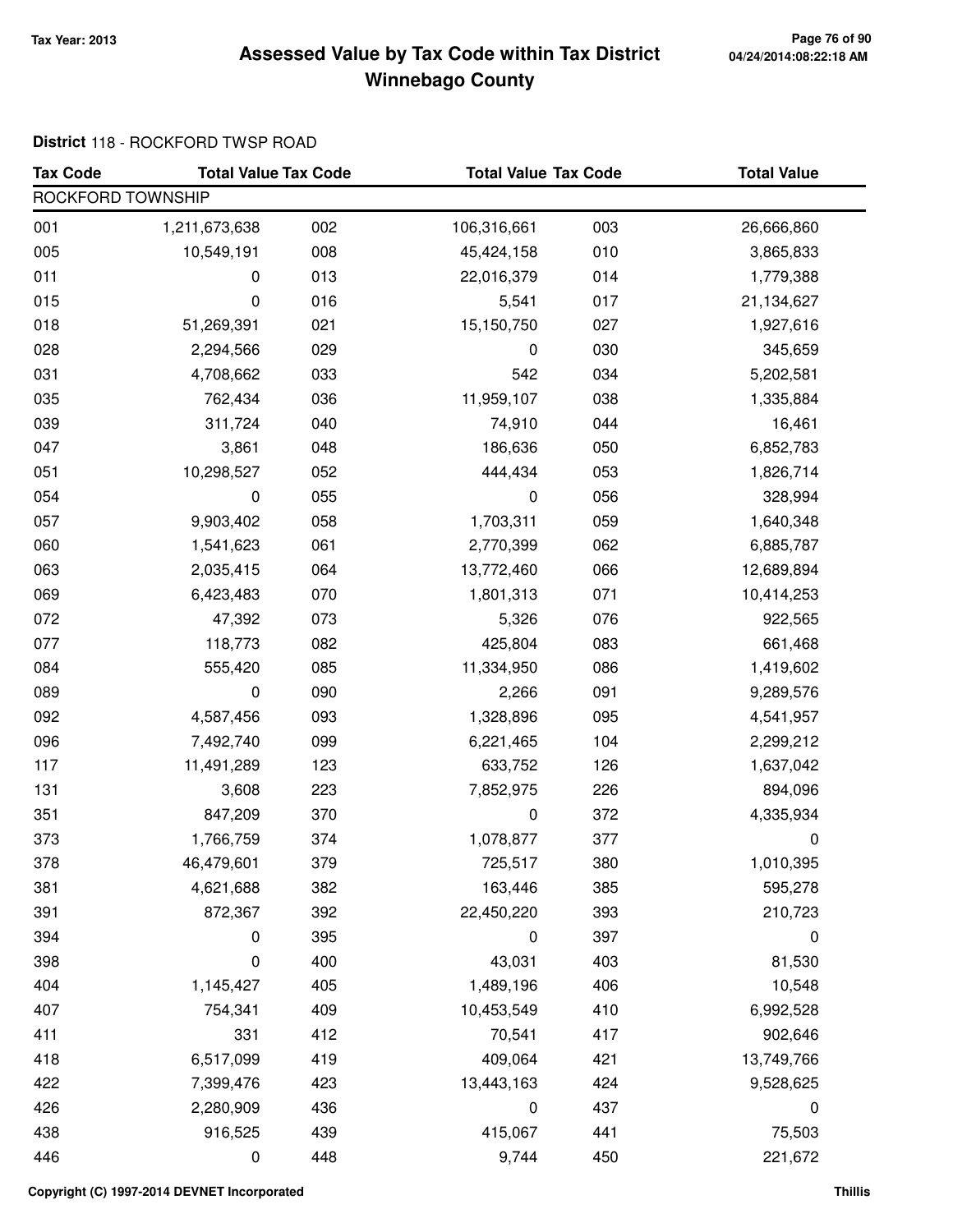# Assessed Value by Tax Code within Tax District
# Winnebago County

Tax Year: 2013

**District** 118 - ROCKFORD TWSP ROAD

| Tax Code | Total Value | Tax Code | Total Value | Tax Code | Total Value |
|---|---|---|---|---|---|
| ROCKFORD TOWNSHIP | | | | | |
| 001 | 1,211,673,638 | 002 | 106,316,661 | 003 | 26,666,860 |
| 005 | 10,549,191 | 008 | 45,424,158 | 010 | 3,865,833 |
| 011 | 0 | 013 | 22,016,379 | 014 | 1,779,388 |
| 015 | 0 | 016 | 5,541 | 017 | 21,134,627 |
| 018 | 51,269,391 | 021 | 15,150,750 | 027 | 1,927,616 |
| 028 | 2,294,566 | 029 | 0 | 030 | 345,659 |
| 031 | 4,708,662 | 033 | 542 | 034 | 5,202,581 |
| 035 | 762,434 | 036 | 11,959,107 | 038 | 1,335,884 |
| 039 | 311,724 | 040 | 74,910 | 044 | 16,461 |
| 047 | 3,861 | 048 | 186,636 | 050 | 6,852,783 |
| 051 | 10,298,527 | 052 | 444,434 | 053 | 1,826,714 |
| 054 | 0 | 055 | 0 | 056 | 328,994 |
| 057 | 9,903,402 | 058 | 1,703,311 | 059 | 1,640,348 |
| 060 | 1,541,623 | 061 | 2,770,399 | 062 | 6,885,787 |
| 063 | 2,035,415 | 064 | 13,772,460 | 066 | 12,689,894 |
| 069 | 6,423,483 | 070 | 1,801,313 | 071 | 10,414,253 |
| 072 | 47,392 | 073 | 5,326 | 076 | 922,565 |
| 077 | 118,773 | 082 | 425,804 | 083 | 661,468 |
| 084 | 555,420 | 085 | 11,334,950 | 086 | 1,419,602 |
| 089 | 0 | 090 | 2,266 | 091 | 9,289,576 |
| 092 | 4,587,456 | 093 | 1,328,896 | 095 | 4,541,957 |
| 096 | 7,492,740 | 099 | 6,221,465 | 104 | 2,299,212 |
| 117 | 11,491,289 | 123 | 633,752 | 126 | 1,637,042 |
| 131 | 3,608 | 223 | 7,852,975 | 226 | 894,096 |
| 351 | 847,209 | 370 | 0 | 372 | 4,335,934 |
| 373 | 1,766,759 | 374 | 1,078,877 | 377 | 0 |
| 378 | 46,479,601 | 379 | 725,517 | 380 | 1,010,395 |
| 381 | 4,621,688 | 382 | 163,446 | 385 | 595,278 |
| 391 | 872,367 | 392 | 22,450,220 | 393 | 210,723 |
| 394 | 0 | 395 | 0 | 397 | 0 |
| 398 | 0 | 400 | 43,031 | 403 | 81,530 |
| 404 | 1,145,427 | 405 | 1,489,196 | 406 | 10,548 |
| 407 | 754,341 | 409 | 10,453,549 | 410 | 6,992,528 |
| 411 | 331 | 412 | 70,541 | 417 | 902,646 |
| 418 | 6,517,099 | 419 | 409,064 | 421 | 13,749,766 |
| 422 | 7,399,476 | 423 | 13,443,163 | 424 | 9,528,625 |
| 426 | 2,280,909 | 436 | 0 | 437 | 0 |
| 438 | 916,525 | 439 | 415,067 | 441 | 75,503 |
| 446 | 0 | 448 | 9,744 | 450 | 221,672 |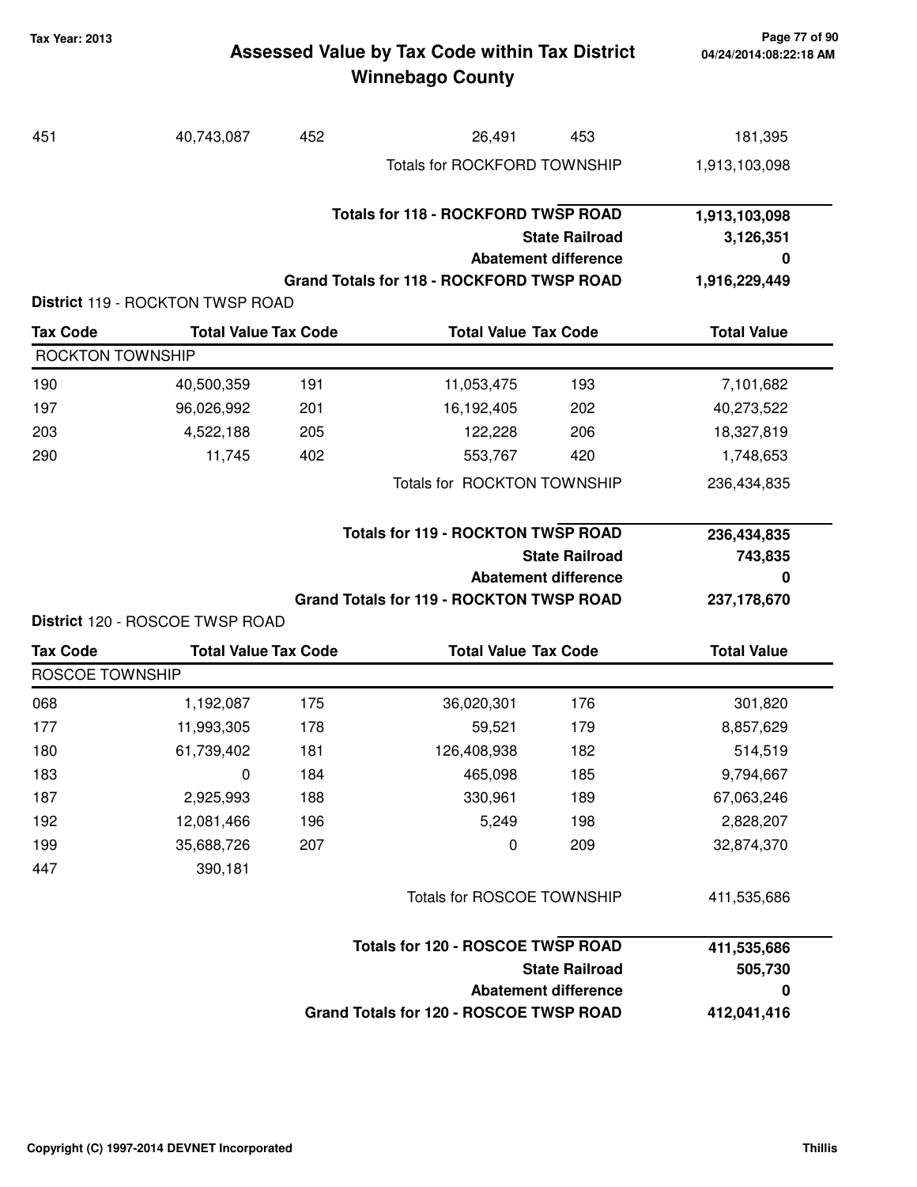# Assessed Value by Tax Code within Tax District
## Winnebago County

Tax Year: 2013

| | | | | | |
|---|---|---|---|---|---|
| 451 | 40,743,087 | 452 | 26,491 | 453 | 181,395 |
| | | | Totals for ROCKFORD TOWNSHIP | | 1,913,103,098 |

| | |
|---|---|
| **Totals for 118 - ROCKFORD TWSP ROAD** | **1,913,103,098** |
| **State Railroad** | **3,126,351** |
| **Abatement difference** | **0** |
| **Grand Totals for 118 - ROCKFORD TWSP ROAD** | **1,916,229,449** |

**District** 119 - ROCKTON TWSP ROAD

| Tax Code | Total Value | Tax Code | Total Value | Tax Code | Total Value |
|---|---|---|---|---|---|
| ROCKTON TOWNSHIP | | | | | |
| 190 | 40,500,359 | 191 | 11,053,475 | 193 | 7,101,682 |
| 197 | 96,026,992 | 201 | 16,192,405 | 202 | 40,273,522 |
| 203 | 4,522,188 | 205 | 122,228 | 206 | 18,327,819 |
| 290 | 11,745 | 402 | 553,767 | 420 | 1,748,653 |
| | | | Totals for ROCKTON TOWNSHIP | | 236,434,835 |

| | |
|---|---|
| **Totals for 119 - ROCKTON TWSP ROAD** | **236,434,835** |
| **State Railroad** | **743,835** |
| **Abatement difference** | **0** |
| **Grand Totals for 119 - ROCKTON TWSP ROAD** | **237,178,670** |

**District** 120 - ROSCOE TWSP ROAD

| Tax Code | Total Value | Tax Code | Total Value | Tax Code | Total Value |
|---|---|---|---|---|---|
| ROSCOE TOWNSHIP | | | | | |
| 068 | 1,192,087 | 175 | 36,020,301 | 176 | 301,820 |
| 177 | 11,993,305 | 178 | 59,521 | 179 | 8,857,629 |
| 180 | 61,739,402 | 181 | 126,408,938 | 182 | 514,519 |
| 183 | 0 | 184 | 465,098 | 185 | 9,794,667 |
| 187 | 2,925,993 | 188 | 330,961 | 189 | 67,063,246 |
| 192 | 12,081,466 | 196 | 5,249 | 198 | 2,828,207 |
| 199 | 35,688,726 | 207 | 0 | 209 | 32,874,370 |
| 447 | 390,181 | | | | |
| | | | Totals for ROSCOE TOWNSHIP | | 411,535,686 |

| | |
|---|---|
| **Totals for 120 - ROSCOE TWSP ROAD** | **411,535,686** |
| **State Railroad** | **505,730** |
| **Abatement difference** | **0** |
| **Grand Totals for 120 - ROSCOE TWSP ROAD** | **412,041,416** |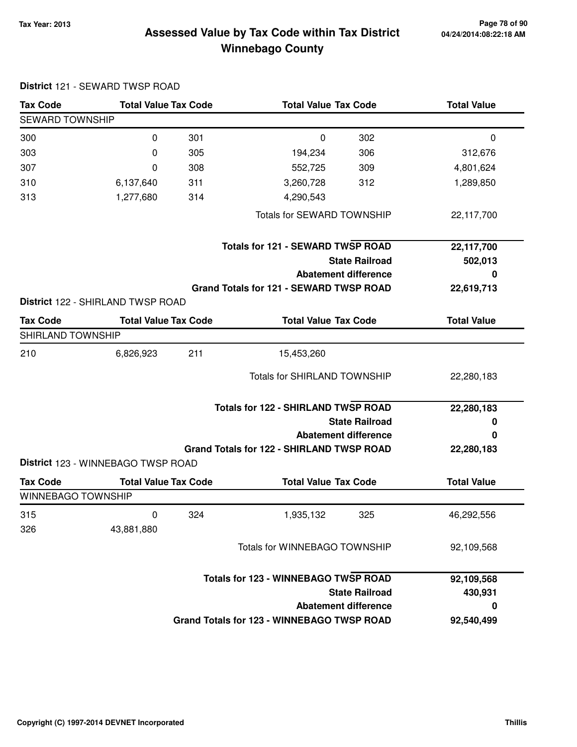# Assessed Value by Tax Code within Tax District
# Winnebago County

Tax Year: 2013

**District** 121 - SEWARD TWSP ROAD

| Tax Code | Total Value | Tax Code | Total Value | Tax Code | Total Value |
|---|---|---|---|---|---|
| SEWARD TOWNSHIP | | | | | |
| 300 | 0 | 301 | 0 | 302 | 0 |
| 303 | 0 | 305 | 194,234 | 306 | 312,676 |
| 307 | 0 | 308 | 552,725 | 309 | 4,801,624 |
| 310 | 6,137,640 | 311 | 3,260,728 | 312 | 1,289,850 |
| 313 | 1,277,680 | 314 | 4,290,543 | | |
| | | | Totals for SEWARD TOWNSHIP | | 22,117,700 |

| | |
|---|---|
| **Totals for 121 - SEWARD TWSP ROAD** | **22,117,700** |
| **State Railroad** | **502,013** |
| **Abatement difference** | **0** |
| **Grand Totals for 121 - SEWARD TWSP ROAD** | **22,619,713** |

**District** 122 - SHIRLAND TWSP ROAD

| Tax Code | Total Value | Tax Code | Total Value | Tax Code | Total Value |
|---|---|---|---|---|---|
| SHIRLAND TOWNSHIP | | | | | |
| 210 | 6,826,923 | 211 | 15,453,260 | | |
| | | | Totals for SHIRLAND TOWNSHIP | | 22,280,183 |

| | |
|---|---|
| **Totals for 122 - SHIRLAND TWSP ROAD** | **22,280,183** |
| **State Railroad** | **0** |
| **Abatement difference** | **0** |
| **Grand Totals for 122 - SHIRLAND TWSP ROAD** | **22,280,183** |

**District** 123 - WINNEBAGO TWSP ROAD

| Tax Code | Total Value | Tax Code | Total Value | Tax Code | Total Value |
|---|---|---|---|---|---|
| WINNEBAGO TOWNSHIP | | | | | |
| 315 | 0 | 324 | 1,935,132 | 325 | 46,292,556 |
| 326 | 43,881,880 | | | | |
| | | | Totals for WINNEBAGO TOWNSHIP | | 92,109,568 |

| | |
|---|---|
| **Totals for 123 - WINNEBAGO TWSP ROAD** | **92,109,568** |
| **State Railroad** | **430,931** |
| **Abatement difference** | **0** |
| **Grand Totals for 123 - WINNEBAGO TWSP ROAD** | **92,540,499** |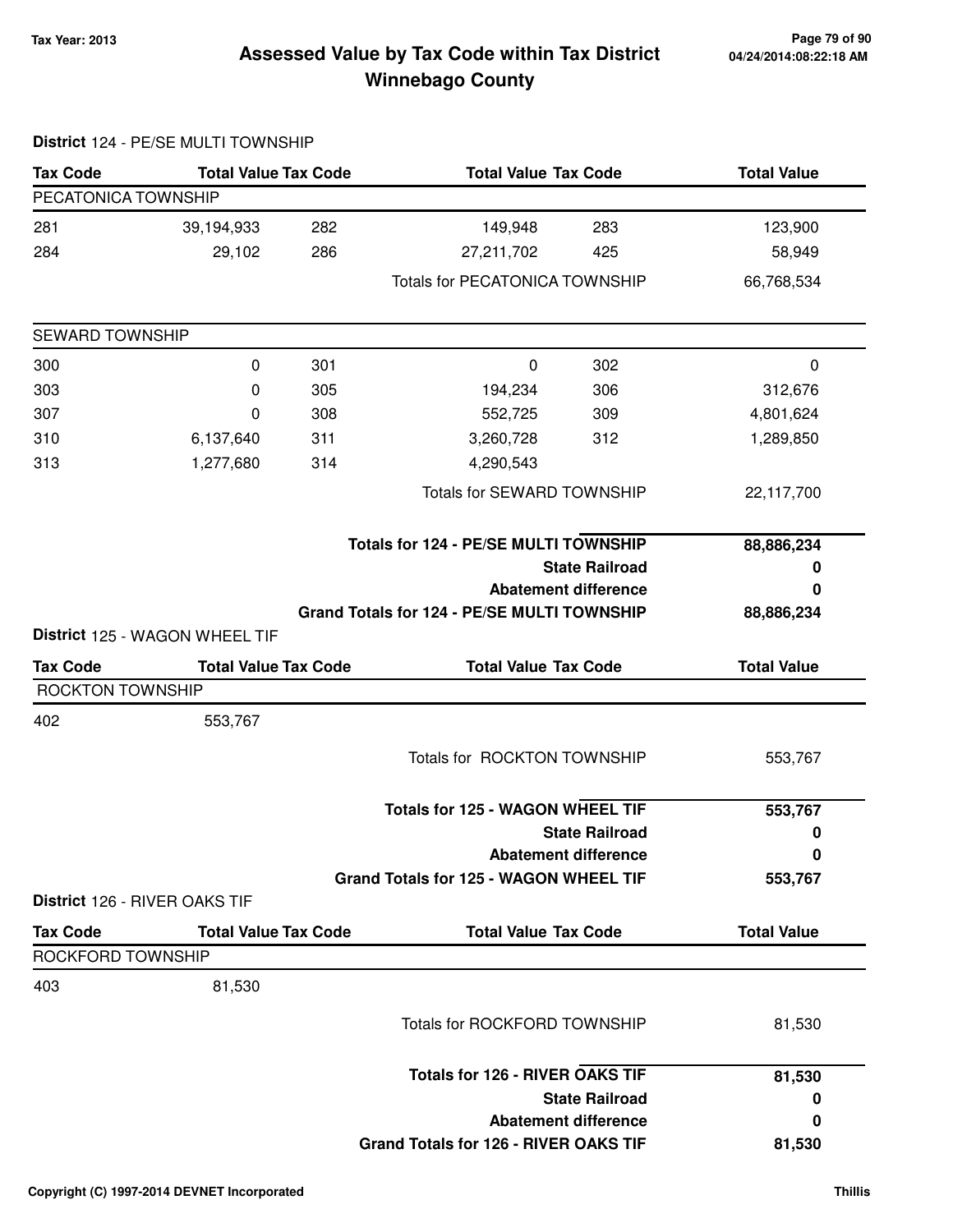# Assessed Value by Tax Code within Tax District
## Winnebago County

Tax Year: 2013

**District** 124 - PE/SE MULTI TOWNSHIP

| Tax Code | Total Value | Tax Code | Total Value | Tax Code | Total Value |
|---|---|---|---|---|---|
| **PECATONICA TOWNSHIP** | | | | | |
| 281 | 39,194,933 | 282 | 149,948 | 283 | 123,900 |
| 284 | 29,102 | 286 | 27,211,702 | 425 | 58,949 |
| | | | Totals for PECATONICA TOWNSHIP | | 66,768,534 |
| **SEWARD TOWNSHIP** | | | | | |
| 300 | 0 | 301 | 0 | 302 | 0 |
| 303 | 0 | 305 | 194,234 | 306 | 312,676 |
| 307 | 0 | 308 | 552,725 | 309 | 4,801,624 |
| 310 | 6,137,640 | 311 | 3,260,728 | 312 | 1,289,850 |
| 313 | 1,277,680 | 314 | 4,290,543 | | |
| | | | Totals for SEWARD TOWNSHIP | | 22,117,700 |

| | |
|---|---|
| **Totals for 124 - PE/SE MULTI TOWNSHIP** | **88,886,234** |
| **State Railroad** | **0** |
| **Abatement difference** | **0** |
| **Grand Totals for 124 - PE/SE MULTI TOWNSHIP** | **88,886,234** |

**District** 125 - WAGON WHEEL TIF

| Tax Code | Total Value | Tax Code | Total Value | Tax Code | Total Value |
|---|---|---|---|---|---|
| **ROCKTON TOWNSHIP** | | | | | |
| 402 | 553,767 | | | | |
| | | | Totals for ROCKTON TOWNSHIP | | 553,767 |

| | |
|---|---|
| **Totals for 125 - WAGON WHEEL TIF** | **553,767** |
| **State Railroad** | **0** |
| **Abatement difference** | **0** |
| **Grand Totals for 125 - WAGON WHEEL TIF** | **553,767** |

**District** 126 - RIVER OAKS TIF

| Tax Code | Total Value | Tax Code | Total Value | Tax Code | Total Value |
|---|---|---|---|---|---|
| **ROCKFORD TOWNSHIP** | | | | | |
| 403 | 81,530 | | | | |
| | | | Totals for ROCKFORD TOWNSHIP | | 81,530 |

| | |
|---|---|
| **Totals for 126 - RIVER OAKS TIF** | **81,530** |
| **State Railroad** | **0** |
| **Abatement difference** | **0** |
| **Grand Totals for 126 - RIVER OAKS TIF** | **81,530** |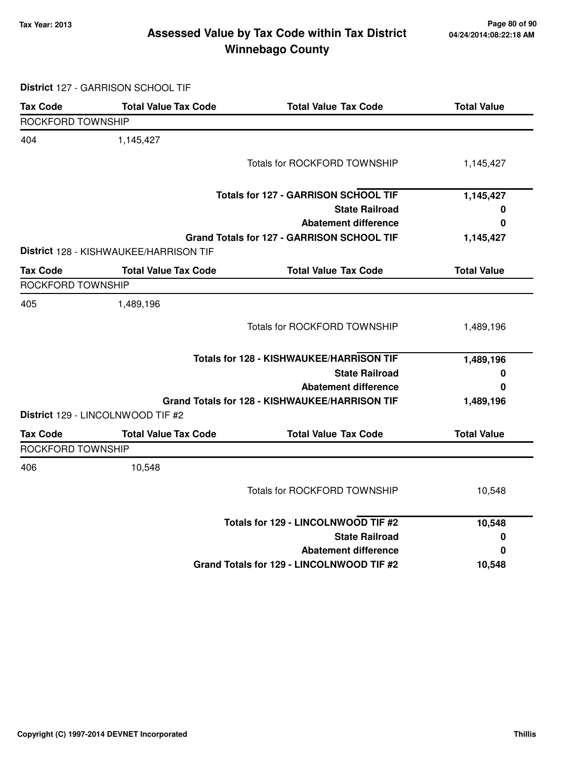# Assessed Value by Tax Code within Tax District
## Winnebago County

Tax Year: 2013

04/24/2014:08:22:18 AM

**District** 127 - GARRISON SCHOOL TIF

| Tax Code | Total Value Tax Code | Total Value Tax Code | Total Value |
|---|---|---|---|
| ROCKFORD TOWNSHIP | | | |
| 404 | 1,145,427 | | |
| | | Totals for ROCKFORD TOWNSHIP | 1,145,427 |
| | | **Totals for 127 - GARRISON SCHOOL TIF** | **1,145,427** |
| | | **State Railroad** | **0** |
| | | **Abatement difference** | **0** |
| | | **Grand Totals for 127 - GARRISON SCHOOL TIF** | **1,145,427** |

**District** 128 - KISHWAUKEE/HARRISON TIF

| Tax Code | Total Value Tax Code | Total Value Tax Code | Total Value |
|---|---|---|---|
| ROCKFORD TOWNSHIP | | | |
| 405 | 1,489,196 | | |
| | | Totals for ROCKFORD TOWNSHIP | 1,489,196 |
| | | **Totals for 128 - KISHWAUKEE/HARRISON TIF** | **1,489,196** |
| | | **State Railroad** | **0** |
| | | **Abatement difference** | **0** |
| | | **Grand Totals for 128 - KISHWAUKEE/HARRISON TIF** | **1,489,196** |

**District** 129 - LINCOLNWOOD TIF #2

| Tax Code | Total Value Tax Code | Total Value Tax Code | Total Value |
|---|---|---|---|
| ROCKFORD TOWNSHIP | | | |
| 406 | 10,548 | | |
| | | Totals for ROCKFORD TOWNSHIP | 10,548 |
| | | **Totals for 129 - LINCOLNWOOD TIF #2** | **10,548** |
| | | **State Railroad** | **0** |
| | | **Abatement difference** | **0** |
| | | **Grand Totals for 129 - LINCOLNWOOD TIF #2** | **10,548** |

Copyright (C) 1997-2014 DEVNET Incorporated

Thillis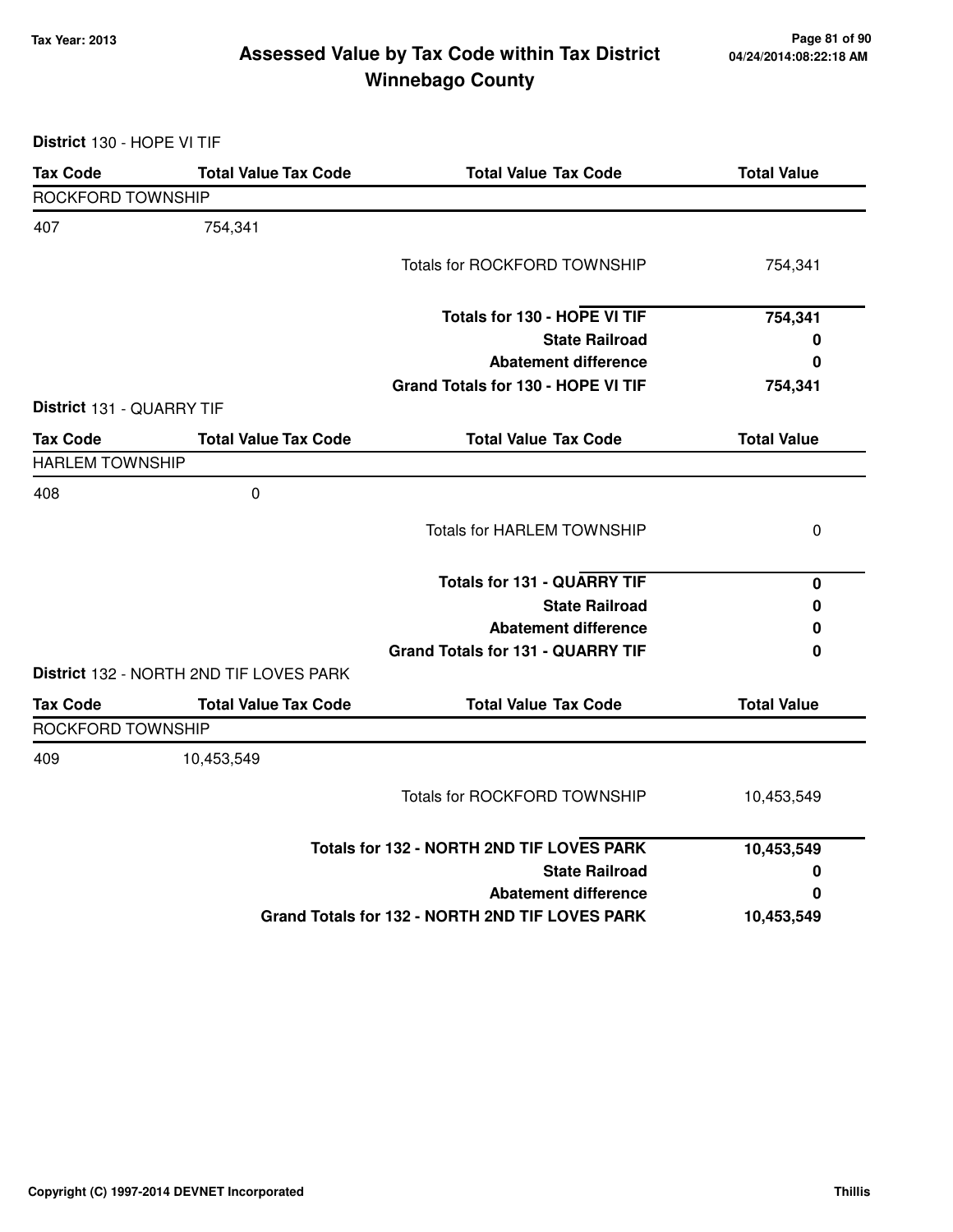# Assessed Value by Tax Code within Tax District
## Winnebago County

Tax Year: 2013

**District** 130 - HOPE VI TIF

| Tax Code | Total Value Tax Code | Total Value Tax Code | Total Value |
|---|---|---|---|
| ROCKFORD TOWNSHIP | | | |
| 407 | 754,341 | | |
| | | Totals for ROCKFORD TOWNSHIP | 754,341 |
| | | **Totals for 130 - HOPE VI TIF** | **754,341** |
| | | **State Railroad** | **0** |
| | | **Abatement difference** | **0** |
| | | **Grand Totals for 130 - HOPE VI TIF** | **754,341** |

**District** 131 - QUARRY TIF

| Tax Code | Total Value Tax Code | Total Value Tax Code | Total Value |
|---|---|---|---|
| HARLEM TOWNSHIP | | | |
| 408 | 0 | | |
| | | Totals for HARLEM TOWNSHIP | 0 |
| | | **Totals for 131 - QUARRY TIF** | **0** |
| | | **State Railroad** | **0** |
| | | **Abatement difference** | **0** |
| | | **Grand Totals for 131 - QUARRY TIF** | **0** |

**District** 132 - NORTH 2ND TIF LOVES PARK

| Tax Code | Total Value Tax Code | Total Value Tax Code | Total Value |
|---|---|---|---|
| ROCKFORD TOWNSHIP | | | |
| 409 | 10,453,549 | | |
| | | Totals for ROCKFORD TOWNSHIP | 10,453,549 |
| | | **Totals for 132 - NORTH 2ND TIF LOVES PARK** | **10,453,549** |
| | | **State Railroad** | **0** |
| | | **Abatement difference** | **0** |
| | | **Grand Totals for 132 - NORTH 2ND TIF LOVES PARK** | **10,453,549** |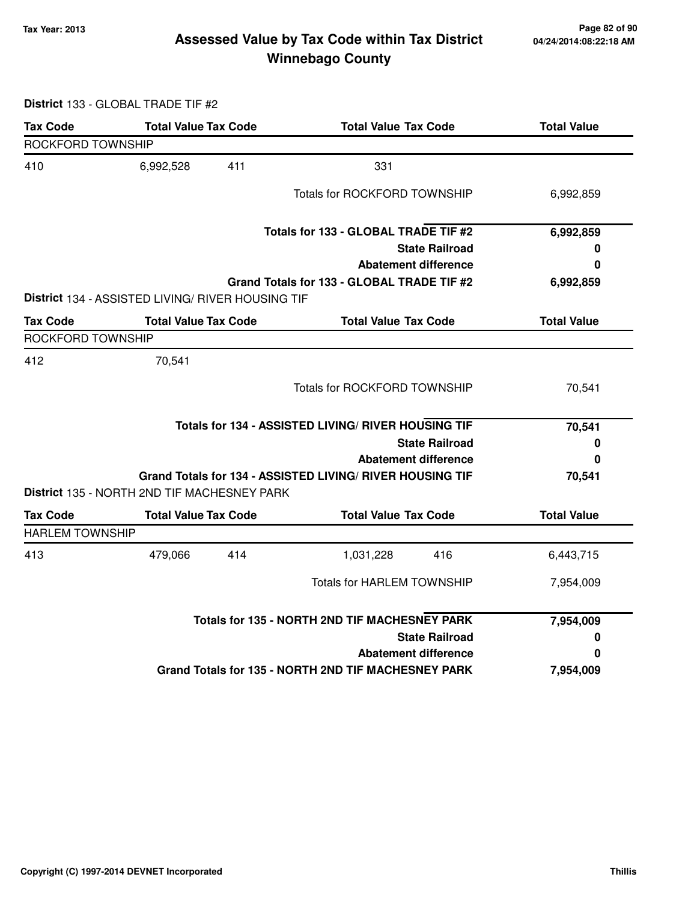**Tax Year: 2013**

# Assessed Value by Tax Code within Tax District
## Winnebago County

04/24/2014:08:22:18 AM

**District** 133 - GLOBAL TRADE TIF #2

| Tax Code | Total Value | Tax Code | Total Value | Tax Code | Total Value |
|---|---|---|---|---|---|
| ROCKFORD TOWNSHIP | | | | | |
| 410 | 6,992,528 | 411 | 331 | | |
| | | | Totals for ROCKFORD TOWNSHIP | | 6,992,859 |
| | | | **Totals for 133 - GLOBAL TRADE TIF #2** | | **6,992,859** |
| | | | **State Railroad** | | **0** |
| | | | **Abatement difference** | | **0** |
| | | | **Grand Totals for 133 - GLOBAL TRADE TIF #2** | | **6,992,859** |

**District** 134 - ASSISTED LIVING/ RIVER HOUSING TIF

| Tax Code | Total Value | Tax Code | Total Value | Tax Code | Total Value |
|---|---|---|---|---|---|
| ROCKFORD TOWNSHIP | | | | | |
| 412 | 70,541 | | | | |
| | | | Totals for ROCKFORD TOWNSHIP | | 70,541 |
| | | | **Totals for 134 - ASSISTED LIVING/ RIVER HOUSING TIF** | | **70,541** |
| | | | **State Railroad** | | **0** |
| | | | **Abatement difference** | | **0** |
| | | | **Grand Totals for 134 - ASSISTED LIVING/ RIVER HOUSING TIF** | | **70,541** |

**District** 135 - NORTH 2ND TIF MACHESNEY PARK

| Tax Code | Total Value | Tax Code | Total Value | Tax Code | Total Value |
|---|---|---|---|---|---|
| HARLEM TOWNSHIP | | | | | |
| 413 | 479,066 | 414 | 1,031,228 | 416 | 6,443,715 |
| | | | Totals for HARLEM TOWNSHIP | | 7,954,009 |
| | | | **Totals for 135 - NORTH 2ND TIF MACHESNEY PARK** | | **7,954,009** |
| | | | **State Railroad** | | **0** |
| | | | **Abatement difference** | | **0** |
| | | | **Grand Totals for 135 - NORTH 2ND TIF MACHESNEY PARK** | | **7,954,009** |

Copyright (C) 1997-2014 DEVNET Incorporated — Thillis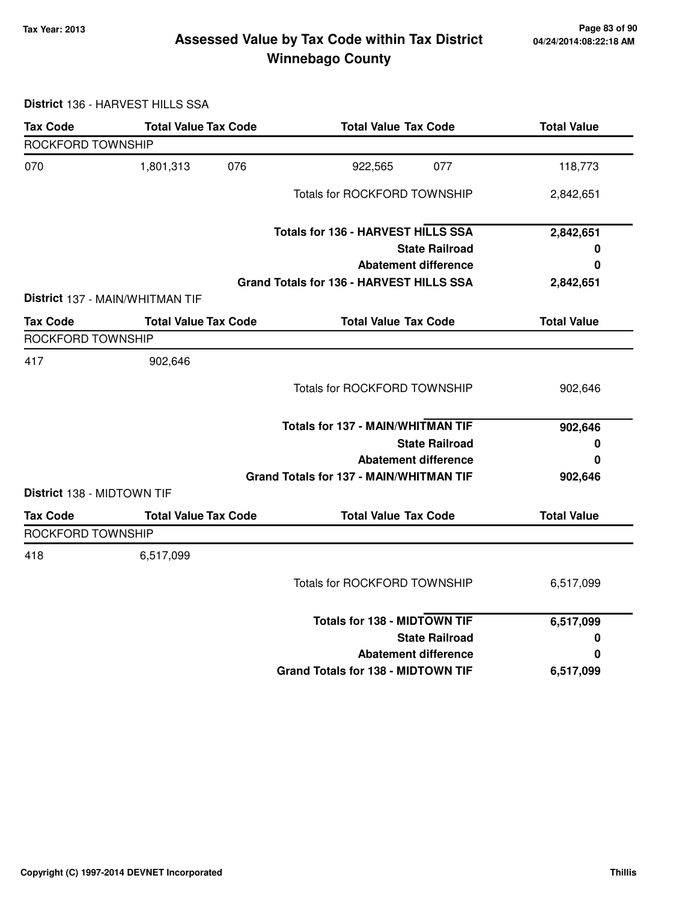# Assessed Value by Tax Code within Tax District
# Winnebago County

Tax Year: 2013

04/24/2014:08:22:18 AM

**District** 136 - HARVEST HILLS SSA

| Tax Code | Total Value | Tax Code | Total Value | Tax Code | Total Value |
|---|---|---|---|---|---|
| ROCKFORD TOWNSHIP | | | | | |
| 070 | 1,801,313 | 076 | 922,565 | 077 | 118,773 |
| | | | Totals for ROCKFORD TOWNSHIP | | 2,842,651 |
| | | | **Totals for 136 - HARVEST HILLS SSA** | | **2,842,651** |
| | | | **State Railroad** | | **0** |
| | | | **Abatement difference** | | **0** |
| | | | **Grand Totals for 136 - HARVEST HILLS SSA** | | **2,842,651** |

**District** 137 - MAIN/WHITMAN TIF

| Tax Code | Total Value | Tax Code | Total Value | Tax Code | Total Value |
|---|---|---|---|---|---|
| ROCKFORD TOWNSHIP | | | | | |
| 417 | 902,646 | | | | |
| | | | Totals for ROCKFORD TOWNSHIP | | 902,646 |
| | | | **Totals for 137 - MAIN/WHITMAN TIF** | | **902,646** |
| | | | **State Railroad** | | **0** |
| | | | **Abatement difference** | | **0** |
| | | | **Grand Totals for 137 - MAIN/WHITMAN TIF** | | **902,646** |

**District** 138 - MIDTOWN TIF

| Tax Code | Total Value | Tax Code | Total Value | Tax Code | Total Value |
|---|---|---|---|---|---|
| ROCKFORD TOWNSHIP | | | | | |
| 418 | 6,517,099 | | | | |
| | | | Totals for ROCKFORD TOWNSHIP | | 6,517,099 |
| | | | **Totals for 138 - MIDTOWN TIF** | | **6,517,099** |
| | | | **State Railroad** | | **0** |
| | | | **Abatement difference** | | **0** |
| | | | **Grand Totals for 138 - MIDTOWN TIF** | | **6,517,099** |

Copyright (C) 1997-2014 DEVNET Incorporated

Thillis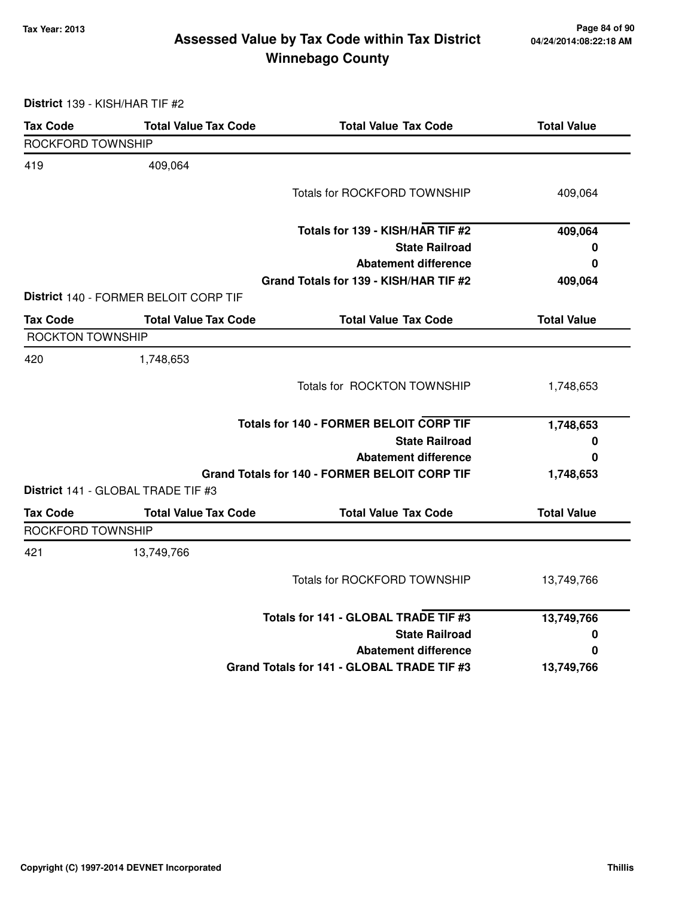# Assessed Value by Tax Code within Tax District
## Winnebago County

Tax Year: 2013

04/24/2014:08:22:18 AM

**District** 139 - KISH/HAR TIF #2

| Tax Code | Total Value Tax Code | Total Value Tax Code | Total Value |
|---|---|---|---|
| ROCKFORD TOWNSHIP | | | |
| 419 | 409,064 | | |
| | | Totals for ROCKFORD TOWNSHIP | 409,064 |
| | | **Totals for 139 - KISH/HAR TIF #2** | **409,064** |
| | | **State Railroad** | **0** |
| | | **Abatement difference** | **0** |
| | | **Grand Totals for 139 - KISH/HAR TIF #2** | **409,064** |

**District** 140 - FORMER BELOIT CORP TIF

| Tax Code | Total Value Tax Code | Total Value Tax Code | Total Value |
|---|---|---|---|
| ROCKTON TOWNSHIP | | | |
| 420 | 1,748,653 | | |
| | | Totals for ROCKTON TOWNSHIP | 1,748,653 |
| | | **Totals for 140 - FORMER BELOIT CORP TIF** | **1,748,653** |
| | | **State Railroad** | **0** |
| | | **Abatement difference** | **0** |
| | | **Grand Totals for 140 - FORMER BELOIT CORP TIF** | **1,748,653** |

**District** 141 - GLOBAL TRADE TIF #3

| Tax Code | Total Value Tax Code | Total Value Tax Code | Total Value |
|---|---|---|---|
| ROCKFORD TOWNSHIP | | | |
| 421 | 13,749,766 | | |
| | | Totals for ROCKFORD TOWNSHIP | 13,749,766 |
| | | **Totals for 141 - GLOBAL TRADE TIF #3** | **13,749,766** |
| | | **State Railroad** | **0** |
| | | **Abatement difference** | **0** |
| | | **Grand Totals for 141 - GLOBAL TRADE TIF #3** | **13,749,766** |

Copyright (C) 1997-2014 DEVNET Incorporated

Thillis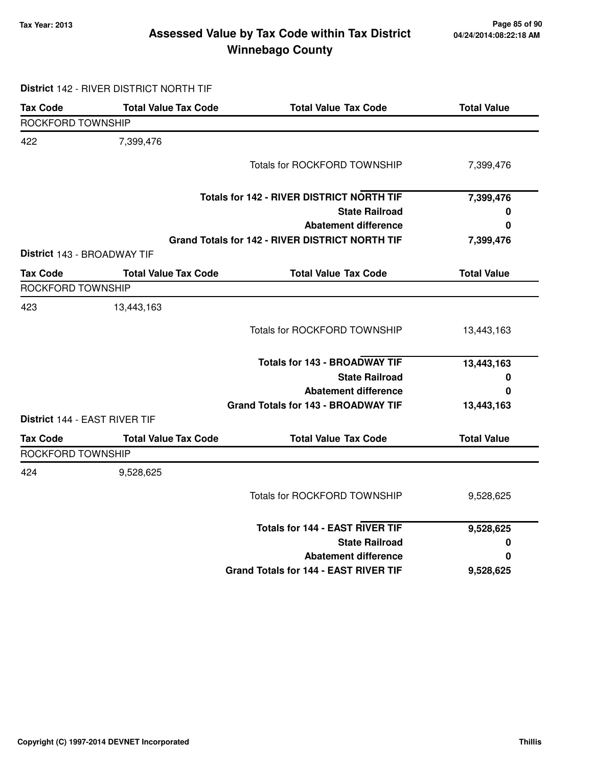# Assessed Value by Tax Code within Tax District
## Winnebago County

Tax Year: 2013

04/24/2014:08:22:18 AM

**District** 142 - RIVER DISTRICT NORTH TIF

| Tax Code | Total Value Tax Code | Total Value Tax Code | Total Value |
|---|---|---|---|
| ROCKFORD TOWNSHIP | | | |
| 422 | 7,399,476 | | |
| | | Totals for ROCKFORD TOWNSHIP | 7,399,476 |
| | | **Totals for 142 - RIVER DISTRICT NORTH TIF** | **7,399,476** |
| | | **State Railroad** | **0** |
| | | **Abatement difference** | **0** |
| | | **Grand Totals for 142 - RIVER DISTRICT NORTH TIF** | **7,399,476** |

**District** 143 - BROADWAY TIF

| Tax Code | Total Value Tax Code | Total Value Tax Code | Total Value |
|---|---|---|---|
| ROCKFORD TOWNSHIP | | | |
| 423 | 13,443,163 | | |
| | | Totals for ROCKFORD TOWNSHIP | 13,443,163 |
| | | **Totals for 143 - BROADWAY TIF** | **13,443,163** |
| | | **State Railroad** | **0** |
| | | **Abatement difference** | **0** |
| | | **Grand Totals for 143 - BROADWAY TIF** | **13,443,163** |

**District** 144 - EAST RIVER TIF

| Tax Code | Total Value Tax Code | Total Value Tax Code | Total Value |
|---|---|---|---|
| ROCKFORD TOWNSHIP | | | |
| 424 | 9,528,625 | | |
| | | Totals for ROCKFORD TOWNSHIP | 9,528,625 |
| | | **Totals for 144 - EAST RIVER TIF** | **9,528,625** |
| | | **State Railroad** | **0** |
| | | **Abatement difference** | **0** |
| | | **Grand Totals for 144 - EAST RIVER TIF** | **9,528,625** |

Copyright (C) 1997-2014 DEVNET Incorporated

Thillis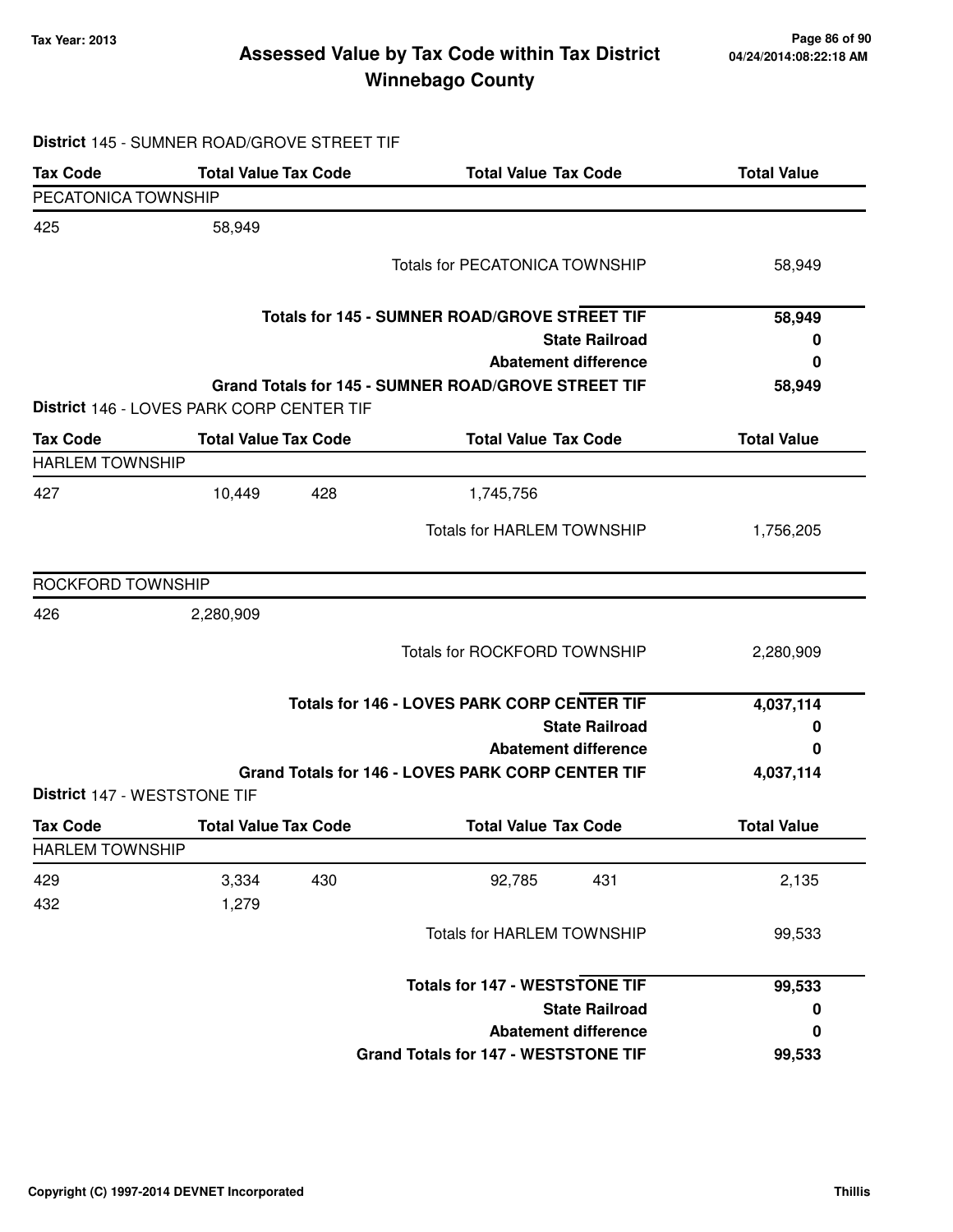# Assessed Value by Tax Code within Tax District
## Winnebago County

Tax Year: 2013

04/24/2014:08:22:18 AM

**District** 145 - SUMNER ROAD/GROVE STREET TIF

| Tax Code | Total Value | Tax Code | Total Value | Tax Code | Total Value |
|---|---|---|---|---|---|
| PECATONICA TOWNSHIP | | | | | |
| 425 | 58,949 | | | | |
| | | | Totals for PECATONICA TOWNSHIP | | 58,949 |

| | |
|---|---|
| **Totals for 145 - SUMNER ROAD/GROVE STREET TIF** | **58,949** |
| **State Railroad** | **0** |
| **Abatement difference** | **0** |
| **Grand Totals for 145 - SUMNER ROAD/GROVE STREET TIF** | **58,949** |

**District** 146 - LOVES PARK CORP CENTER TIF

| Tax Code | Total Value | Tax Code | Total Value | Tax Code | Total Value |
|---|---|---|---|---|---|
| HARLEM TOWNSHIP | | | | | |
| 427 | 10,449 | 428 | 1,745,756 | | |
| | | | Totals for HARLEM TOWNSHIP | | 1,756,205 |
| ROCKFORD TOWNSHIP | | | | | |
| 426 | 2,280,909 | | | | |
| | | | Totals for ROCKFORD TOWNSHIP | | 2,280,909 |

| | |
|---|---|
| **Totals for 146 - LOVES PARK CORP CENTER TIF** | **4,037,114** |
| **State Railroad** | **0** |
| **Abatement difference** | **0** |
| **Grand Totals for 146 - LOVES PARK CORP CENTER TIF** | **4,037,114** |

**District** 147 - WESTSTONE TIF

| Tax Code | Total Value | Tax Code | Total Value | Tax Code | Total Value |
|---|---|---|---|---|---|
| HARLEM TOWNSHIP | | | | | |
| 429 | 3,334 | 430 | 92,785 | 431 | 2,135 |
| 432 | 1,279 | | | | |
| | | | Totals for HARLEM TOWNSHIP | | 99,533 |

| | |
|---|---|
| **Totals for 147 - WESTSTONE TIF** | **99,533** |
| **State Railroad** | **0** |
| **Abatement difference** | **0** |
| **Grand Totals for 147 - WESTSTONE TIF** | **99,533** |

Copyright (C) 1997-2014 DEVNET Incorporated — Thillis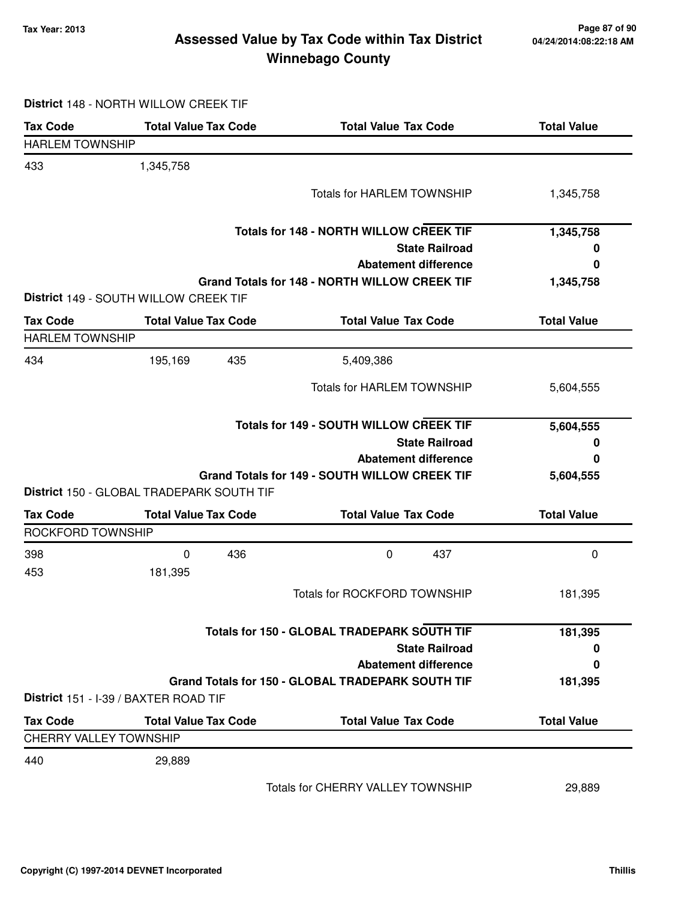# Assessed Value by Tax Code within Tax District
## Winnebago County

Tax Year: 2013

04/24/2014:08:22:18 AM

**District** 148 - NORTH WILLOW CREEK TIF

| Tax Code | Total Value | Tax Code | Total Value | Tax Code | Total Value |
|---|---|---|---|---|---|
| HARLEM TOWNSHIP | | | | | |
| 433 | 1,345,758 | | | | |
| | | | Totals for HARLEM TOWNSHIP | | 1,345,758 |
| | | | **Totals for 148 - NORTH WILLOW CREEK TIF** | | **1,345,758** |
| | | | **State Railroad** | | **0** |
| | | | **Abatement difference** | | **0** |
| | | | **Grand Totals for 148 - NORTH WILLOW CREEK TIF** | | **1,345,758** |

**District** 149 - SOUTH WILLOW CREEK TIF

| Tax Code | Total Value | Tax Code | Total Value | Tax Code | Total Value |
|---|---|---|---|---|---|
| HARLEM TOWNSHIP | | | | | |
| 434 | 195,169 | 435 | 5,409,386 | | |
| | | | Totals for HARLEM TOWNSHIP | | 5,604,555 |
| | | | **Totals for 149 - SOUTH WILLOW CREEK TIF** | | **5,604,555** |
| | | | **State Railroad** | | **0** |
| | | | **Abatement difference** | | **0** |
| | | | **Grand Totals for 149 - SOUTH WILLOW CREEK TIF** | | **5,604,555** |

**District** 150 - GLOBAL TRADEPARK SOUTH TIF

| Tax Code | Total Value | Tax Code | Total Value | Tax Code | Total Value |
|---|---|---|---|---|---|
| ROCKFORD TOWNSHIP | | | | | |
| 398 | 0 | 436 | 0 | 437 | 0 |
| 453 | 181,395 | | | | |
| | | | Totals for ROCKFORD TOWNSHIP | | 181,395 |
| | | | **Totals for 150 - GLOBAL TRADEPARK SOUTH TIF** | | **181,395** |
| | | | **State Railroad** | | **0** |
| | | | **Abatement difference** | | **0** |
| | | | **Grand Totals for 150 - GLOBAL TRADEPARK SOUTH TIF** | | **181,395** |

**District** 151 - I-39 / BAXTER ROAD TIF

| Tax Code | Total Value | Tax Code | Total Value | Tax Code | Total Value |
|---|---|---|---|---|---|
| CHERRY VALLEY TOWNSHIP | | | | | |
| 440 | 29,889 | | | | |
| | | | Totals for CHERRY VALLEY TOWNSHIP | | 29,889 |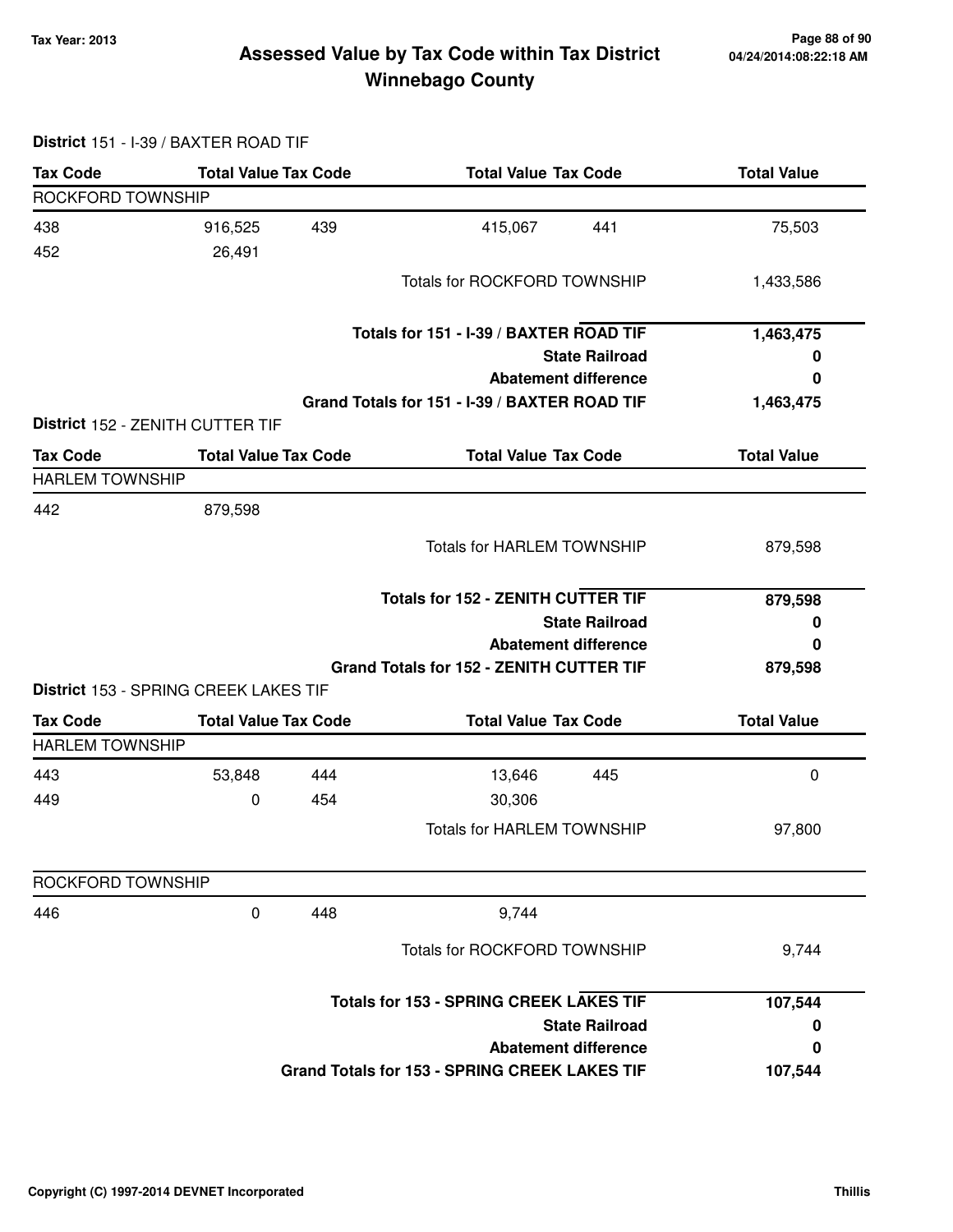# Assessed Value by Tax Code within Tax District
## Winnebago County

Tax Year: 2013

**District** 151 - I-39 / BAXTER ROAD TIF

| Tax Code | Total Value | Tax Code | Total Value | Tax Code | Total Value |
|---|---|---|---|---|---|
| ROCKFORD TOWNSHIP | | | | | |
| 438 | 916,525 | 439 | 415,067 | 441 | 75,503 |
| 452 | 26,491 | | | | |
| | | | Totals for ROCKFORD TOWNSHIP | | 1,433,586 |
| | | | **Totals for 151 - I-39 / BAXTER ROAD TIF** | | **1,463,475** |
| | | | **State Railroad** | | **0** |
| | | | **Abatement difference** | | **0** |
| | | | **Grand Totals for 151 - I-39 / BAXTER ROAD TIF** | | **1,463,475** |

**District** 152 - ZENITH CUTTER TIF

| Tax Code | Total Value | Tax Code | Total Value | Tax Code | Total Value |
|---|---|---|---|---|---|
| HARLEM TOWNSHIP | | | | | |
| 442 | 879,598 | | | | |
| | | | Totals for HARLEM TOWNSHIP | | 879,598 |
| | | | **Totals for 152 - ZENITH CUTTER TIF** | | **879,598** |
| | | | **State Railroad** | | **0** |
| | | | **Abatement difference** | | **0** |
| | | | **Grand Totals for 152 - ZENITH CUTTER TIF** | | **879,598** |

**District** 153 - SPRING CREEK LAKES TIF

| Tax Code | Total Value | Tax Code | Total Value | Tax Code | Total Value |
|---|---|---|---|---|---|
| HARLEM TOWNSHIP | | | | | |
| 443 | 53,848 | 444 | 13,646 | 445 | 0 |
| 449 | 0 | 454 | 30,306 | | |
| | | | Totals for HARLEM TOWNSHIP | | 97,800 |
| ROCKFORD TOWNSHIP | | | | | |
| 446 | 0 | 448 | 9,744 | | |
| | | | Totals for ROCKFORD TOWNSHIP | | 9,744 |
| | | | **Totals for 153 - SPRING CREEK LAKES TIF** | | **107,544** |
| | | | **State Railroad** | | **0** |
| | | | **Abatement difference** | | **0** |
| | | | **Grand Totals for 153 - SPRING CREEK LAKES TIF** | | **107,544** |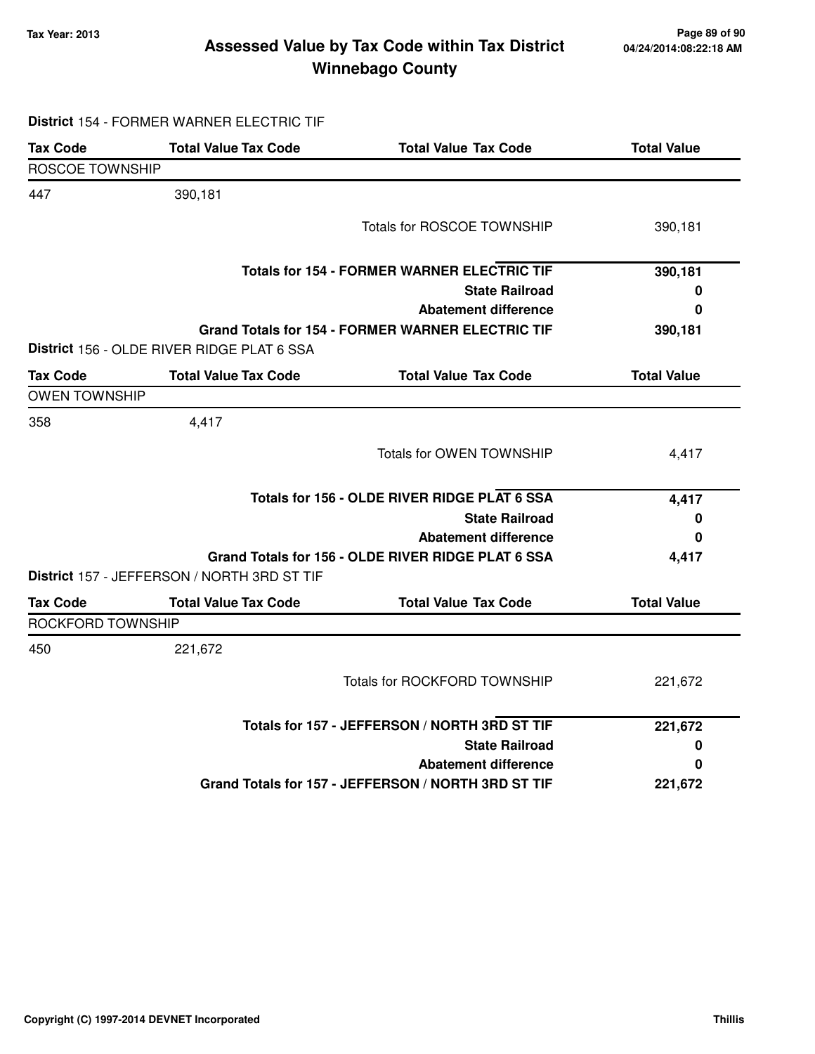# Assessed Value by Tax Code within Tax District
## Winnebago County

Tax Year: 2013

04/24/2014:08:22:18 AM

**District** 154 - FORMER WARNER ELECTRIC TIF

| Tax Code | Total Value Tax Code | Total Value Tax Code | Total Value |
|---|---|---|---|
| ROSCOE TOWNSHIP | | | |
| 447 | 390,181 | | |
| | | Totals for ROSCOE TOWNSHIP | 390,181 |
| | | **Totals for 154 - FORMER WARNER ELECTRIC TIF** | **390,181** |
| | | **State Railroad** | **0** |
| | | **Abatement difference** | **0** |
| | | **Grand Totals for 154 - FORMER WARNER ELECTRIC TIF** | **390,181** |

**District** 156 - OLDE RIVER RIDGE PLAT 6 SSA

| Tax Code | Total Value Tax Code | Total Value Tax Code | Total Value |
|---|---|---|---|
| OWEN TOWNSHIP | | | |
| 358 | 4,417 | | |
| | | Totals for OWEN TOWNSHIP | 4,417 |
| | | **Totals for 156 - OLDE RIVER RIDGE PLAT 6 SSA** | **4,417** |
| | | **State Railroad** | **0** |
| | | **Abatement difference** | **0** |
| | | **Grand Totals for 156 - OLDE RIVER RIDGE PLAT 6 SSA** | **4,417** |

**District** 157 - JEFFERSON / NORTH 3RD ST TIF

| Tax Code | Total Value Tax Code | Total Value Tax Code | Total Value |
|---|---|---|---|
| ROCKFORD TOWNSHIP | | | |
| 450 | 221,672 | | |
| | | Totals for ROCKFORD TOWNSHIP | 221,672 |
| | | **Totals for 157 - JEFFERSON / NORTH 3RD ST TIF** | **221,672** |
| | | **State Railroad** | **0** |
| | | **Abatement difference** | **0** |
| | | **Grand Totals for 157 - JEFFERSON / NORTH 3RD ST TIF** | **221,672** |

**Copyright (C) 1997-2014 DEVNET Incorporated** — **Thillis**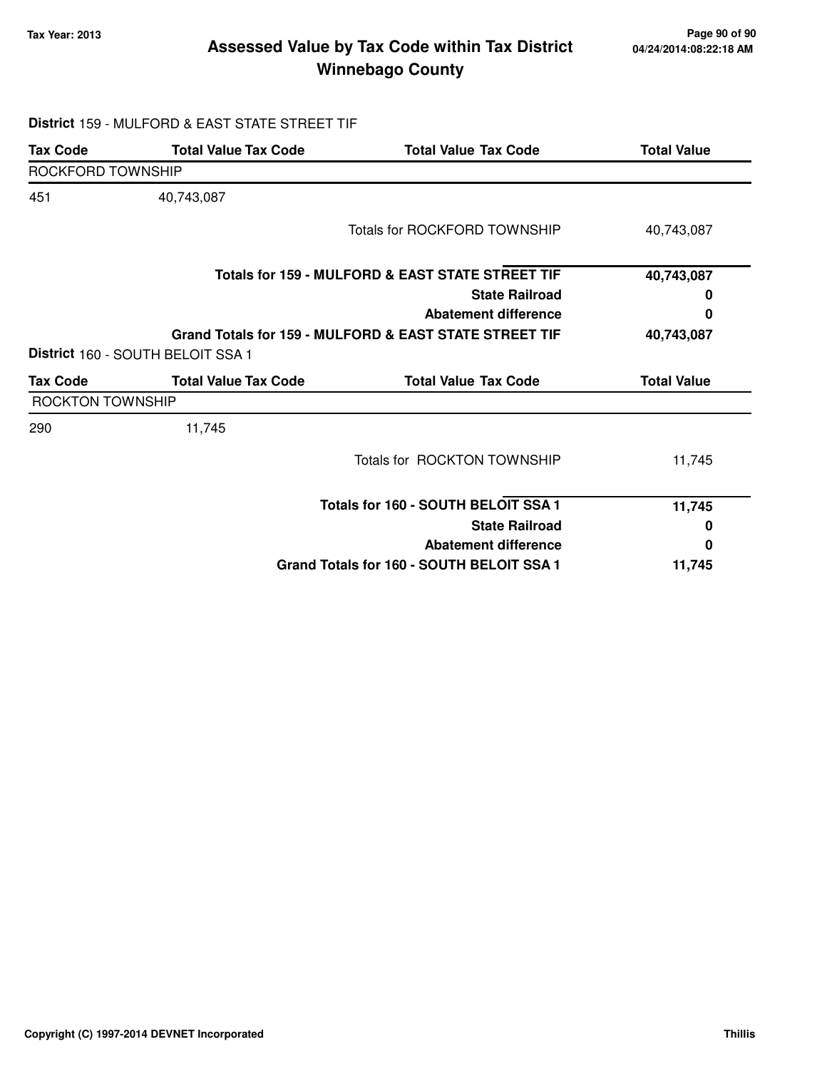**District** 159 - MULFORD & EAST STATE STREET TIF

| Tax Code | Total Value Tax Code | Total Value Tax Code | Total Value |
|---|---|---|---|
| ROCKFORD TOWNSHIP | | | |
| 451 | 40,743,087 | | |
| | | Totals for ROCKFORD TOWNSHIP | 40,743,087 |
| | | **Totals for 159 - MULFORD & EAST STATE STREET TIF** | **40,743,087** |
| | | **State Railroad** | **0** |
| | | **Abatement difference** | **0** |
| | | **Grand Totals for 159 - MULFORD & EAST STATE STREET TIF** | **40,743,087** |

**District** 160 - SOUTH BELOIT SSA 1

| Tax Code | Total Value Tax Code | Total Value Tax Code | Total Value |
|---|---|---|---|
| ROCKTON TOWNSHIP | | | |
| 290 | 11,745 | | |
| | | Totals for ROCKTON TOWNSHIP | 11,745 |
| | | **Totals for 160 - SOUTH BELOIT SSA 1** | **11,745** |
| | | **State Railroad** | **0** |
| | | **Abatement difference** | **0** |
| | | **Grand Totals for 160 - SOUTH BELOIT SSA 1** | **11,745** |